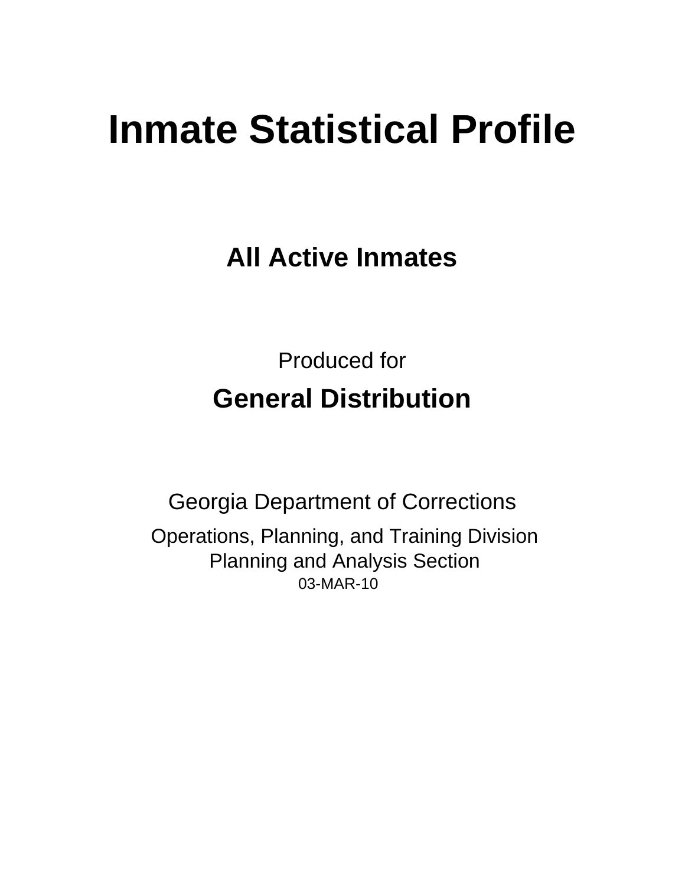# Inmate Statistical Profile

## All Active Inmates

Produced for

## General Distribution

Georgia Department of Corrections

Operations, Planning, and Training Division
Planning and Analysis Section
03-MAR-10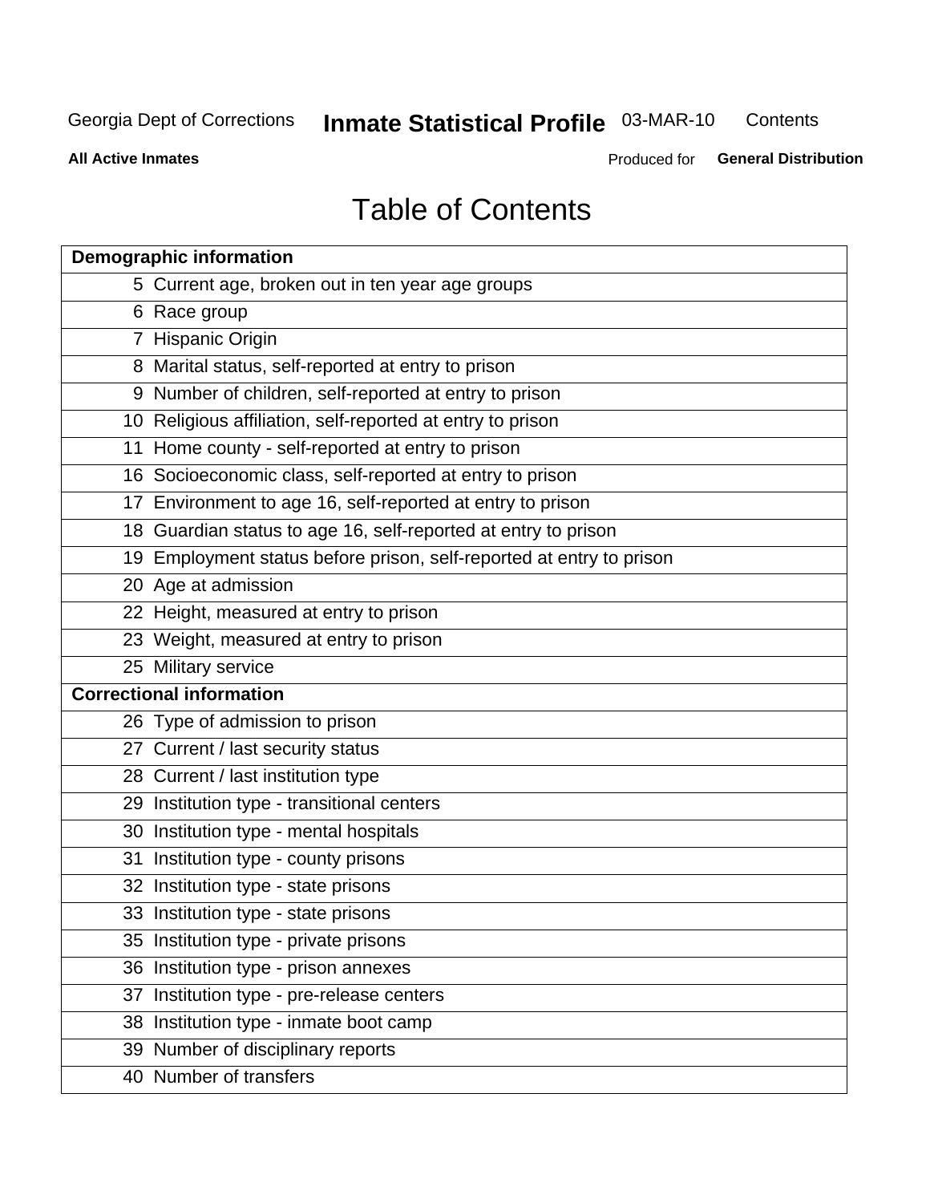# Table of Contents

| Demographic information | |
|---|---|
| 5 | Current age, broken out in ten year age groups |
| 6 | Race group |
| 7 | Hispanic Origin |
| 8 | Marital status, self-reported at entry to prison |
| 9 | Number of children, self-reported at entry to prison |
| 10 | Religious affiliation, self-reported at entry to prison |
| 11 | Home county - self-reported at entry to prison |
| 16 | Socioeconomic class, self-reported at entry to prison |
| 17 | Environment to age 16, self-reported at entry to prison |
| 18 | Guardian status to age 16, self-reported at entry to prison |
| 19 | Employment status before prison, self-reported at entry to prison |
| 20 | Age at admission |
| 22 | Height, measured at entry to prison |
| 23 | Weight, measured at entry to prison |
| 25 | Military service |
| **Correctional information** | |
| 26 | Type of admission to prison |
| 27 | Current / last security status |
| 28 | Current / last institution type |
| 29 | Institution type - transitional centers |
| 30 | Institution type - mental hospitals |
| 31 | Institution type - county prisons |
| 32 | Institution type - state prisons |
| 33 | Institution type - state prisons |
| 35 | Institution type - private prisons |
| 36 | Institution type - prison annexes |
| 37 | Institution type - pre-release centers |
| 38 | Institution type - inmate boot camp |
| 39 | Number of disciplinary reports |
| 40 | Number of transfers |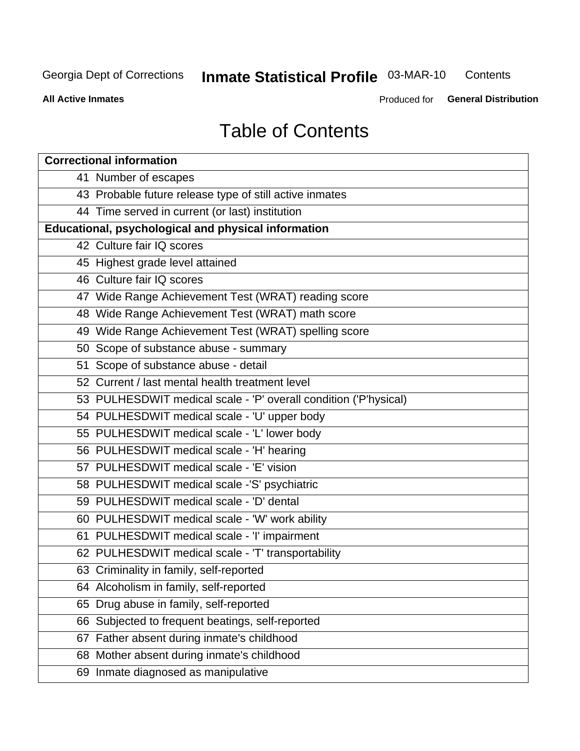# Table of Contents

| Correctional information | |
|---|---|
| 41 | Number of escapes |
| 43 | Probable future release type of still active inmates |
| 44 | Time served in current (or last) institution |
| **Educational, psychological and physical information** | |
| 42 | Culture fair IQ scores |
| 45 | Highest grade level attained |
| 46 | Culture fair IQ scores |
| 47 | Wide Range Achievement Test (WRAT) reading score |
| 48 | Wide Range Achievement Test (WRAT) math score |
| 49 | Wide Range Achievement Test (WRAT) spelling score |
| 50 | Scope of substance abuse - summary |
| 51 | Scope of substance abuse - detail |
| 52 | Current / last mental health treatment level |
| 53 | PULHESDWIT medical scale - 'P' overall condition ('P'hysical) |
| 54 | PULHESDWIT medical scale - 'U' upper body |
| 55 | PULHESDWIT medical scale - 'L' lower body |
| 56 | PULHESDWIT medical scale - 'H' hearing |
| 57 | PULHESDWIT medical scale - 'E' vision |
| 58 | PULHESDWIT medical scale -'S' psychiatric |
| 59 | PULHESDWIT medical scale - 'D' dental |
| 60 | PULHESDWIT medical scale - 'W' work ability |
| 61 | PULHESDWIT medical scale - 'I' impairment |
| 62 | PULHESDWIT medical scale - 'T' transportability |
| 63 | Criminality in family, self-reported |
| 64 | Alcoholism in family, self-reported |
| 65 | Drug abuse in family, self-reported |
| 66 | Subjected to frequent beatings, self-reported |
| 67 | Father absent during inmate's childhood |
| 68 | Mother absent during inmate's childhood |
| 69 | Inmate diagnosed as manipulative |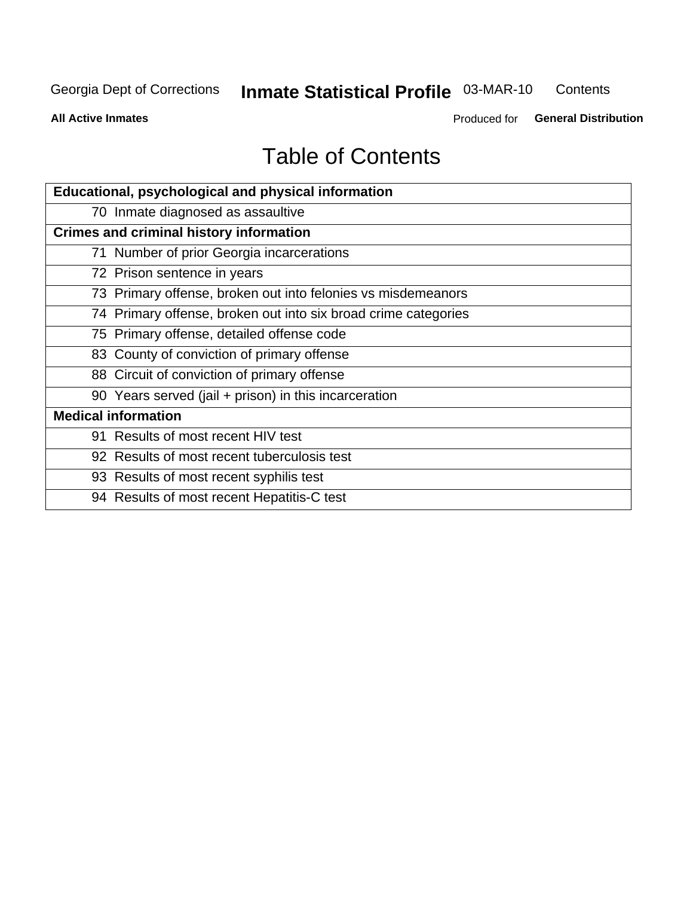# Table of Contents

| Educational, psychological and physical information |
|---|
| 70 Inmate diagnosed as assaultive |
| **Crimes and criminal history information** |
| 71 Number of prior Georgia incarcerations |
| 72 Prison sentence in years |
| 73 Primary offense, broken out into felonies vs misdemeanors |
| 74 Primary offense, broken out into six broad crime categories |
| 75 Primary offense, detailed offense code |
| 83 County of conviction of primary offense |
| 88 Circuit of conviction of primary offense |
| 90 Years served (jail + prison) in this incarceration |
| **Medical information** |
| 91 Results of most recent HIV test |
| 92 Results of most recent tuberculosis test |
| 93 Results of most recent syphilis test |
| 94 Results of most recent Hepatitis-C test |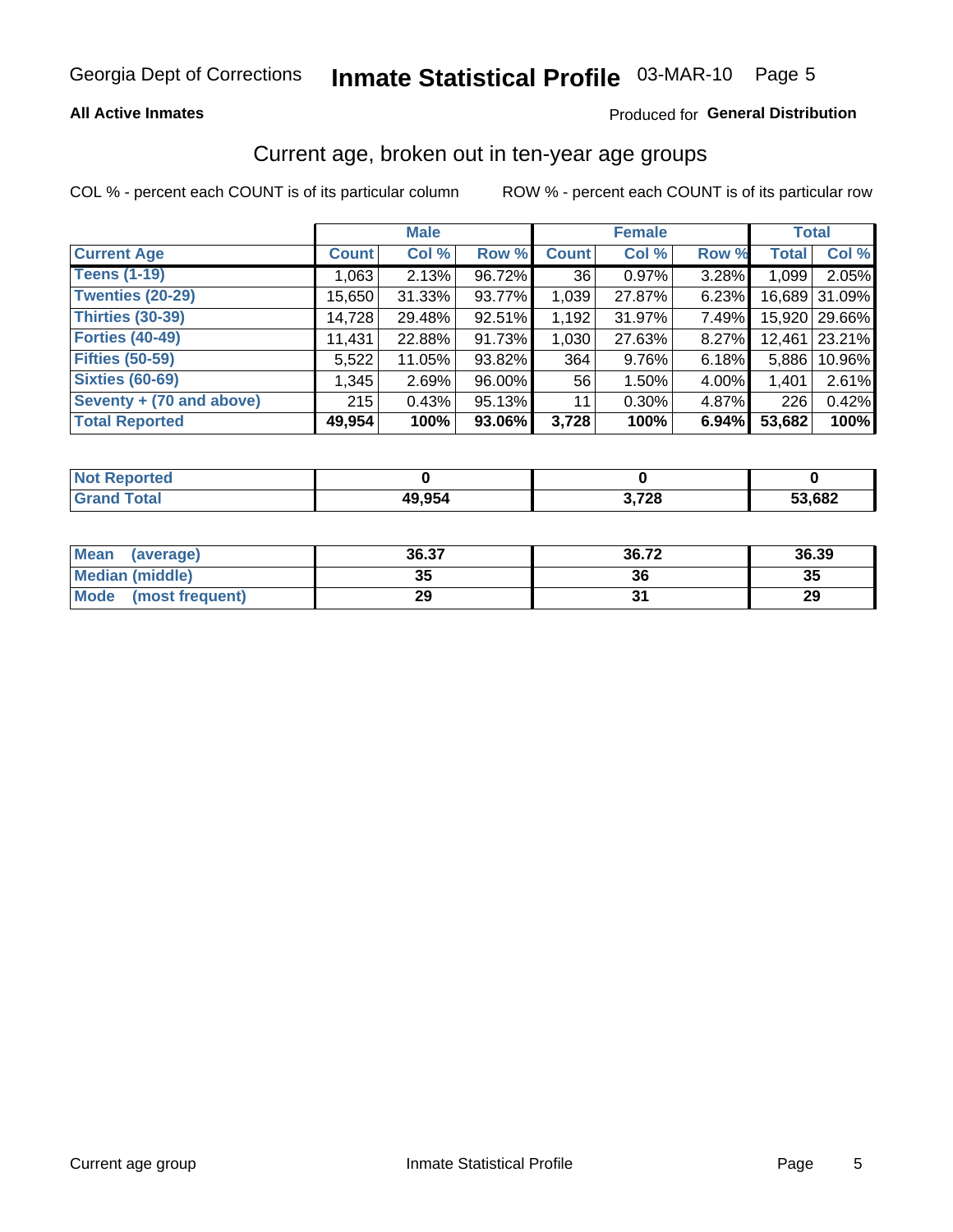# Georgia Dept of Corrections — Inmate Statistical Profile — 03-MAR-10

**All Active Inmates** — Produced for **General Distribution**

## Current age, broken out in ten-year age groups

COL % - percent each COUNT is of its particular column

ROW % - percent each COUNT is of its particular row

| | Male | | | Female | | | Total | |
|---|---|---|---|---|---|---|---|---|
| **Current Age** | **Count** | **Col %** | **Row %** | **Count** | **Col %** | **Row %** | **Total** | **Col %** |
| **Teens (1-19)** | 1,063 | 2.13% | 96.72% | 36 | 0.97% | 3.28% | 1,099 | 2.05% |
| **Twenties (20-29)** | 15,650 | 31.33% | 93.77% | 1,039 | 27.87% | 6.23% | 16,689 | 31.09% |
| **Thirties (30-39)** | 14,728 | 29.48% | 92.51% | 1,192 | 31.97% | 7.49% | 15,920 | 29.66% |
| **Forties (40-49)** | 11,431 | 22.88% | 91.73% | 1,030 | 27.63% | 8.27% | 12,461 | 23.21% |
| **Fifties (50-59)** | 5,522 | 11.05% | 93.82% | 364 | 9.76% | 6.18% | 5,886 | 10.96% |
| **Sixties (60-69)** | 1,345 | 2.69% | 96.00% | 56 | 1.50% | 4.00% | 1,401 | 2.61% |
| **Seventy + (70 and above)** | 215 | 0.43% | 95.13% | 11 | 0.30% | 4.87% | 226 | 0.42% |
| **Total Reported** | **49,954** | **100%** | **93.06%** | **3,728** | **100%** | **6.94%** | **53,682** | **100%** |

| | Male | Female | Total |
|---|---|---|---|
| **Not Reported** | **0** | **0** | **0** |
| **Grand Total** | **49,954** | **3,728** | **53,682** |

| | Male | Female | Total |
|---|---|---|---|
| **Mean (average)** | **36.37** | **36.72** | **36.39** |
| **Median (middle)** | **35** | **36** | **35** |
| **Mode (most frequent)** | **29** | **31** | **29** |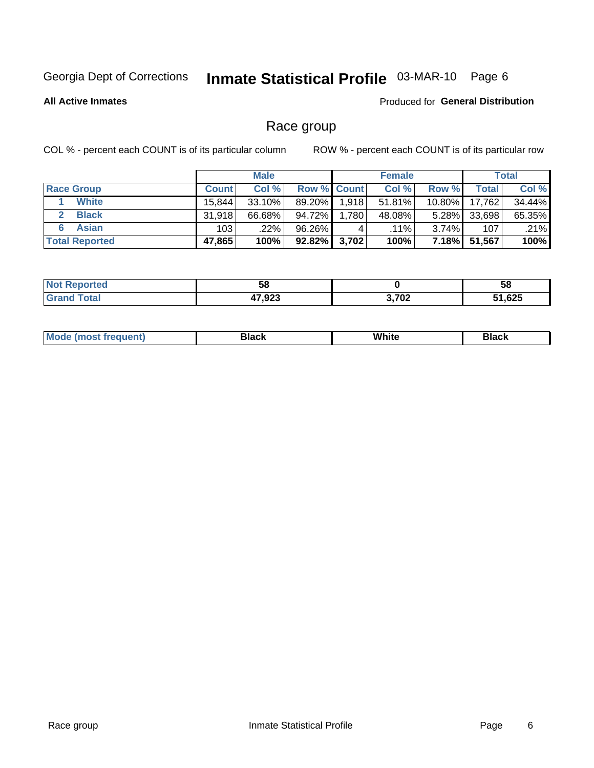Georgia Dept of Corrections **Inmate Statistical Profile** 03-MAR-10 Page 6

**All Active Inmates**

Produced for **General Distribution**

## Race group

COL % - percent each COUNT is of its particular column

ROW % - percent each COUNT is of its particular row

| | Male | | | Female | | | Total | |
|---|---|---|---|---|---|---|---|---|
| **Race Group** | **Count** | **Col %** | **Row %** | **Count** | **Col %** | **Row %** | **Total** | **Col %** |
| 1 **White** | 15,844 | 33.10% | 89.20% | 1,918 | 51.81% | 10.80% | 17,762 | 34.44% |
| 2 **Black** | 31,918 | 66.68% | 94.72% | 1,780 | 48.08% | 5.28% | 33,698 | 65.35% |
| 6 **Asian** | 103 | .22% | 96.26% | 4 | .11% | 3.74% | 107 | .21% |
| **Total Reported** | **47,865** | **100%** | **92.82%** | **3,702** | **100%** | **7.18%** | **51,567** | **100%** |

| | Male | Female | Total |
|---|---|---|---|
| **Not Reported** | **58** | **0** | **58** |
| **Grand Total** | **47,923** | **3,702** | **51,625** |

| | Male | Female | Total |
|---|---|---|---|
| **Mode (most frequent)** | **Black** | **White** | **Black** |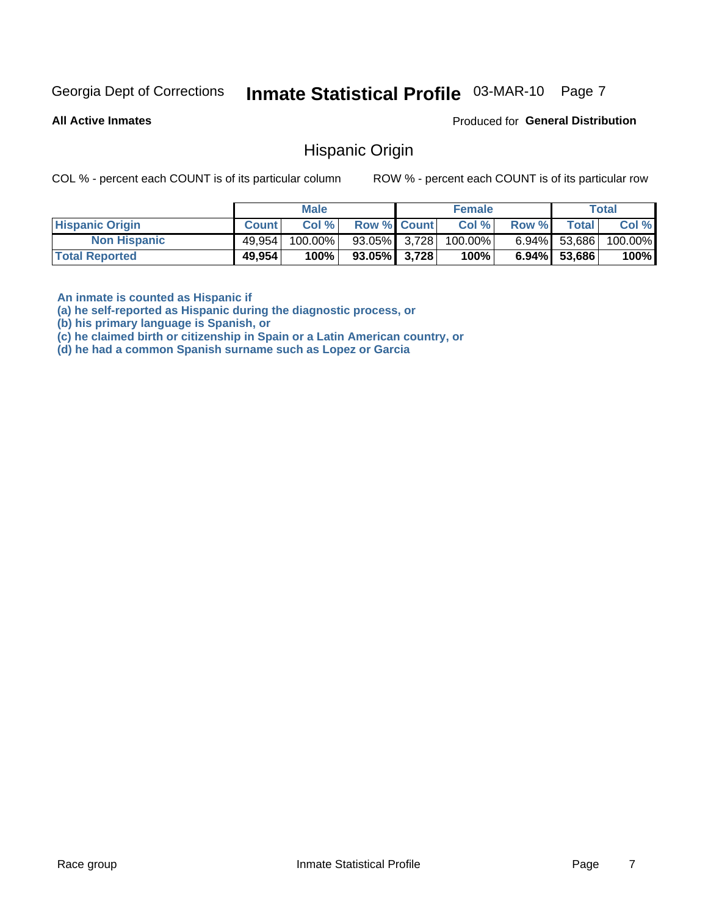Georgia Dept of Corrections **Inmate Statistical Profile** 03-MAR-10

**All Active Inmates**

Produced for **General Distribution**

## Hispanic Origin

COL % - percent each COUNT is of its particular column     ROW % - percent each COUNT is of its particular row

| | Male | | | Female | | | Total | |
|---|---|---|---|---|---|---|---|---|
| **Hispanic Origin** | **Count** | **Col %** | **Row %** | **Count** | **Col %** | **Row %** | **Total** | **Col %** |
| **Non Hispanic** | 49,954 | 100.00% | 93.05% | 3,728 | 100.00% | 6.94% | 53,686 | 100.00% |
| **Total Reported** | **49,954** | **100%** | **93.05%** | **3,728** | **100%** | **6.94%** | **53,686** | **100%** |

**An inmate is counted as Hispanic if**
**(a) he self-reported as Hispanic during the diagnostic process, or**
**(b) his primary language is Spanish, or**
**(c) he claimed birth or citizenship in Spain or a Latin American country, or**
**(d) he had a common Spanish surname such as Lopez or Garcia**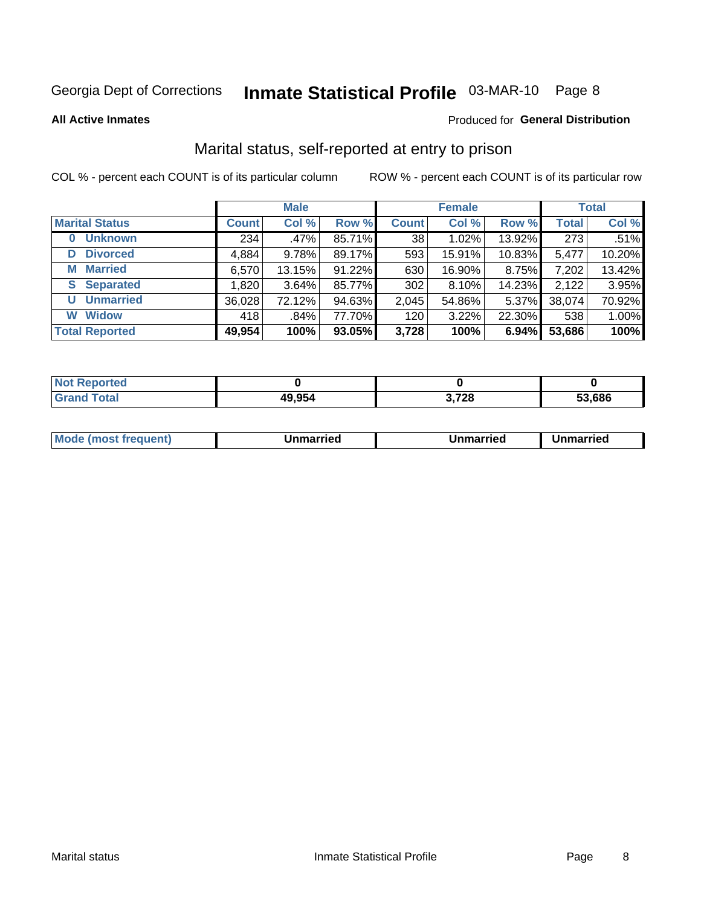Georgia Dept of Corrections **Inmate Statistical Profile** 03-MAR-10

**All Active Inmates**

Produced for **General Distribution**

## Marital status, self-reported at entry to prison

COL % - percent each COUNT is of its particular column    ROW % - percent each COUNT is of its particular row

| | Male | | | Female | | | Total | |
|---|---|---|---|---|---|---|---|---|
| **Marital Status** | **Count** | **Col %** | **Row %** | **Count** | **Col %** | **Row %** | **Total** | **Col %** |
| 0 Unknown | 234 | .47% | 85.71% | 38 | 1.02% | 13.92% | 273 | .51% |
| D Divorced | 4,884 | 9.78% | 89.17% | 593 | 15.91% | 10.83% | 5,477 | 10.20% |
| M Married | 6,570 | 13.15% | 91.22% | 630 | 16.90% | 8.75% | 7,202 | 13.42% |
| S Separated | 1,820 | 3.64% | 85.77% | 302 | 8.10% | 14.23% | 2,122 | 3.95% |
| U Unmarried | 36,028 | 72.12% | 94.63% | 2,045 | 54.86% | 5.37% | 38,074 | 70.92% |
| W Widow | 418 | .84% | 77.70% | 120 | 3.22% | 22.30% | 538 | 1.00% |
| **Total Reported** | **49,954** | **100%** | **93.05%** | **3,728** | **100%** | **6.94%** | **53,686** | **100%** |

| | Male | Female | Total |
|---|---|---|---|
| Not Reported | **0** | **0** | **0** |
| Grand Total | **49,954** | **3,728** | **53,686** |

| | Male | Female | Total |
|---|---|---|---|
| Mode (most frequent) | **Unmarried** | **Unmarried** | **Unmarried** |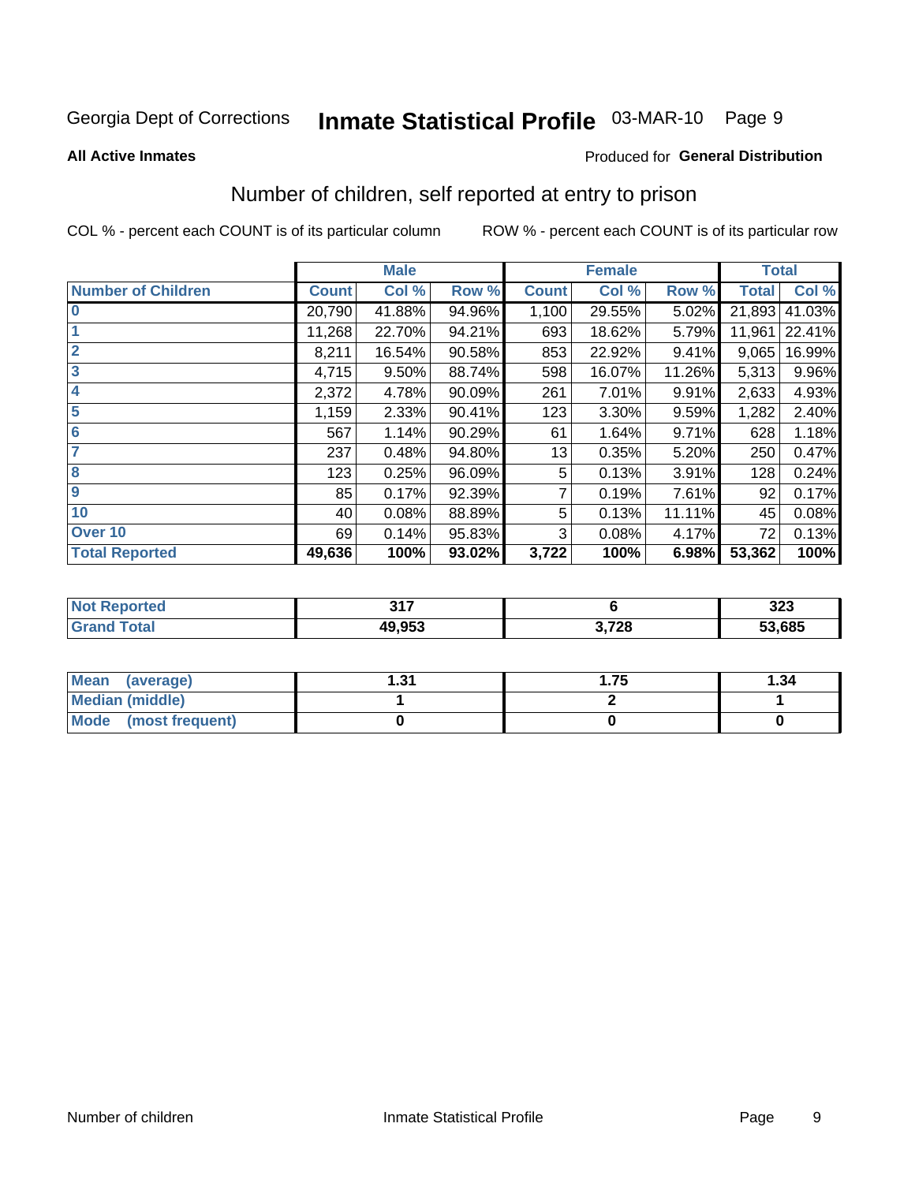Georgia Dept of Corrections **Inmate Statistical Profile** 03-MAR-10 Page 9

**All Active Inmates**

Produced for **General Distribution**

## Number of children, self reported at entry to prison

COL % - percent each COUNT is of its particular column ROW % - percent each COUNT is of its particular row

| | Male | | | Female | | | Total | |
|---|---|---|---|---|---|---|---|---|
| **Number of Children** | **Count** | **Col %** | **Row %** | **Count** | **Col %** | **Row %** | **Total** | **Col %** |
| **0** | 20,790 | 41.88% | 94.96% | 1,100 | 29.55% | 5.02% | 21,893 | 41.03% |
| **1** | 11,268 | 22.70% | 94.21% | 693 | 18.62% | 5.79% | 11,961 | 22.41% |
| **2** | 8,211 | 16.54% | 90.58% | 853 | 22.92% | 9.41% | 9,065 | 16.99% |
| **3** | 4,715 | 9.50% | 88.74% | 598 | 16.07% | 11.26% | 5,313 | 9.96% |
| **4** | 2,372 | 4.78% | 90.09% | 261 | 7.01% | 9.91% | 2,633 | 4.93% |
| **5** | 1,159 | 2.33% | 90.41% | 123 | 3.30% | 9.59% | 1,282 | 2.40% |
| **6** | 567 | 1.14% | 90.29% | 61 | 1.64% | 9.71% | 628 | 1.18% |
| **7** | 237 | 0.48% | 94.80% | 13 | 0.35% | 5.20% | 250 | 0.47% |
| **8** | 123 | 0.25% | 96.09% | 5 | 0.13% | 3.91% | 128 | 0.24% |
| **9** | 85 | 0.17% | 92.39% | 7 | 0.19% | 7.61% | 92 | 0.17% |
| **10** | 40 | 0.08% | 88.89% | 5 | 0.13% | 11.11% | 45 | 0.08% |
| **Over 10** | 69 | 0.14% | 95.83% | 3 | 0.08% | 4.17% | 72 | 0.13% |
| **Total Reported** | **49,636** | **100%** | **93.02%** | **3,722** | **100%** | **6.98%** | **53,362** | **100%** |

| | Male | Female | Total |
|---|---|---|---|
| **Not Reported** | **317** | **6** | **323** |
| **Grand Total** | **49,953** | **3,728** | **53,685** |

| | Male | Female | Total |
|---|---|---|---|
| **Mean (average)** | **1.31** | **1.75** | **1.34** |
| **Median (middle)** | **1** | **2** | **1** |
| **Mode (most frequent)** | **0** | **0** | **0** |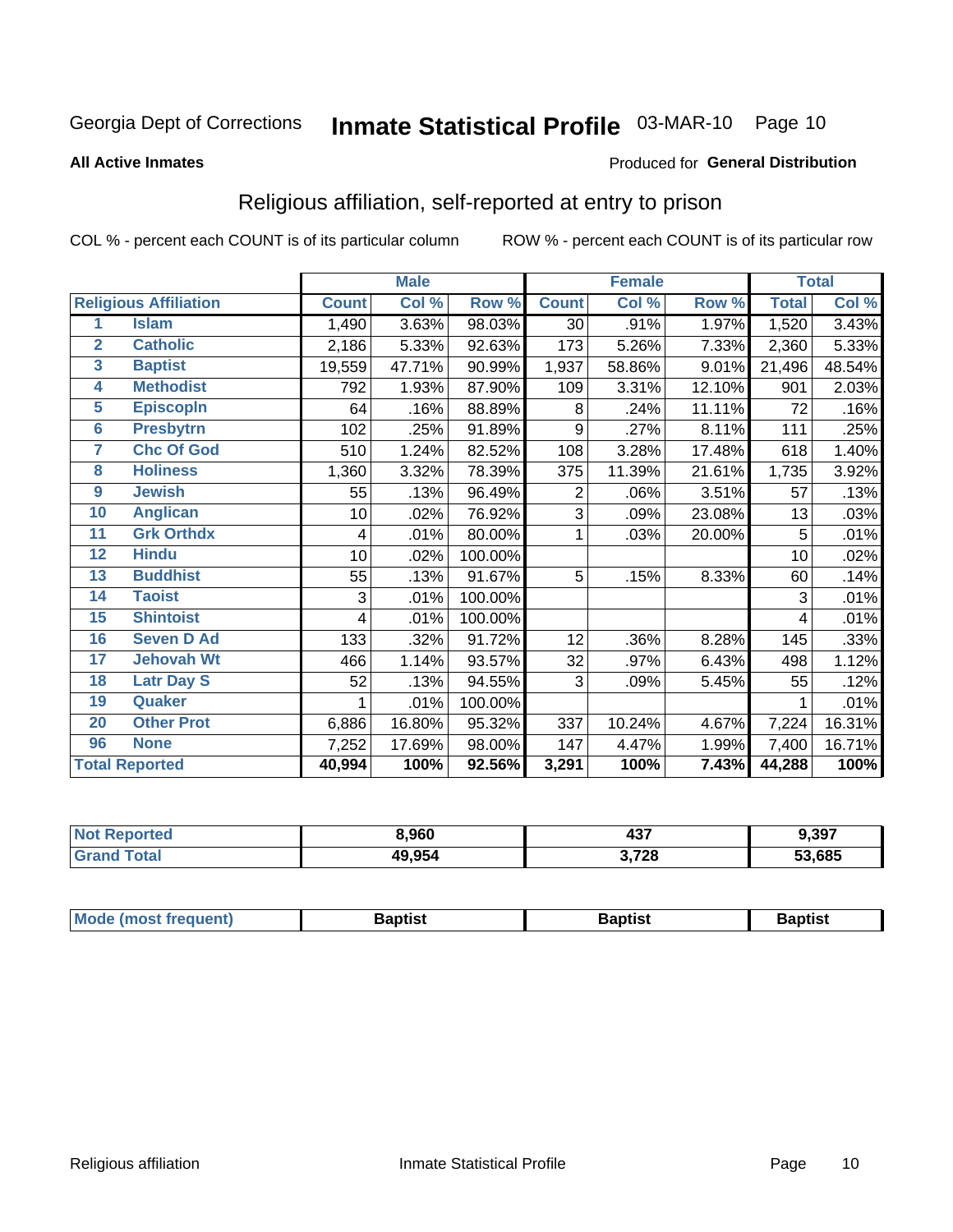Georgia Dept of Corrections **Inmate Statistical Profile** 03-MAR-10

**All Active Inmates**

Produced for **General Distribution**

## Religious affiliation, self-reported at entry to prison

COL % - percent each COUNT is of its particular column  ROW % - percent each COUNT is of its particular row

| | | Male | | | Female | | | Total | |
|---|---|---|---|---|---|---|---|---|---|
| **Religious Affiliation** | | **Count** | **Col %** | **Row %** | **Count** | **Col %** | **Row %** | **Total** | **Col %** |
| 1 | Islam | 1,490 | 3.63% | 98.03% | 30 | .91% | 1.97% | 1,520 | 3.43% |
| 2 | Catholic | 2,186 | 5.33% | 92.63% | 173 | 5.26% | 7.33% | 2,360 | 5.33% |
| 3 | Baptist | 19,559 | 47.71% | 90.99% | 1,937 | 58.86% | 9.01% | 21,496 | 48.54% |
| 4 | Methodist | 792 | 1.93% | 87.90% | 109 | 3.31% | 12.10% | 901 | 2.03% |
| 5 | Episcopln | 64 | .16% | 88.89% | 8 | .24% | 11.11% | 72 | .16% |
| 6 | Presbytrn | 102 | .25% | 91.89% | 9 | .27% | 8.11% | 111 | .25% |
| 7 | Chc Of God | 510 | 1.24% | 82.52% | 108 | 3.28% | 17.48% | 618 | 1.40% |
| 8 | Holiness | 1,360 | 3.32% | 78.39% | 375 | 11.39% | 21.61% | 1,735 | 3.92% |
| 9 | Jewish | 55 | .13% | 96.49% | 2 | .06% | 3.51% | 57 | .13% |
| 10 | Anglican | 10 | .02% | 76.92% | 3 | .09% | 23.08% | 13 | .03% |
| 11 | Grk Orthdx | 4 | .01% | 80.00% | 1 | .03% | 20.00% | 5 | .01% |
| 12 | Hindu | 10 | .02% | 100.00% | | | | 10 | .02% |
| 13 | Buddhist | 55 | .13% | 91.67% | 5 | .15% | 8.33% | 60 | .14% |
| 14 | Taoist | 3 | .01% | 100.00% | | | | 3 | .01% |
| 15 | Shintoist | 4 | .01% | 100.00% | | | | 4 | .01% |
| 16 | Seven D Ad | 133 | .32% | 91.72% | 12 | .36% | 8.28% | 145 | .33% |
| 17 | Jehovah Wt | 466 | 1.14% | 93.57% | 32 | .97% | 6.43% | 498 | 1.12% |
| 18 | Latr Day S | 52 | .13% | 94.55% | 3 | .09% | 5.45% | 55 | .12% |
| 19 | Quaker | 1 | .01% | 100.00% | | | | 1 | .01% |
| 20 | Other Prot | 6,886 | 16.80% | 95.32% | 337 | 10.24% | 4.67% | 7,224 | 16.31% |
| 96 | None | 7,252 | 17.69% | 98.00% | 147 | 4.47% | 1.99% | 7,400 | 16.71% |
| **Total Reported** | | **40,994** | **100%** | **92.56%** | **3,291** | **100%** | **7.43%** | **44,288** | **100%** |

| | Male | Female | Total |
|---|---|---|---|
| **Not Reported** | **8,960** | **437** | **9,397** |
| **Grand Total** | **49,954** | **3,728** | **53,685** |

| | Male | Female | Total |
|---|---|---|---|
| **Mode (most frequent)** | **Baptist** | **Baptist** | **Baptist** |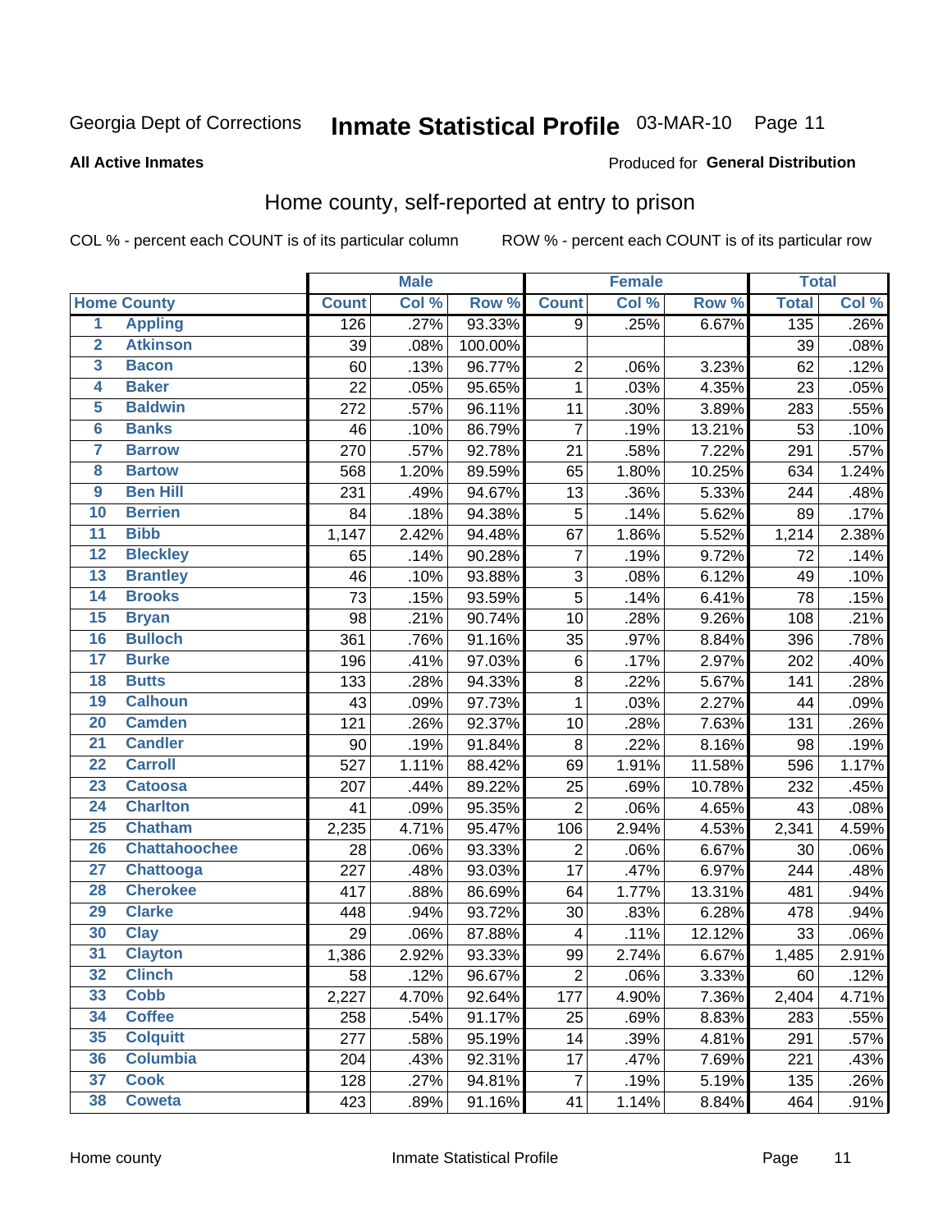Georgia Dept of Corrections **Inmate Statistical Profile** 03-MAR-10

**All Active Inmates**

Produced for **General Distribution**

## Home county, self-reported at entry to prison

COL % - percent each COUNT is of its particular column     ROW % - percent each COUNT is of its particular row

| Home County | | Male | | | Female | | | Total | |
|---|---|---|---|---|---|---|---|---|---|
| | | Count | Col % | Row % | Count | Col % | Row % | Total | Col % |
| 1 | Appling | 126 | .27% | 93.33% | 9 | .25% | 6.67% | 135 | .26% |
| 2 | Atkinson | 39 | .08% | 100.00% | | | | 39 | .08% |
| 3 | Bacon | 60 | .13% | 96.77% | 2 | .06% | 3.23% | 62 | .12% |
| 4 | Baker | 22 | .05% | 95.65% | 1 | .03% | 4.35% | 23 | .05% |
| 5 | Baldwin | 272 | .57% | 96.11% | 11 | .30% | 3.89% | 283 | .55% |
| 6 | Banks | 46 | .10% | 86.79% | 7 | .19% | 13.21% | 53 | .10% |
| 7 | Barrow | 270 | .57% | 92.78% | 21 | .58% | 7.22% | 291 | .57% |
| 8 | Bartow | 568 | 1.20% | 89.59% | 65 | 1.80% | 10.25% | 634 | 1.24% |
| 9 | Ben Hill | 231 | .49% | 94.67% | 13 | .36% | 5.33% | 244 | .48% |
| 10 | Berrien | 84 | .18% | 94.38% | 5 | .14% | 5.62% | 89 | .17% |
| 11 | Bibb | 1,147 | 2.42% | 94.48% | 67 | 1.86% | 5.52% | 1,214 | 2.38% |
| 12 | Bleckley | 65 | .14% | 90.28% | 7 | .19% | 9.72% | 72 | .14% |
| 13 | Brantley | 46 | .10% | 93.88% | 3 | .08% | 6.12% | 49 | .10% |
| 14 | Brooks | 73 | .15% | 93.59% | 5 | .14% | 6.41% | 78 | .15% |
| 15 | Bryan | 98 | .21% | 90.74% | 10 | .28% | 9.26% | 108 | .21% |
| 16 | Bulloch | 361 | .76% | 91.16% | 35 | .97% | 8.84% | 396 | .78% |
| 17 | Burke | 196 | .41% | 97.03% | 6 | .17% | 2.97% | 202 | .40% |
| 18 | Butts | 133 | .28% | 94.33% | 8 | .22% | 5.67% | 141 | .28% |
| 19 | Calhoun | 43 | .09% | 97.73% | 1 | .03% | 2.27% | 44 | .09% |
| 20 | Camden | 121 | .26% | 92.37% | 10 | .28% | 7.63% | 131 | .26% |
| 21 | Candler | 90 | .19% | 91.84% | 8 | .22% | 8.16% | 98 | .19% |
| 22 | Carroll | 527 | 1.11% | 88.42% | 69 | 1.91% | 11.58% | 596 | 1.17% |
| 23 | Catoosa | 207 | .44% | 89.22% | 25 | .69% | 10.78% | 232 | .45% |
| 24 | Charlton | 41 | .09% | 95.35% | 2 | .06% | 4.65% | 43 | .08% |
| 25 | Chatham | 2,235 | 4.71% | 95.47% | 106 | 2.94% | 4.53% | 2,341 | 4.59% |
| 26 | Chattahoochee | 28 | .06% | 93.33% | 2 | .06% | 6.67% | 30 | .06% |
| 27 | Chattooga | 227 | .48% | 93.03% | 17 | .47% | 6.97% | 244 | .48% |
| 28 | Cherokee | 417 | .88% | 86.69% | 64 | 1.77% | 13.31% | 481 | .94% |
| 29 | Clarke | 448 | .94% | 93.72% | 30 | .83% | 6.28% | 478 | .94% |
| 30 | Clay | 29 | .06% | 87.88% | 4 | .11% | 12.12% | 33 | .06% |
| 31 | Clayton | 1,386 | 2.92% | 93.33% | 99 | 2.74% | 6.67% | 1,485 | 2.91% |
| 32 | Clinch | 58 | .12% | 96.67% | 2 | .06% | 3.33% | 60 | .12% |
| 33 | Cobb | 2,227 | 4.70% | 92.64% | 177 | 4.90% | 7.36% | 2,404 | 4.71% |
| 34 | Coffee | 258 | .54% | 91.17% | 25 | .69% | 8.83% | 283 | .55% |
| 35 | Colquitt | 277 | .58% | 95.19% | 14 | .39% | 4.81% | 291 | .57% |
| 36 | Columbia | 204 | .43% | 92.31% | 17 | .47% | 7.69% | 221 | .43% |
| 37 | Cook | 128 | .27% | 94.81% | 7 | .19% | 5.19% | 135 | .26% |
| 38 | Coweta | 423 | .89% | 91.16% | 41 | 1.14% | 8.84% | 464 | .91% |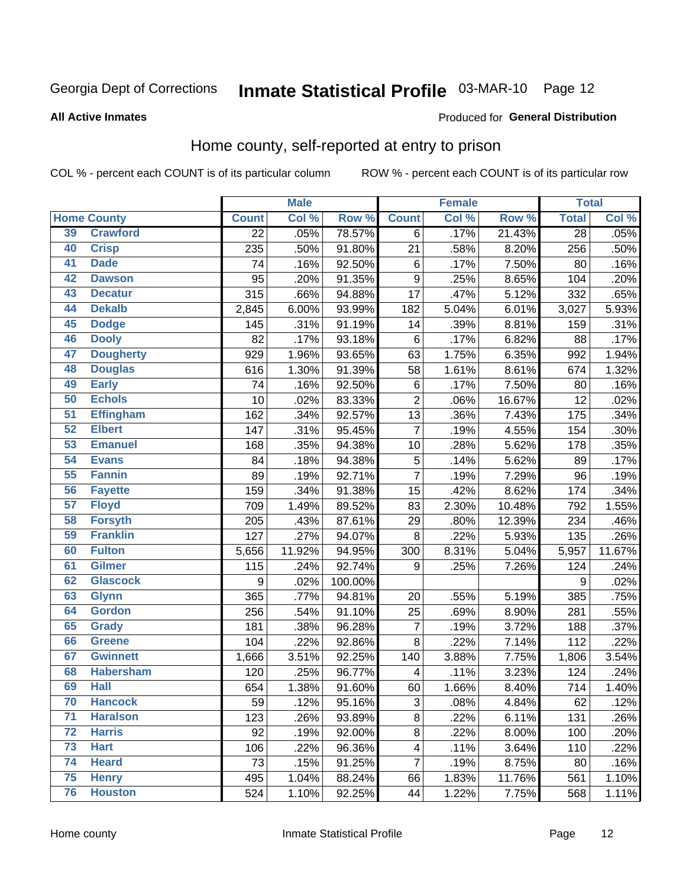Georgia Dept of Corrections **Inmate Statistical Profile** 03-MAR-10 Page 12

**All Active Inmates**

Produced for **General Distribution**

## Home county, self-reported at entry to prison

COL % - percent each COUNT is of its particular column ROW % - percent each COUNT is of its particular row

| Home County | | Male | | | Female | | | Total | |
|---|---|---|---|---|---|---|---|---|---|
| | | Count | Col % | Row % | Count | Col % | Row % | Total | Col % |
| 39 | Crawford | 22 | .05% | 78.57% | 6 | .17% | 21.43% | 28 | .05% |
| 40 | Crisp | 235 | .50% | 91.80% | 21 | .58% | 8.20% | 256 | .50% |
| 41 | Dade | 74 | .16% | 92.50% | 6 | .17% | 7.50% | 80 | .16% |
| 42 | Dawson | 95 | .20% | 91.35% | 9 | .25% | 8.65% | 104 | .20% |
| 43 | Decatur | 315 | .66% | 94.88% | 17 | .47% | 5.12% | 332 | .65% |
| 44 | Dekalb | 2,845 | 6.00% | 93.99% | 182 | 5.04% | 6.01% | 3,027 | 5.93% |
| 45 | Dodge | 145 | .31% | 91.19% | 14 | .39% | 8.81% | 159 | .31% |
| 46 | Dooly | 82 | .17% | 93.18% | 6 | .17% | 6.82% | 88 | .17% |
| 47 | Dougherty | 929 | 1.96% | 93.65% | 63 | 1.75% | 6.35% | 992 | 1.94% |
| 48 | Douglas | 616 | 1.30% | 91.39% | 58 | 1.61% | 8.61% | 674 | 1.32% |
| 49 | Early | 74 | .16% | 92.50% | 6 | .17% | 7.50% | 80 | .16% |
| 50 | Echols | 10 | .02% | 83.33% | 2 | .06% | 16.67% | 12 | .02% |
| 51 | Effingham | 162 | .34% | 92.57% | 13 | .36% | 7.43% | 175 | .34% |
| 52 | Elbert | 147 | .31% | 95.45% | 7 | .19% | 4.55% | 154 | .30% |
| 53 | Emanuel | 168 | .35% | 94.38% | 10 | .28% | 5.62% | 178 | .35% |
| 54 | Evans | 84 | .18% | 94.38% | 5 | .14% | 5.62% | 89 | .17% |
| 55 | Fannin | 89 | .19% | 92.71% | 7 | .19% | 7.29% | 96 | .19% |
| 56 | Fayette | 159 | .34% | 91.38% | 15 | .42% | 8.62% | 174 | .34% |
| 57 | Floyd | 709 | 1.49% | 89.52% | 83 | 2.30% | 10.48% | 792 | 1.55% |
| 58 | Forsyth | 205 | .43% | 87.61% | 29 | .80% | 12.39% | 234 | .46% |
| 59 | Franklin | 127 | .27% | 94.07% | 8 | .22% | 5.93% | 135 | .26% |
| 60 | Fulton | 5,656 | 11.92% | 94.95% | 300 | 8.31% | 5.04% | 5,957 | 11.67% |
| 61 | Gilmer | 115 | .24% | 92.74% | 9 | .25% | 7.26% | 124 | .24% |
| 62 | Glascock | 9 | .02% | 100.00% | | | | 9 | .02% |
| 63 | Glynn | 365 | .77% | 94.81% | 20 | .55% | 5.19% | 385 | .75% |
| 64 | Gordon | 256 | .54% | 91.10% | 25 | .69% | 8.90% | 281 | .55% |
| 65 | Grady | 181 | .38% | 96.28% | 7 | .19% | 3.72% | 188 | .37% |
| 66 | Greene | 104 | .22% | 92.86% | 8 | .22% | 7.14% | 112 | .22% |
| 67 | Gwinnett | 1,666 | 3.51% | 92.25% | 140 | 3.88% | 7.75% | 1,806 | 3.54% |
| 68 | Habersham | 120 | .25% | 96.77% | 4 | .11% | 3.23% | 124 | .24% |
| 69 | Hall | 654 | 1.38% | 91.60% | 60 | 1.66% | 8.40% | 714 | 1.40% |
| 70 | Hancock | 59 | .12% | 95.16% | 3 | .08% | 4.84% | 62 | .12% |
| 71 | Haralson | 123 | .26% | 93.89% | 8 | .22% | 6.11% | 131 | .26% |
| 72 | Harris | 92 | .19% | 92.00% | 8 | .22% | 8.00% | 100 | .20% |
| 73 | Hart | 106 | .22% | 96.36% | 4 | .11% | 3.64% | 110 | .22% |
| 74 | Heard | 73 | .15% | 91.25% | 7 | .19% | 8.75% | 80 | .16% |
| 75 | Henry | 495 | 1.04% | 88.24% | 66 | 1.83% | 11.76% | 561 | 1.10% |
| 76 | Houston | 524 | 1.10% | 92.25% | 44 | 1.22% | 7.75% | 568 | 1.11% |

Home county Inmate Statistical Profile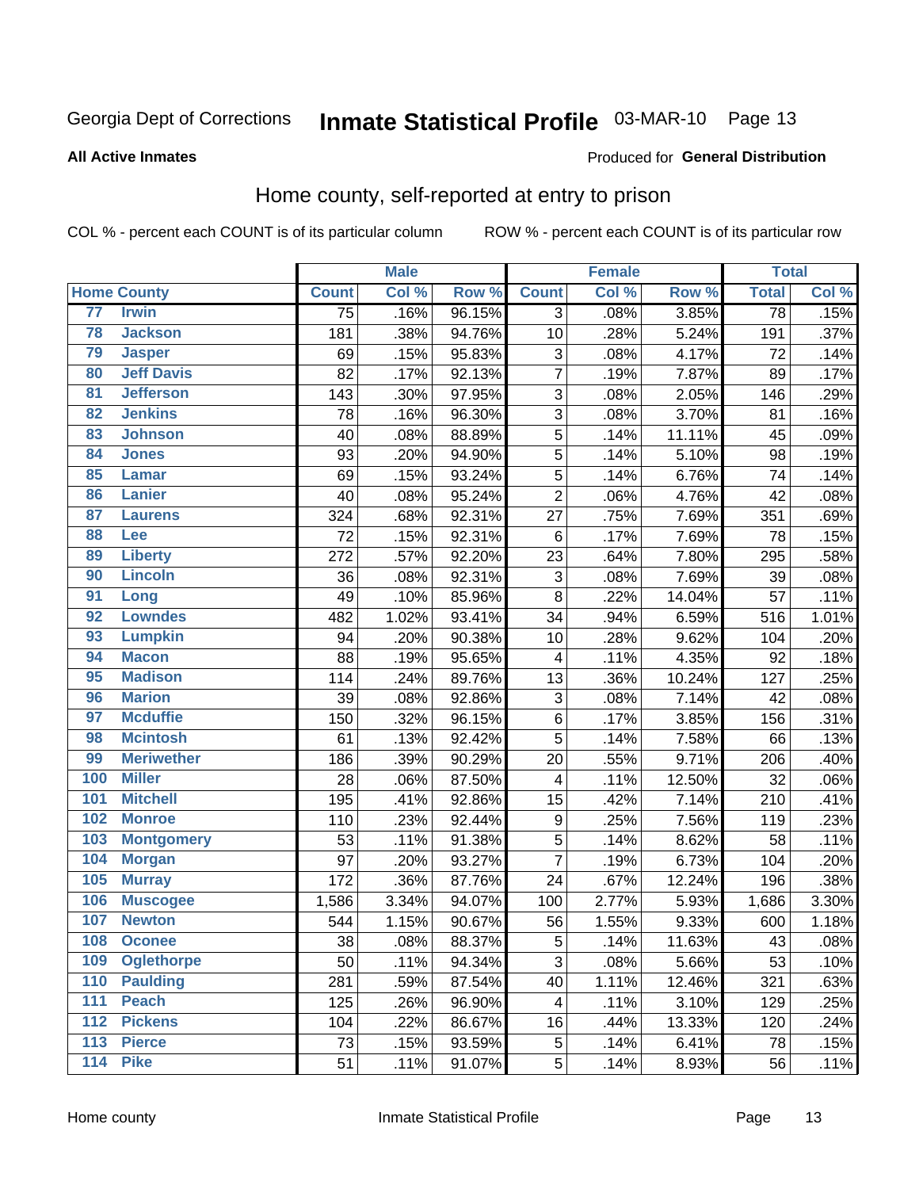Georgia Dept of Corrections **Inmate Statistical Profile** 03-MAR-10

**All Active Inmates**

Produced for **General Distribution**

## Home county, self-reported at entry to prison

COL % - percent each COUNT is of its particular column ROW % - percent each COUNT is of its particular row

| | | Male | | | Female | | | Total | |
|---|---|---|---|---|---|---|---|---|---|
| Home County | | Count | Col % | Row % | Count | Col % | Row % | Total | Col % |
| 77 | Irwin | 75 | .16% | 96.15% | 3 | .08% | 3.85% | 78 | .15% |
| 78 | Jackson | 181 | .38% | 94.76% | 10 | .28% | 5.24% | 191 | .37% |
| 79 | Jasper | 69 | .15% | 95.83% | 3 | .08% | 4.17% | 72 | .14% |
| 80 | Jeff Davis | 82 | .17% | 92.13% | 7 | .19% | 7.87% | 89 | .17% |
| 81 | Jefferson | 143 | .30% | 97.95% | 3 | .08% | 2.05% | 146 | .29% |
| 82 | Jenkins | 78 | .16% | 96.30% | 3 | .08% | 3.70% | 81 | .16% |
| 83 | Johnson | 40 | .08% | 88.89% | 5 | .14% | 11.11% | 45 | .09% |
| 84 | Jones | 93 | .20% | 94.90% | 5 | .14% | 5.10% | 98 | .19% |
| 85 | Lamar | 69 | .15% | 93.24% | 5 | .14% | 6.76% | 74 | .14% |
| 86 | Lanier | 40 | .08% | 95.24% | 2 | .06% | 4.76% | 42 | .08% |
| 87 | Laurens | 324 | .68% | 92.31% | 27 | .75% | 7.69% | 351 | .69% |
| 88 | Lee | 72 | .15% | 92.31% | 6 | .17% | 7.69% | 78 | .15% |
| 89 | Liberty | 272 | .57% | 92.20% | 23 | .64% | 7.80% | 295 | .58% |
| 90 | Lincoln | 36 | .08% | 92.31% | 3 | .08% | 7.69% | 39 | .08% |
| 91 | Long | 49 | .10% | 85.96% | 8 | .22% | 14.04% | 57 | .11% |
| 92 | Lowndes | 482 | 1.02% | 93.41% | 34 | .94% | 6.59% | 516 | 1.01% |
| 93 | Lumpkin | 94 | .20% | 90.38% | 10 | .28% | 9.62% | 104 | .20% |
| 94 | Macon | 88 | .19% | 95.65% | 4 | .11% | 4.35% | 92 | .18% |
| 95 | Madison | 114 | .24% | 89.76% | 13 | .36% | 10.24% | 127 | .25% |
| 96 | Marion | 39 | .08% | 92.86% | 3 | .08% | 7.14% | 42 | .08% |
| 97 | Mcduffie | 150 | .32% | 96.15% | 6 | .17% | 3.85% | 156 | .31% |
| 98 | Mcintosh | 61 | .13% | 92.42% | 5 | .14% | 7.58% | 66 | .13% |
| 99 | Meriwether | 186 | .39% | 90.29% | 20 | .55% | 9.71% | 206 | .40% |
| 100 | Miller | 28 | .06% | 87.50% | 4 | .11% | 12.50% | 32 | .06% |
| 101 | Mitchell | 195 | .41% | 92.86% | 15 | .42% | 7.14% | 210 | .41% |
| 102 | Monroe | 110 | .23% | 92.44% | 9 | .25% | 7.56% | 119 | .23% |
| 103 | Montgomery | 53 | .11% | 91.38% | 5 | .14% | 8.62% | 58 | .11% |
| 104 | Morgan | 97 | .20% | 93.27% | 7 | .19% | 6.73% | 104 | .20% |
| 105 | Murray | 172 | .36% | 87.76% | 24 | .67% | 12.24% | 196 | .38% |
| 106 | Muscogee | 1,586 | 3.34% | 94.07% | 100 | 2.77% | 5.93% | 1,686 | 3.30% |
| 107 | Newton | 544 | 1.15% | 90.67% | 56 | 1.55% | 9.33% | 600 | 1.18% |
| 108 | Oconee | 38 | .08% | 88.37% | 5 | .14% | 11.63% | 43 | .08% |
| 109 | Oglethorpe | 50 | .11% | 94.34% | 3 | .08% | 5.66% | 53 | .10% |
| 110 | Paulding | 281 | .59% | 87.54% | 40 | 1.11% | 12.46% | 321 | .63% |
| 111 | Peach | 125 | .26% | 96.90% | 4 | .11% | 3.10% | 129 | .25% |
| 112 | Pickens | 104 | .22% | 86.67% | 16 | .44% | 13.33% | 120 | .24% |
| 113 | Pierce | 73 | .15% | 93.59% | 5 | .14% | 6.41% | 78 | .15% |
| 114 | Pike | 51 | .11% | 91.07% | 5 | .14% | 8.93% | 56 | .11% |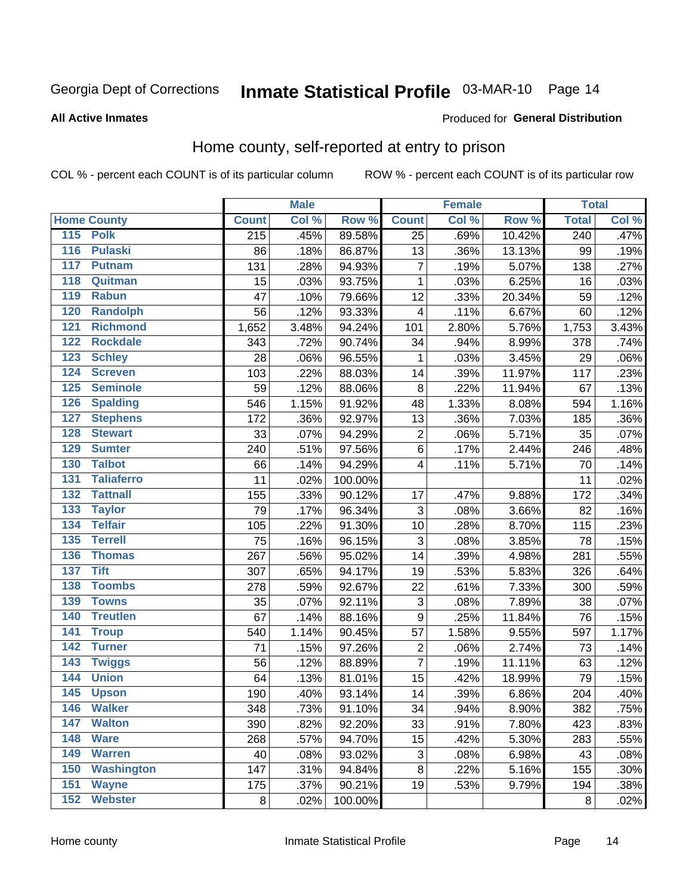Georgia Dept of Corrections **Inmate Statistical Profile** 03-MAR-10

**All Active Inmates**

Produced for **General Distribution**

## Home county, self-reported at entry to prison

COL % - percent each COUNT is of its particular column ROW % - percent each COUNT is of its particular row

| Home County | | Male | | | Female | | | Total | |
|---|---|---|---|---|---|---|---|---|---|
| | | Count | Col % | Row % | Count | Col % | Row % | Total | Col % |
| 115 | Polk | 215 | .45% | 89.58% | 25 | .69% | 10.42% | 240 | .47% |
| 116 | Pulaski | 86 | .18% | 86.87% | 13 | .36% | 13.13% | 99 | .19% |
| 117 | Putnam | 131 | .28% | 94.93% | 7 | .19% | 5.07% | 138 | .27% |
| 118 | Quitman | 15 | .03% | 93.75% | 1 | .03% | 6.25% | 16 | .03% |
| 119 | Rabun | 47 | .10% | 79.66% | 12 | .33% | 20.34% | 59 | .12% |
| 120 | Randolph | 56 | .12% | 93.33% | 4 | .11% | 6.67% | 60 | .12% |
| 121 | Richmond | 1,652 | 3.48% | 94.24% | 101 | 2.80% | 5.76% | 1,753 | 3.43% |
| 122 | Rockdale | 343 | .72% | 90.74% | 34 | .94% | 8.99% | 378 | .74% |
| 123 | Schley | 28 | .06% | 96.55% | 1 | .03% | 3.45% | 29 | .06% |
| 124 | Screven | 103 | .22% | 88.03% | 14 | .39% | 11.97% | 117 | .23% |
| 125 | Seminole | 59 | .12% | 88.06% | 8 | .22% | 11.94% | 67 | .13% |
| 126 | Spalding | 546 | 1.15% | 91.92% | 48 | 1.33% | 8.08% | 594 | 1.16% |
| 127 | Stephens | 172 | .36% | 92.97% | 13 | .36% | 7.03% | 185 | .36% |
| 128 | Stewart | 33 | .07% | 94.29% | 2 | .06% | 5.71% | 35 | .07% |
| 129 | Sumter | 240 | .51% | 97.56% | 6 | .17% | 2.44% | 246 | .48% |
| 130 | Talbot | 66 | .14% | 94.29% | 4 | .11% | 5.71% | 70 | .14% |
| 131 | Taliaferro | 11 | .02% | 100.00% | | | | 11 | .02% |
| 132 | Tattnall | 155 | .33% | 90.12% | 17 | .47% | 9.88% | 172 | .34% |
| 133 | Taylor | 79 | .17% | 96.34% | 3 | .08% | 3.66% | 82 | .16% |
| 134 | Telfair | 105 | .22% | 91.30% | 10 | .28% | 8.70% | 115 | .23% |
| 135 | Terrell | 75 | .16% | 96.15% | 3 | .08% | 3.85% | 78 | .15% |
| 136 | Thomas | 267 | .56% | 95.02% | 14 | .39% | 4.98% | 281 | .55% |
| 137 | Tift | 307 | .65% | 94.17% | 19 | .53% | 5.83% | 326 | .64% |
| 138 | Toombs | 278 | .59% | 92.67% | 22 | .61% | 7.33% | 300 | .59% |
| 139 | Towns | 35 | .07% | 92.11% | 3 | .08% | 7.89% | 38 | .07% |
| 140 | Treutlen | 67 | .14% | 88.16% | 9 | .25% | 11.84% | 76 | .15% |
| 141 | Troup | 540 | 1.14% | 90.45% | 57 | 1.58% | 9.55% | 597 | 1.17% |
| 142 | Turner | 71 | .15% | 97.26% | 2 | .06% | 2.74% | 73 | .14% |
| 143 | Twiggs | 56 | .12% | 88.89% | 7 | .19% | 11.11% | 63 | .12% |
| 144 | Union | 64 | .13% | 81.01% | 15 | .42% | 18.99% | 79 | .15% |
| 145 | Upson | 190 | .40% | 93.14% | 14 | .39% | 6.86% | 204 | .40% |
| 146 | Walker | 348 | .73% | 91.10% | 34 | .94% | 8.90% | 382 | .75% |
| 147 | Walton | 390 | .82% | 92.20% | 33 | .91% | 7.80% | 423 | .83% |
| 148 | Ware | 268 | .57% | 94.70% | 15 | .42% | 5.30% | 283 | .55% |
| 149 | Warren | 40 | .08% | 93.02% | 3 | .08% | 6.98% | 43 | .08% |
| 150 | Washington | 147 | .31% | 94.84% | 8 | .22% | 5.16% | 155 | .30% |
| 151 | Wayne | 175 | .37% | 90.21% | 19 | .53% | 9.79% | 194 | .38% |
| 152 | Webster | 8 | .02% | 100.00% | | | | 8 | .02% |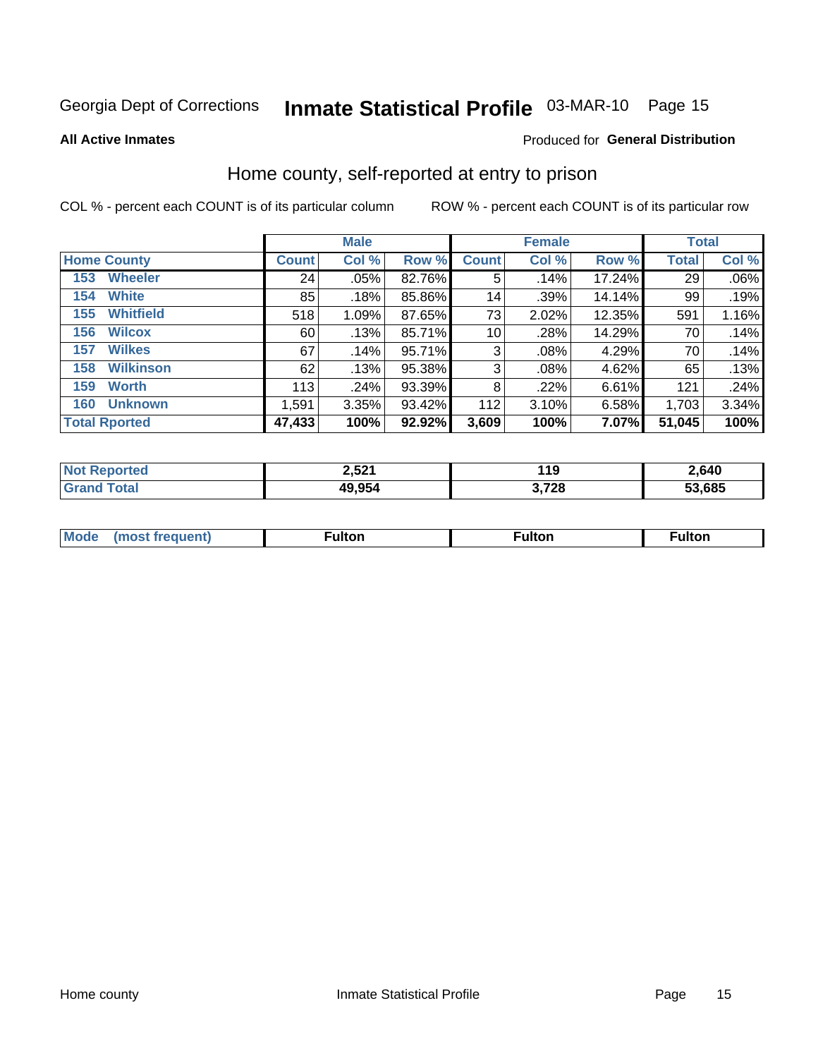Georgia Dept of Corrections **Inmate Statistical Profile** 03-MAR-10 Page 15

**All Active Inmates**

Produced for **General Distribution**

## Home county, self-reported at entry to prison

COL % - percent each COUNT is of its particular column

ROW % - percent each COUNT is of its particular row

| | Male | | | Female | | | Total | |
|---|---|---|---|---|---|---|---|---|
| **Home County** | **Count** | **Col %** | **Row %** | **Count** | **Col %** | **Row %** | **Total** | **Col %** |
| **153 Wheeler** | 24 | .05% | 82.76% | 5 | .14% | 17.24% | 29 | .06% |
| **154 White** | 85 | .18% | 85.86% | 14 | .39% | 14.14% | 99 | .19% |
| **155 Whitfield** | 518 | 1.09% | 87.65% | 73 | 2.02% | 12.35% | 591 | 1.16% |
| **156 Wilcox** | 60 | .13% | 85.71% | 10 | .28% | 14.29% | 70 | .14% |
| **157 Wilkes** | 67 | .14% | 95.71% | 3 | .08% | 4.29% | 70 | .14% |
| **158 Wilkinson** | 62 | .13% | 95.38% | 3 | .08% | 4.62% | 65 | .13% |
| **159 Worth** | 113 | .24% | 93.39% | 8 | .22% | 6.61% | 121 | .24% |
| **160 Unknown** | 1,591 | 3.35% | 93.42% | 112 | 3.10% | 6.58% | 1,703 | 3.34% |
| **Total Rported** | **47,433** | **100%** | **92.92%** | **3,609** | **100%** | **7.07%** | **51,045** | **100%** |

| | Male | Female | Total |
|---|---|---|---|
| **Not Reported** | **2,521** | **119** | **2,640** |
| **Grand Total** | **49,954** | **3,728** | **53,685** |

| | Male | Female | Total |
|---|---|---|---|
| **Mode (most frequent)** | **Fulton** | **Fulton** | **Fulton** |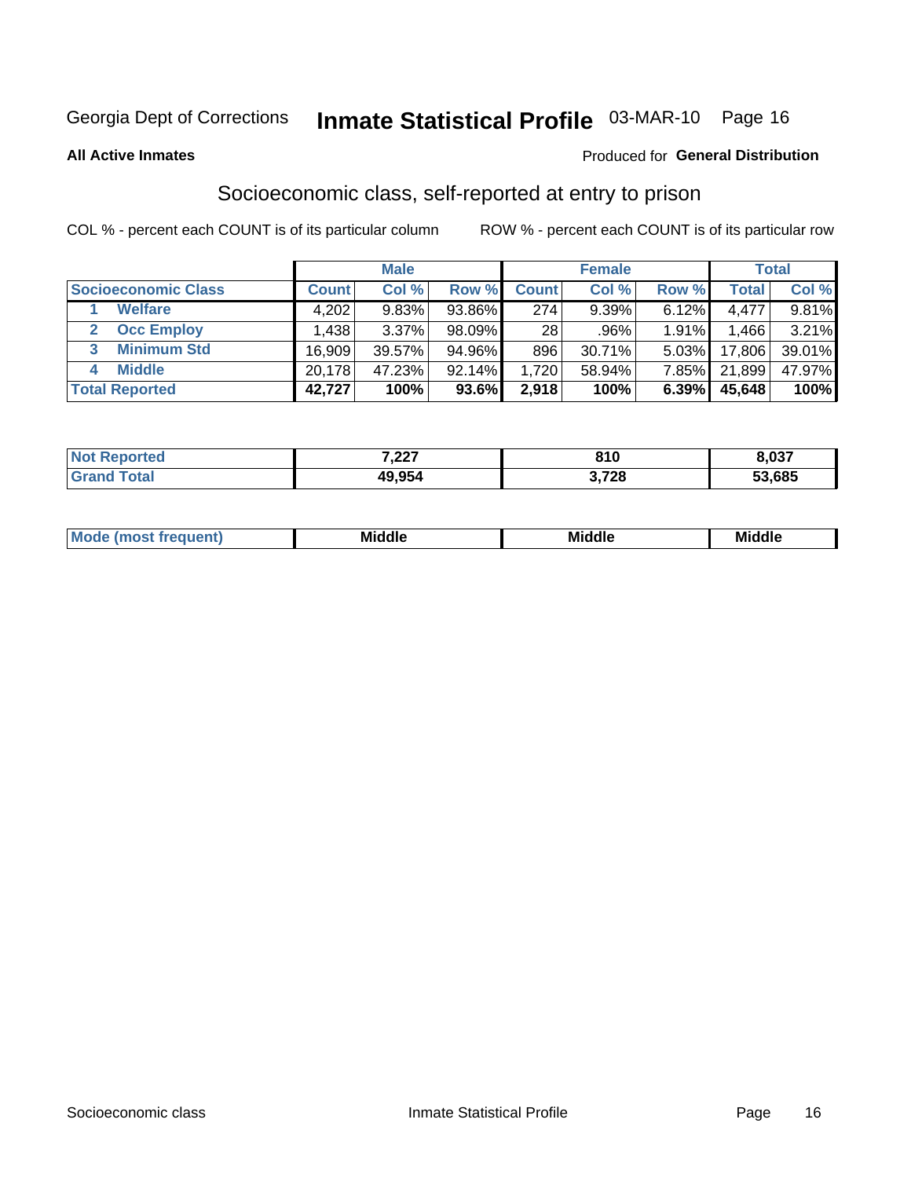Georgia Dept of Corrections **Inmate Statistical Profile** 03-MAR-10

**All Active Inmates**

Produced for **General Distribution**

## Socioeconomic class, self-reported at entry to prison

COL % - percent each COUNT is of its particular column

ROW % - percent each COUNT is of its particular row

| | Male | | | Female | | | Total | |
|---|---|---|---|---|---|---|---|---|
| **Socioeconomic Class** | **Count** | **Col %** | **Row %** | **Count** | **Col %** | **Row %** | **Total** | **Col %** |
| 1 **Welfare** | 4,202 | 9.83% | 93.86% | 274 | 9.39% | 6.12% | 4,477 | 9.81% |
| 2 **Occ Employ** | 1,438 | 3.37% | 98.09% | 28 | .96% | 1.91% | 1,466 | 3.21% |
| 3 **Minimum Std** | 16,909 | 39.57% | 94.96% | 896 | 30.71% | 5.03% | 17,806 | 39.01% |
| 4 **Middle** | 20,178 | 47.23% | 92.14% | 1,720 | 58.94% | 7.85% | 21,899 | 47.97% |
| **Total Reported** | **42,727** | **100%** | **93.6%** | **2,918** | **100%** | **6.39%** | **45,648** | **100%** |

| | Male | Female | Total |
|---|---|---|---|
| **Not Reported** | **7,227** | **810** | **8,037** |
| **Grand Total** | **49,954** | **3,728** | **53,685** |

| | Male | Female | Total |
|---|---|---|---|
| **Mode (most frequent)** | **Middle** | **Middle** | **Middle** |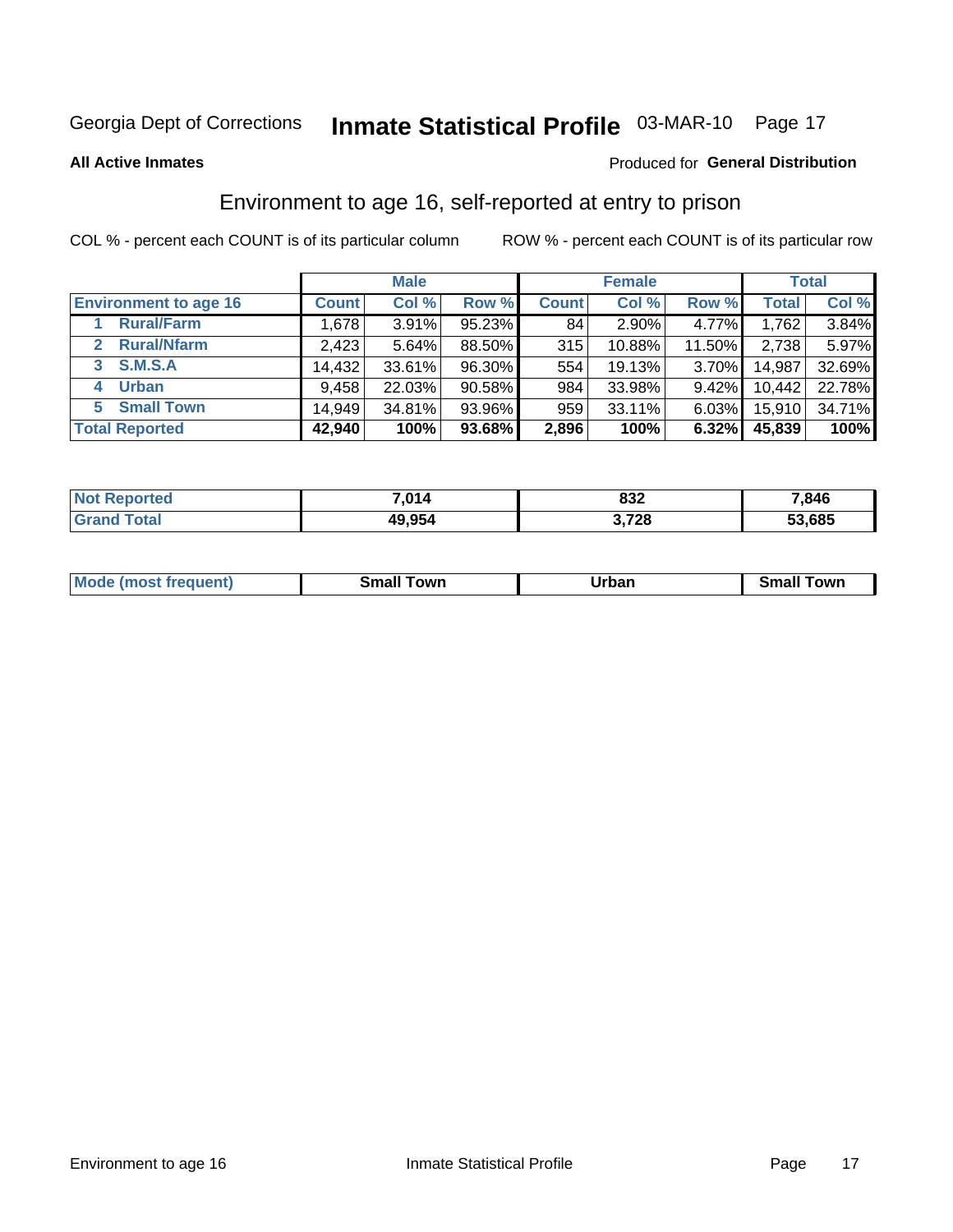Georgia Dept of Corrections **Inmate Statistical Profile** 03-MAR-10

**All Active Inmates**

Produced for **General Distribution**

## Environment to age 16, self-reported at entry to prison

COL % - percent each COUNT is of its particular column

ROW % - percent each COUNT is of its particular row

| | Male | | | Female | | | Total | |
|---|---|---|---|---|---|---|---|---|
| **Environment to age 16** | **Count** | **Col %** | **Row %** | **Count** | **Col %** | **Row %** | **Total** | **Col %** |
| 1 **Rural/Farm** | 1,678 | 3.91% | 95.23% | 84 | 2.90% | 4.77% | 1,762 | 3.84% |
| 2 **Rural/Nfarm** | 2,423 | 5.64% | 88.50% | 315 | 10.88% | 11.50% | 2,738 | 5.97% |
| 3 **S.M.S.A** | 14,432 | 33.61% | 96.30% | 554 | 19.13% | 3.70% | 14,987 | 32.69% |
| 4 **Urban** | 9,458 | 22.03% | 90.58% | 984 | 33.98% | 9.42% | 10,442 | 22.78% |
| 5 **Small Town** | 14,949 | 34.81% | 93.96% | 959 | 33.11% | 6.03% | 15,910 | 34.71% |
| **Total Reported** | **42,940** | **100%** | **93.68%** | **2,896** | **100%** | **6.32%** | **45,839** | **100%** |

| | Male | Female | Total |
|---|---|---|---|
| **Not Reported** | **7,014** | **832** | **7,846** |
| **Grand Total** | **49,954** | **3,728** | **53,685** |

| | Male | Female | Total |
|---|---|---|---|
| **Mode (most frequent)** | **Small Town** | **Urban** | **Small Town** |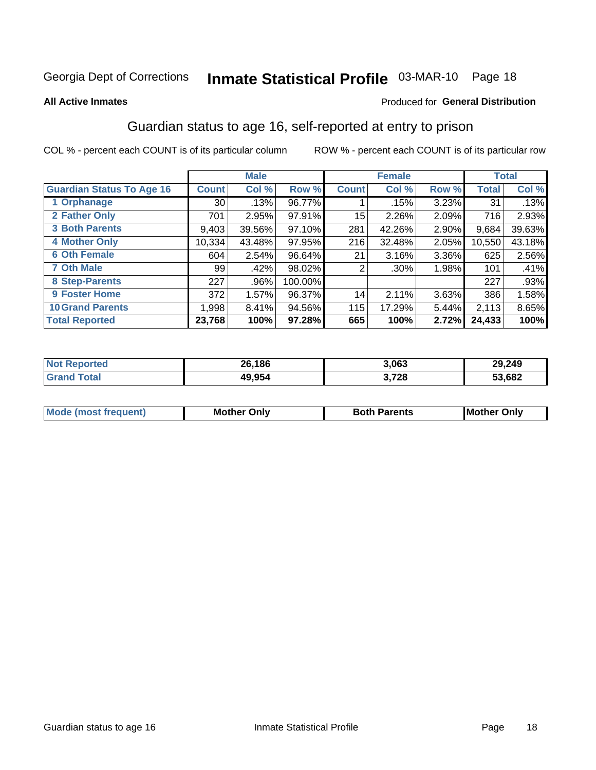Georgia Dept of Corrections **Inmate Statistical Profile** 03-MAR-10 Page 18

**All Active Inmates**

Produced for **General Distribution**

## Guardian status to age 16, self-reported at entry to prison

COL % - percent each COUNT is of its particular column

ROW % - percent each COUNT is of its particular row

| | Male | | | Female | | | Total | |
|---|---|---|---|---|---|---|---|---|
| **Guardian Status To Age 16** | **Count** | **Col %** | **Row %** | **Count** | **Col %** | **Row %** | **Total** | **Col %** |
| 1 Orphanage | 30 | .13% | 96.77% | 1 | .15% | 3.23% | 31 | .13% |
| 2 Father Only | 701 | 2.95% | 97.91% | 15 | 2.26% | 2.09% | 716 | 2.93% |
| 3 Both Parents | 9,403 | 39.56% | 97.10% | 281 | 42.26% | 2.90% | 9,684 | 39.63% |
| 4 Mother Only | 10,334 | 43.48% | 97.95% | 216 | 32.48% | 2.05% | 10,550 | 43.18% |
| 6 Oth Female | 604 | 2.54% | 96.64% | 21 | 3.16% | 3.36% | 625 | 2.56% |
| 7 Oth Male | 99 | .42% | 98.02% | 2 | .30% | 1.98% | 101 | .41% |
| 8 Step-Parents | 227 | .96% | 100.00% | | | | 227 | .93% |
| 9 Foster Home | 372 | 1.57% | 96.37% | 14 | 2.11% | 3.63% | 386 | 1.58% |
| 10 Grand Parents | 1,998 | 8.41% | 94.56% | 115 | 17.29% | 5.44% | 2,113 | 8.65% |
| **Total Reported** | **23,768** | **100%** | **97.28%** | **665** | **100%** | **2.72%** | **24,433** | **100%** |

| | Male | Female | Total |
|---|---|---|---|
| **Not Reported** | **26,186** | **3,063** | **29,249** |
| **Grand Total** | **49,954** | **3,728** | **53,682** |

| | Male | Female | Total |
|---|---|---|---|
| **Mode (most frequent)** | **Mother Only** | **Both Parents** | **Mother Only** |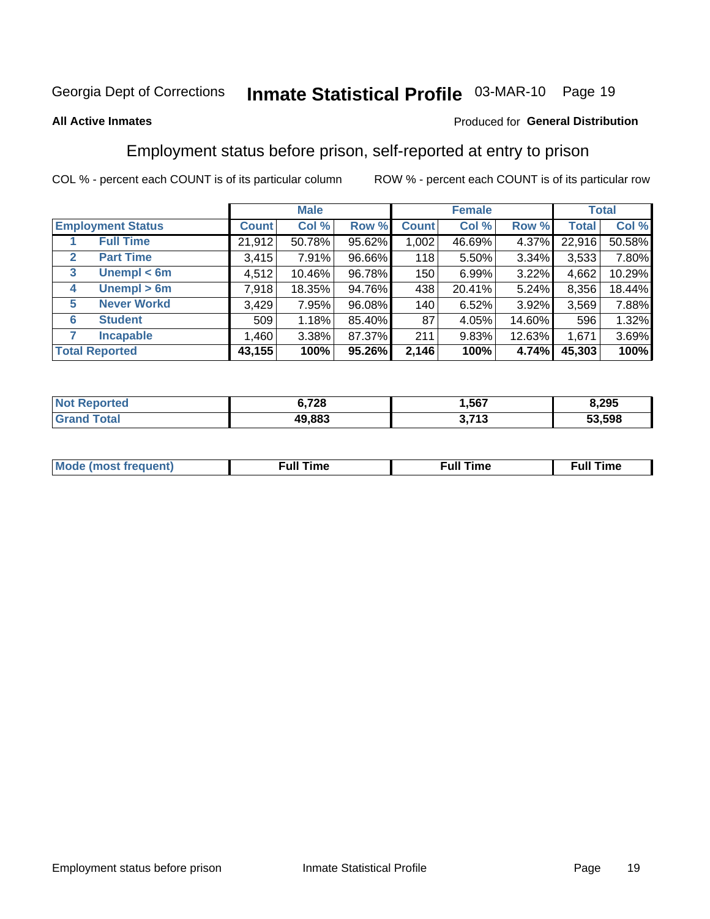Georgia Dept of Corrections **Inmate Statistical Profile** 03-MAR-10

**All Active Inmates**

Produced for **General Distribution**

## Employment status before prison, self-reported at entry to prison

COL % - percent each COUNT is of its particular column ROW % - percent each COUNT is of its particular row

| Employment Status | | Male | | | Female | | | Total | |
|---|---|---|---|---|---|---|---|---|---|
| | | Count | Col % | Row % | Count | Col % | Row % | Total | Col % |
| 1 | Full Time | 21,912 | 50.78% | 95.62% | 1,002 | 46.69% | 4.37% | 22,916 | 50.58% |
| 2 | Part Time | 3,415 | 7.91% | 96.66% | 118 | 5.50% | 3.34% | 3,533 | 7.80% |
| 3 | Unempl < 6m | 4,512 | 10.46% | 96.78% | 150 | 6.99% | 3.22% | 4,662 | 10.29% |
| 4 | Unempl > 6m | 7,918 | 18.35% | 94.76% | 438 | 20.41% | 5.24% | 8,356 | 18.44% |
| 5 | Never Workd | 3,429 | 7.95% | 96.08% | 140 | 6.52% | 3.92% | 3,569 | 7.88% |
| 6 | Student | 509 | 1.18% | 85.40% | 87 | 4.05% | 14.60% | 596 | 1.32% |
| 7 | Incapable | 1,460 | 3.38% | 87.37% | 211 | 9.83% | 12.63% | 1,671 | 3.69% |
| **Total Reported** | | **43,155** | **100%** | **95.26%** | **2,146** | **100%** | **4.74%** | **45,303** | **100%** |

| | Male | Female | Total |
|---|---|---|---|
| Not Reported | 6,728 | 1,567 | 8,295 |
| Grand Total | 49,883 | 3,713 | 53,598 |

| | Male | Female | Total |
|---|---|---|---|
| Mode (most frequent) | Full Time | Full Time | Full Time |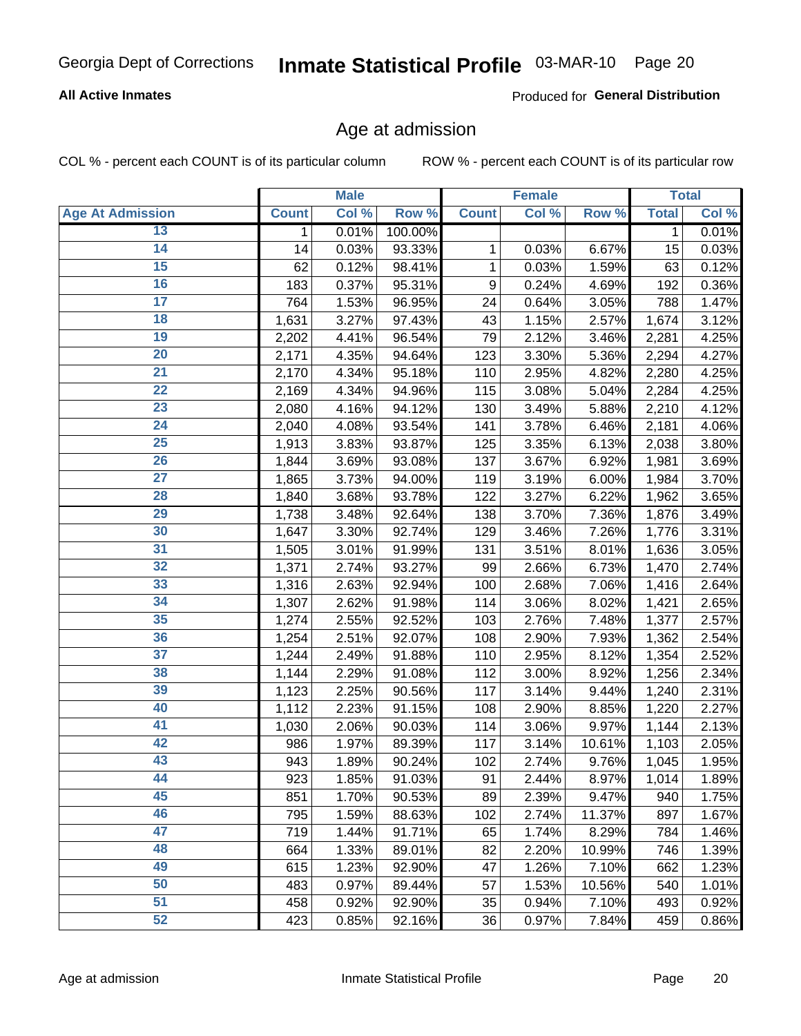Georgia Dept of Corrections **Inmate Statistical Profile** 03-MAR-10

**All Active Inmates**

Produced for **General Distribution**

## Age at admission

COL % - percent each COUNT is of its particular column    ROW % - percent each COUNT is of its particular row

| | Male | | | Female | | | Total | |
|---|---|---|---|---|---|---|---|---|
| **Age At Admission** | **Count** | **Col %** | **Row %** | **Count** | **Col %** | **Row %** | **Total** | **Col %** |
| 13 | 1 | 0.01% | 100.00% | | | | 1 | 0.01% |
| 14 | 14 | 0.03% | 93.33% | 1 | 0.03% | 6.67% | 15 | 0.03% |
| 15 | 62 | 0.12% | 98.41% | 1 | 0.03% | 1.59% | 63 | 0.12% |
| 16 | 183 | 0.37% | 95.31% | 9 | 0.24% | 4.69% | 192 | 0.36% |
| 17 | 764 | 1.53% | 96.95% | 24 | 0.64% | 3.05% | 788 | 1.47% |
| 18 | 1,631 | 3.27% | 97.43% | 43 | 1.15% | 2.57% | 1,674 | 3.12% |
| 19 | 2,202 | 4.41% | 96.54% | 79 | 2.12% | 3.46% | 2,281 | 4.25% |
| 20 | 2,171 | 4.35% | 94.64% | 123 | 3.30% | 5.36% | 2,294 | 4.27% |
| 21 | 2,170 | 4.34% | 95.18% | 110 | 2.95% | 4.82% | 2,280 | 4.25% |
| 22 | 2,169 | 4.34% | 94.96% | 115 | 3.08% | 5.04% | 2,284 | 4.25% |
| 23 | 2,080 | 4.16% | 94.12% | 130 | 3.49% | 5.88% | 2,210 | 4.12% |
| 24 | 2,040 | 4.08% | 93.54% | 141 | 3.78% | 6.46% | 2,181 | 4.06% |
| 25 | 1,913 | 3.83% | 93.87% | 125 | 3.35% | 6.13% | 2,038 | 3.80% |
| 26 | 1,844 | 3.69% | 93.08% | 137 | 3.67% | 6.92% | 1,981 | 3.69% |
| 27 | 1,865 | 3.73% | 94.00% | 119 | 3.19% | 6.00% | 1,984 | 3.70% |
| 28 | 1,840 | 3.68% | 93.78% | 122 | 3.27% | 6.22% | 1,962 | 3.65% |
| 29 | 1,738 | 3.48% | 92.64% | 138 | 3.70% | 7.36% | 1,876 | 3.49% |
| 30 | 1,647 | 3.30% | 92.74% | 129 | 3.46% | 7.26% | 1,776 | 3.31% |
| 31 | 1,505 | 3.01% | 91.99% | 131 | 3.51% | 8.01% | 1,636 | 3.05% |
| 32 | 1,371 | 2.74% | 93.27% | 99 | 2.66% | 6.73% | 1,470 | 2.74% |
| 33 | 1,316 | 2.63% | 92.94% | 100 | 2.68% | 7.06% | 1,416 | 2.64% |
| 34 | 1,307 | 2.62% | 91.98% | 114 | 3.06% | 8.02% | 1,421 | 2.65% |
| 35 | 1,274 | 2.55% | 92.52% | 103 | 2.76% | 7.48% | 1,377 | 2.57% |
| 36 | 1,254 | 2.51% | 92.07% | 108 | 2.90% | 7.93% | 1,362 | 2.54% |
| 37 | 1,244 | 2.49% | 91.88% | 110 | 2.95% | 8.12% | 1,354 | 2.52% |
| 38 | 1,144 | 2.29% | 91.08% | 112 | 3.00% | 8.92% | 1,256 | 2.34% |
| 39 | 1,123 | 2.25% | 90.56% | 117 | 3.14% | 9.44% | 1,240 | 2.31% |
| 40 | 1,112 | 2.23% | 91.15% | 108 | 2.90% | 8.85% | 1,220 | 2.27% |
| 41 | 1,030 | 2.06% | 90.03% | 114 | 3.06% | 9.97% | 1,144 | 2.13% |
| 42 | 986 | 1.97% | 89.39% | 117 | 3.14% | 10.61% | 1,103 | 2.05% |
| 43 | 943 | 1.89% | 90.24% | 102 | 2.74% | 9.76% | 1,045 | 1.95% |
| 44 | 923 | 1.85% | 91.03% | 91 | 2.44% | 8.97% | 1,014 | 1.89% |
| 45 | 851 | 1.70% | 90.53% | 89 | 2.39% | 9.47% | 940 | 1.75% |
| 46 | 795 | 1.59% | 88.63% | 102 | 2.74% | 11.37% | 897 | 1.67% |
| 47 | 719 | 1.44% | 91.71% | 65 | 1.74% | 8.29% | 784 | 1.46% |
| 48 | 664 | 1.33% | 89.01% | 82 | 2.20% | 10.99% | 746 | 1.39% |
| 49 | 615 | 1.23% | 92.90% | 47 | 1.26% | 7.10% | 662 | 1.23% |
| 50 | 483 | 0.97% | 89.44% | 57 | 1.53% | 10.56% | 540 | 1.01% |
| 51 | 458 | 0.92% | 92.90% | 35 | 0.94% | 7.10% | 493 | 0.92% |
| 52 | 423 | 0.85% | 92.16% | 36 | 0.97% | 7.84% | 459 | 0.86% |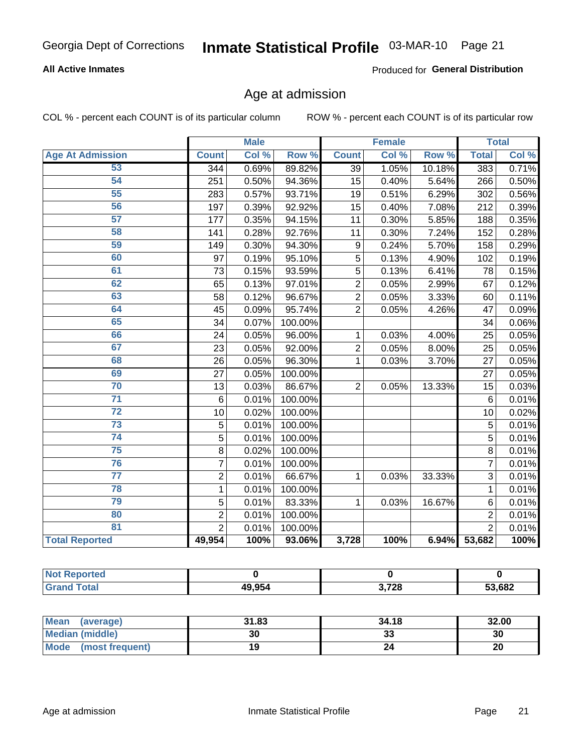Georgia Dept of Corrections **Inmate Statistical Profile** 03-MAR-10

**All Active Inmates**

Produced for **General Distribution**

## Age at admission

COL % - percent each COUNT is of its particular column     ROW % - percent each COUNT is of its particular row

| | Male | | | Female | | | Total | |
|---|---|---|---|---|---|---|---|---|
| **Age At Admission** | **Count** | **Col %** | **Row %** | **Count** | **Col %** | **Row %** | **Total** | **Col %** |
| 53 | 344 | 0.69% | 89.82% | 39 | 1.05% | 10.18% | 383 | 0.71% |
| 54 | 251 | 0.50% | 94.36% | 15 | 0.40% | 5.64% | 266 | 0.50% |
| 55 | 283 | 0.57% | 93.71% | 19 | 0.51% | 6.29% | 302 | 0.56% |
| 56 | 197 | 0.39% | 92.92% | 15 | 0.40% | 7.08% | 212 | 0.39% |
| 57 | 177 | 0.35% | 94.15% | 11 | 0.30% | 5.85% | 188 | 0.35% |
| 58 | 141 | 0.28% | 92.76% | 11 | 0.30% | 7.24% | 152 | 0.28% |
| 59 | 149 | 0.30% | 94.30% | 9 | 0.24% | 5.70% | 158 | 0.29% |
| 60 | 97 | 0.19% | 95.10% | 5 | 0.13% | 4.90% | 102 | 0.19% |
| 61 | 73 | 0.15% | 93.59% | 5 | 0.13% | 6.41% | 78 | 0.15% |
| 62 | 65 | 0.13% | 97.01% | 2 | 0.05% | 2.99% | 67 | 0.12% |
| 63 | 58 | 0.12% | 96.67% | 2 | 0.05% | 3.33% | 60 | 0.11% |
| 64 | 45 | 0.09% | 95.74% | 2 | 0.05% | 4.26% | 47 | 0.09% |
| 65 | 34 | 0.07% | 100.00% | | | | 34 | 0.06% |
| 66 | 24 | 0.05% | 96.00% | 1 | 0.03% | 4.00% | 25 | 0.05% |
| 67 | 23 | 0.05% | 92.00% | 2 | 0.05% | 8.00% | 25 | 0.05% |
| 68 | 26 | 0.05% | 96.30% | 1 | 0.03% | 3.70% | 27 | 0.05% |
| 69 | 27 | 0.05% | 100.00% | | | | 27 | 0.05% |
| 70 | 13 | 0.03% | 86.67% | 2 | 0.05% | 13.33% | 15 | 0.03% |
| 71 | 6 | 0.01% | 100.00% | | | | 6 | 0.01% |
| 72 | 10 | 0.02% | 100.00% | | | | 10 | 0.02% |
| 73 | 5 | 0.01% | 100.00% | | | | 5 | 0.01% |
| 74 | 5 | 0.01% | 100.00% | | | | 5 | 0.01% |
| 75 | 8 | 0.02% | 100.00% | | | | 8 | 0.01% |
| 76 | 7 | 0.01% | 100.00% | | | | 7 | 0.01% |
| 77 | 2 | 0.01% | 66.67% | 1 | 0.03% | 33.33% | 3 | 0.01% |
| 78 | 1 | 0.01% | 100.00% | | | | 1 | 0.01% |
| 79 | 5 | 0.01% | 83.33% | 1 | 0.03% | 16.67% | 6 | 0.01% |
| 80 | 2 | 0.01% | 100.00% | | | | 2 | 0.01% |
| 81 | 2 | 0.01% | 100.00% | | | | 2 | 0.01% |
| **Total Reported** | **49,954** | **100%** | **93.06%** | **3,728** | **100%** | **6.94%** | **53,682** | **100%** |

| | Male | Female | Total |
|---|---|---|---|
| **Not Reported** | **0** | **0** | **0** |
| **Grand Total** | **49,954** | **3,728** | **53,682** |

| | Male | Female | Total |
|---|---|---|---|
| **Mean (average)** | **31.83** | **34.18** | **32.00** |
| **Median (middle)** | **30** | **33** | **30** |
| **Mode (most frequent)** | **19** | **24** | **20** |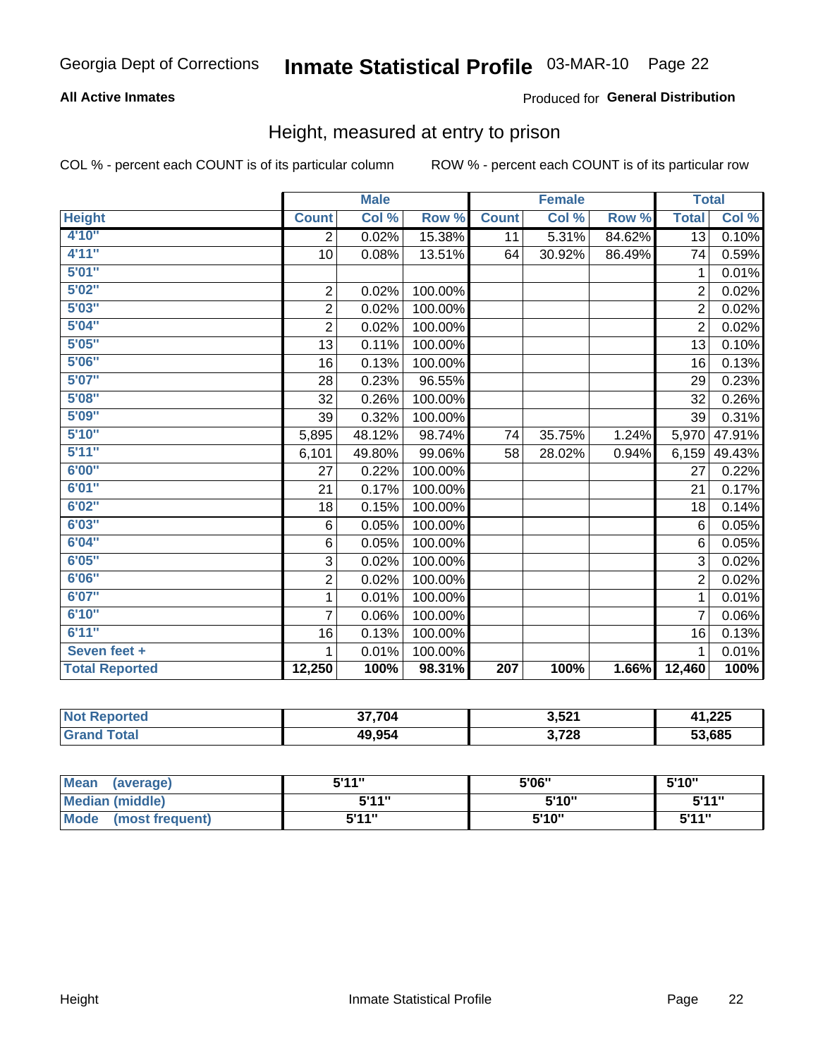Georgia Dept of Corrections **Inmate Statistical Profile** 03-MAR-10

**All Active Inmates**

Produced for **General Distribution**

## Height, measured at entry to prison

COL % - percent each COUNT is of its particular column

ROW % - percent each COUNT is of its particular row

| | Male | | | Female | | | Total | |
|---|---|---|---|---|---|---|---|---|
| **Height** | **Count** | **Col %** | **Row %** | **Count** | **Col %** | **Row %** | **Total** | **Col %** |
| **4'10"** | 2 | 0.02% | 15.38% | 11 | 5.31% | 84.62% | 13 | 0.10% |
| **4'11"** | 10 | 0.08% | 13.51% | 64 | 30.92% | 86.49% | 74 | 0.59% |
| **5'01"** | | | | | | | 1 | 0.01% |
| **5'02"** | 2 | 0.02% | 100.00% | | | | 2 | 0.02% |
| **5'03"** | 2 | 0.02% | 100.00% | | | | 2 | 0.02% |
| **5'04"** | 2 | 0.02% | 100.00% | | | | 2 | 0.02% |
| **5'05"** | 13 | 0.11% | 100.00% | | | | 13 | 0.10% |
| **5'06"** | 16 | 0.13% | 100.00% | | | | 16 | 0.13% |
| **5'07"** | 28 | 0.23% | 96.55% | | | | 29 | 0.23% |
| **5'08"** | 32 | 0.26% | 100.00% | | | | 32 | 0.26% |
| **5'09"** | 39 | 0.32% | 100.00% | | | | 39 | 0.31% |
| **5'10"** | 5,895 | 48.12% | 98.74% | 74 | 35.75% | 1.24% | 5,970 | 47.91% |
| **5'11"** | 6,101 | 49.80% | 99.06% | 58 | 28.02% | 0.94% | 6,159 | 49.43% |
| **6'00"** | 27 | 0.22% | 100.00% | | | | 27 | 0.22% |
| **6'01"** | 21 | 0.17% | 100.00% | | | | 21 | 0.17% |
| **6'02"** | 18 | 0.15% | 100.00% | | | | 18 | 0.14% |
| **6'03"** | 6 | 0.05% | 100.00% | | | | 6 | 0.05% |
| **6'04"** | 6 | 0.05% | 100.00% | | | | 6 | 0.05% |
| **6'05"** | 3 | 0.02% | 100.00% | | | | 3 | 0.02% |
| **6'06"** | 2 | 0.02% | 100.00% | | | | 2 | 0.02% |
| **6'07"** | 1 | 0.01% | 100.00% | | | | 1 | 0.01% |
| **6'10"** | 7 | 0.06% | 100.00% | | | | 7 | 0.06% |
| **6'11"** | 16 | 0.13% | 100.00% | | | | 16 | 0.13% |
| **Seven feet +** | 1 | 0.01% | 100.00% | | | | 1 | 0.01% |
| **Total Reported** | **12,250** | **100%** | **98.31%** | **207** | **100%** | **1.66%** | **12,460** | **100%** |

| | Male | Female | Total |
|---|---|---|---|
| **Not Reported** | **37,704** | **3,521** | **41,225** |
| **Grand Total** | **49,954** | **3,728** | **53,685** |

| | Male | Female | Total |
|---|---|---|---|
| **Mean (average)** | **5'11"** | **5'06"** | **5'10"** |
| **Median (middle)** | **5'11"** | **5'10"** | **5'11"** |
| **Mode (most frequent)** | **5'11"** | **5'10"** | **5'11"** |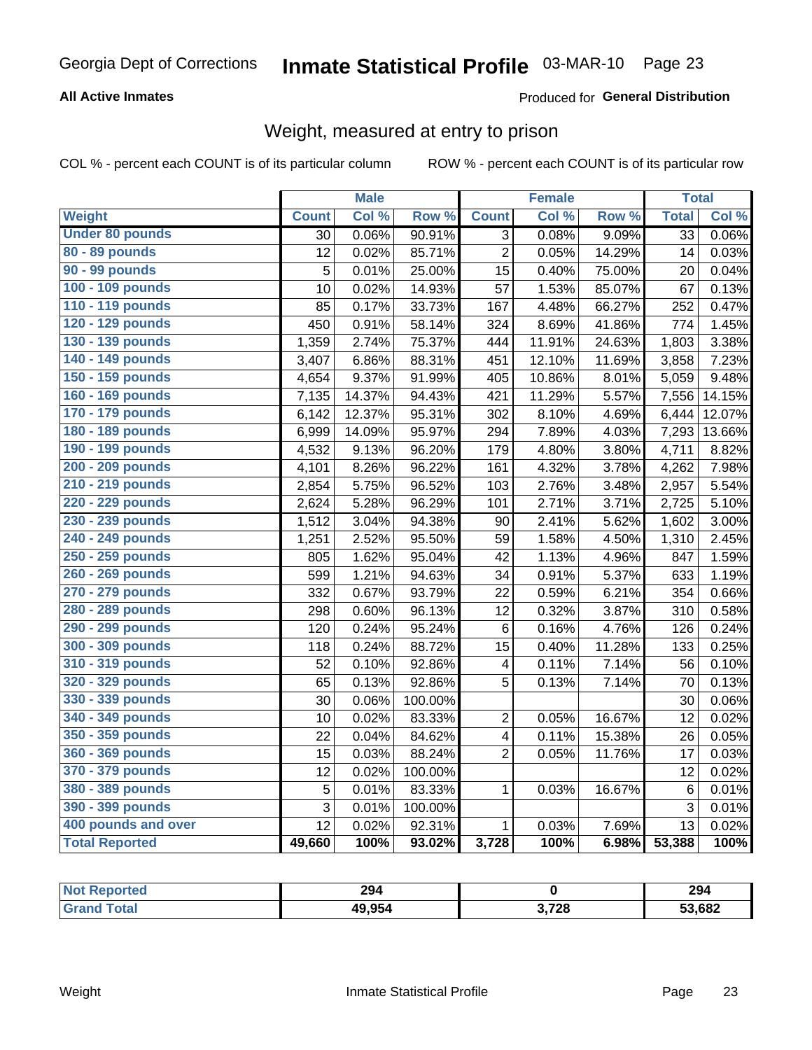Georgia Dept of Corrections **Inmate Statistical Profile** 03-MAR-10

**All Active Inmates**

Produced for **General Distribution**

## Weight, measured at entry to prison

COL % - percent each COUNT is of its particular column

ROW % - percent each COUNT is of its particular row

| | Male | | | Female | | | Total | |
|---|---|---|---|---|---|---|---|---|
| **Weight** | **Count** | **Col %** | **Row %** | **Count** | **Col %** | **Row %** | **Total** | **Col %** |
| **Under 80 pounds** | 30 | 0.06% | 90.91% | 3 | 0.08% | 9.09% | 33 | 0.06% |
| **80 - 89 pounds** | 12 | 0.02% | 85.71% | 2 | 0.05% | 14.29% | 14 | 0.03% |
| **90 - 99 pounds** | 5 | 0.01% | 25.00% | 15 | 0.40% | 75.00% | 20 | 0.04% |
| **100 - 109 pounds** | 10 | 0.02% | 14.93% | 57 | 1.53% | 85.07% | 67 | 0.13% |
| **110 - 119 pounds** | 85 | 0.17% | 33.73% | 167 | 4.48% | 66.27% | 252 | 0.47% |
| **120 - 129 pounds** | 450 | 0.91% | 58.14% | 324 | 8.69% | 41.86% | 774 | 1.45% |
| **130 - 139 pounds** | 1,359 | 2.74% | 75.37% | 444 | 11.91% | 24.63% | 1,803 | 3.38% |
| **140 - 149 pounds** | 3,407 | 6.86% | 88.31% | 451 | 12.10% | 11.69% | 3,858 | 7.23% |
| **150 - 159 pounds** | 4,654 | 9.37% | 91.99% | 405 | 10.86% | 8.01% | 5,059 | 9.48% |
| **160 - 169 pounds** | 7,135 | 14.37% | 94.43% | 421 | 11.29% | 5.57% | 7,556 | 14.15% |
| **170 - 179 pounds** | 6,142 | 12.37% | 95.31% | 302 | 8.10% | 4.69% | 6,444 | 12.07% |
| **180 - 189 pounds** | 6,999 | 14.09% | 95.97% | 294 | 7.89% | 4.03% | 7,293 | 13.66% |
| **190 - 199 pounds** | 4,532 | 9.13% | 96.20% | 179 | 4.80% | 3.80% | 4,711 | 8.82% |
| **200 - 209 pounds** | 4,101 | 8.26% | 96.22% | 161 | 4.32% | 3.78% | 4,262 | 7.98% |
| **210 - 219 pounds** | 2,854 | 5.75% | 96.52% | 103 | 2.76% | 3.48% | 2,957 | 5.54% |
| **220 - 229 pounds** | 2,624 | 5.28% | 96.29% | 101 | 2.71% | 3.71% | 2,725 | 5.10% |
| **230 - 239 pounds** | 1,512 | 3.04% | 94.38% | 90 | 2.41% | 5.62% | 1,602 | 3.00% |
| **240 - 249 pounds** | 1,251 | 2.52% | 95.50% | 59 | 1.58% | 4.50% | 1,310 | 2.45% |
| **250 - 259 pounds** | 805 | 1.62% | 95.04% | 42 | 1.13% | 4.96% | 847 | 1.59% |
| **260 - 269 pounds** | 599 | 1.21% | 94.63% | 34 | 0.91% | 5.37% | 633 | 1.19% |
| **270 - 279 pounds** | 332 | 0.67% | 93.79% | 22 | 0.59% | 6.21% | 354 | 0.66% |
| **280 - 289 pounds** | 298 | 0.60% | 96.13% | 12 | 0.32% | 3.87% | 310 | 0.58% |
| **290 - 299 pounds** | 120 | 0.24% | 95.24% | 6 | 0.16% | 4.76% | 126 | 0.24% |
| **300 - 309 pounds** | 118 | 0.24% | 88.72% | 15 | 0.40% | 11.28% | 133 | 0.25% |
| **310 - 319 pounds** | 52 | 0.10% | 92.86% | 4 | 0.11% | 7.14% | 56 | 0.10% |
| **320 - 329 pounds** | 65 | 0.13% | 92.86% | 5 | 0.13% | 7.14% | 70 | 0.13% |
| **330 - 339 pounds** | 30 | 0.06% | 100.00% | | | | 30 | 0.06% |
| **340 - 349 pounds** | 10 | 0.02% | 83.33% | 2 | 0.05% | 16.67% | 12 | 0.02% |
| **350 - 359 pounds** | 22 | 0.04% | 84.62% | 4 | 0.11% | 15.38% | 26 | 0.05% |
| **360 - 369 pounds** | 15 | 0.03% | 88.24% | 2 | 0.05% | 11.76% | 17 | 0.03% |
| **370 - 379 pounds** | 12 | 0.02% | 100.00% | | | | 12 | 0.02% |
| **380 - 389 pounds** | 5 | 0.01% | 83.33% | 1 | 0.03% | 16.67% | 6 | 0.01% |
| **390 - 399 pounds** | 3 | 0.01% | 100.00% | | | | 3 | 0.01% |
| **400 pounds and over** | 12 | 0.02% | 92.31% | 1 | 0.03% | 7.69% | 13 | 0.02% |
| **Total Reported** | **49,660** | **100%** | **93.02%** | **3,728** | **100%** | **6.98%** | **53,388** | **100%** |

| | Male | Female | Total |
|---|---|---|---|
| **Not Reported** | **294** | **0** | **294** |
| **Grand Total** | **49,954** | **3,728** | **53,682** |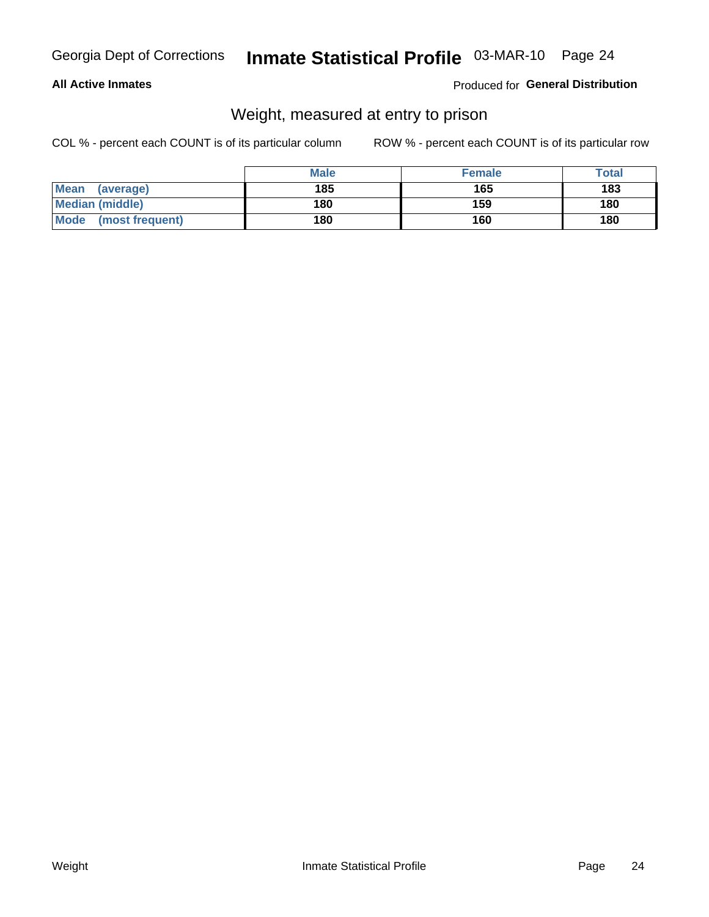## All Active Inmates

Produced for **General Distribution**

### Weight, measured at entry to prison

COL % - percent each COUNT is of its particular column

ROW % - percent each COUNT is of its particular row

| | Male | Female | Total |
|---|---|---|---|
| **Mean (average)** | 185 | 165 | 183 |
| **Median (middle)** | 180 | 159 | 180 |
| **Mode (most frequent)** | 180 | 160 | 180 |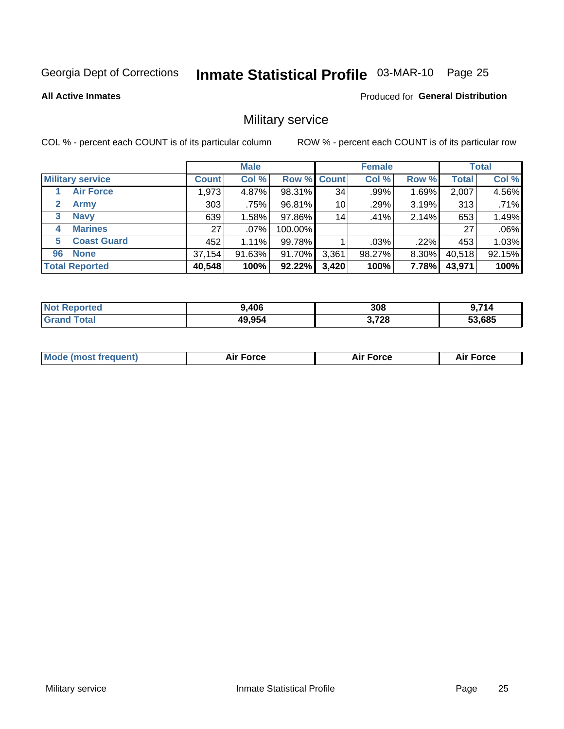Georgia Dept of Corrections **Inmate Statistical Profile** 03-MAR-10

**All Active Inmates**

Produced for **General Distribution**

## Military service

COL % - percent each COUNT is of its particular column

ROW % - percent each COUNT is of its particular row

| | | Male | | | Female | | | Total | |
|---|---|---|---|---|---|---|---|---|---|
| **Military service** | | **Count** | **Col %** | **Row %** | **Count** | **Col %** | **Row %** | **Total** | **Col %** |
| 1 | Air Force | 1,973 | 4.87% | 98.31% | 34 | .99% | 1.69% | 2,007 | 4.56% |
| 2 | Army | 303 | .75% | 96.81% | 10 | .29% | 3.19% | 313 | .71% |
| 3 | Navy | 639 | 1.58% | 97.86% | 14 | .41% | 2.14% | 653 | 1.49% |
| 4 | Marines | 27 | .07% | 100.00% | | | | 27 | .06% |
| 5 | Coast Guard | 452 | 1.11% | 99.78% | 1 | .03% | .22% | 453 | 1.03% |
| 96 | None | 37,154 | 91.63% | 91.70% | 3,361 | 98.27% | 8.30% | 40,518 | 92.15% |
| **Total Reported** | | **40,548** | **100%** | **92.22%** | **3,420** | **100%** | **7.78%** | **43,971** | **100%** |

| | Male | Female | Total |
|---|---|---|---|
| Not Reported | 9,406 | 308 | 9,714 |
| Grand Total | 49,954 | 3,728 | 53,685 |

| | Male | Female | Total |
|---|---|---|---|
| Mode (most frequent) | Air Force | Air Force | Air Force |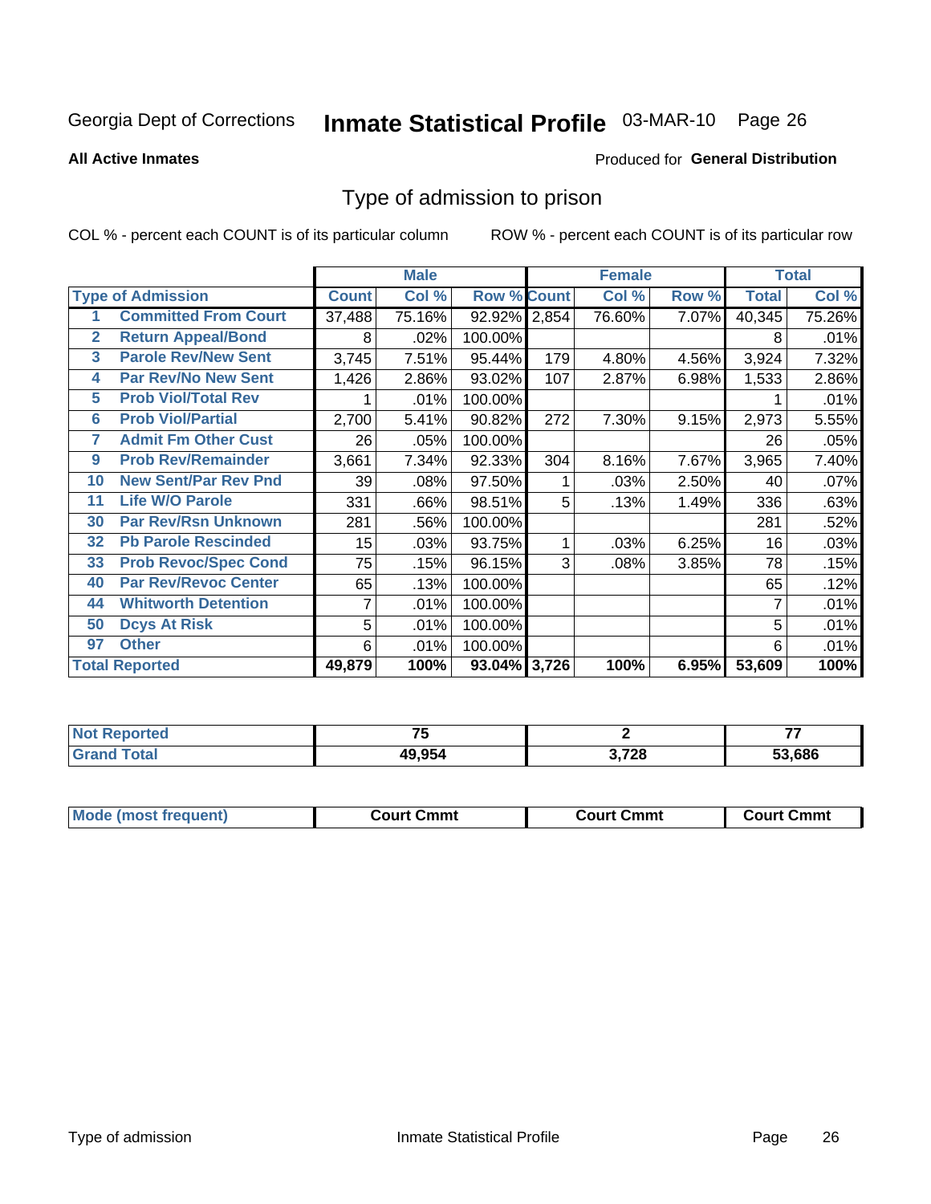Georgia Dept of Corrections **Inmate Statistical Profile** 03-MAR-10

**All Active Inmates**

Produced for **General Distribution**

## Type of admission to prison

COL % - percent each COUNT is of its particular column

ROW % - percent each COUNT is of its particular row

| | | Male | | | Female | | | Total | |
|---|---|---|---|---|---|---|---|---|---|
| **Type of Admission** | | **Count** | **Col %** | **Row %** | **Count** | **Col %** | **Row %** | **Total** | **Col %** |
| 1 | **Committed From Court** | 37,488 | 75.16% | 92.92% | 2,854 | 76.60% | 7.07% | 40,345 | 75.26% |
| 2 | **Return Appeal/Bond** | 8 | .02% | 100.00% | | | | 8 | .01% |
| 3 | **Parole Rev/New Sent** | 3,745 | 7.51% | 95.44% | 179 | 4.80% | 4.56% | 3,924 | 7.32% |
| 4 | **Par Rev/No New Sent** | 1,426 | 2.86% | 93.02% | 107 | 2.87% | 6.98% | 1,533 | 2.86% |
| 5 | **Prob Viol/Total Rev** | 1 | .01% | 100.00% | | | | 1 | .01% |
| 6 | **Prob Viol/Partial** | 2,700 | 5.41% | 90.82% | 272 | 7.30% | 9.15% | 2,973 | 5.55% |
| 7 | **Admit Fm Other Cust** | 26 | .05% | 100.00% | | | | 26 | .05% |
| 9 | **Prob Rev/Remainder** | 3,661 | 7.34% | 92.33% | 304 | 8.16% | 7.67% | 3,965 | 7.40% |
| 10 | **New Sent/Par Rev Pnd** | 39 | .08% | 97.50% | 1 | .03% | 2.50% | 40 | .07% |
| 11 | **Life W/O Parole** | 331 | .66% | 98.51% | 5 | .13% | 1.49% | 336 | .63% |
| 30 | **Par Rev/Rsn Unknown** | 281 | .56% | 100.00% | | | | 281 | .52% |
| 32 | **Pb Parole Rescinded** | 15 | .03% | 93.75% | 1 | .03% | 6.25% | 16 | .03% |
| 33 | **Prob Revoc/Spec Cond** | 75 | .15% | 96.15% | 3 | .08% | 3.85% | 78 | .15% |
| 40 | **Par Rev/Revoc Center** | 65 | .13% | 100.00% | | | | 65 | .12% |
| 44 | **Whitworth Detention** | 7 | .01% | 100.00% | | | | 7 | .01% |
| 50 | **Dcys At Risk** | 5 | .01% | 100.00% | | | | 5 | .01% |
| 97 | **Other** | 6 | .01% | 100.00% | | | | 6 | .01% |
| **Total Reported** | | **49,879** | **100%** | **93.04%** | **3,726** | **100%** | **6.95%** | **53,609** | **100%** |

| | Male | Female | Total |
|---|---|---|---|
| **Not Reported** | **75** | **2** | **77** |
| **Grand Total** | **49,954** | **3,728** | **53,686** |

| | Male | Female | Total |
|---|---|---|---|
| **Mode (most frequent)** | **Court Cmmt** | **Court Cmmt** | **Court Cmmt** |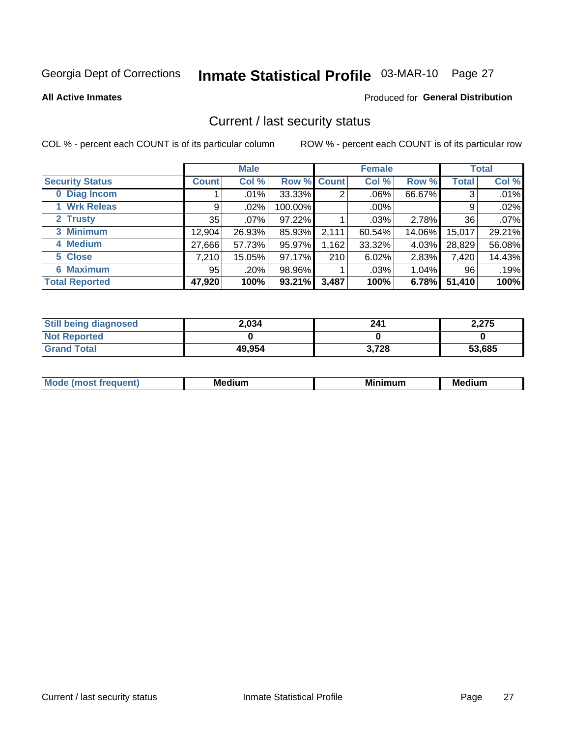Georgia Dept of Corrections **Inmate Statistical Profile** 03-MAR-10

**All Active Inmates**

Produced for **General Distribution**

## Current / last security status

COL % - percent each COUNT is of its particular column

ROW % - percent each COUNT is of its particular row

| | Male | | | Female | | | Total | |
|---|---|---|---|---|---|---|---|---|
| **Security Status** | **Count** | **Col %** | **Row %** | **Count** | **Col %** | **Row %** | **Total** | **Col %** |
| **0 Diag Incom** | 1 | .01% | 33.33% | 2 | .06% | 66.67% | 3 | .01% |
| **1 Wrk Releas** | 9 | .02% | 100.00% | | .00% | | 9 | .02% |
| **2 Trusty** | 35 | .07% | 97.22% | 1 | .03% | 2.78% | 36 | .07% |
| **3 Minimum** | 12,904 | 26.93% | 85.93% | 2,111 | 60.54% | 14.06% | 15,017 | 29.21% |
| **4 Medium** | 27,666 | 57.73% | 95.97% | 1,162 | 33.32% | 4.03% | 28,829 | 56.08% |
| **5 Close** | 7,210 | 15.05% | 97.17% | 210 | 6.02% | 2.83% | 7,420 | 14.43% |
| **6 Maximum** | 95 | .20% | 98.96% | 1 | .03% | 1.04% | 96 | .19% |
| **Total Reported** | **47,920** | **100%** | **93.21%** | **3,487** | **100%** | **6.78%** | **51,410** | **100%** |

| | Male | Female | Total |
|---|---|---|---|
| **Still being diagnosed** | **2,034** | **241** | **2,275** |
| **Not Reported** | **0** | **0** | **0** |
| **Grand Total** | **49,954** | **3,728** | **53,685** |

| | Male | Female | Total |
|---|---|---|---|
| **Mode (most frequent)** | **Medium** | **Minimum** | **Medium** |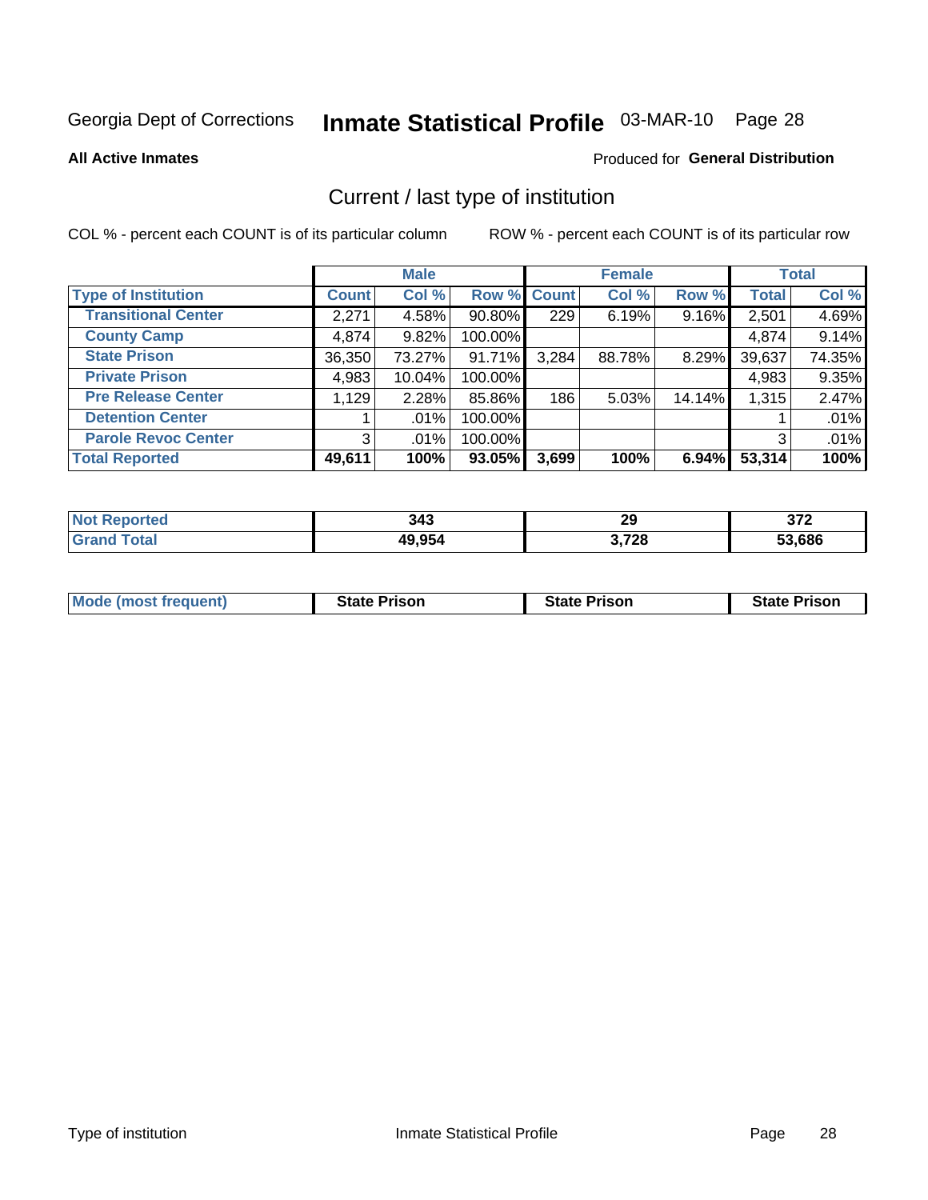Georgia Dept of Corrections **Inmate Statistical Profile** 03-MAR-10

**All Active Inmates**

Produced for **General Distribution**

## Current / last type of institution

COL % - percent each COUNT is of its particular column

ROW % - percent each COUNT is of its particular row

| | Male | | | Female | | | Total | |
|---|---|---|---|---|---|---|---|---|
| **Type of Institution** | **Count** | **Col %** | **Row %** | **Count** | **Col %** | **Row %** | **Total** | **Col %** |
| **Transitional Center** | 2,271 | 4.58% | 90.80% | 229 | 6.19% | 9.16% | 2,501 | 4.69% |
| **County Camp** | 4,874 | 9.82% | 100.00% | | | | 4,874 | 9.14% |
| **State Prison** | 36,350 | 73.27% | 91.71% | 3,284 | 88.78% | 8.29% | 39,637 | 74.35% |
| **Private Prison** | 4,983 | 10.04% | 100.00% | | | | 4,983 | 9.35% |
| **Pre Release Center** | 1,129 | 2.28% | 85.86% | 186 | 5.03% | 14.14% | 1,315 | 2.47% |
| **Detention Center** | 1 | .01% | 100.00% | | | | 1 | .01% |
| **Parole Revoc Center** | 3 | .01% | 100.00% | | | | 3 | .01% |
| **Total Reported** | **49,611** | **100%** | **93.05%** | **3,699** | **100%** | **6.94%** | **53,314** | **100%** |

| | Male | Female | Total |
|---|---|---|---|
| **Not Reported** | **343** | **29** | **372** |
| **Grand Total** | **49,954** | **3,728** | **53,686** |

| | Male | Female | Total |
|---|---|---|---|
| **Mode (most frequent)** | **State Prison** | **State Prison** | **State Prison** |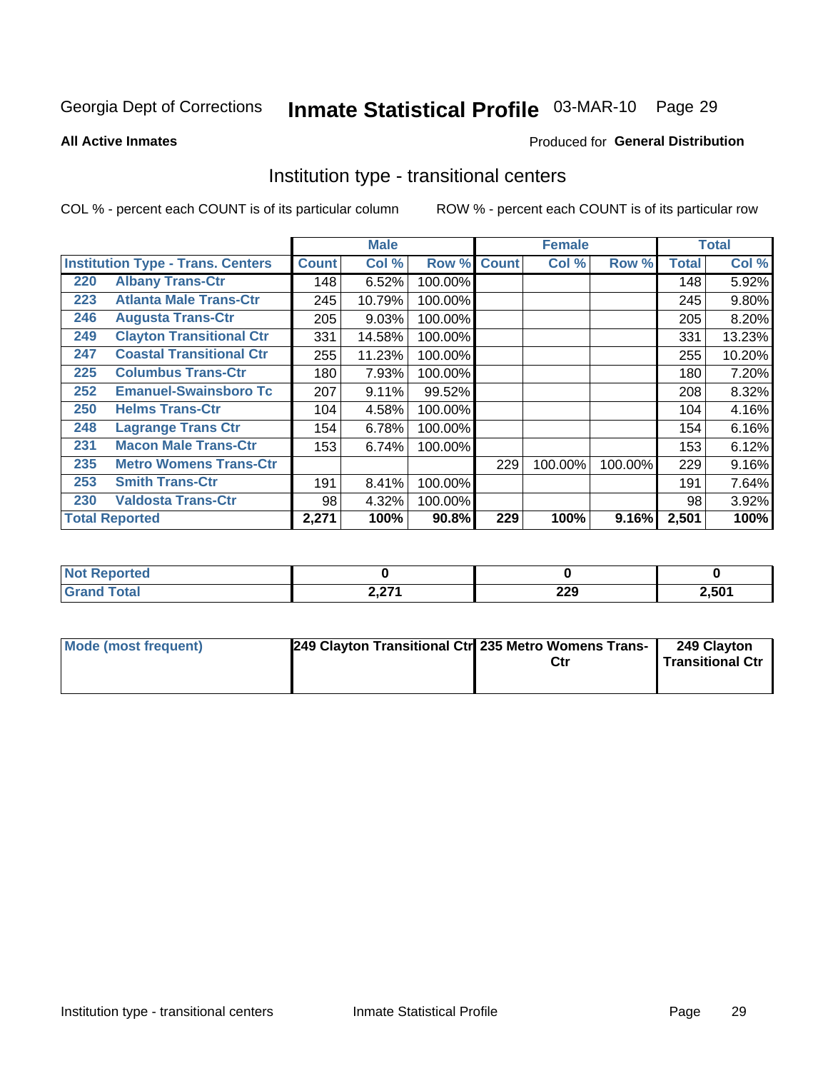Georgia Dept of Corrections **Inmate Statistical Profile** 03-MAR-10

**All Active Inmates**

Produced for **General Distribution**

## Institution type - transitional centers

COL % - percent each COUNT is of its particular column

ROW % - percent each COUNT is of its particular row

| | | Male | | | Female | | | Total | |
|---|---|---|---|---|---|---|---|---|---|
| **Institution Type - Trans. Centers** | | **Count** | **Col %** | **Row %** | **Count** | **Col %** | **Row %** | **Total** | **Col %** |
| 220 | Albany Trans-Ctr | 148 | 6.52% | 100.00% | | | | 148 | 5.92% |
| 223 | Atlanta Male Trans-Ctr | 245 | 10.79% | 100.00% | | | | 245 | 9.80% |
| 246 | Augusta Trans-Ctr | 205 | 9.03% | 100.00% | | | | 205 | 8.20% |
| 249 | Clayton Transitional Ctr | 331 | 14.58% | 100.00% | | | | 331 | 13.23% |
| 247 | Coastal Transitional Ctr | 255 | 11.23% | 100.00% | | | | 255 | 10.20% |
| 225 | Columbus Trans-Ctr | 180 | 7.93% | 100.00% | | | | 180 | 7.20% |
| 252 | Emanuel-Swainsboro Tc | 207 | 9.11% | 99.52% | | | | 208 | 8.32% |
| 250 | Helms Trans-Ctr | 104 | 4.58% | 100.00% | | | | 104 | 4.16% |
| 248 | Lagrange Trans Ctr | 154 | 6.78% | 100.00% | | | | 154 | 6.16% |
| 231 | Macon Male Trans-Ctr | 153 | 6.74% | 100.00% | | | | 153 | 6.12% |
| 235 | Metro Womens Trans-Ctr | | | | 229 | 100.00% | 100.00% | 229 | 9.16% |
| 253 | Smith Trans-Ctr | 191 | 8.41% | 100.00% | | | | 191 | 7.64% |
| 230 | Valdosta Trans-Ctr | 98 | 4.32% | 100.00% | | | | 98 | 3.92% |
| **Total Reported** | | **2,271** | **100%** | **90.8%** | **229** | **100%** | **9.16%** | **2,501** | **100%** |

| | Male | Female | Total |
|---|---|---|---|
| **Not Reported** | **0** | **0** | **0** |
| **Grand Total** | **2,271** | **229** | **2,501** |

| | Male | Female | Total |
|---|---|---|---|
| **Mode (most frequent)** | **249 Clayton Transitional Ctr** | **235 Metro Womens Trans-Ctr** | **249 Clayton Transitional Ctr** |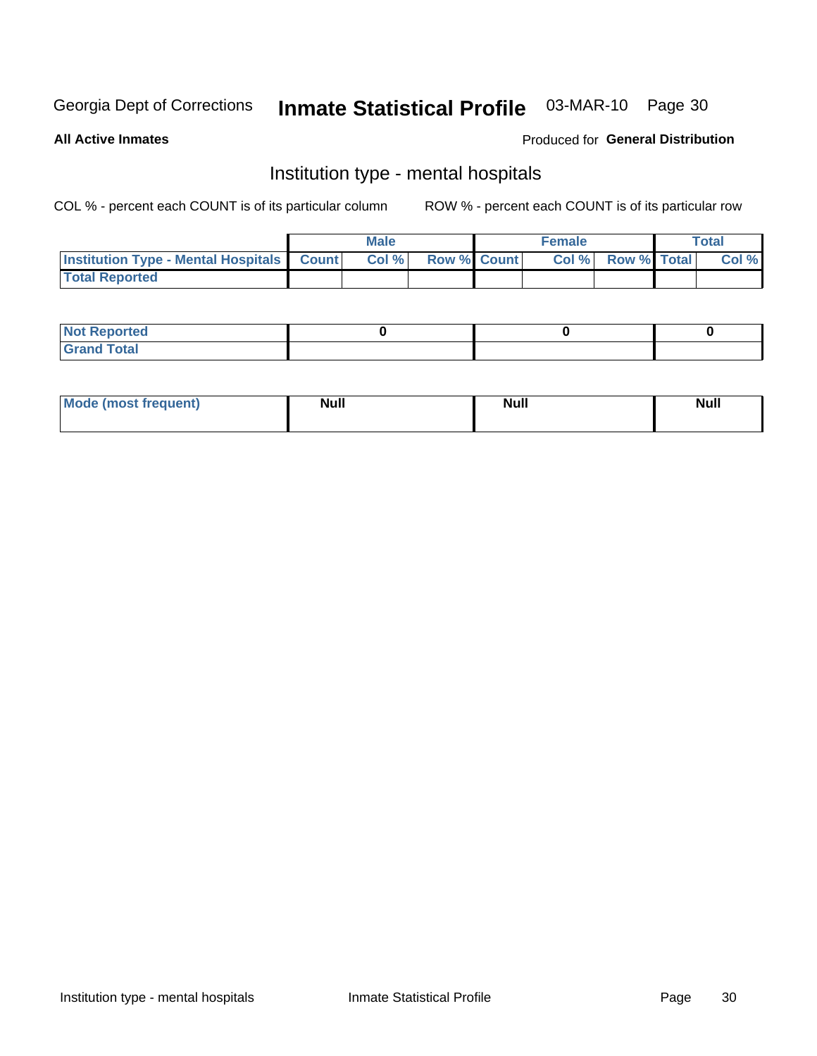Georgia Dept of Corrections **Inmate Statistical Profile** 03-MAR-10 Page 30

**All Active Inmates**

Produced for **General Distribution**

## Institution type - mental hospitals

COL % - percent each COUNT is of its particular column

ROW % - percent each COUNT is of its particular row

| | Male | | | Female | | | Total | |
|---|---|---|---|---|---|---|---|---|
| **Institution Type - Mental Hospitals** | **Count** | **Col %** | **Row %** | **Count** | **Col %** | **Row %** | **Total** | **Col %** |
| **Total Reported** | | | | | | | | |

| | Male | Female | Total |
|---|---|---|---|
| **Not Reported** | 0 | 0 | 0 |
| **Grand Total** | | | |

| | Male | Female | Total |
|---|---|---|---|
| **Mode (most frequent)** | Null | Null | Null |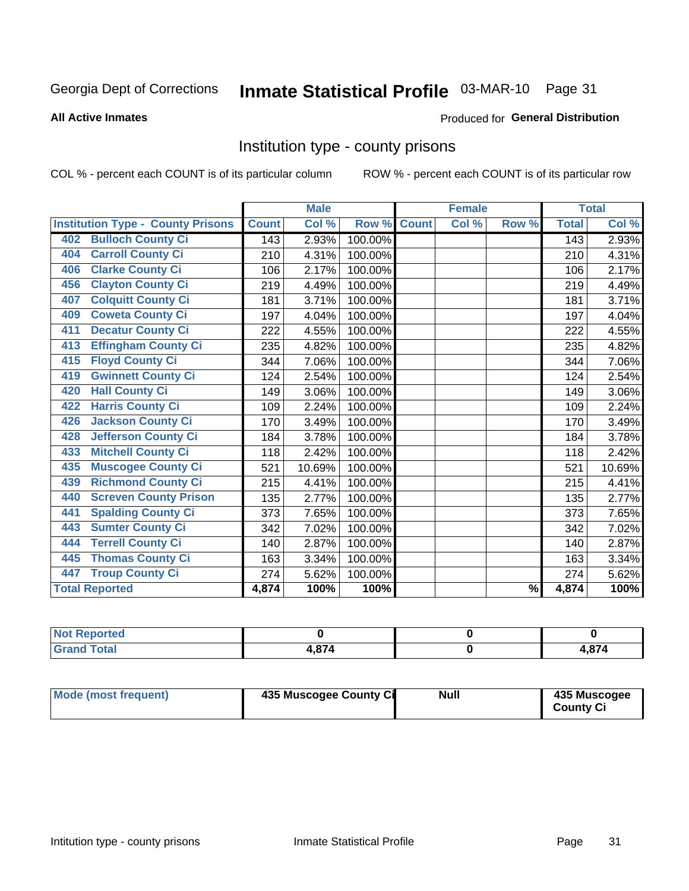Georgia Dept of Corrections **Inmate Statistical Profile** 03-MAR-10

**All Active Inmates**

Produced for **General Distribution**

## Institution type - county prisons

COL % - percent each COUNT is of its particular column

ROW % - percent each COUNT is of its particular row

| Institution Type - County Prisons | Male | | | Female | | | Total | |
|---|---|---|---|---|---|---|---|---|
| | Count | Col % | Row % | Count | Col % | Row % | Total | Col % |
| 402 Bulloch County Ci | 143 | 2.93% | 100.00% | | | | 143 | 2.93% |
| 404 Carroll County Ci | 210 | 4.31% | 100.00% | | | | 210 | 4.31% |
| 406 Clarke County Ci | 106 | 2.17% | 100.00% | | | | 106 | 2.17% |
| 456 Clayton County Ci | 219 | 4.49% | 100.00% | | | | 219 | 4.49% |
| 407 Colquitt County Ci | 181 | 3.71% | 100.00% | | | | 181 | 3.71% |
| 409 Coweta County Ci | 197 | 4.04% | 100.00% | | | | 197 | 4.04% |
| 411 Decatur County Ci | 222 | 4.55% | 100.00% | | | | 222 | 4.55% |
| 413 Effingham County Ci | 235 | 4.82% | 100.00% | | | | 235 | 4.82% |
| 415 Floyd County Ci | 344 | 7.06% | 100.00% | | | | 344 | 7.06% |
| 419 Gwinnett County Ci | 124 | 2.54% | 100.00% | | | | 124 | 2.54% |
| 420 Hall County Ci | 149 | 3.06% | 100.00% | | | | 149 | 3.06% |
| 422 Harris County Ci | 109 | 2.24% | 100.00% | | | | 109 | 2.24% |
| 426 Jackson County Ci | 170 | 3.49% | 100.00% | | | | 170 | 3.49% |
| 428 Jefferson County Ci | 184 | 3.78% | 100.00% | | | | 184 | 3.78% |
| 433 Mitchell County Ci | 118 | 2.42% | 100.00% | | | | 118 | 2.42% |
| 435 Muscogee County Ci | 521 | 10.69% | 100.00% | | | | 521 | 10.69% |
| 439 Richmond County Ci | 215 | 4.41% | 100.00% | | | | 215 | 4.41% |
| 440 Screven County Prison | 135 | 2.77% | 100.00% | | | | 135 | 2.77% |
| 441 Spalding County Ci | 373 | 7.65% | 100.00% | | | | 373 | 7.65% |
| 443 Sumter County Ci | 342 | 7.02% | 100.00% | | | | 342 | 7.02% |
| 444 Terrell County Ci | 140 | 2.87% | 100.00% | | | | 140 | 2.87% |
| 445 Thomas County Ci | 163 | 3.34% | 100.00% | | | | 163 | 3.34% |
| 447 Troup County Ci | 274 | 5.62% | 100.00% | | | | 274 | 5.62% |
| **Total Reported** | **4,874** | **100%** | **100%** | | | **%** | **4,874** | **100%** |

| | Male | Female | Total |
|---|---|---|---|
| **Not Reported** | **0** | **0** | **0** |
| **Grand Total** | **4,874** | **0** | **4,874** |

| | Male | Female | Total |
|---|---|---|---|
| **Mode (most frequent)** | **435 Muscogee County Ci** | **Null** | **435 Muscogee County Ci** |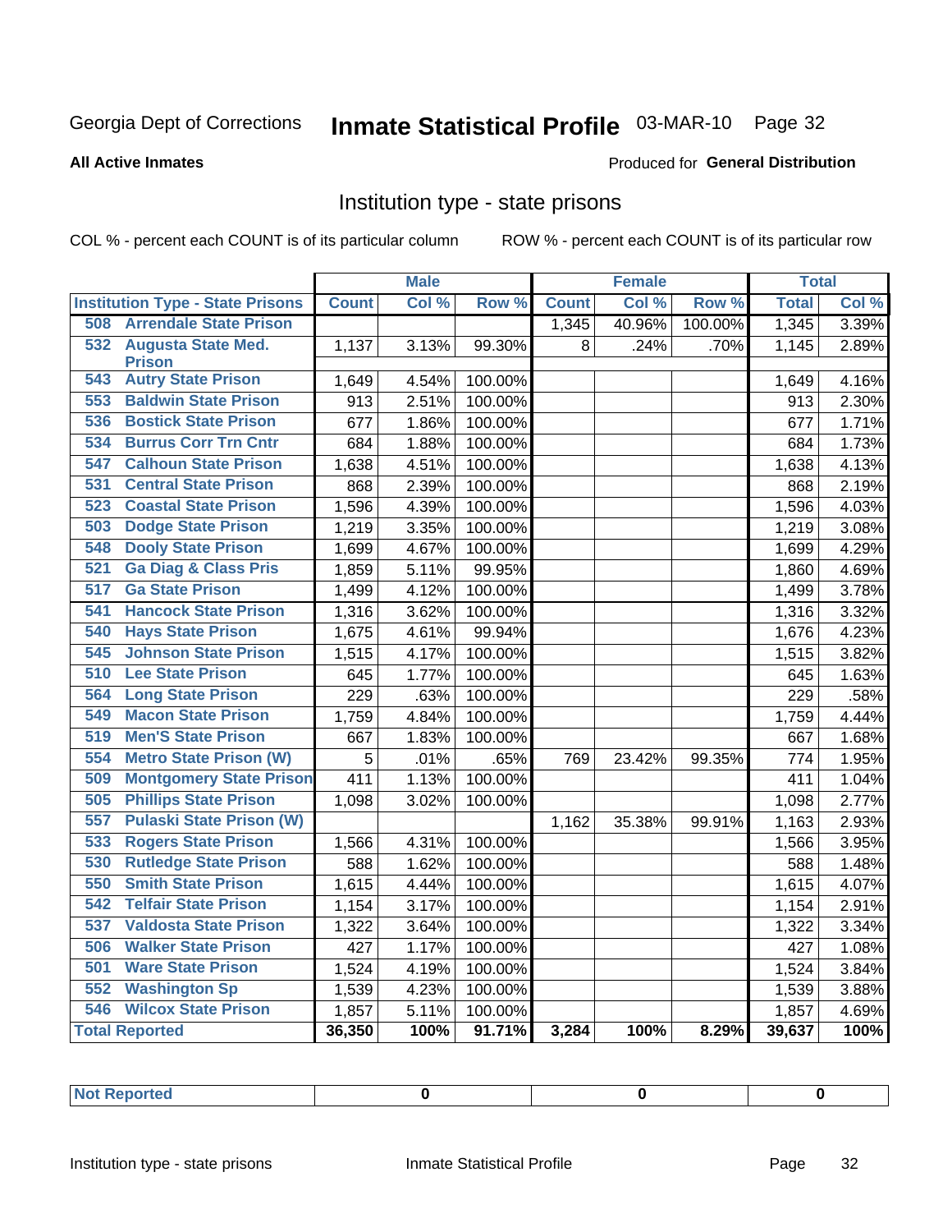Georgia Dept of Corrections **Inmate Statistical Profile** 03-MAR-10

**All Active Inmates**

Produced for **General Distribution**

## Institution type - state prisons

COL % - percent each COUNT is of its particular column ROW % - percent each COUNT is of its particular row

| | Male | | | Female | | | Total | |
|---|---|---|---|---|---|---|---|---|
| **Institution Type - State Prisons** | **Count** | **Col %** | **Row %** | **Count** | **Col %** | **Row %** | **Total** | **Col %** |
| **508 Arrendale State Prison** | | | | 1,345 | 40.96% | 100.00% | 1,345 | 3.39% |
| **532 Augusta State Med. Prison** | 1,137 | 3.13% | 99.30% | 8 | .24% | .70% | 1,145 | 2.89% |
| **543 Autry State Prison** | 1,649 | 4.54% | 100.00% | | | | 1,649 | 4.16% |
| **553 Baldwin State Prison** | 913 | 2.51% | 100.00% | | | | 913 | 2.30% |
| **536 Bostick State Prison** | 677 | 1.86% | 100.00% | | | | 677 | 1.71% |
| **534 Burrus Corr Trn Cntr** | 684 | 1.88% | 100.00% | | | | 684 | 1.73% |
| **547 Calhoun State Prison** | 1,638 | 4.51% | 100.00% | | | | 1,638 | 4.13% |
| **531 Central State Prison** | 868 | 2.39% | 100.00% | | | | 868 | 2.19% |
| **523 Coastal State Prison** | 1,596 | 4.39% | 100.00% | | | | 1,596 | 4.03% |
| **503 Dodge State Prison** | 1,219 | 3.35% | 100.00% | | | | 1,219 | 3.08% |
| **548 Dooly State Prison** | 1,699 | 4.67% | 100.00% | | | | 1,699 | 4.29% |
| **521 Ga Diag & Class Pris** | 1,859 | 5.11% | 99.95% | | | | 1,860 | 4.69% |
| **517 Ga State Prison** | 1,499 | 4.12% | 100.00% | | | | 1,499 | 3.78% |
| **541 Hancock State Prison** | 1,316 | 3.62% | 100.00% | | | | 1,316 | 3.32% |
| **540 Hays State Prison** | 1,675 | 4.61% | 99.94% | | | | 1,676 | 4.23% |
| **545 Johnson State Prison** | 1,515 | 4.17% | 100.00% | | | | 1,515 | 3.82% |
| **510 Lee State Prison** | 645 | 1.77% | 100.00% | | | | 645 | 1.63% |
| **564 Long State Prison** | 229 | .63% | 100.00% | | | | 229 | .58% |
| **549 Macon State Prison** | 1,759 | 4.84% | 100.00% | | | | 1,759 | 4.44% |
| **519 Men'S State Prison** | 667 | 1.83% | 100.00% | | | | 667 | 1.68% |
| **554 Metro State Prison (W)** | 5 | .01% | .65% | 769 | 23.42% | 99.35% | 774 | 1.95% |
| **509 Montgomery State Prison** | 411 | 1.13% | 100.00% | | | | 411 | 1.04% |
| **505 Phillips State Prison** | 1,098 | 3.02% | 100.00% | | | | 1,098 | 2.77% |
| **557 Pulaski State Prison (W)** | | | | 1,162 | 35.38% | 99.91% | 1,163 | 2.93% |
| **533 Rogers State Prison** | 1,566 | 4.31% | 100.00% | | | | 1,566 | 3.95% |
| **530 Rutledge State Prison** | 588 | 1.62% | 100.00% | | | | 588 | 1.48% |
| **550 Smith State Prison** | 1,615 | 4.44% | 100.00% | | | | 1,615 | 4.07% |
| **542 Telfair State Prison** | 1,154 | 3.17% | 100.00% | | | | 1,154 | 2.91% |
| **537 Valdosta State Prison** | 1,322 | 3.64% | 100.00% | | | | 1,322 | 3.34% |
| **506 Walker State Prison** | 427 | 1.17% | 100.00% | | | | 427 | 1.08% |
| **501 Ware State Prison** | 1,524 | 4.19% | 100.00% | | | | 1,524 | 3.84% |
| **552 Washington Sp** | 1,539 | 4.23% | 100.00% | | | | 1,539 | 3.88% |
| **546 Wilcox State Prison** | 1,857 | 5.11% | 100.00% | | | | 1,857 | 4.69% |
| **Total Reported** | **36,350** | **100%** | **91.71%** | **3,284** | **100%** | **8.29%** | **39,637** | **100%** |

| | Male | Female | Total |
|---|---|---|---|
| **Not Reported** | **0** | **0** | **0** |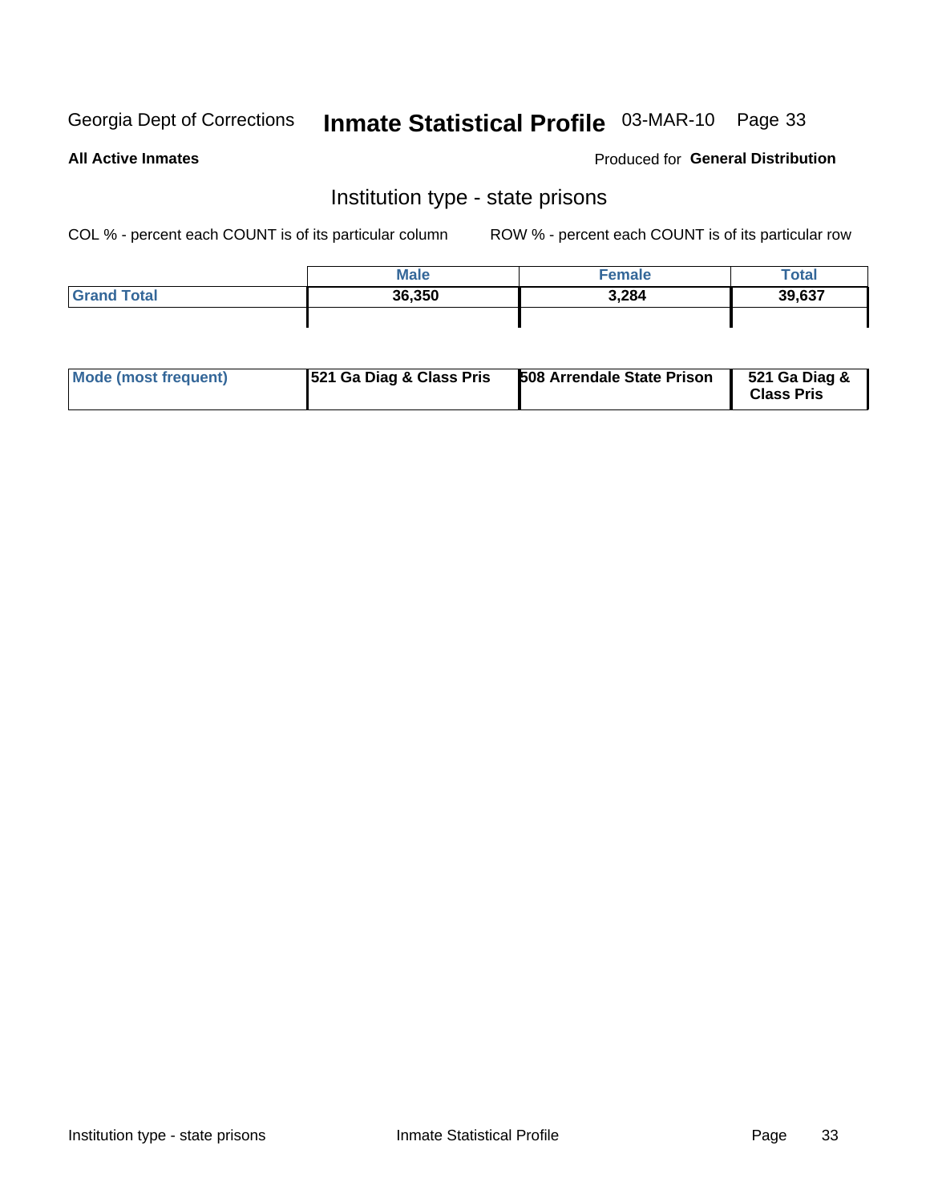Georgia Dept of Corrections **Inmate Statistical Profile** 03-MAR-10

**All Active Inmates**

Produced for **General Distribution**

## Institution type - state prisons

COL % - percent each COUNT is of its particular column

ROW % - percent each COUNT is of its particular row

| | Male | Female | Total |
|---|---|---|---|
| **Grand Total** | **36,350** | **3,284** | **39,637** |

| | | | |
|---|---|---|---|
| **Mode (most frequent)** | **521 Ga Diag & Class Pris** | **508 Arrendale State Prison** | **521 Ga Diag & Class Pris** |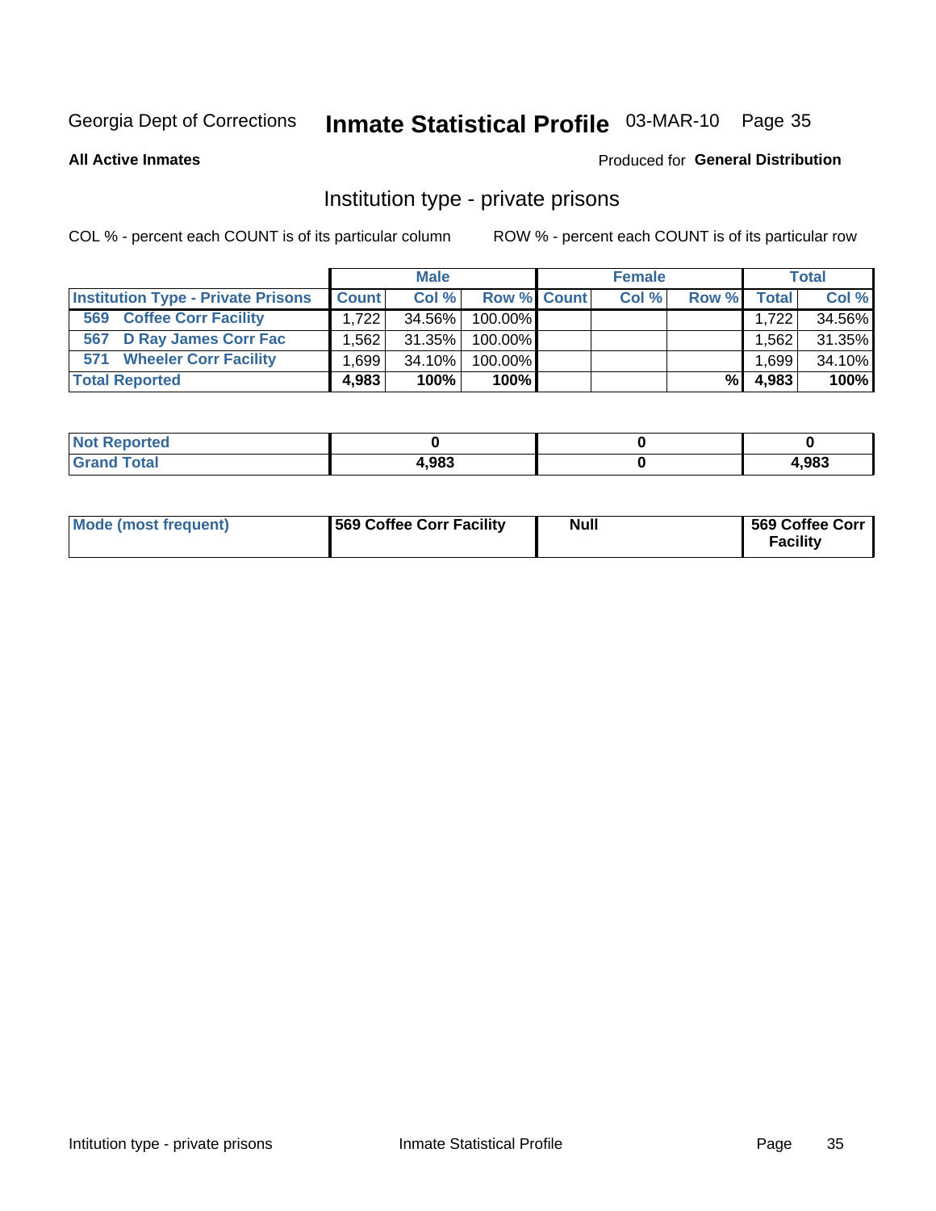Georgia Dept of Corrections **Inmate Statistical Profile** 03-MAR-10 Page 35

**All Active Inmates**

Produced for **General Distribution**

## Institution type - private prisons

COL % - percent each COUNT is of its particular column ROW % - percent each COUNT is of its particular row

| | Male | | | Female | | | Total | |
|---|---|---|---|---|---|---|---|---|
| **Institution Type - Private Prisons** | **Count** | **Col %** | **Row %** | **Count** | **Col %** | **Row %** | **Total** | **Col %** |
| **569 Coffee Corr Facility** | 1,722 | 34.56% | 100.00% | | | | 1,722 | 34.56% |
| **567 D Ray James Corr Fac** | 1,562 | 31.35% | 100.00% | | | | 1,562 | 31.35% |
| **571 Wheeler Corr Facility** | 1,699 | 34.10% | 100.00% | | | | 1,699 | 34.10% |
| **Total Reported** | **4,983** | **100%** | **100%** | | | **%** | **4,983** | **100%** |

| | Male | Female | Total |
|---|---|---|---|
| **Not Reported** | **0** | **0** | **0** |
| **Grand Total** | **4,983** | **0** | **4,983** |

| | Male | Female | Total |
|---|---|---|---|
| **Mode (most frequent)** | **569 Coffee Corr Facility** | **Null** | **569 Coffee Corr Facility** |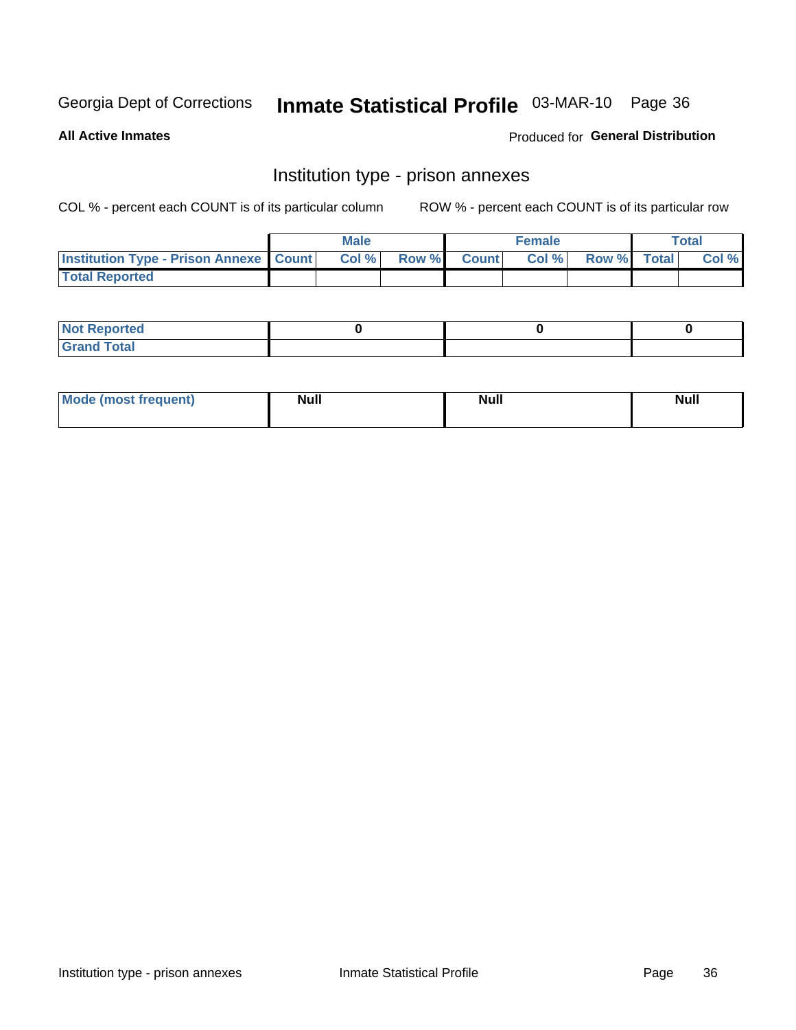Georgia Dept of Corrections **Inmate Statistical Profile** 03-MAR-10

**All Active Inmates**

Produced for **General Distribution**

## Institution type - prison annexes

COL % - percent each COUNT is of its particular column ROW % - percent each COUNT is of its particular row

| | Male | | | Female | | | Total | |
|---|---|---|---|---|---|---|---|---|
| Institution Type - Prison Annexe | Count | Col % | Row % | Count | Col % | Row % | Total | Col % |
| Total Reported | | | | | | | | |
| Not Reported | 0 | | | 0 | | | 0 | |
| Grand Total | | | | | | | | |

| | Male | Female | Total |
|---|---|---|---|
| Mode (most frequent) | Null | Null | Null |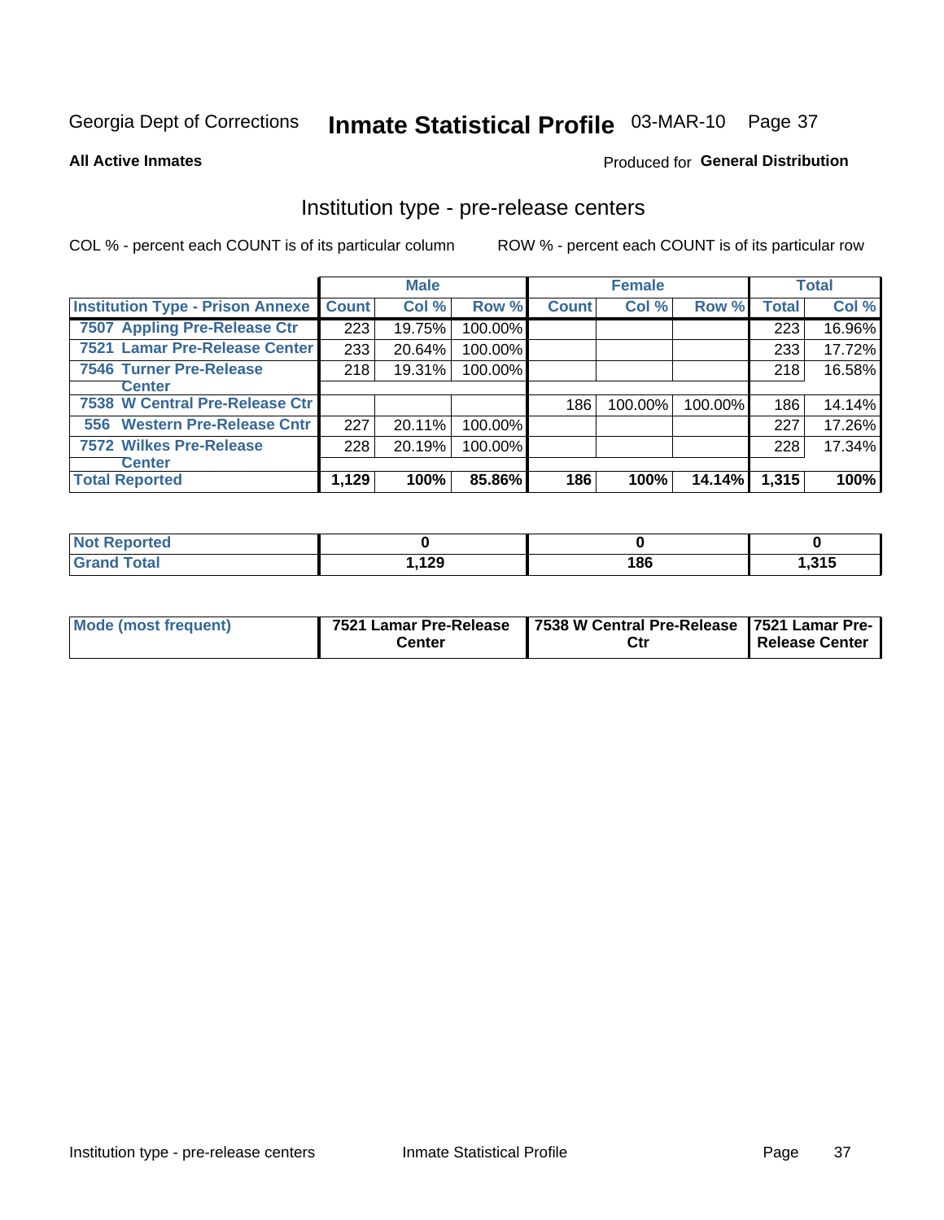Georgia Dept of Corrections **Inmate Statistical Profile** 03-MAR-10

**All Active Inmates**

Produced for **General Distribution**

## Institution type - pre-release centers

COL % - percent each COUNT is of its particular column

ROW % - percent each COUNT is of its particular row

| | Male | | | Female | | | Total | |
|---|---|---|---|---|---|---|---|---|
| **Institution Type - Prison Annexe** | **Count** | **Col %** | **Row %** | **Count** | **Col %** | **Row %** | **Total** | **Col %** |
| 7507 Appling Pre-Release Ctr | 223 | 19.75% | 100.00% | | | | 223 | 16.96% |
| 7521 Lamar Pre-Release Center | 233 | 20.64% | 100.00% | | | | 233 | 17.72% |
| 7546 Turner Pre-Release Center | 218 | 19.31% | 100.00% | | | | 218 | 16.58% |
| 7538 W Central Pre-Release Ctr | | | | 186 | 100.00% | 100.00% | 186 | 14.14% |
| 556 Western Pre-Release Cntr | 227 | 20.11% | 100.00% | | | | 227 | 17.26% |
| 7572 Wilkes Pre-Release Center | 228 | 20.19% | 100.00% | | | | 228 | 17.34% |
| **Total Reported** | **1,129** | **100%** | **85.86%** | **186** | **100%** | **14.14%** | **1,315** | **100%** |

| | Male | Female | Total |
|---|---|---|---|
| **Not Reported** | **0** | **0** | **0** |
| **Grand Total** | **1,129** | **186** | **1,315** |

| | Male | Female | Total |
|---|---|---|---|
| **Mode (most frequent)** | **7521 Lamar Pre-Release Center** | **7538 W Central Pre-Release Ctr** | **7521 Lamar Pre-Release Center** |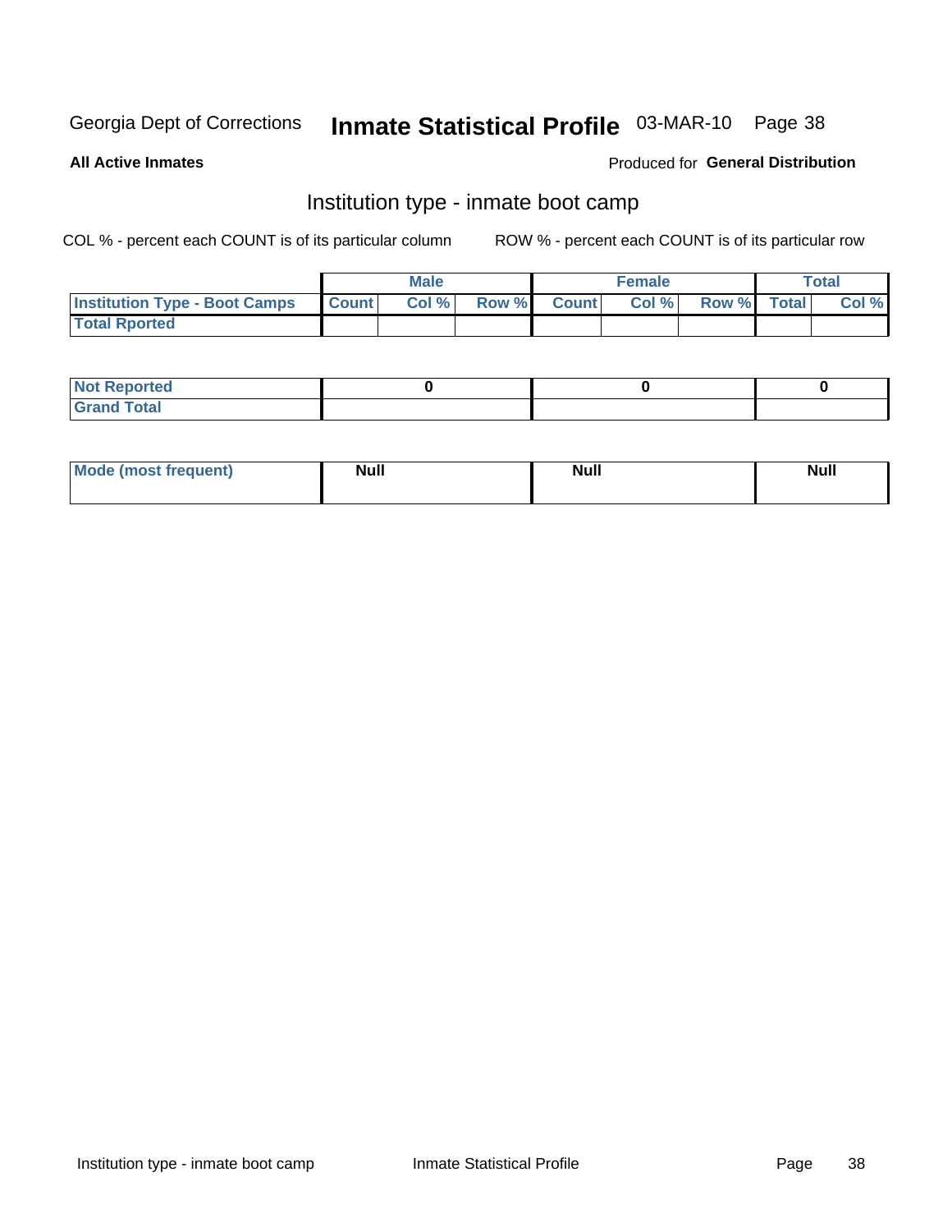Georgia Dept of Corrections **Inmate Statistical Profile** 03-MAR-10

**All Active Inmates**

Produced for **General Distribution**

## Institution type - inmate boot camp

COL % - percent each COUNT is of its particular column

ROW % - percent each COUNT is of its particular row

| | Male | | | Female | | | Total | |
|---|---|---|---|---|---|---|---|---|
| **Institution Type - Boot Camps** | **Count** | **Col %** | **Row %** | **Count** | **Col %** | **Row %** | **Total** | **Col %** |
| **Total Rported** | | | | | | | | |

| | Male | Female | Total |
|---|---|---|---|
| **Not Reported** | 0 | 0 | 0 |
| **Grand Total** | | | |

| | Male | Female | Total |
|---|---|---|---|
| **Mode (most frequent)** | Null | Null | Null |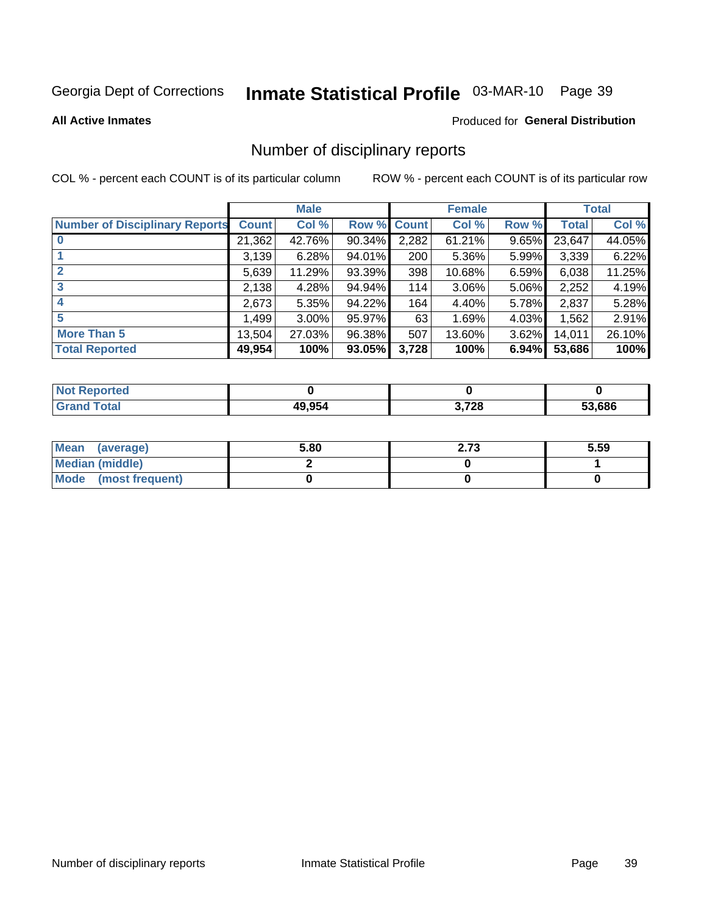Georgia Dept of Corrections **Inmate Statistical Profile** 03-MAR-10 Page 39

**All Active Inmates**

Produced for **General Distribution**

## Number of disciplinary reports

COL % - percent each COUNT is of its particular column ROW % - percent each COUNT is of its particular row

| | Male | | | Female | | | Total | |
|---|---|---|---|---|---|---|---|---|
| **Number of Disciplinary Reports** | **Count** | **Col %** | **Row %** | **Count** | **Col %** | **Row %** | **Total** | **Col %** |
| **0** | 21,362 | 42.76% | 90.34% | 2,282 | 61.21% | 9.65% | 23,647 | 44.05% |
| **1** | 3,139 | 6.28% | 94.01% | 200 | 5.36% | 5.99% | 3,339 | 6.22% |
| **2** | 5,639 | 11.29% | 93.39% | 398 | 10.68% | 6.59% | 6,038 | 11.25% |
| **3** | 2,138 | 4.28% | 94.94% | 114 | 3.06% | 5.06% | 2,252 | 4.19% |
| **4** | 2,673 | 5.35% | 94.22% | 164 | 4.40% | 5.78% | 2,837 | 5.28% |
| **5** | 1,499 | 3.00% | 95.97% | 63 | 1.69% | 4.03% | 1,562 | 2.91% |
| **More Than 5** | 13,504 | 27.03% | 96.38% | 507 | 13.60% | 3.62% | 14,011 | 26.10% |
| **Total Reported** | **49,954** | **100%** | **93.05%** | **3,728** | **100%** | **6.94%** | **53,686** | **100%** |

| | Male | Female | Total |
|---|---|---|---|
| **Not Reported** | **0** | **0** | **0** |
| **Grand Total** | **49,954** | **3,728** | **53,686** |

| | Male | Female | Total |
|---|---|---|---|
| **Mean (average)** | **5.80** | **2.73** | **5.59** |
| **Median (middle)** | **2** | **0** | **1** |
| **Mode (most frequent)** | **0** | **0** | **0** |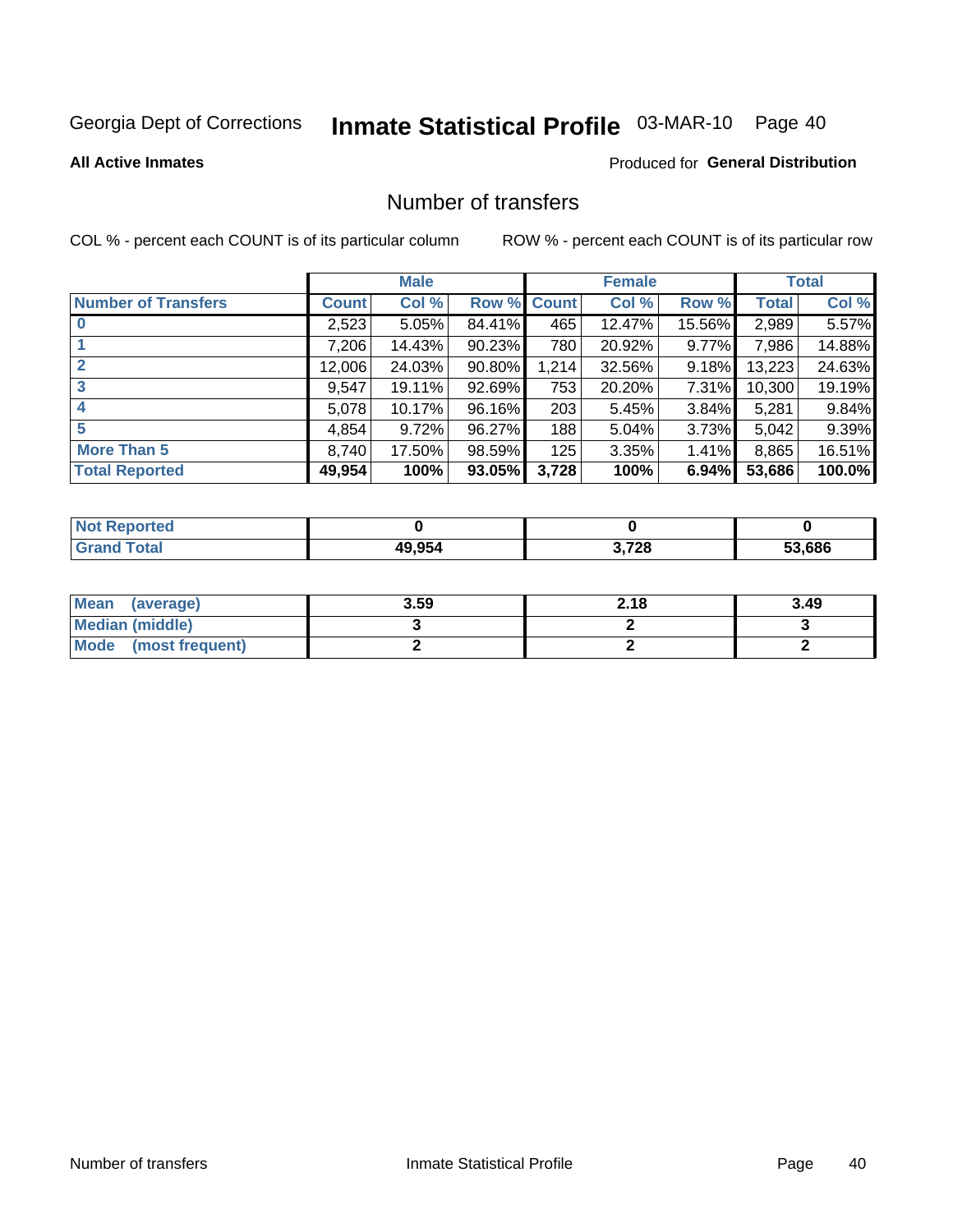Georgia Dept of Corrections **Inmate Statistical Profile** 03-MAR-10

**All Active Inmates**

Produced for **General Distribution**

## Number of transfers

COL % - percent each COUNT is of its particular column

ROW % - percent each COUNT is of its particular row

| | Male | | | Female | | | Total | |
|---|---|---|---|---|---|---|---|---|
| **Number of Transfers** | **Count** | **Col %** | **Row %** | **Count** | **Col %** | **Row %** | **Total** | **Col %** |
| **0** | 2,523 | 5.05% | 84.41% | 465 | 12.47% | 15.56% | 2,989 | 5.57% |
| **1** | 7,206 | 14.43% | 90.23% | 780 | 20.92% | 9.77% | 7,986 | 14.88% |
| **2** | 12,006 | 24.03% | 90.80% | 1,214 | 32.56% | 9.18% | 13,223 | 24.63% |
| **3** | 9,547 | 19.11% | 92.69% | 753 | 20.20% | 7.31% | 10,300 | 19.19% |
| **4** | 5,078 | 10.17% | 96.16% | 203 | 5.45% | 3.84% | 5,281 | 9.84% |
| **5** | 4,854 | 9.72% | 96.27% | 188 | 5.04% | 3.73% | 5,042 | 9.39% |
| **More Than 5** | 8,740 | 17.50% | 98.59% | 125 | 3.35% | 1.41% | 8,865 | 16.51% |
| **Total Reported** | **49,954** | **100%** | **93.05%** | **3,728** | **100%** | **6.94%** | **53,686** | **100.0%** |

| | Male | Female | Total |
|---|---|---|---|
| **Not Reported** | **0** | **0** | **0** |
| **Grand Total** | **49,954** | **3,728** | **53,686** |

| | Male | Female | Total |
|---|---|---|---|
| **Mean (average)** | **3.59** | **2.18** | **3.49** |
| **Median (middle)** | **3** | **2** | **3** |
| **Mode (most frequent)** | **2** | **2** | **2** |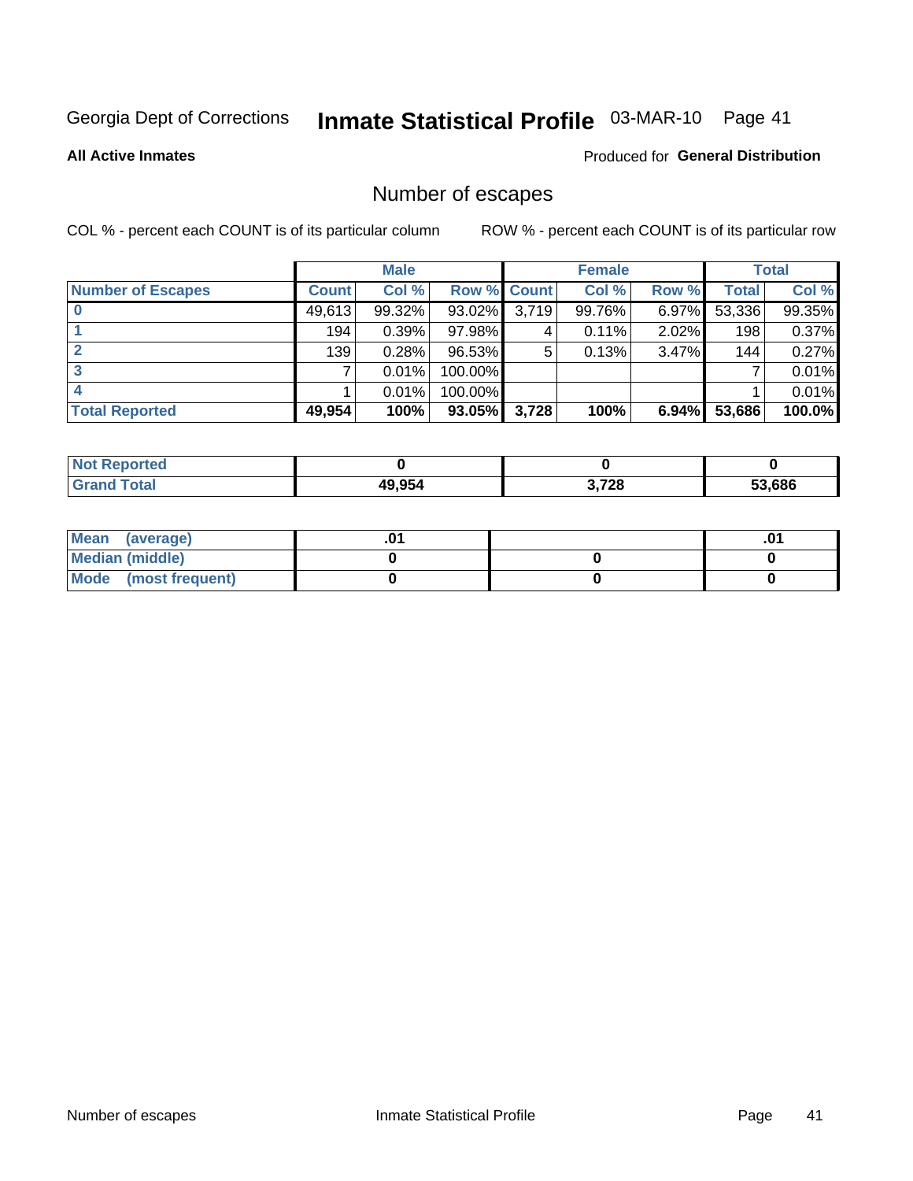Georgia Dept of Corrections **Inmate Statistical Profile** 03-MAR-10

**All Active Inmates**

Produced for **General Distribution**

## Number of escapes

COL % - percent each COUNT is of its particular column

ROW % - percent each COUNT is of its particular row

| | Male | | | Female | | | Total | |
|---|---|---|---|---|---|---|---|---|
| **Number of Escapes** | **Count** | **Col %** | **Row %** | **Count** | **Col %** | **Row %** | **Total** | **Col %** |
| **0** | 49,613 | 99.32% | 93.02% | 3,719 | 99.76% | 6.97% | 53,336 | 99.35% |
| **1** | 194 | 0.39% | 97.98% | 4 | 0.11% | 2.02% | 198 | 0.37% |
| **2** | 139 | 0.28% | 96.53% | 5 | 0.13% | 3.47% | 144 | 0.27% |
| **3** | 7 | 0.01% | 100.00% | | | | 7 | 0.01% |
| **4** | 1 | 0.01% | 100.00% | | | | 1 | 0.01% |
| **Total Reported** | **49,954** | **100%** | **93.05%** | **3,728** | **100%** | **6.94%** | **53,686** | **100.0%** |

| | Male | Female | Total |
|---|---|---|---|
| **Not Reported** | **0** | **0** | **0** |
| **Grand Total** | **49,954** | **3,728** | **53,686** |

| | Male | Female | Total |
|---|---|---|---|
| **Mean (average)** | **.01** | | **.01** |
| **Median (middle)** | **0** | **0** | **0** |
| **Mode (most frequent)** | **0** | **0** | **0** |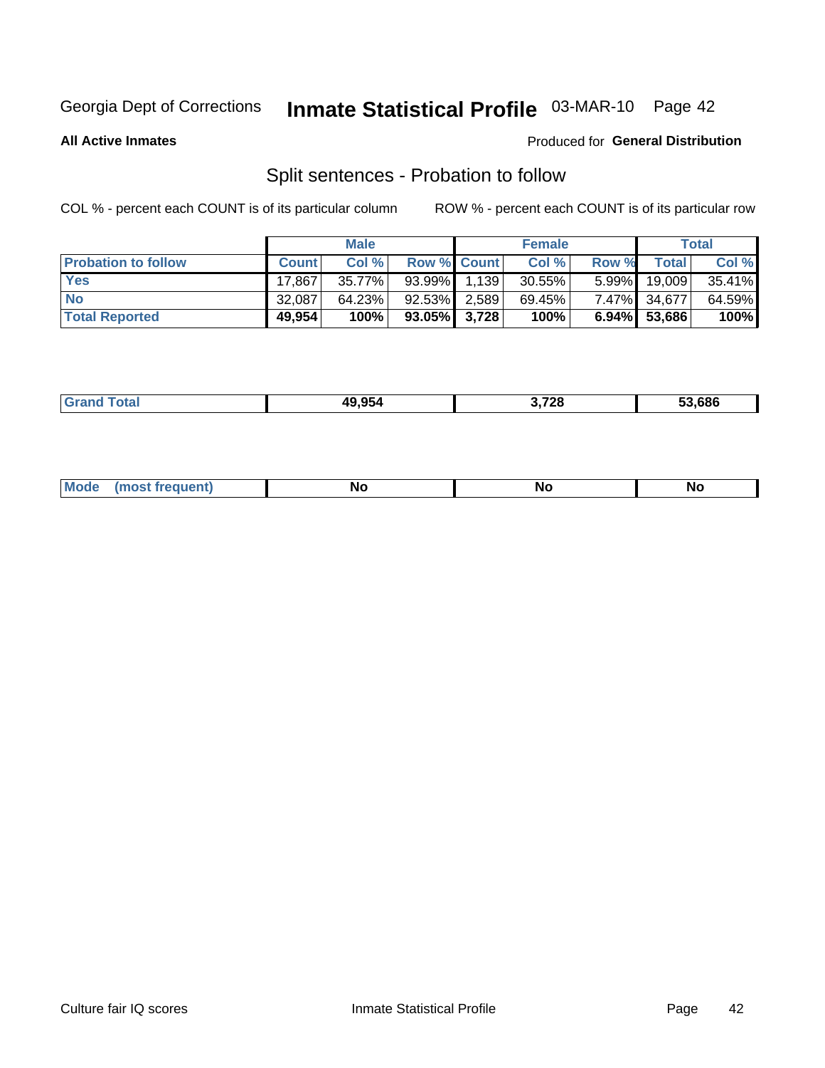Georgia Dept of Corrections **Inmate Statistical Profile** 03-MAR-10 Page 42

**All Active Inmates**

Produced for **General Distribution**

## Split sentences - Probation to follow

COL % - percent each COUNT is of its particular column

ROW % - percent each COUNT is of its particular row

| | Male | | | Female | | | Total | |
|---|---|---|---|---|---|---|---|---|
| **Probation to follow** | **Count** | **Col %** | **Row %** | **Count** | **Col %** | **Row %** | **Total** | **Col %** |
| **Yes** | 17,867 | 35.77% | 93.99% | 1,139 | 30.55% | 5.99% | 19,009 | 35.41% |
| **No** | 32,087 | 64.23% | 92.53% | 2,589 | 69.45% | 7.47% | 34,677 | 64.59% |
| **Total Reported** | **49,954** | **100%** | **93.05%** | **3,728** | **100%** | **6.94%** | **53,686** | **100%** |

| | | | |
|---|---|---|---|
| **Grand Total** | **49,954** | **3,728** | **53,686** |

| | | | |
|---|---|---|---|
| **Mode (most frequent)** | **No** | **No** | **No** |

Culture fair IQ scores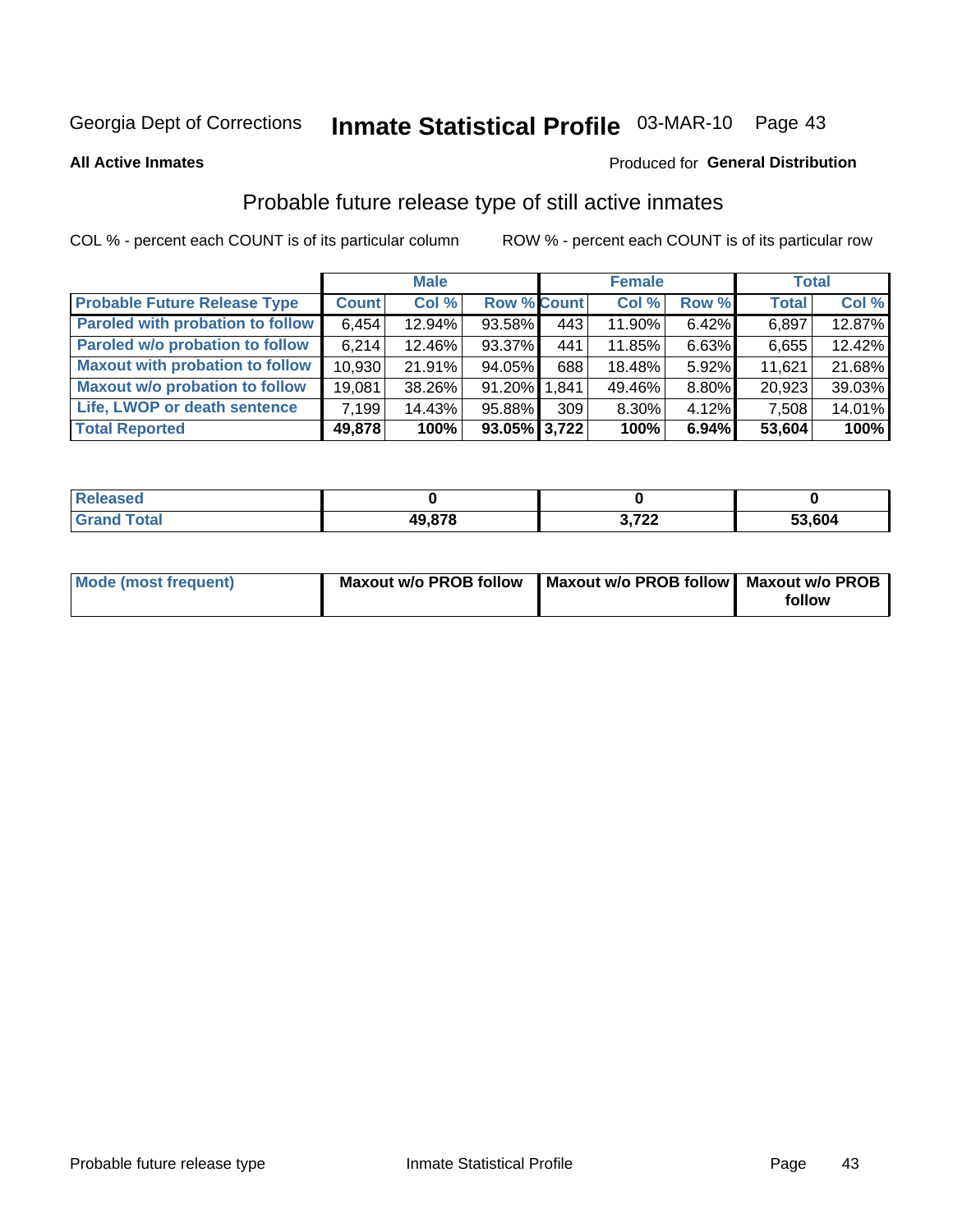Georgia Dept of Corrections **Inmate Statistical Profile** 03-MAR-10

**All Active Inmates**

Produced for **General Distribution**

## Probable future release type of still active inmates

COL % - percent each COUNT is of its particular column

ROW % - percent each COUNT is of its particular row

| | Male | | | Female | | | Total | |
|---|---|---|---|---|---|---|---|---|
| **Probable Future Release Type** | **Count** | **Col %** | **Row %** | **Count** | **Col %** | **Row %** | **Total** | **Col %** |
| **Paroled with probation to follow** | 6,454 | 12.94% | 93.58% | 443 | 11.90% | 6.42% | 6,897 | 12.87% |
| **Paroled w/o probation to follow** | 6,214 | 12.46% | 93.37% | 441 | 11.85% | 6.63% | 6,655 | 12.42% |
| **Maxout with probation to follow** | 10,930 | 21.91% | 94.05% | 688 | 18.48% | 5.92% | 11,621 | 21.68% |
| **Maxout w/o probation to follow** | 19,081 | 38.26% | 91.20% | 1,841 | 49.46% | 8.80% | 20,923 | 39.03% |
| **Life, LWOP or death sentence** | 7,199 | 14.43% | 95.88% | 309 | 8.30% | 4.12% | 7,508 | 14.01% |
| **Total Reported** | **49,878** | **100%** | **93.05%** | **3,722** | **100%** | **6.94%** | **53,604** | **100%** |

| | Male | Female | Total |
|---|---|---|---|
| **Released** | **0** | **0** | **0** |
| **Grand Total** | **49,878** | **3,722** | **53,604** |

| | Male | Female | Total |
|---|---|---|---|
| **Mode (most frequent)** | **Maxout w/o PROB follow** | **Maxout w/o PROB follow** | **Maxout w/o PROB follow** |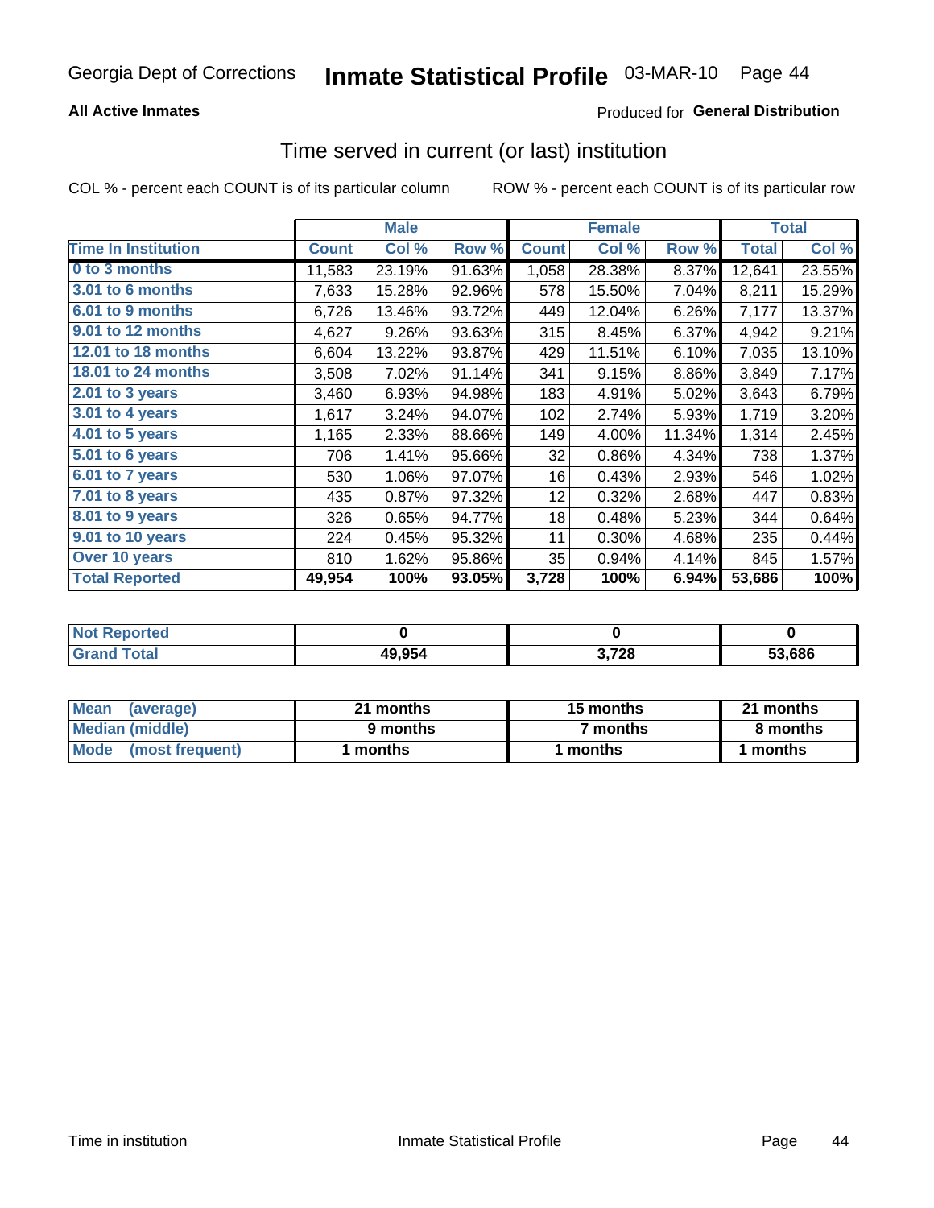Georgia Dept of Corrections **Inmate Statistical Profile** 03-MAR-10

**All Active Inmates**

Produced for **General Distribution**

## Time served in current (or last) institution

COL % - percent each COUNT is of its particular column    ROW % - percent each COUNT is of its particular row

| | Male | | | Female | | | Total | |
|---|---|---|---|---|---|---|---|---|
| **Time In Institution** | **Count** | **Col %** | **Row %** | **Count** | **Col %** | **Row %** | **Total** | **Col %** |
| 0 to 3 months | 11,583 | 23.19% | 91.63% | 1,058 | 28.38% | 8.37% | 12,641 | 23.55% |
| 3.01 to 6 months | 7,633 | 15.28% | 92.96% | 578 | 15.50% | 7.04% | 8,211 | 15.29% |
| 6.01 to 9 months | 6,726 | 13.46% | 93.72% | 449 | 12.04% | 6.26% | 7,177 | 13.37% |
| 9.01 to 12 months | 4,627 | 9.26% | 93.63% | 315 | 8.45% | 6.37% | 4,942 | 9.21% |
| 12.01 to 18 months | 6,604 | 13.22% | 93.87% | 429 | 11.51% | 6.10% | 7,035 | 13.10% |
| 18.01 to 24 months | 3,508 | 7.02% | 91.14% | 341 | 9.15% | 8.86% | 3,849 | 7.17% |
| 2.01 to 3 years | 3,460 | 6.93% | 94.98% | 183 | 4.91% | 5.02% | 3,643 | 6.79% |
| 3.01 to 4 years | 1,617 | 3.24% | 94.07% | 102 | 2.74% | 5.93% | 1,719 | 3.20% |
| 4.01 to 5 years | 1,165 | 2.33% | 88.66% | 149 | 4.00% | 11.34% | 1,314 | 2.45% |
| 5.01 to 6 years | 706 | 1.41% | 95.66% | 32 | 0.86% | 4.34% | 738 | 1.37% |
| 6.01 to 7 years | 530 | 1.06% | 97.07% | 16 | 0.43% | 2.93% | 546 | 1.02% |
| 7.01 to 8 years | 435 | 0.87% | 97.32% | 12 | 0.32% | 2.68% | 447 | 0.83% |
| 8.01 to 9 years | 326 | 0.65% | 94.77% | 18 | 0.48% | 5.23% | 344 | 0.64% |
| 9.01 to 10 years | 224 | 0.45% | 95.32% | 11 | 0.30% | 4.68% | 235 | 0.44% |
| Over 10 years | 810 | 1.62% | 95.86% | 35 | 0.94% | 4.14% | 845 | 1.57% |
| **Total Reported** | **49,954** | **100%** | **93.05%** | **3,728** | **100%** | **6.94%** | **53,686** | **100%** |

| | Male | Female | Total |
|---|---|---|---|
| Not Reported | **0** | **0** | **0** |
| Grand Total | **49,954** | **3,728** | **53,686** |

| | Male | Female | Total |
|---|---|---|---|
| Mean (average) | **21 months** | **15 months** | **21 months** |
| Median (middle) | **9 months** | **7 months** | **8 months** |
| Mode (most frequent) | **1 months** | **1 months** | **1 months** |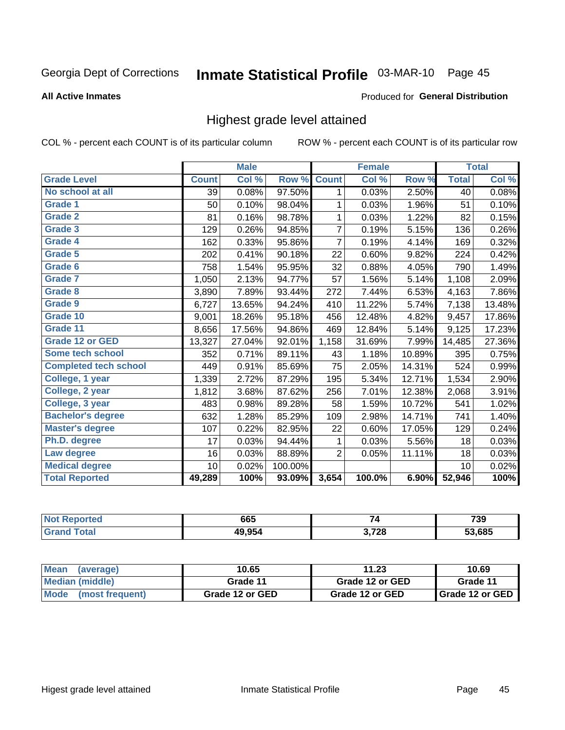Georgia Dept of Corrections **Inmate Statistical Profile** 03-MAR-10

**All Active Inmates**

Produced for **General Distribution**

## Highest grade level attained

COL % - percent each COUNT is of its particular column    ROW % - percent each COUNT is of its particular row

| | Male | | | Female | | | Total | |
|---|---|---|---|---|---|---|---|---|
| **Grade Level** | **Count** | **Col %** | **Row %** | **Count** | **Col %** | **Row %** | **Total** | **Col %** |
| No school at all | 39 | 0.08% | 97.50% | 1 | 0.03% | 2.50% | 40 | 0.08% |
| Grade 1 | 50 | 0.10% | 98.04% | 1 | 0.03% | 1.96% | 51 | 0.10% |
| Grade 2 | 81 | 0.16% | 98.78% | 1 | 0.03% | 1.22% | 82 | 0.15% |
| Grade 3 | 129 | 0.26% | 94.85% | 7 | 0.19% | 5.15% | 136 | 0.26% |
| Grade 4 | 162 | 0.33% | 95.86% | 7 | 0.19% | 4.14% | 169 | 0.32% |
| Grade 5 | 202 | 0.41% | 90.18% | 22 | 0.60% | 9.82% | 224 | 0.42% |
| Grade 6 | 758 | 1.54% | 95.95% | 32 | 0.88% | 4.05% | 790 | 1.49% |
| Grade 7 | 1,050 | 2.13% | 94.77% | 57 | 1.56% | 5.14% | 1,108 | 2.09% |
| Grade 8 | 3,890 | 7.89% | 93.44% | 272 | 7.44% | 6.53% | 4,163 | 7.86% |
| Grade 9 | 6,727 | 13.65% | 94.24% | 410 | 11.22% | 5.74% | 7,138 | 13.48% |
| Grade 10 | 9,001 | 18.26% | 95.18% | 456 | 12.48% | 4.82% | 9,457 | 17.86% |
| Grade 11 | 8,656 | 17.56% | 94.86% | 469 | 12.84% | 5.14% | 9,125 | 17.23% |
| Grade 12 or GED | 13,327 | 27.04% | 92.01% | 1,158 | 31.69% | 7.99% | 14,485 | 27.36% |
| Some tech school | 352 | 0.71% | 89.11% | 43 | 1.18% | 10.89% | 395 | 0.75% |
| Completed tech school | 449 | 0.91% | 85.69% | 75 | 2.05% | 14.31% | 524 | 0.99% |
| College, 1 year | 1,339 | 2.72% | 87.29% | 195 | 5.34% | 12.71% | 1,534 | 2.90% |
| College, 2 year | 1,812 | 3.68% | 87.62% | 256 | 7.01% | 12.38% | 2,068 | 3.91% |
| College, 3 year | 483 | 0.98% | 89.28% | 58 | 1.59% | 10.72% | 541 | 1.02% |
| Bachelor's degree | 632 | 1.28% | 85.29% | 109 | 2.98% | 14.71% | 741 | 1.40% |
| Master's degree | 107 | 0.22% | 82.95% | 22 | 0.60% | 17.05% | 129 | 0.24% |
| Ph.D. degree | 17 | 0.03% | 94.44% | 1 | 0.03% | 5.56% | 18 | 0.03% |
| Law degree | 16 | 0.03% | 88.89% | 2 | 0.05% | 11.11% | 18 | 0.03% |
| Medical degree | 10 | 0.02% | 100.00% | | | | 10 | 0.02% |
| **Total Reported** | **49,289** | **100%** | **93.09%** | **3,654** | **100.0%** | **6.90%** | **52,946** | **100%** |

| | Male | Female | Total |
|---|---|---|---|
| Not Reported | 665 | 74 | 739 |
| Grand Total | 49,954 | 3,728 | 53,685 |

| | Male | Female | Total |
|---|---|---|---|
| Mean (average) | 10.65 | 11.23 | 10.69 |
| Median (middle) | Grade 11 | Grade 12 or GED | Grade 11 |
| Mode (most frequent) | Grade 12 or GED | Grade 12 or GED | Grade 12 or GED |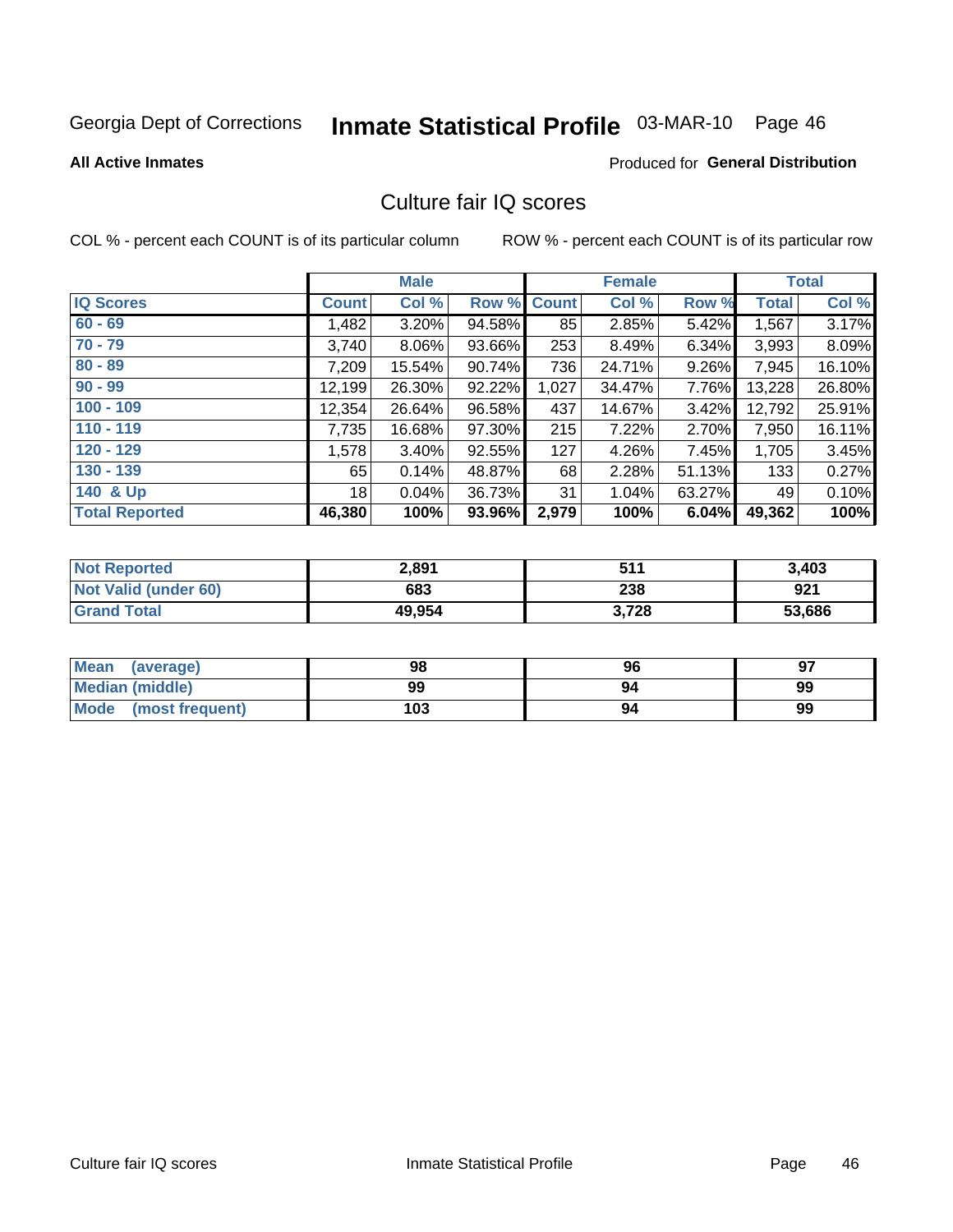Georgia Dept of Corrections **Inmate Statistical Profile** 03-MAR-10

**All Active Inmates**

Produced for **General Distribution**

## Culture fair IQ scores

COL % - percent each COUNT is of its particular column

ROW % - percent each COUNT is of its particular row

| | Male | | | Female | | | Total | |
|---|---|---|---|---|---|---|---|---|
| **IQ Scores** | **Count** | **Col %** | **Row %** | **Count** | **Col %** | **Row %** | **Total** | **Col %** |
| 60 - 69 | 1,482 | 3.20% | 94.58% | 85 | 2.85% | 5.42% | 1,567 | 3.17% |
| 70 - 79 | 3,740 | 8.06% | 93.66% | 253 | 8.49% | 6.34% | 3,993 | 8.09% |
| 80 - 89 | 7,209 | 15.54% | 90.74% | 736 | 24.71% | 9.26% | 7,945 | 16.10% |
| 90 - 99 | 12,199 | 26.30% | 92.22% | 1,027 | 34.47% | 7.76% | 13,228 | 26.80% |
| 100 - 109 | 12,354 | 26.64% | 96.58% | 437 | 14.67% | 3.42% | 12,792 | 25.91% |
| 110 - 119 | 7,735 | 16.68% | 97.30% | 215 | 7.22% | 2.70% | 7,950 | 16.11% |
| 120 - 129 | 1,578 | 3.40% | 92.55% | 127 | 4.26% | 7.45% | 1,705 | 3.45% |
| 130 - 139 | 65 | 0.14% | 48.87% | 68 | 2.28% | 51.13% | 133 | 0.27% |
| 140 & Up | 18 | 0.04% | 36.73% | 31 | 1.04% | 63.27% | 49 | 0.10% |
| **Total Reported** | **46,380** | **100%** | **93.96%** | **2,979** | **100%** | **6.04%** | **49,362** | **100%** |

| | Male | Female | Total |
|---|---|---|---|
| Not Reported | 2,891 | 511 | 3,403 |
| Not Valid (under 60) | 683 | 238 | 921 |
| Grand Total | 49,954 | 3,728 | 53,686 |

| | Male | Female | Total |
|---|---|---|---|
| Mean (average) | 98 | 96 | 97 |
| Median (middle) | 99 | 94 | 99 |
| Mode (most frequent) | 103 | 94 | 99 |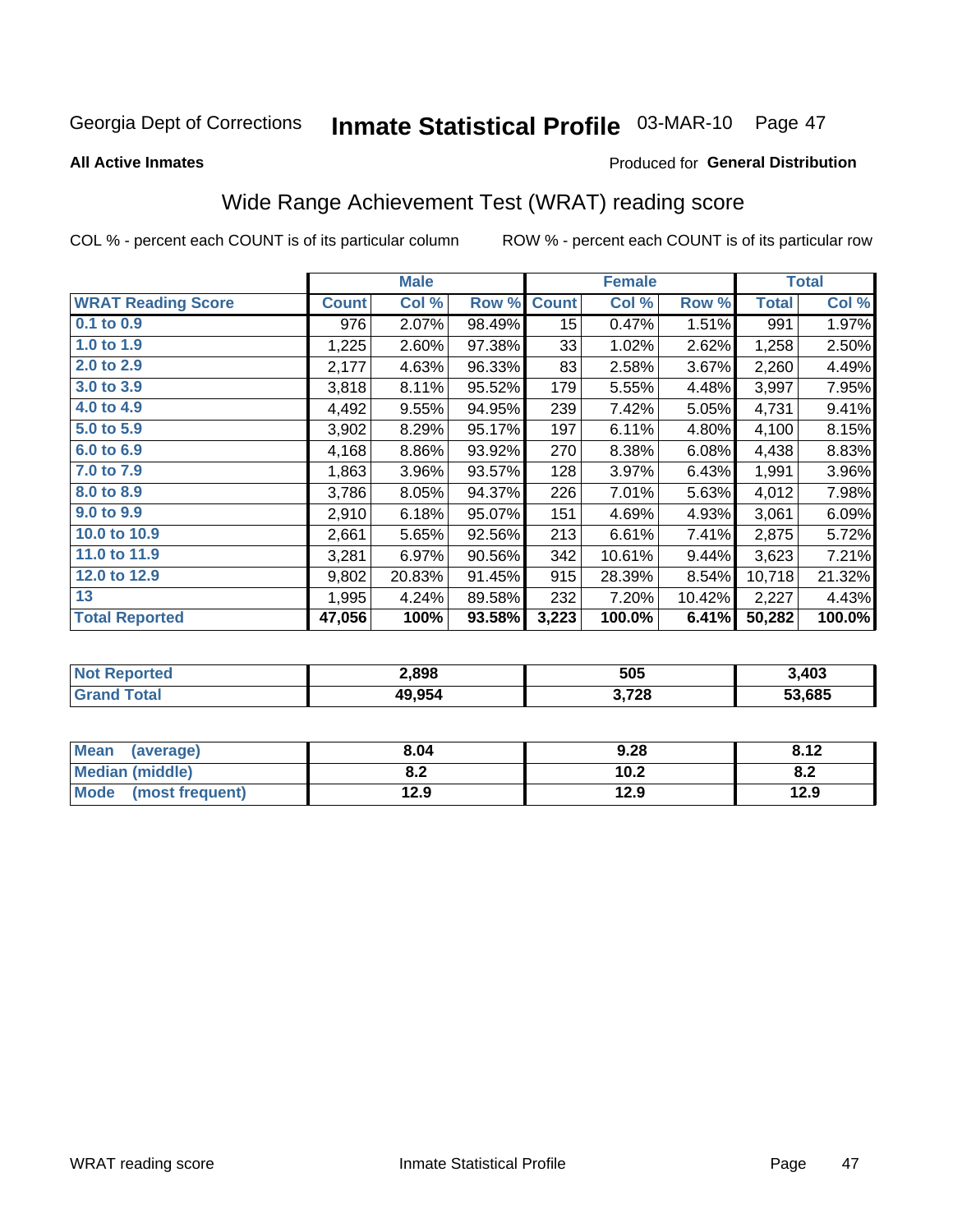Georgia Dept of Corrections **Inmate Statistical Profile** 03-MAR-10

**All Active Inmates**

Produced for **General Distribution**

## Wide Range Achievement Test (WRAT) reading score

COL % - percent each COUNT is of its particular column

ROW % - percent each COUNT is of its particular row

| | Male | | | Female | | | Total | |
|---|---|---|---|---|---|---|---|---|
| **WRAT Reading Score** | **Count** | **Col %** | **Row %** | **Count** | **Col %** | **Row %** | **Total** | **Col %** |
| **0.1 to 0.9** | 976 | 2.07% | 98.49% | 15 | 0.47% | 1.51% | 991 | 1.97% |
| **1.0 to 1.9** | 1,225 | 2.60% | 97.38% | 33 | 1.02% | 2.62% | 1,258 | 2.50% |
| **2.0 to 2.9** | 2,177 | 4.63% | 96.33% | 83 | 2.58% | 3.67% | 2,260 | 4.49% |
| **3.0 to 3.9** | 3,818 | 8.11% | 95.52% | 179 | 5.55% | 4.48% | 3,997 | 7.95% |
| **4.0 to 4.9** | 4,492 | 9.55% | 94.95% | 239 | 7.42% | 5.05% | 4,731 | 9.41% |
| **5.0 to 5.9** | 3,902 | 8.29% | 95.17% | 197 | 6.11% | 4.80% | 4,100 | 8.15% |
| **6.0 to 6.9** | 4,168 | 8.86% | 93.92% | 270 | 8.38% | 6.08% | 4,438 | 8.83% |
| **7.0 to 7.9** | 1,863 | 3.96% | 93.57% | 128 | 3.97% | 6.43% | 1,991 | 3.96% |
| **8.0 to 8.9** | 3,786 | 8.05% | 94.37% | 226 | 7.01% | 5.63% | 4,012 | 7.98% |
| **9.0 to 9.9** | 2,910 | 6.18% | 95.07% | 151 | 4.69% | 4.93% | 3,061 | 6.09% |
| **10.0 to 10.9** | 2,661 | 5.65% | 92.56% | 213 | 6.61% | 7.41% | 2,875 | 5.72% |
| **11.0 to 11.9** | 3,281 | 6.97% | 90.56% | 342 | 10.61% | 9.44% | 3,623 | 7.21% |
| **12.0 to 12.9** | 9,802 | 20.83% | 91.45% | 915 | 28.39% | 8.54% | 10,718 | 21.32% |
| **13** | 1,995 | 4.24% | 89.58% | 232 | 7.20% | 10.42% | 2,227 | 4.43% |
| **Total Reported** | **47,056** | **100%** | **93.58%** | **3,223** | **100.0%** | **6.41%** | **50,282** | **100.0%** |

| | Male | Female | Total |
|---|---|---|---|
| **Not Reported** | **2,898** | **505** | **3,403** |
| **Grand Total** | **49,954** | **3,728** | **53,685** |

| | Male | Female | Total |
|---|---|---|---|
| **Mean (average)** | **8.04** | **9.28** | **8.12** |
| **Median (middle)** | **8.2** | **10.2** | **8.2** |
| **Mode (most frequent)** | **12.9** | **12.9** | **12.9** |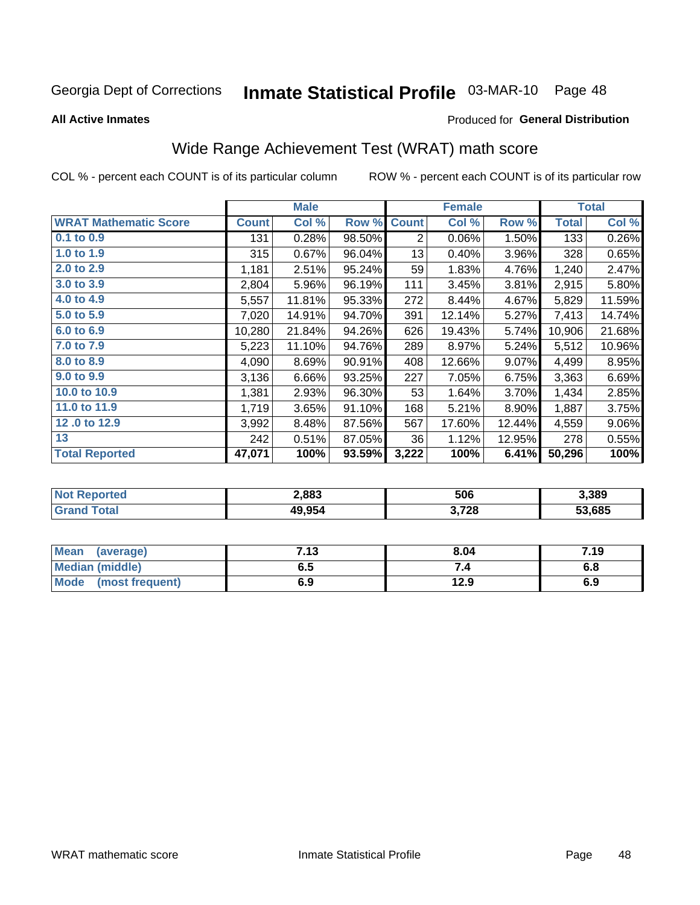Georgia Dept of Corrections **Inmate Statistical Profile** 03-MAR-10

**All Active Inmates**

Produced for **General Distribution**

## Wide Range Achievement Test (WRAT) math score

COL % - percent each COUNT is of its particular column

ROW % - percent each COUNT is of its particular row

| | Male | | | Female | | | Total | |
|---|---|---|---|---|---|---|---|---|
| **WRAT Mathematic Score** | **Count** | **Col %** | **Row %** | **Count** | **Col %** | **Row %** | **Total** | **Col %** |
| 0.1 to 0.9 | 131 | 0.28% | 98.50% | 2 | 0.06% | 1.50% | 133 | 0.26% |
| 1.0 to 1.9 | 315 | 0.67% | 96.04% | 13 | 0.40% | 3.96% | 328 | 0.65% |
| 2.0 to 2.9 | 1,181 | 2.51% | 95.24% | 59 | 1.83% | 4.76% | 1,240 | 2.47% |
| 3.0 to 3.9 | 2,804 | 5.96% | 96.19% | 111 | 3.45% | 3.81% | 2,915 | 5.80% |
| 4.0 to 4.9 | 5,557 | 11.81% | 95.33% | 272 | 8.44% | 4.67% | 5,829 | 11.59% |
| 5.0 to 5.9 | 7,020 | 14.91% | 94.70% | 391 | 12.14% | 5.27% | 7,413 | 14.74% |
| 6.0 to 6.9 | 10,280 | 21.84% | 94.26% | 626 | 19.43% | 5.74% | 10,906 | 21.68% |
| 7.0 to 7.9 | 5,223 | 11.10% | 94.76% | 289 | 8.97% | 5.24% | 5,512 | 10.96% |
| 8.0 to 8.9 | 4,090 | 8.69% | 90.91% | 408 | 12.66% | 9.07% | 4,499 | 8.95% |
| 9.0 to 9.9 | 3,136 | 6.66% | 93.25% | 227 | 7.05% | 6.75% | 3,363 | 6.69% |
| 10.0 to 10.9 | 1,381 | 2.93% | 96.30% | 53 | 1.64% | 3.70% | 1,434 | 2.85% |
| 11.0 to 11.9 | 1,719 | 3.65% | 91.10% | 168 | 5.21% | 8.90% | 1,887 | 3.75% |
| 12 .0 to 12.9 | 3,992 | 8.48% | 87.56% | 567 | 17.60% | 12.44% | 4,559 | 9.06% |
| 13 | 242 | 0.51% | 87.05% | 36 | 1.12% | 12.95% | 278 | 0.55% |
| **Total Reported** | **47,071** | **100%** | **93.59%** | **3,222** | **100%** | **6.41%** | **50,296** | **100%** |

| | Male | Female | Total |
|---|---|---|---|
| Not Reported | 2,883 | 506 | 3,389 |
| Grand Total | 49,954 | 3,728 | 53,685 |

| | Male | Female | Total |
|---|---|---|---|
| Mean (average) | 7.13 | 8.04 | 7.19 |
| Median (middle) | 6.5 | 7.4 | 6.8 |
| Mode (most frequent) | 6.9 | 12.9 | 6.9 |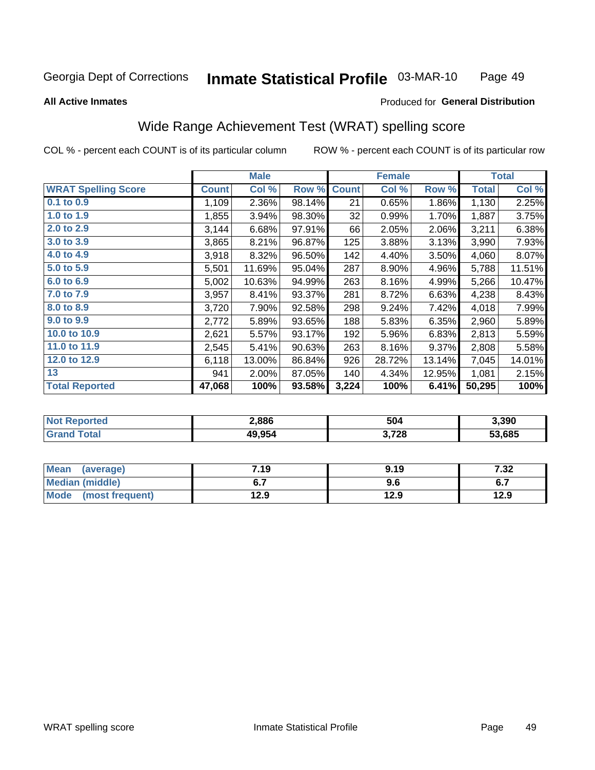Georgia Dept of Corrections **Inmate Statistical Profile** 03-MAR-10

**All Active Inmates**

Produced for **General Distribution**

## Wide Range Achievement Test (WRAT) spelling score

COL % - percent each COUNT is of its particular column ROW % - percent each COUNT is of its particular row

| | Male | | | Female | | | Total | |
|---|---|---|---|---|---|---|---|---|
| **WRAT Spelling Score** | **Count** | **Col %** | **Row %** | **Count** | **Col %** | **Row %** | **Total** | **Col %** |
| 0.1 to 0.9 | 1,109 | 2.36% | 98.14% | 21 | 0.65% | 1.86% | 1,130 | 2.25% |
| 1.0 to 1.9 | 1,855 | 3.94% | 98.30% | 32 | 0.99% | 1.70% | 1,887 | 3.75% |
| 2.0 to 2.9 | 3,144 | 6.68% | 97.91% | 66 | 2.05% | 2.06% | 3,211 | 6.38% |
| 3.0 to 3.9 | 3,865 | 8.21% | 96.87% | 125 | 3.88% | 3.13% | 3,990 | 7.93% |
| 4.0 to 4.9 | 3,918 | 8.32% | 96.50% | 142 | 4.40% | 3.50% | 4,060 | 8.07% |
| 5.0 to 5.9 | 5,501 | 11.69% | 95.04% | 287 | 8.90% | 4.96% | 5,788 | 11.51% |
| 6.0 to 6.9 | 5,002 | 10.63% | 94.99% | 263 | 8.16% | 4.99% | 5,266 | 10.47% |
| 7.0 to 7.9 | 3,957 | 8.41% | 93.37% | 281 | 8.72% | 6.63% | 4,238 | 8.43% |
| 8.0 to 8.9 | 3,720 | 7.90% | 92.58% | 298 | 9.24% | 7.42% | 4,018 | 7.99% |
| 9.0 to 9.9 | 2,772 | 5.89% | 93.65% | 188 | 5.83% | 6.35% | 2,960 | 5.89% |
| 10.0 to 10.9 | 2,621 | 5.57% | 93.17% | 192 | 5.96% | 6.83% | 2,813 | 5.59% |
| 11.0 to 11.9 | 2,545 | 5.41% | 90.63% | 263 | 8.16% | 9.37% | 2,808 | 5.58% |
| 12.0 to 12.9 | 6,118 | 13.00% | 86.84% | 926 | 28.72% | 13.14% | 7,045 | 14.01% |
| 13 | 941 | 2.00% | 87.05% | 140 | 4.34% | 12.95% | 1,081 | 2.15% |
| **Total Reported** | **47,068** | **100%** | **93.58%** | **3,224** | **100%** | **6.41%** | **50,295** | **100%** |

| | Male | Female | Total |
|---|---|---|---|
| Not Reported | 2,886 | 504 | 3,390 |
| Grand Total | 49,954 | 3,728 | 53,685 |

| | Male | Female | Total |
|---|---|---|---|
| Mean (average) | 7.19 | 9.19 | 7.32 |
| Median (middle) | 6.7 | 9.6 | 6.7 |
| Mode (most frequent) | 12.9 | 12.9 | 12.9 |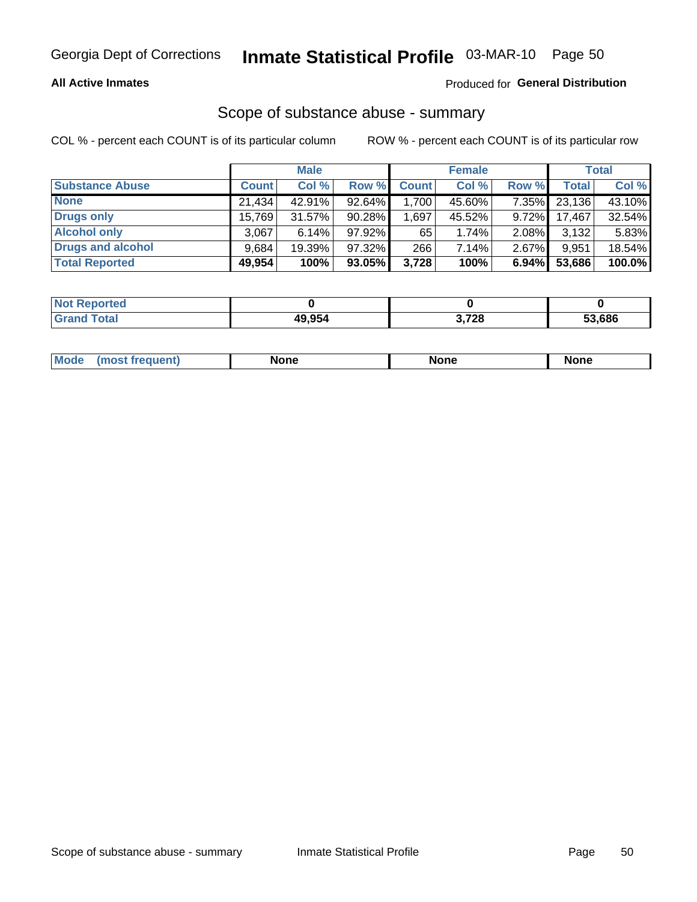Georgia Dept of Corrections **Inmate Statistical Profile** 03-MAR-10

**All Active Inmates**

Produced for **General Distribution**

## Scope of substance abuse - summary

COL % - percent each COUNT is of its particular column ROW % - percent each COUNT is of its particular row

| | Male | | | Female | | | Total | |
|---|---|---|---|---|---|---|---|---|
| **Substance Abuse** | **Count** | **Col %** | **Row %** | **Count** | **Col %** | **Row %** | **Total** | **Col %** |
| **None** | 21,434 | 42.91% | 92.64% | 1,700 | 45.60% | 7.35% | 23,136 | 43.10% |
| **Drugs only** | 15,769 | 31.57% | 90.28% | 1,697 | 45.52% | 9.72% | 17,467 | 32.54% |
| **Alcohol only** | 3,067 | 6.14% | 97.92% | 65 | 1.74% | 2.08% | 3,132 | 5.83% |
| **Drugs and alcohol** | 9,684 | 19.39% | 97.32% | 266 | 7.14% | 2.67% | 9,951 | 18.54% |
| **Total Reported** | **49,954** | **100%** | **93.05%** | **3,728** | **100%** | **6.94%** | **53,686** | **100.0%** |

| | Male | Female | Total |
|---|---|---|---|
| **Not Reported** | **0** | **0** | **0** |
| **Grand Total** | **49,954** | **3,728** | **53,686** |

| | Male | Female | Total |
|---|---|---|---|
| **Mode (most frequent)** | **None** | **None** | **None** |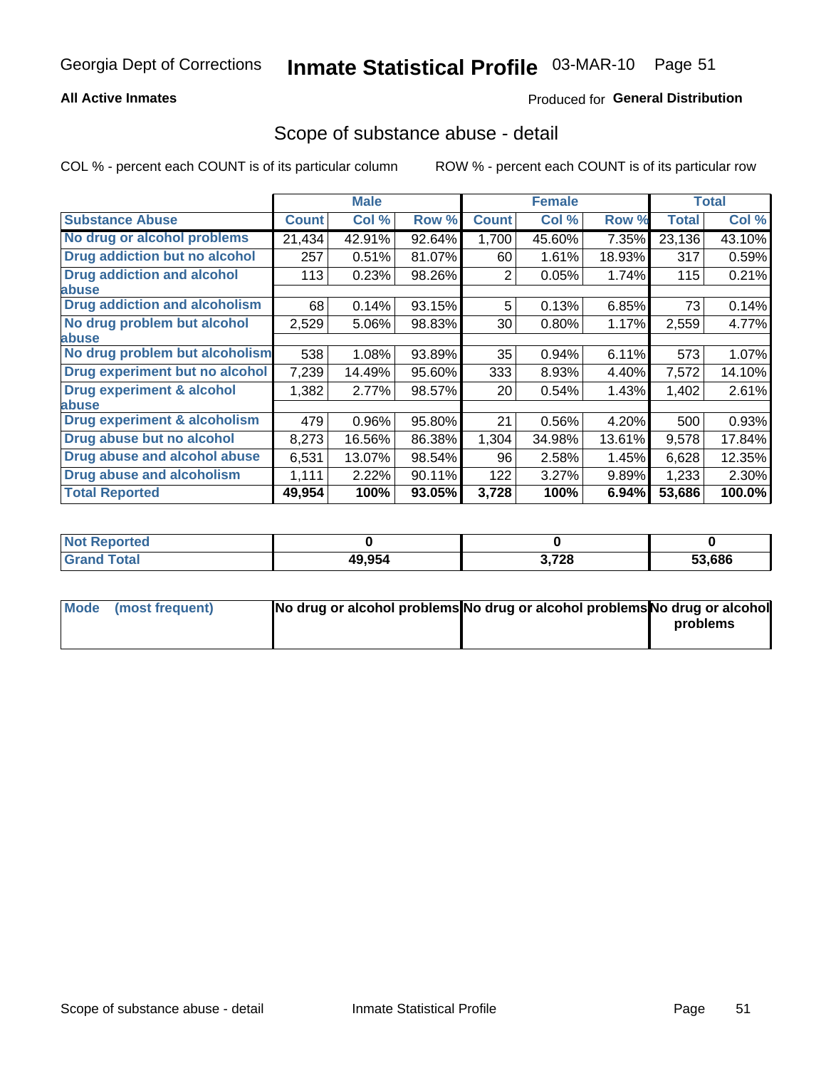Georgia Dept of Corrections **Inmate Statistical Profile** 03-MAR-10

**All Active Inmates**

Produced for **General Distribution**

## Scope of substance abuse - detail

COL % - percent each COUNT is of its particular column ROW % - percent each COUNT is of its particular row

| | Male | | | Female | | | Total | |
|---|---|---|---|---|---|---|---|---|
| **Substance Abuse** | **Count** | **Col %** | **Row %** | **Count** | **Col %** | **Row %** | **Total** | **Col %** |
| **No drug or alcohol problems** | 21,434 | 42.91% | 92.64% | 1,700 | 45.60% | 7.35% | 23,136 | 43.10% |
| **Drug addiction but no alcohol** | 257 | 0.51% | 81.07% | 60 | 1.61% | 18.93% | 317 | 0.59% |
| **Drug addiction and alcohol abuse** | 113 | 0.23% | 98.26% | 2 | 0.05% | 1.74% | 115 | 0.21% |
| **Drug addiction and alcoholism** | 68 | 0.14% | 93.15% | 5 | 0.13% | 6.85% | 73 | 0.14% |
| **No drug problem but alcohol abuse** | 2,529 | 5.06% | 98.83% | 30 | 0.80% | 1.17% | 2,559 | 4.77% |
| **No drug problem but alcoholism** | 538 | 1.08% | 93.89% | 35 | 0.94% | 6.11% | 573 | 1.07% |
| **Drug experiment but no alcohol** | 7,239 | 14.49% | 95.60% | 333 | 8.93% | 4.40% | 7,572 | 14.10% |
| **Drug experiment & alcohol abuse** | 1,382 | 2.77% | 98.57% | 20 | 0.54% | 1.43% | 1,402 | 2.61% |
| **Drug experiment & alcoholism** | 479 | 0.96% | 95.80% | 21 | 0.56% | 4.20% | 500 | 0.93% |
| **Drug abuse but no alcohol** | 8,273 | 16.56% | 86.38% | 1,304 | 34.98% | 13.61% | 9,578 | 17.84% |
| **Drug abuse and alcohol abuse** | 6,531 | 13.07% | 98.54% | 96 | 2.58% | 1.45% | 6,628 | 12.35% |
| **Drug abuse and alcoholism** | 1,111 | 2.22% | 90.11% | 122 | 3.27% | 9.89% | 1,233 | 2.30% |
| **Total Reported** | **49,954** | **100%** | **93.05%** | **3,728** | **100%** | **6.94%** | **53,686** | **100.0%** |

| | Male | Female | Total |
|---|---|---|---|
| **Not Reported** | **0** | **0** | **0** |
| **Grand Total** | **49,954** | **3,728** | **53,686** |

| | Male | Female | Total |
|---|---|---|---|
| **Mode (most frequent)** | **No drug or alcohol problems** | **No drug or alcohol problems** | **No drug or alcohol problems** |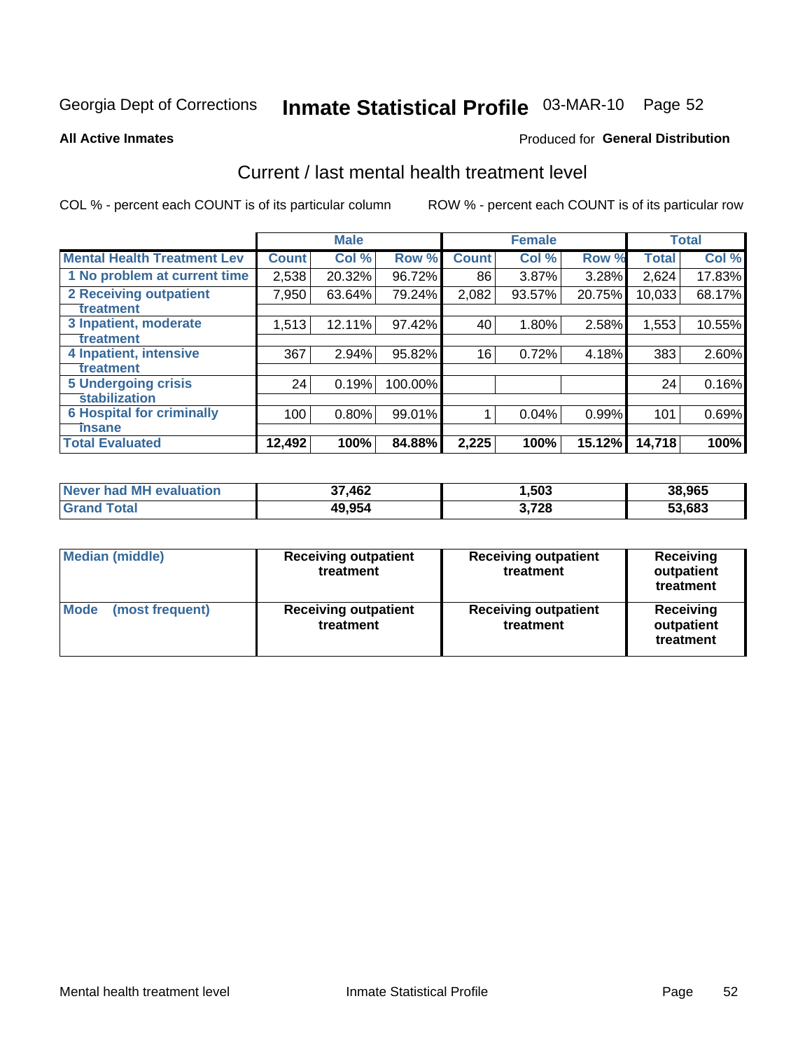Georgia Dept of Corrections **Inmate Statistical Profile** 03-MAR-10 Page 52

**All Active Inmates**

Produced for **General Distribution**

## Current / last mental health treatment level

COL % - percent each COUNT is of its particular column ROW % - percent each COUNT is of its particular row

| | Male | | | Female | | | Total | |
|---|---|---|---|---|---|---|---|---|
| **Mental Health Treatment Lev** | **Count** | **Col %** | **Row %** | **Count** | **Col %** | **Row %** | **Total** | **Col %** |
| 1 No problem at current time | 2,538 | 20.32% | 96.72% | 86 | 3.87% | 3.28% | 2,624 | 17.83% |
| 2 Receiving outpatient treatment | 7,950 | 63.64% | 79.24% | 2,082 | 93.57% | 20.75% | 10,033 | 68.17% |
| 3 Inpatient, moderate treatment | 1,513 | 12.11% | 97.42% | 40 | 1.80% | 2.58% | 1,553 | 10.55% |
| 4 Inpatient, intensive treatment | 367 | 2.94% | 95.82% | 16 | 0.72% | 4.18% | 383 | 2.60% |
| 5 Undergoing crisis stabilization | 24 | 0.19% | 100.00% | | | | 24 | 0.16% |
| 6 Hospital for criminally insane | 100 | 0.80% | 99.01% | 1 | 0.04% | 0.99% | 101 | 0.69% |
| **Total Evaluated** | **12,492** | **100%** | **84.88%** | **2,225** | **100%** | **15.12%** | **14,718** | **100%** |

| | Male | Female | Total |
|---|---|---|---|
| **Never had MH evaluation** | **37,462** | **1,503** | **38,965** |
| **Grand Total** | **49,954** | **3,728** | **53,683** |

| | Male | Female | Total |
|---|---|---|---|
| **Median (middle)** | **Receiving outpatient treatment** | **Receiving outpatient treatment** | **Receiving outpatient treatment** |
| **Mode (most frequent)** | **Receiving outpatient treatment** | **Receiving outpatient treatment** | **Receiving outpatient treatment** |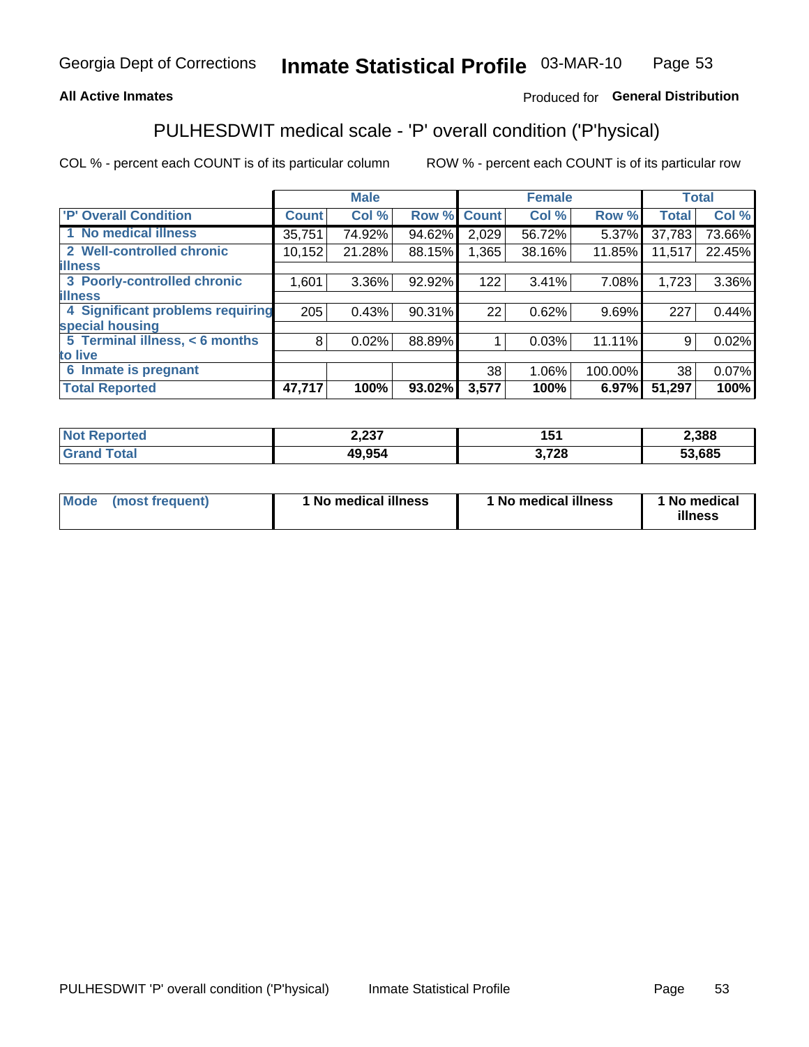Georgia Dept of Corrections **Inmate Statistical Profile** 03-MAR-10

**All Active Inmates**

Produced for **General Distribution**

## PULHESDWIT medical scale - 'P' overall condition ('P'hysical)

COL % - percent each COUNT is of its particular column

ROW % - percent each COUNT is of its particular row

| | Male | | | Female | | | Total | |
|---|---|---|---|---|---|---|---|---|
| **'P' Overall Condition** | **Count** | **Col %** | **Row %** | **Count** | **Col %** | **Row %** | **Total** | **Col %** |
| **1 No medical illness** | 35,751 | 74.92% | 94.62% | 2,029 | 56.72% | 5.37% | 37,783 | 73.66% |
| **2 Well-controlled chronic illness** | 10,152 | 21.28% | 88.15% | 1,365 | 38.16% | 11.85% | 11,517 | 22.45% |
| **3 Poorly-controlled chronic illness** | 1,601 | 3.36% | 92.92% | 122 | 3.41% | 7.08% | 1,723 | 3.36% |
| **4 Significant problems requiring special housing** | 205 | 0.43% | 90.31% | 22 | 0.62% | 9.69% | 227 | 0.44% |
| **5 Terminal illness, < 6 months to live** | 8 | 0.02% | 88.89% | 1 | 0.03% | 11.11% | 9 | 0.02% |
| **6 Inmate is pregnant** | | | | 38 | 1.06% | 100.00% | 38 | 0.07% |
| **Total Reported** | **47,717** | **100%** | **93.02%** | **3,577** | **100%** | **6.97%** | **51,297** | **100%** |

| | Male | Female | Total |
|---|---|---|---|
| **Not Reported** | **2,237** | **151** | **2,388** |
| **Grand Total** | **49,954** | **3,728** | **53,685** |

| | Male | Female | Total |
|---|---|---|---|
| **Mode (most frequent)** | **1 No medical illness** | **1 No medical illness** | **1 No medical illness** |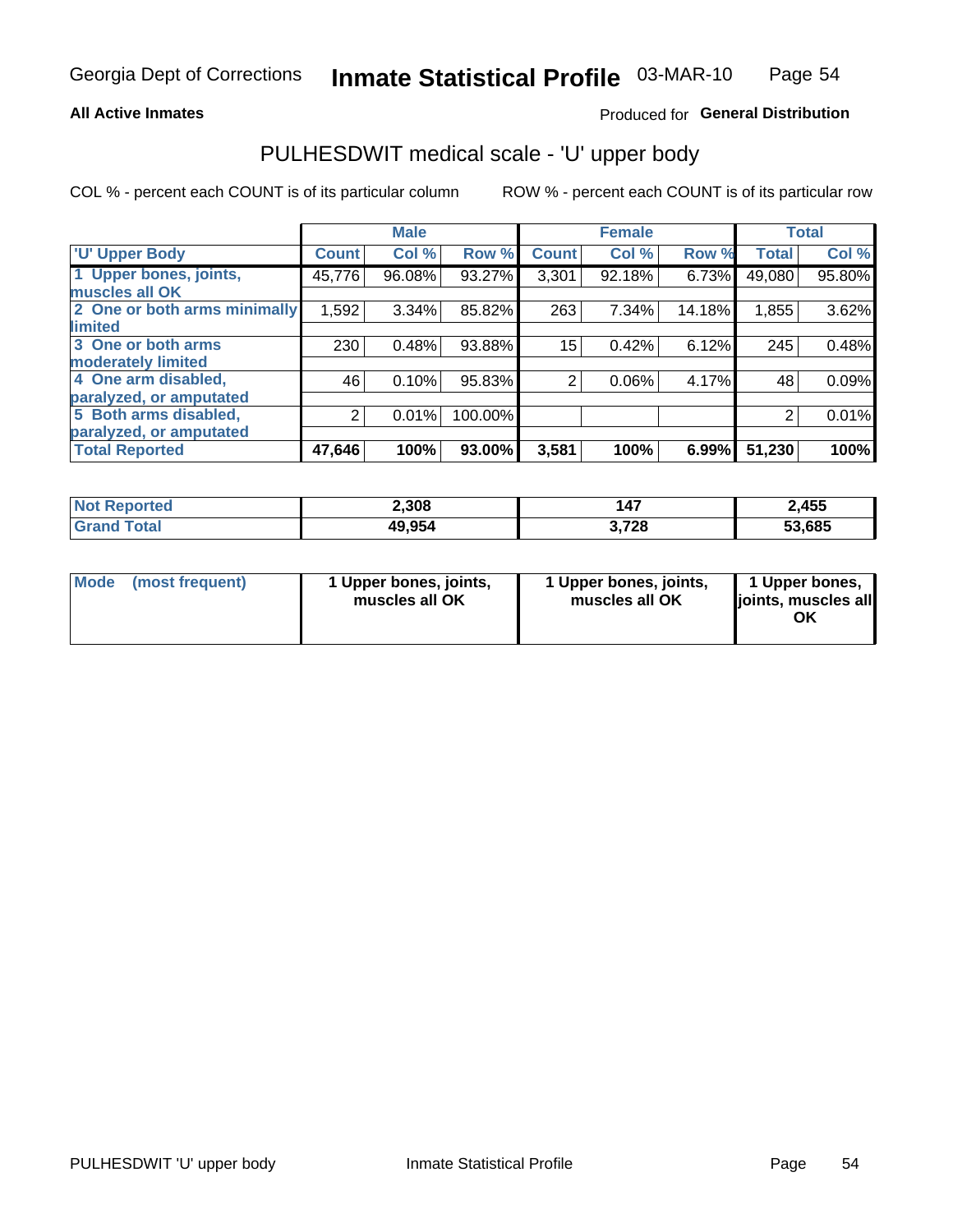Georgia Dept of Corrections **Inmate Statistical Profile** 03-MAR-10

**All Active Inmates**

Produced for **General Distribution**

## PULHESDWIT medical scale - 'U' upper body

COL % - percent each COUNT is of its particular column

ROW % - percent each COUNT is of its particular row

| | Male | | | Female | | | Total | |
|---|---|---|---|---|---|---|---|---|
| 'U' Upper Body | Count | Col % | Row % | Count | Col % | Row % | Total | Col % |
| 1 Upper bones, joints, muscles all OK | 45,776 | 96.08% | 93.27% | 3,301 | 92.18% | 6.73% | 49,080 | 95.80% |
| 2 One or both arms minimally limited | 1,592 | 3.34% | 85.82% | 263 | 7.34% | 14.18% | 1,855 | 3.62% |
| 3 One or both arms moderately limited | 230 | 0.48% | 93.88% | 15 | 0.42% | 6.12% | 245 | 0.48% |
| 4 One arm disabled, paralyzed, or amputated | 46 | 0.10% | 95.83% | 2 | 0.06% | 4.17% | 48 | 0.09% |
| 5 Both arms disabled, paralyzed, or amputated | 2 | 0.01% | 100.00% | | | | 2 | 0.01% |
| **Total Reported** | **47,646** | **100%** | **93.00%** | **3,581** | **100%** | **6.99%** | **51,230** | **100%** |

| | Male | Female | Total |
|---|---|---|---|
| Not Reported | 2,308 | 147 | 2,455 |
| Grand Total | 49,954 | 3,728 | 53,685 |

| | Male | Female | Total |
|---|---|---|---|
| Mode (most frequent) | 1 Upper bones, joints, muscles all OK | 1 Upper bones, joints, muscles all OK | 1 Upper bones, joints, muscles all OK |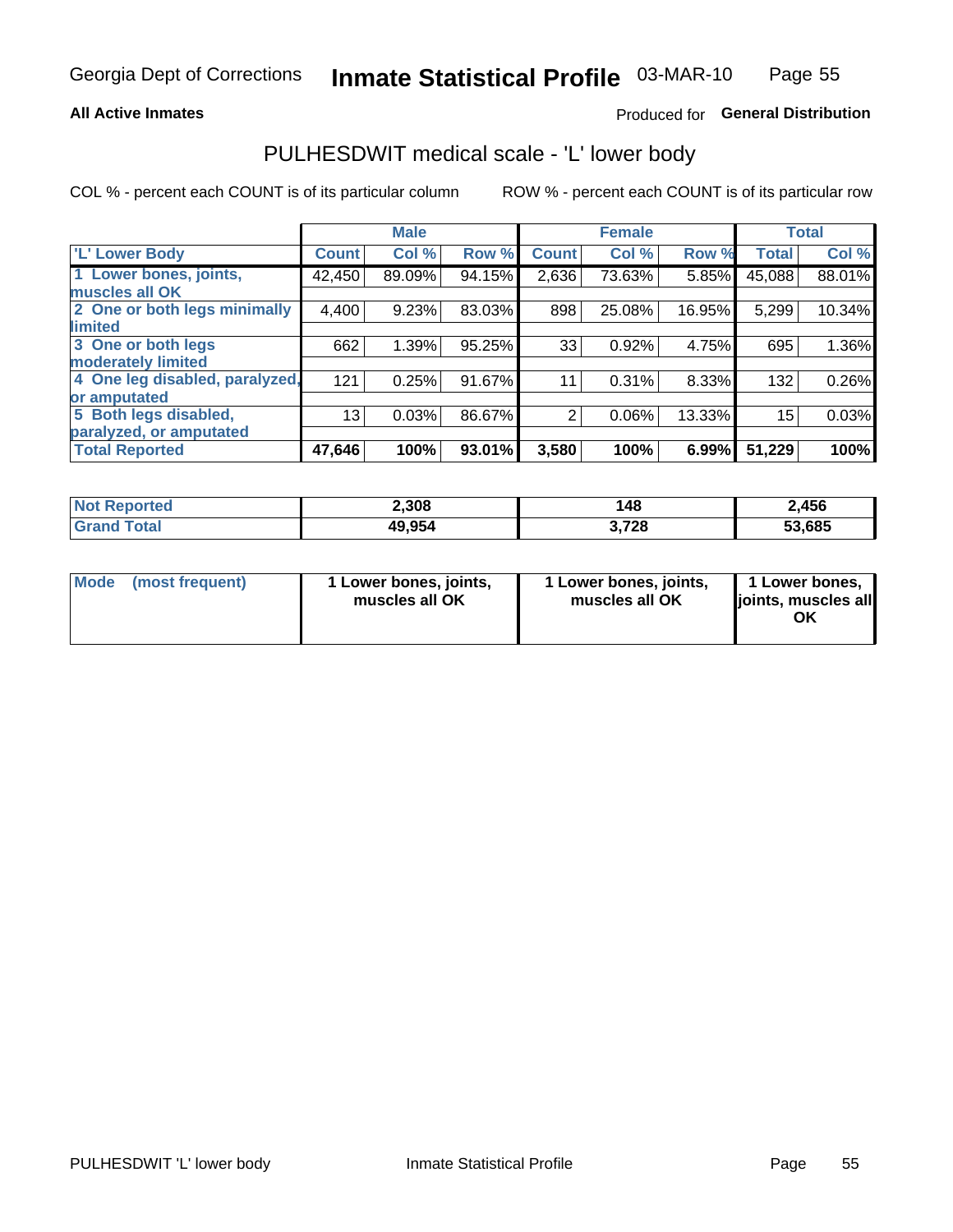Georgia Dept of Corrections **Inmate Statistical Profile** 03-MAR-10

**All Active Inmates**

Produced for **General Distribution**

## PULHESDWIT medical scale - 'L' lower body

COL % - percent each COUNT is of its particular column

ROW % - percent each COUNT is of its particular row

| | Male | | | Female | | | Total | |
|---|---|---|---|---|---|---|---|---|
| 'L' Lower Body | Count | Col % | Row % | Count | Col % | Row % | Total | Col % |
| 1 Lower bones, joints, muscles all OK | 42,450 | 89.09% | 94.15% | 2,636 | 73.63% | 5.85% | 45,088 | 88.01% |
| 2 One or both legs minimally limited | 4,400 | 9.23% | 83.03% | 898 | 25.08% | 16.95% | 5,299 | 10.34% |
| 3 One or both legs moderately limited | 662 | 1.39% | 95.25% | 33 | 0.92% | 4.75% | 695 | 1.36% |
| 4 One leg disabled, paralyzed, or amputated | 121 | 0.25% | 91.67% | 11 | 0.31% | 8.33% | 132 | 0.26% |
| 5 Both legs disabled, paralyzed, or amputated | 13 | 0.03% | 86.67% | 2 | 0.06% | 13.33% | 15 | 0.03% |
| **Total Reported** | **47,646** | **100%** | **93.01%** | **3,580** | **100%** | **6.99%** | **51,229** | **100%** |

| | Male | Female | Total |
|---|---|---|---|
| Not Reported | 2,308 | 148 | 2,456 |
| Grand Total | 49,954 | 3,728 | 53,685 |

| | Male | Female | Total |
|---|---|---|---|
| Mode (most frequent) | 1 Lower bones, joints, muscles all OK | 1 Lower bones, joints, muscles all OK | 1 Lower bones, joints, muscles all OK |

PULHESDWIT 'L' lower body — Inmate Statistical Profile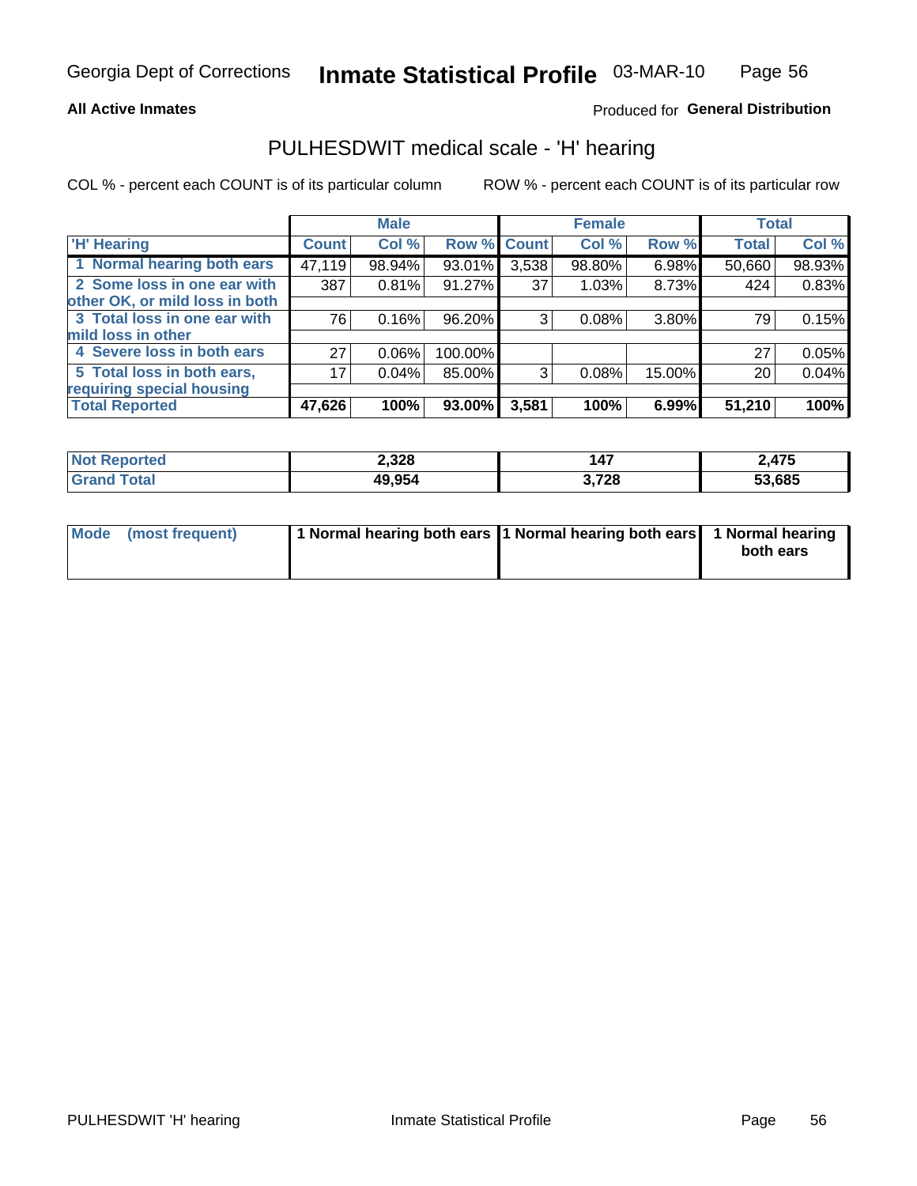Georgia Dept of Corrections **Inmate Statistical Profile** 03-MAR-10

**All Active Inmates**

Produced for **General Distribution**

## PULHESDWIT medical scale - 'H' hearing

COL % - percent each COUNT is of its particular column

ROW % - percent each COUNT is of its particular row

| | Male | | | Female | | | Total | |
|---|---|---|---|---|---|---|---|---|
| 'H' Hearing | Count | Col % | Row % | Count | Col % | Row % | Total | Col % |
| 1 Normal hearing both ears | 47,119 | 98.94% | 93.01% | 3,538 | 98.80% | 6.98% | 50,660 | 98.93% |
| 2 Some loss in one ear with other OK, or mild loss in both | 387 | 0.81% | 91.27% | 37 | 1.03% | 8.73% | 424 | 0.83% |
| 3 Total loss in one ear with mild loss in other | 76 | 0.16% | 96.20% | 3 | 0.08% | 3.80% | 79 | 0.15% |
| 4 Severe loss in both ears | 27 | 0.06% | 100.00% | | | | 27 | 0.05% |
| 5 Total loss in both ears, requiring special housing | 17 | 0.04% | 85.00% | 3 | 0.08% | 15.00% | 20 | 0.04% |
| **Total Reported** | **47,626** | **100%** | **93.00%** | **3,581** | **100%** | **6.99%** | **51,210** | **100%** |

| | Male | Female | Total |
|---|---|---|---|
| Not Reported | 2,328 | 147 | 2,475 |
| Grand Total | 49,954 | 3,728 | 53,685 |

| | Male | Female | Total |
|---|---|---|---|
| Mode (most frequent) | 1 Normal hearing both ears | 1 Normal hearing both ears | 1 Normal hearing both ears |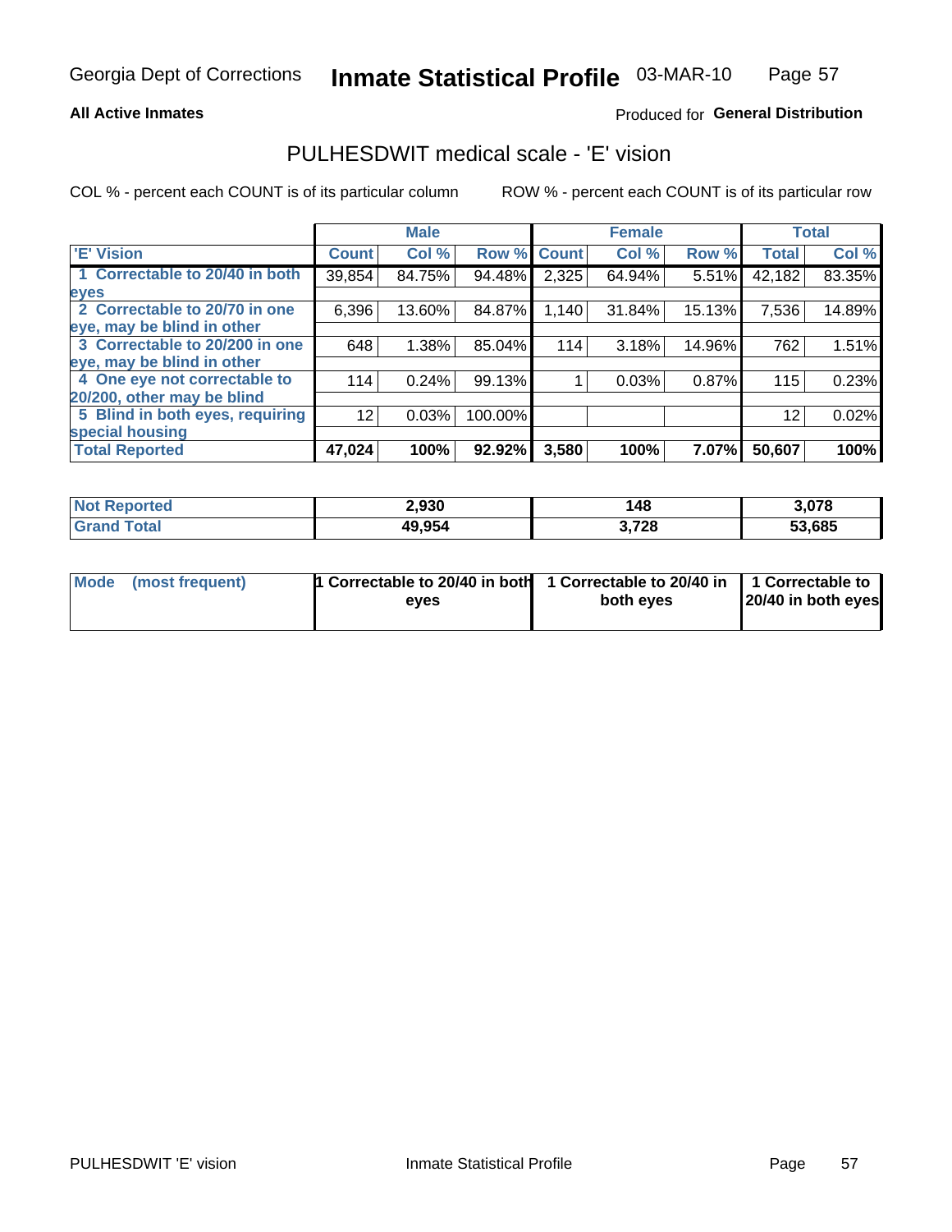**All Active Inmates**

Produced for **General Distribution**

## PULHESDWIT medical scale - 'E' vision

COL % - percent each COUNT is of its particular column

ROW % - percent each COUNT is of its particular row

| | Male | | | Female | | | Total | |
|---|---|---|---|---|---|---|---|---|
| 'E' Vision | Count | Col % | Row % | Count | Col % | Row % | Total | Col % |
| 1 Correctable to 20/40 in both eyes | 39,854 | 84.75% | 94.48% | 2,325 | 64.94% | 5.51% | 42,182 | 83.35% |
| 2 Correctable to 20/70 in one eye, may be blind in other | 6,396 | 13.60% | 84.87% | 1,140 | 31.84% | 15.13% | 7,536 | 14.89% |
| 3 Correctable to 20/200 in one eye, may be blind in other | 648 | 1.38% | 85.04% | 114 | 3.18% | 14.96% | 762 | 1.51% |
| 4 One eye not correctable to 20/200, other may be blind | 114 | 0.24% | 99.13% | 1 | 0.03% | 0.87% | 115 | 0.23% |
| 5 Blind in both eyes, requiring special housing | 12 | 0.03% | 100.00% | | | | 12 | 0.02% |
| **Total Reported** | **47,024** | **100%** | **92.92%** | **3,580** | **100%** | **7.07%** | **50,607** | **100%** |

| | Male | Female | Total |
|---|---|---|---|
| Not Reported | 2,930 | 148 | 3,078 |
| Grand Total | 49,954 | 3,728 | 53,685 |

| | Male | Female | Total |
|---|---|---|---|
| Mode (most frequent) | 1 Correctable to 20/40 in both eyes | 1 Correctable to 20/40 in both eyes | 1 Correctable to 20/40 in both eyes |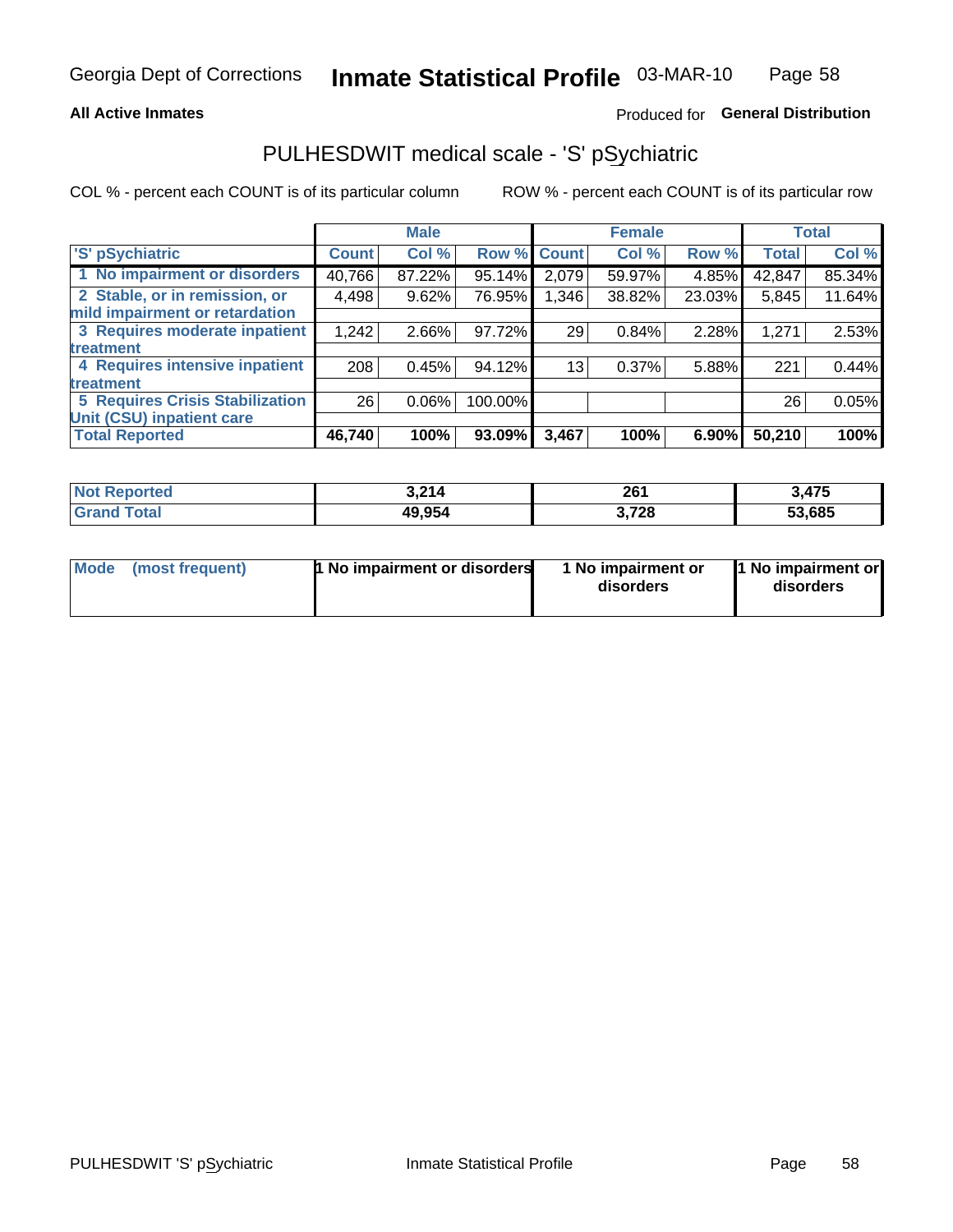Georgia Dept of Corrections **Inmate Statistical Profile** 03-MAR-10

**All Active Inmates**

Produced for **General Distribution**

## PULHESDWIT medical scale - 'S' pSychiatric

COL % - percent each COUNT is of its particular column

ROW % - percent each COUNT is of its particular row

| 'S' pSychiatric | Male | | | Female | | | Total | |
|---|---|---|---|---|---|---|---|---|
| | Count | Col % | Row % | Count | Col % | Row % | Total | Col % |
| 1 No impairment or disorders | 40,766 | 87.22% | 95.14% | 2,079 | 59.97% | 4.85% | 42,847 | 85.34% |
| 2 Stable, or in remission, or mild impairment or retardation | 4,498 | 9.62% | 76.95% | 1,346 | 38.82% | 23.03% | 5,845 | 11.64% |
| 3 Requires moderate inpatient treatment | 1,242 | 2.66% | 97.72% | 29 | 0.84% | 2.28% | 1,271 | 2.53% |
| 4 Requires intensive inpatient treatment | 208 | 0.45% | 94.12% | 13 | 0.37% | 5.88% | 221 | 0.44% |
| 5 Requires Crisis Stabilization Unit (CSU) inpatient care | 26 | 0.06% | 100.00% | | | | 26 | 0.05% |
| **Total Reported** | **46,740** | **100%** | **93.09%** | **3,467** | **100%** | **6.90%** | **50,210** | **100%** |

| | Male | Female | Total |
|---|---|---|---|
| Not Reported | 3,214 | 261 | 3,475 |
| Grand Total | 49,954 | 3,728 | 53,685 |

| | Male | Female | Total |
|---|---|---|---|
| Mode (most frequent) | 1 No impairment or disorders | 1 No impairment or disorders | 1 No impairment or disorders |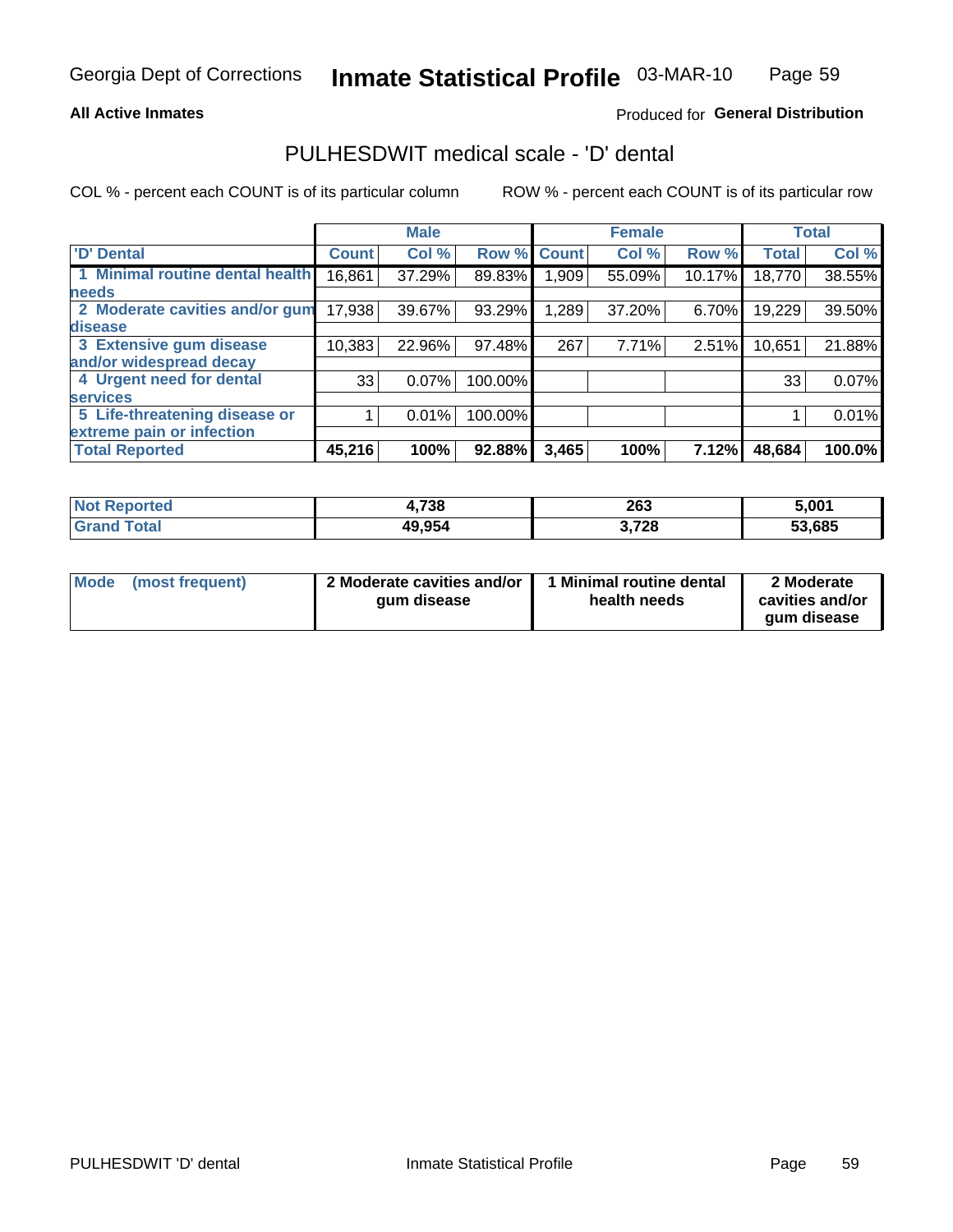Georgia Dept of Corrections **Inmate Statistical Profile** 03-MAR-10

**All Active Inmates** Produced for **General Distribution**

## PULHESDWIT medical scale - 'D' dental

COL % - percent each COUNT is of its particular column ROW % - percent each COUNT is of its particular row

| | Male | | | Female | | | Total | |
|---|---|---|---|---|---|---|---|---|
| 'D' Dental | Count | Col % | Row % | Count | Col % | Row % | Total | Col % |
| 1 Minimal routine dental health needs | 16,861 | 37.29% | 89.83% | 1,909 | 55.09% | 10.17% | 18,770 | 38.55% |
| 2 Moderate cavities and/or gum disease | 17,938 | 39.67% | 93.29% | 1,289 | 37.20% | 6.70% | 19,229 | 39.50% |
| 3 Extensive gum disease and/or widespread decay | 10,383 | 22.96% | 97.48% | 267 | 7.71% | 2.51% | 10,651 | 21.88% |
| 4 Urgent need for dental services | 33 | 0.07% | 100.00% | | | | 33 | 0.07% |
| 5 Life-threatening disease or extreme pain or infection | 1 | 0.01% | 100.00% | | | | 1 | 0.01% |
| **Total Reported** | **45,216** | **100%** | **92.88%** | **3,465** | **100%** | **7.12%** | **48,684** | **100.0%** |

| | Male | Female | Total |
|---|---|---|---|
| **Not Reported** | **4,738** | **263** | **5,001** |
| **Grand Total** | **49,954** | **3,728** | **53,685** |

| | Male | Female | Total |
|---|---|---|---|
| **Mode (most frequent)** | **2 Moderate cavities and/or gum disease** | **1 Minimal routine dental health needs** | **2 Moderate cavities and/or gum disease** |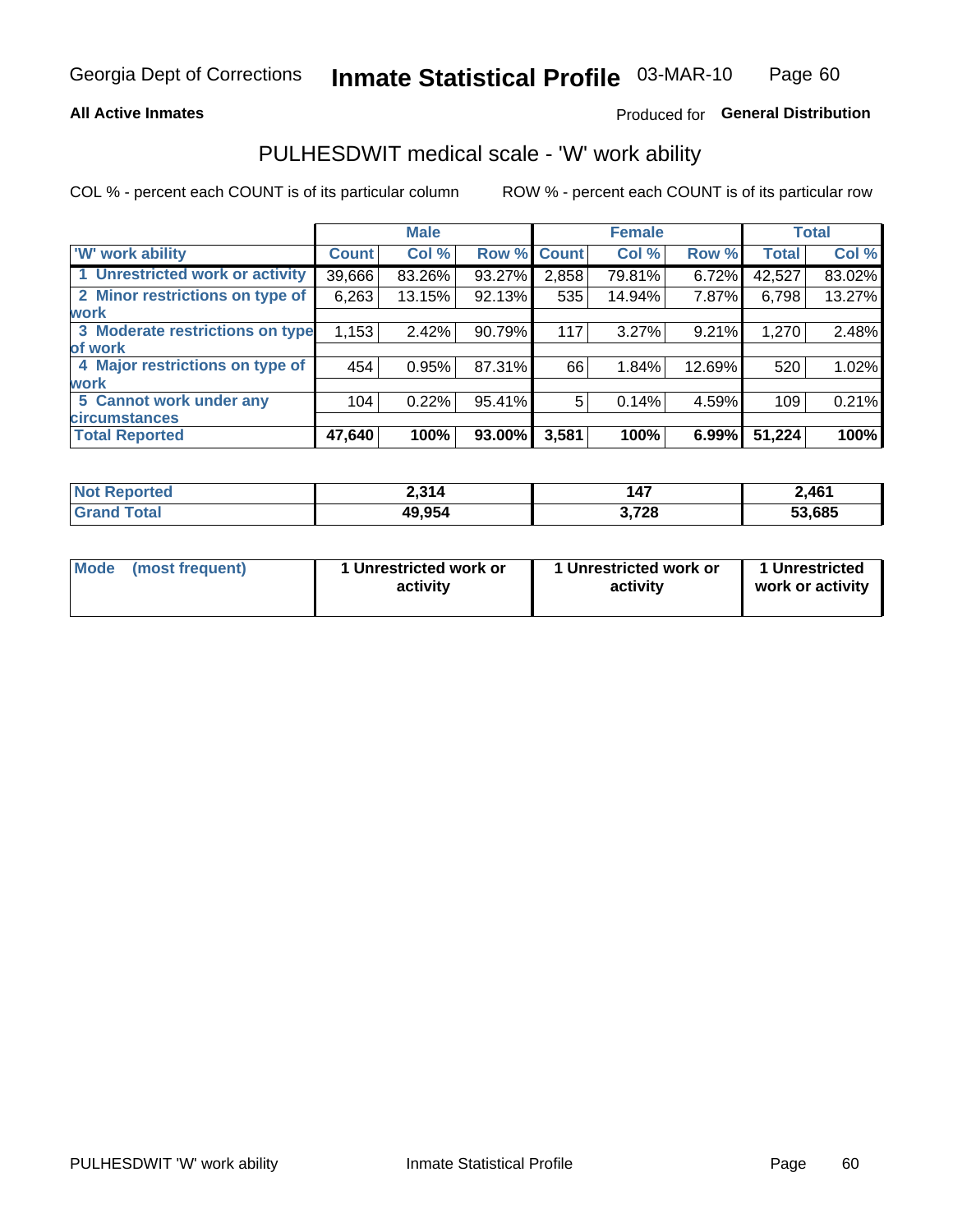Georgia Dept of Corrections **Inmate Statistical Profile** 03-MAR-10

**All Active Inmates**

Produced for **General Distribution**

## PULHESDWIT medical scale - 'W' work ability

COL % - percent each COUNT is of its particular column    ROW % - percent each COUNT is of its particular row

| | Male | | | Female | | | Total | |
|---|---|---|---|---|---|---|---|---|
| 'W' work ability | Count | Col % | Row % | Count | Col % | Row % | Total | Col % |
| 1 Unrestricted work or activity | 39,666 | 83.26% | 93.27% | 2,858 | 79.81% | 6.72% | 42,527 | 83.02% |
| 2 Minor restrictions on type of work | 6,263 | 13.15% | 92.13% | 535 | 14.94% | 7.87% | 6,798 | 13.27% |
| 3 Moderate restrictions on type of work | 1,153 | 2.42% | 90.79% | 117 | 3.27% | 9.21% | 1,270 | 2.48% |
| 4 Major restrictions on type of work | 454 | 0.95% | 87.31% | 66 | 1.84% | 12.69% | 520 | 1.02% |
| 5 Cannot work under any circumstances | 104 | 0.22% | 95.41% | 5 | 0.14% | 4.59% | 109 | 0.21% |
| **Total Reported** | **47,640** | **100%** | **93.00%** | **3,581** | **100%** | **6.99%** | **51,224** | **100%** |

| | Male | Female | Total |
|---|---|---|---|
| Not Reported | 2,314 | 147 | 2,461 |
| Grand Total | 49,954 | 3,728 | 53,685 |

| | Male | Female | Total |
|---|---|---|---|
| Mode (most frequent) | 1 Unrestricted work or activity | 1 Unrestricted work or activity | 1 Unrestricted work or activity |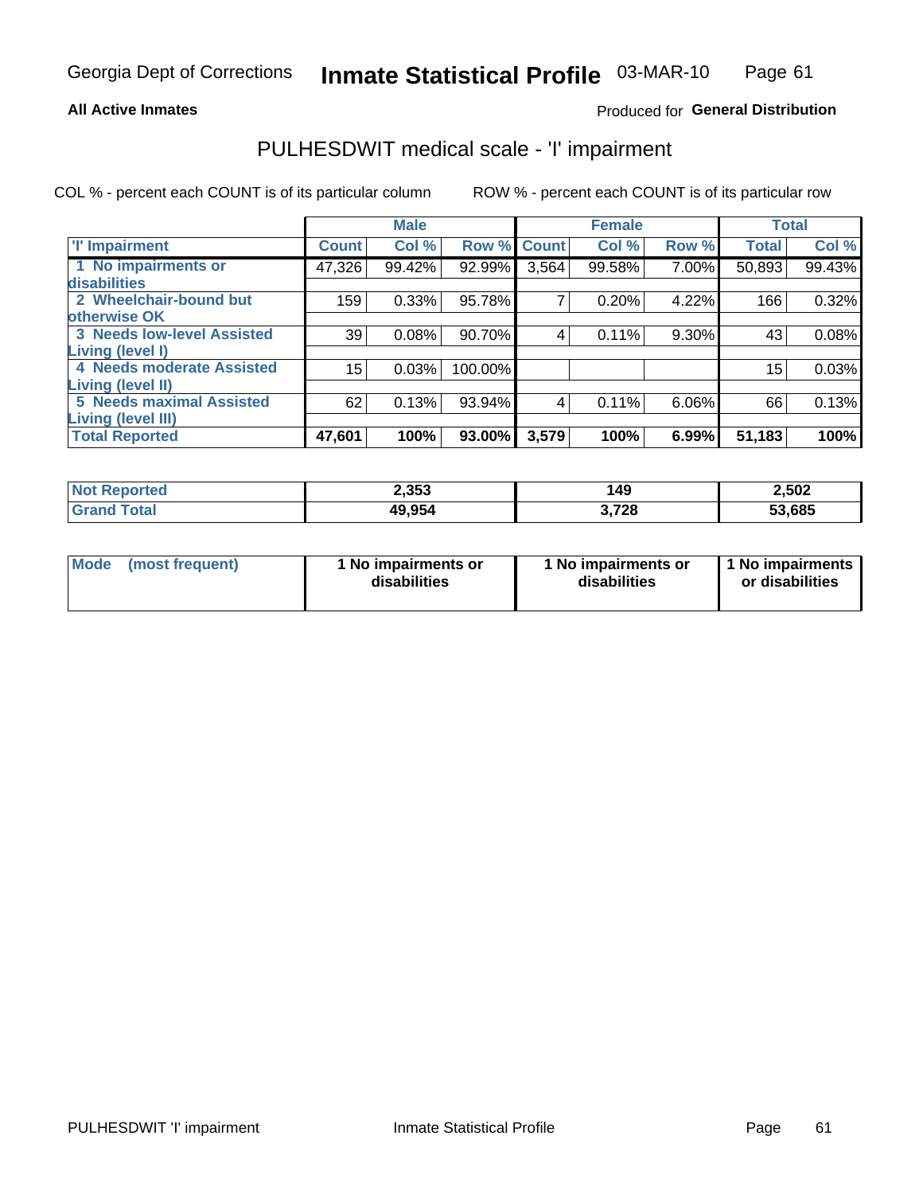Georgia Dept of Corrections **Inmate Statistical Profile** 03-MAR-10

**All Active Inmates**

Produced for **General Distribution**

## PULHESDWIT medical scale - 'I' impairment

COL % - percent each COUNT is of its particular column ROW % - percent each COUNT is of its particular row

| | Male | | | Female | | | Total | |
|---|---|---|---|---|---|---|---|---|
| **'I' Impairment** | **Count** | **Col %** | **Row %** | **Count** | **Col %** | **Row %** | **Total** | **Col %** |
| **1 No impairments or disabilities** | 47,326 | 99.42% | 92.99% | 3,564 | 99.58% | 7.00% | 50,893 | 99.43% |
| **2 Wheelchair-bound but otherwise OK** | 159 | 0.33% | 95.78% | 7 | 0.20% | 4.22% | 166 | 0.32% |
| **3 Needs low-level Assisted Living (level I)** | 39 | 0.08% | 90.70% | 4 | 0.11% | 9.30% | 43 | 0.08% |
| **4 Needs moderate Assisted Living (level II)** | 15 | 0.03% | 100.00% | | | | 15 | 0.03% |
| **5 Needs maximal Assisted Living (level III)** | 62 | 0.13% | 93.94% | 4 | 0.11% | 6.06% | 66 | 0.13% |
| **Total Reported** | **47,601** | **100%** | **93.00%** | **3,579** | **100%** | **6.99%** | **51,183** | **100%** |

| | Male | Female | Total |
|---|---|---|---|
| **Not Reported** | **2,353** | **149** | **2,502** |
| **Grand Total** | **49,954** | **3,728** | **53,685** |

| | Male | Female | Total |
|---|---|---|---|
| **Mode (most frequent)** | **1 No impairments or disabilities** | **1 No impairments or disabilities** | **1 No impairments or disabilities** |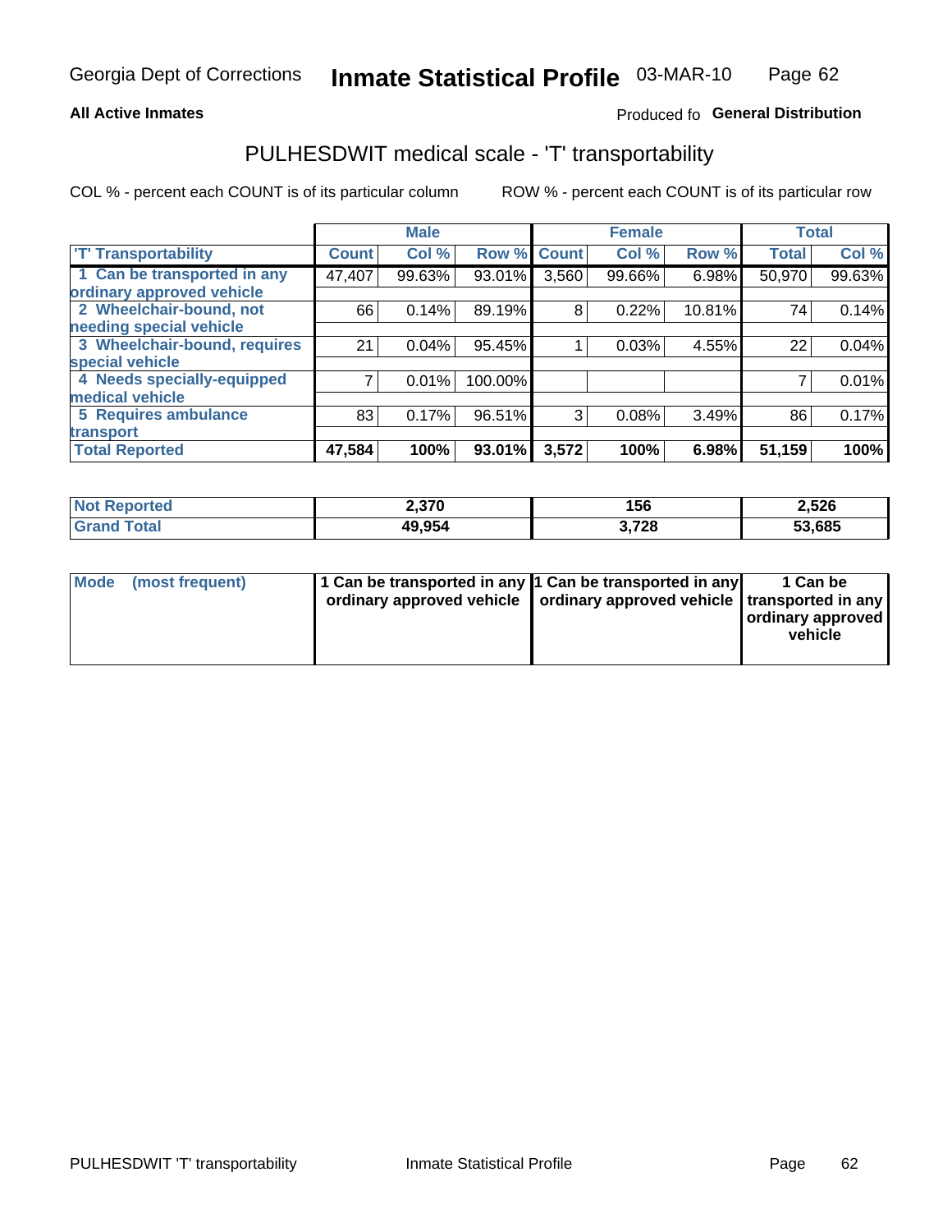**All Active Inmates**

Produced fo **General Distribution**

## PULHESDWIT medical scale - 'T' transportability

COL % - percent each COUNT is of its particular column

ROW % - percent each COUNT is of its particular row

| | Male | | | Female | | | Total | |
|---|---|---|---|---|---|---|---|---|
| 'T' Transportability | Count | Col % | Row % | Count | Col % | Row % | Total | Col % |
| 1 Can be transported in any ordinary approved vehicle | 47,407 | 99.63% | 93.01% | 3,560 | 99.66% | 6.98% | 50,970 | 99.63% |
| 2 Wheelchair-bound, not needing special vehicle | 66 | 0.14% | 89.19% | 8 | 0.22% | 10.81% | 74 | 0.14% |
| 3 Wheelchair-bound, requires special vehicle | 21 | 0.04% | 95.45% | 1 | 0.03% | 4.55% | 22 | 0.04% |
| 4 Needs specially-equipped medical vehicle | 7 | 0.01% | 100.00% | | | | 7 | 0.01% |
| 5 Requires ambulance transport | 83 | 0.17% | 96.51% | 3 | 0.08% | 3.49% | 86 | 0.17% |
| **Total Reported** | **47,584** | **100%** | **93.01%** | **3,572** | **100%** | **6.98%** | **51,159** | **100%** |

| | Male | Female | Total |
|---|---|---|---|
| **Not Reported** | **2,370** | **156** | **2,526** |
| **Grand Total** | **49,954** | **3,728** | **53,685** |

| | Male | Female | Total |
|---|---|---|---|
| **Mode (most frequent)** | **1 Can be transported in any ordinary approved vehicle** | **1 Can be transported in any ordinary approved vehicle** | **1 Can be transported in any ordinary approved vehicle** |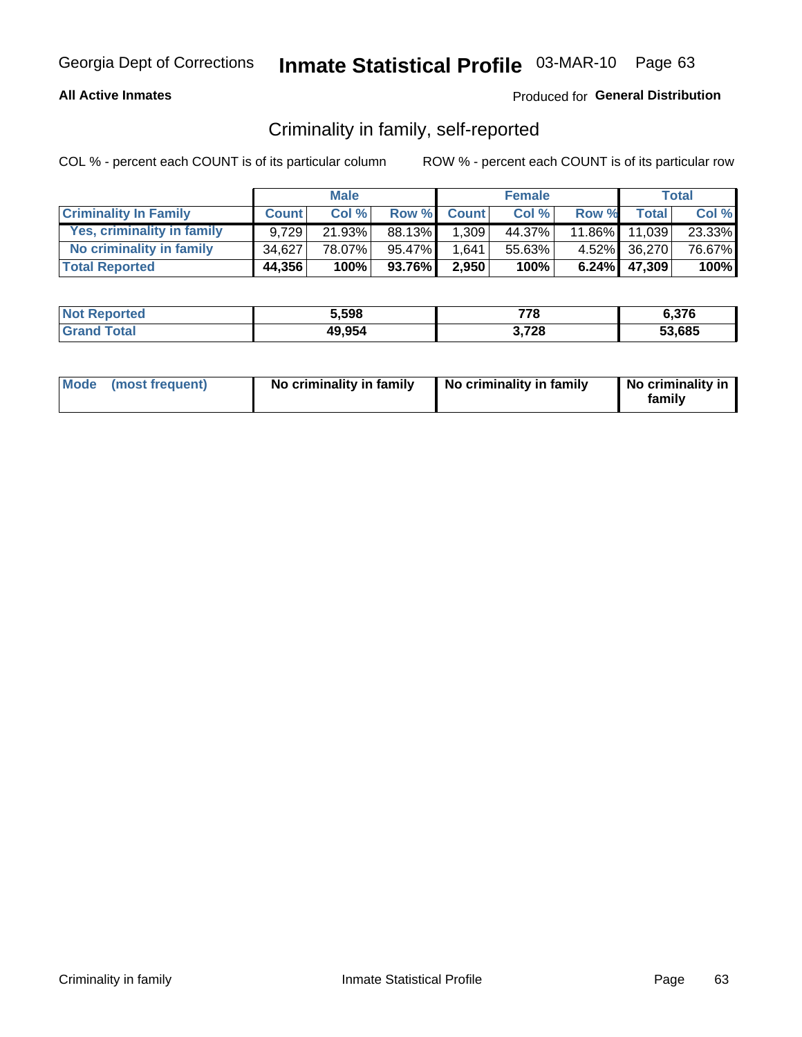Georgia Dept of Corrections **Inmate Statistical Profile** 03-MAR-10 Page 63

**All Active Inmates**

Produced for **General Distribution**

## Criminality in family, self-reported

COL % - percent each COUNT is of its particular column

ROW % - percent each COUNT is of its particular row

| | Male | | | Female | | | Total | |
|---|---|---|---|---|---|---|---|---|
| **Criminality In Family** | **Count** | **Col %** | **Row %** | **Count** | **Col %** | **Row %** | **Total** | **Col %** |
| Yes, criminality in family | 9,729 | 21.93% | 88.13% | 1,309 | 44.37% | 11.86% | 11,039 | 23.33% |
| No criminality in family | 34,627 | 78.07% | 95.47% | 1,641 | 55.63% | 4.52% | 36,270 | 76.67% |
| **Total Reported** | **44,356** | **100%** | **93.76%** | **2,950** | **100%** | **6.24%** | **47,309** | **100%** |

| | Male | Female | Total |
|---|---|---|---|
| Not Reported | **5,598** | **778** | **6,376** |
| Grand Total | **49,954** | **3,728** | **53,685** |

| | Male | Female | Total |
|---|---|---|---|
| Mode (most frequent) | **No criminality in family** | **No criminality in family** | **No criminality in family** |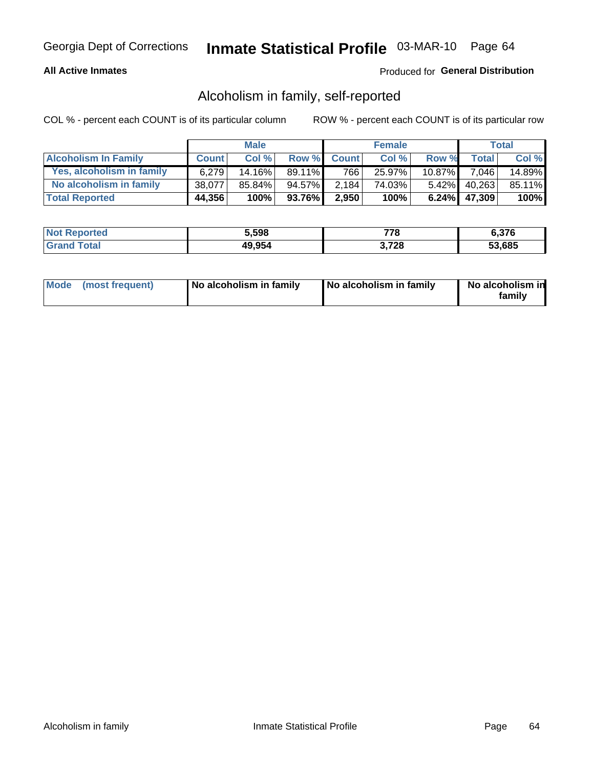Georgia Dept of Corrections **Inmate Statistical Profile** 03-MAR-10

**All Active Inmates**

Produced for **General Distribution**

## Alcoholism in family, self-reported

COL % - percent each COUNT is of its particular column

ROW % - percent each COUNT is of its particular row

| | Male | | | Female | | | Total | |
|---|---|---|---|---|---|---|---|---|
| **Alcoholism In Family** | **Count** | **Col %** | **Row %** | **Count** | **Col %** | **Row %** | **Total** | **Col %** |
| **Yes, alcoholism in family** | 6,279 | 14.16% | 89.11% | 766 | 25.97% | 10.87% | 7,046 | 14.89% |
| **No alcoholism in family** | 38,077 | 85.84% | 94.57% | 2,184 | 74.03% | 5.42% | 40,263 | 85.11% |
| **Total Reported** | **44,356** | **100%** | **93.76%** | **2,950** | **100%** | **6.24%** | **47,309** | **100%** |

| | Male | Female | Total |
|---|---|---|---|
| **Not Reported** | **5,598** | **778** | **6,376** |
| **Grand Total** | **49,954** | **3,728** | **53,685** |

| | Male | Female | Total |
|---|---|---|---|
| **Mode (most frequent)** | **No alcoholism in family** | **No alcoholism in family** | **No alcoholism in family** |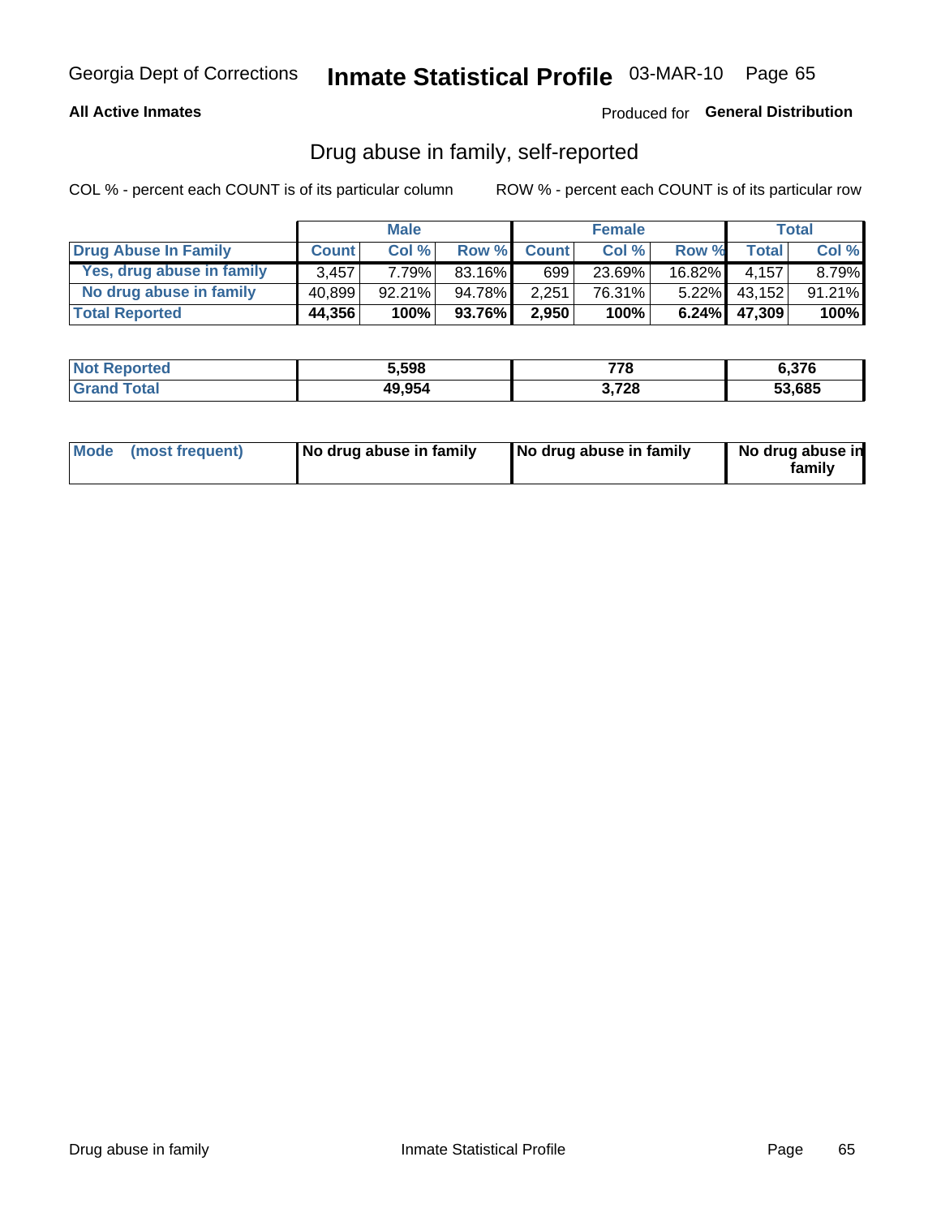Georgia Dept of Corrections **Inmate Statistical Profile** 03-MAR-10

**All Active Inmates**

Produced for **General Distribution**

## Drug abuse in family, self-reported

COL % - percent each COUNT is of its particular column ROW % - percent each COUNT is of its particular row

| | Male | | | Female | | | Total | |
|---|---|---|---|---|---|---|---|---|
| **Drug Abuse In Family** | **Count** | **Col %** | **Row %** | **Count** | **Col %** | **Row %** | **Total** | **Col %** |
| **Yes, drug abuse in family** | 3,457 | 7.79% | 83.16% | 699 | 23.69% | 16.82% | 4,157 | 8.79% |
| **No drug abuse in family** | 40,899 | 92.21% | 94.78% | 2,251 | 76.31% | 5.22% | 43,152 | 91.21% |
| **Total Reported** | **44,356** | **100%** | **93.76%** | **2,950** | **100%** | **6.24%** | **47,309** | **100%** |

| | Male | Female | Total |
|---|---|---|---|
| **Not Reported** | **5,598** | **778** | **6,376** |
| **Grand Total** | **49,954** | **3,728** | **53,685** |

| | Male | Female | Total |
|---|---|---|---|
| **Mode (most frequent)** | **No drug abuse in family** | **No drug abuse in family** | **No drug abuse in family** |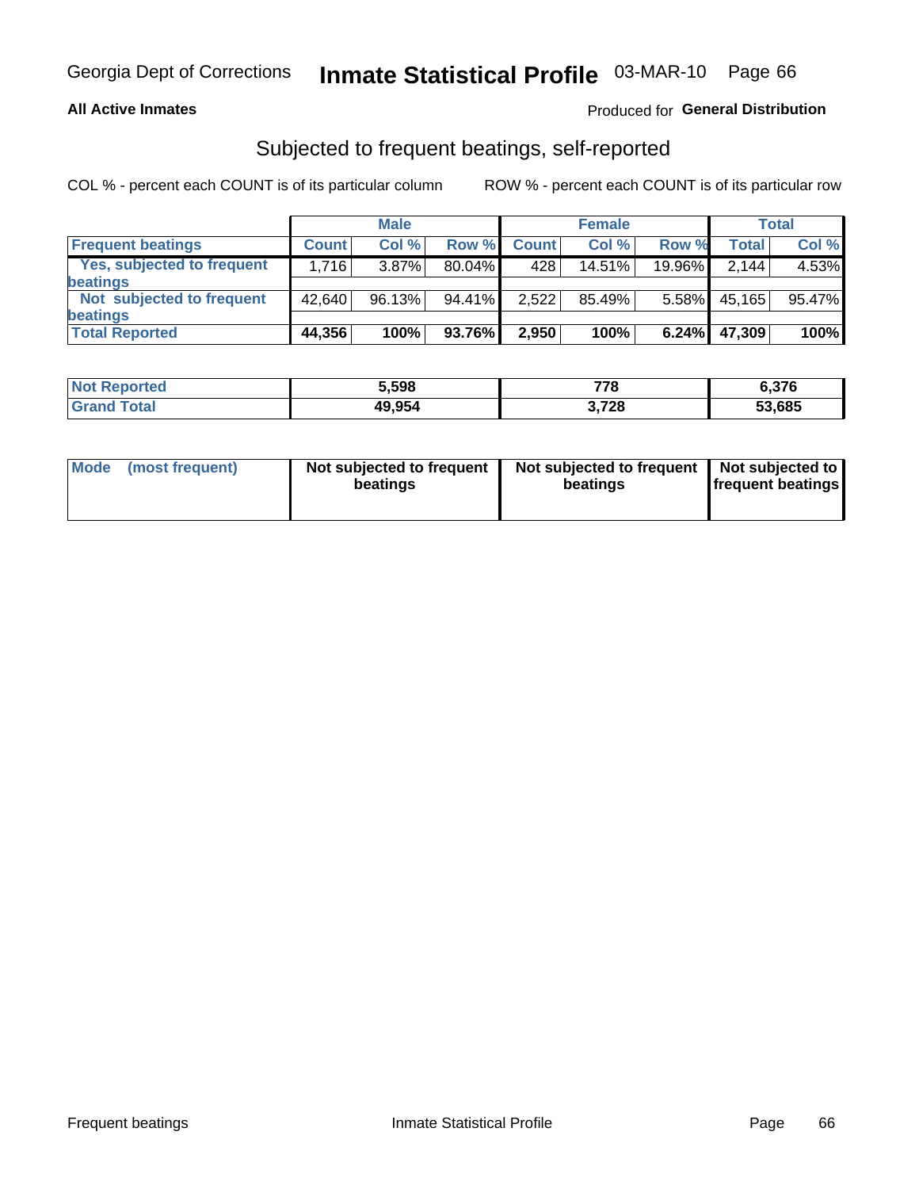Georgia Dept of Corrections **Inmate Statistical Profile** 03-MAR-10

**All Active Inmates**

Produced for **General Distribution**

## Subjected to frequent beatings, self-reported

COL % - percent each COUNT is of its particular column

ROW % - percent each COUNT is of its particular row

| | Male | | | Female | | | Total | |
|---|---|---|---|---|---|---|---|---|
| **Frequent beatings** | **Count** | **Col %** | **Row %** | **Count** | **Col %** | **Row %** | **Total** | **Col %** |
| **Yes, subjected to frequent beatings** | 1,716 | 3.87% | 80.04% | 428 | 14.51% | 19.96% | 2,144 | 4.53% |
| **Not subjected to frequent beatings** | 42,640 | 96.13% | 94.41% | 2,522 | 85.49% | 5.58% | 45,165 | 95.47% |
| **Total Reported** | **44,356** | **100%** | **93.76%** | **2,950** | **100%** | **6.24%** | **47,309** | **100%** |

| | Male | Female | Total |
|---|---|---|---|
| **Not Reported** | **5,598** | **778** | **6,376** |
| **Grand Total** | **49,954** | **3,728** | **53,685** |

| | Male | Female | Total |
|---|---|---|---|
| **Mode (most frequent)** | **Not subjected to frequent beatings** | **Not subjected to frequent beatings** | **Not subjected to frequent beatings** |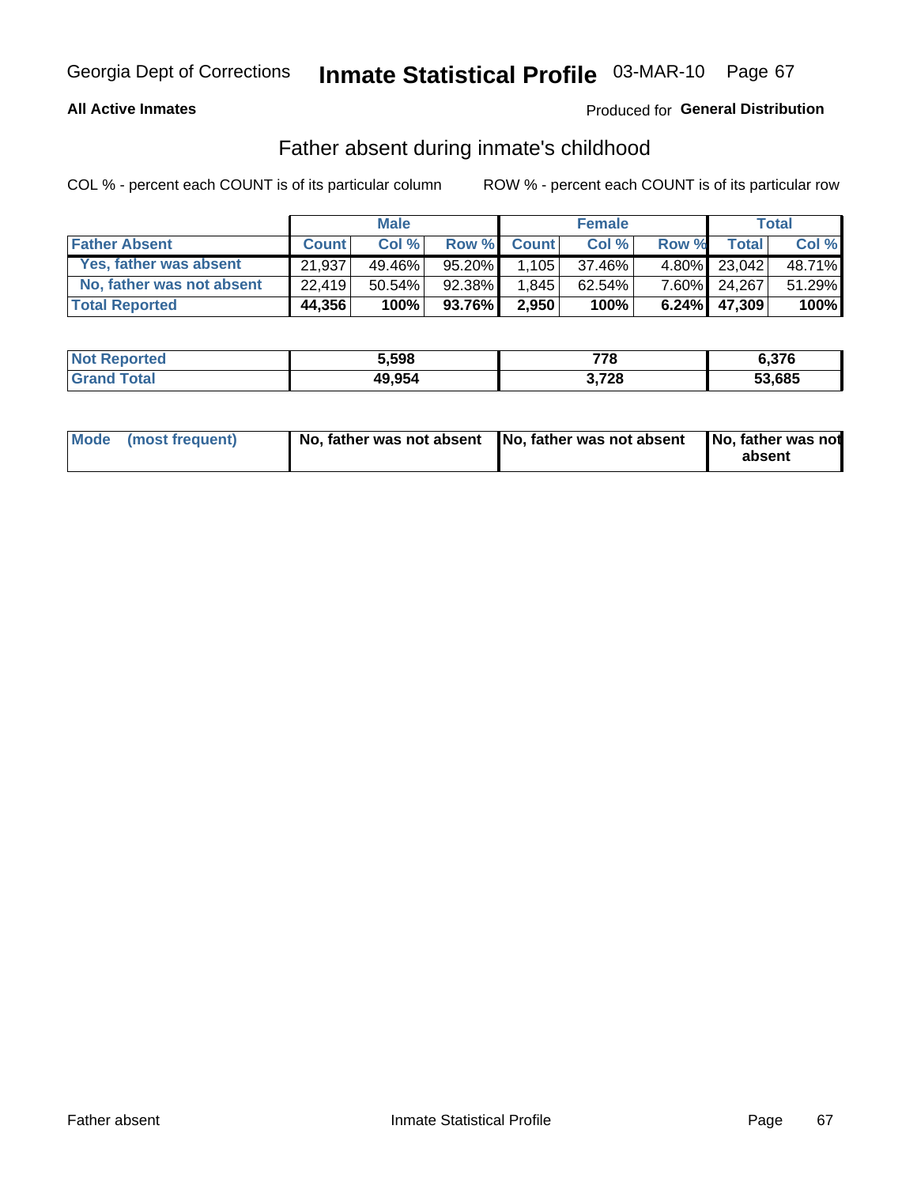Georgia Dept of Corrections **Inmate Statistical Profile** 03-MAR-10

**All Active Inmates**

Produced for **General Distribution**

## Father absent during inmate's childhood

COL % - percent each COUNT is of its particular column

ROW % - percent each COUNT is of its particular row

| | Male | | | Female | | | Total | |
|---|---|---|---|---|---|---|---|---|
| **Father Absent** | **Count** | **Col %** | **Row %** | **Count** | **Col %** | **Row %** | **Total** | **Col %** |
| **Yes, father was absent** | 21,937 | 49.46% | 95.20% | 1,105 | 37.46% | 4.80% | 23,042 | 48.71% |
| **No, father was not absent** | 22,419 | 50.54% | 92.38% | 1,845 | 62.54% | 7.60% | 24,267 | 51.29% |
| **Total Reported** | **44,356** | **100%** | **93.76%** | **2,950** | **100%** | **6.24%** | **47,309** | **100%** |

| | Male | Female | Total |
|---|---|---|---|
| **Not Reported** | **5,598** | **778** | **6,376** |
| **Grand Total** | **49,954** | **3,728** | **53,685** |

| | Male | Female | Total |
|---|---|---|---|
| **Mode (most frequent)** | **No, father was not absent** | **No, father was not absent** | **No, father was not absent** |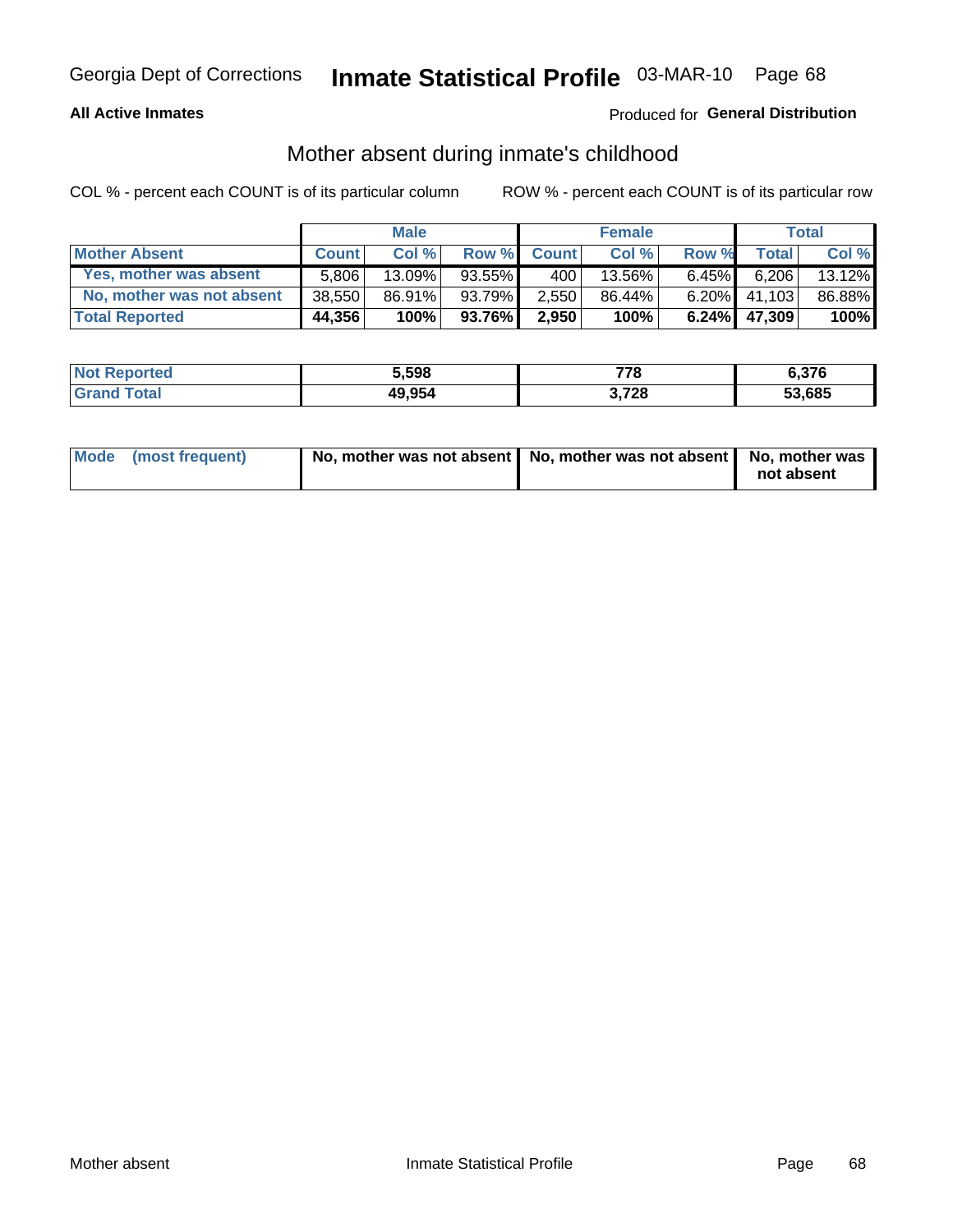Georgia Dept of Corrections **Inmate Statistical Profile** 03-MAR-10 Page 68

**All Active Inmates**

Produced for **General Distribution**

## Mother absent during inmate's childhood

COL % - percent each COUNT is of its particular column

ROW % - percent each COUNT is of its particular row

| | Male | | | Female | | | Total | |
|---|---|---|---|---|---|---|---|---|
| **Mother Absent** | **Count** | **Col %** | **Row %** | **Count** | **Col %** | **Row %** | **Total** | **Col %** |
| **Yes, mother was absent** | 5,806 | 13.09% | 93.55% | 400 | 13.56% | 6.45% | 6,206 | 13.12% |
| **No, mother was not absent** | 38,550 | 86.91% | 93.79% | 2,550 | 86.44% | 6.20% | 41,103 | 86.88% |
| **Total Reported** | **44,356** | **100%** | **93.76%** | **2,950** | **100%** | **6.24%** | **47,309** | **100%** |

| | Male | Female | Total |
|---|---|---|---|
| **Not Reported** | **5,598** | **778** | **6,376** |
| **Grand Total** | **49,954** | **3,728** | **53,685** |

| | Male | Female | Total |
|---|---|---|---|
| **Mode (most frequent)** | **No, mother was not absent** | **No, mother was not absent** | **No, mother was not absent** |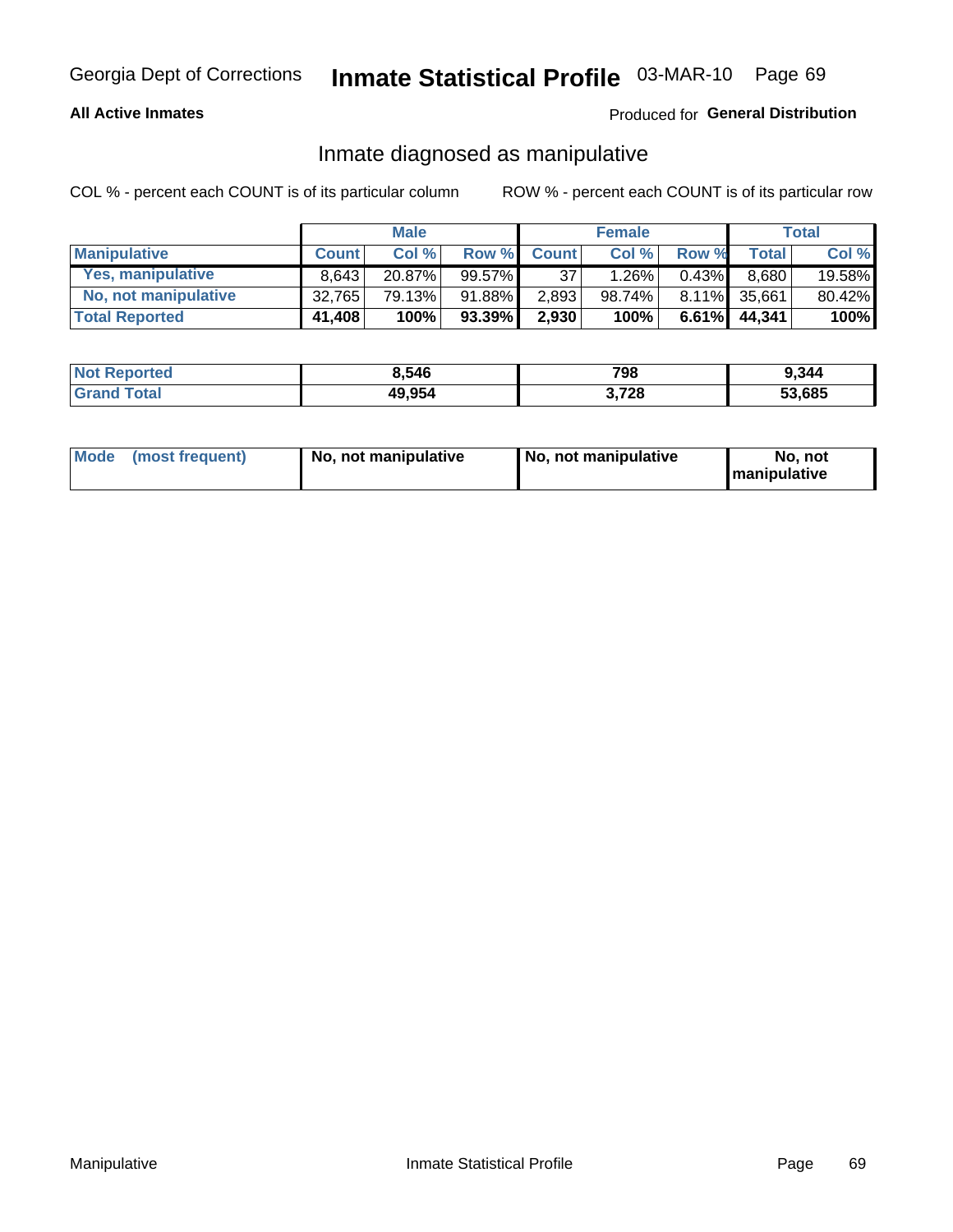Georgia Dept of Corrections **Inmate Statistical Profile** 03-MAR-10 Page 69

**All Active Inmates**

Produced for **General Distribution**

## Inmate diagnosed as manipulative

COL % - percent each COUNT is of its particular column

ROW % - percent each COUNT is of its particular row

| | Male | | | Female | | | Total | |
|---|---|---|---|---|---|---|---|---|
| **Manipulative** | **Count** | **Col %** | **Row %** | **Count** | **Col %** | **Row %** | **Total** | **Col %** |
| **Yes, manipulative** | 8,643 | 20.87% | 99.57% | 37 | 1.26% | 0.43% | 8,680 | 19.58% |
| **No, not manipulative** | 32,765 | 79.13% | 91.88% | 2,893 | 98.74% | 8.11% | 35,661 | 80.42% |
| **Total Reported** | **41,408** | **100%** | **93.39%** | **2,930** | **100%** | **6.61%** | **44,341** | **100%** |

| | Male | Female | Total |
|---|---|---|---|
| **Not Reported** | **8,546** | **798** | **9,344** |
| **Grand Total** | **49,954** | **3,728** | **53,685** |

| | Male | Female | Total |
|---|---|---|---|
| **Mode (most frequent)** | **No, not manipulative** | **No, not manipulative** | **No, not manipulative** |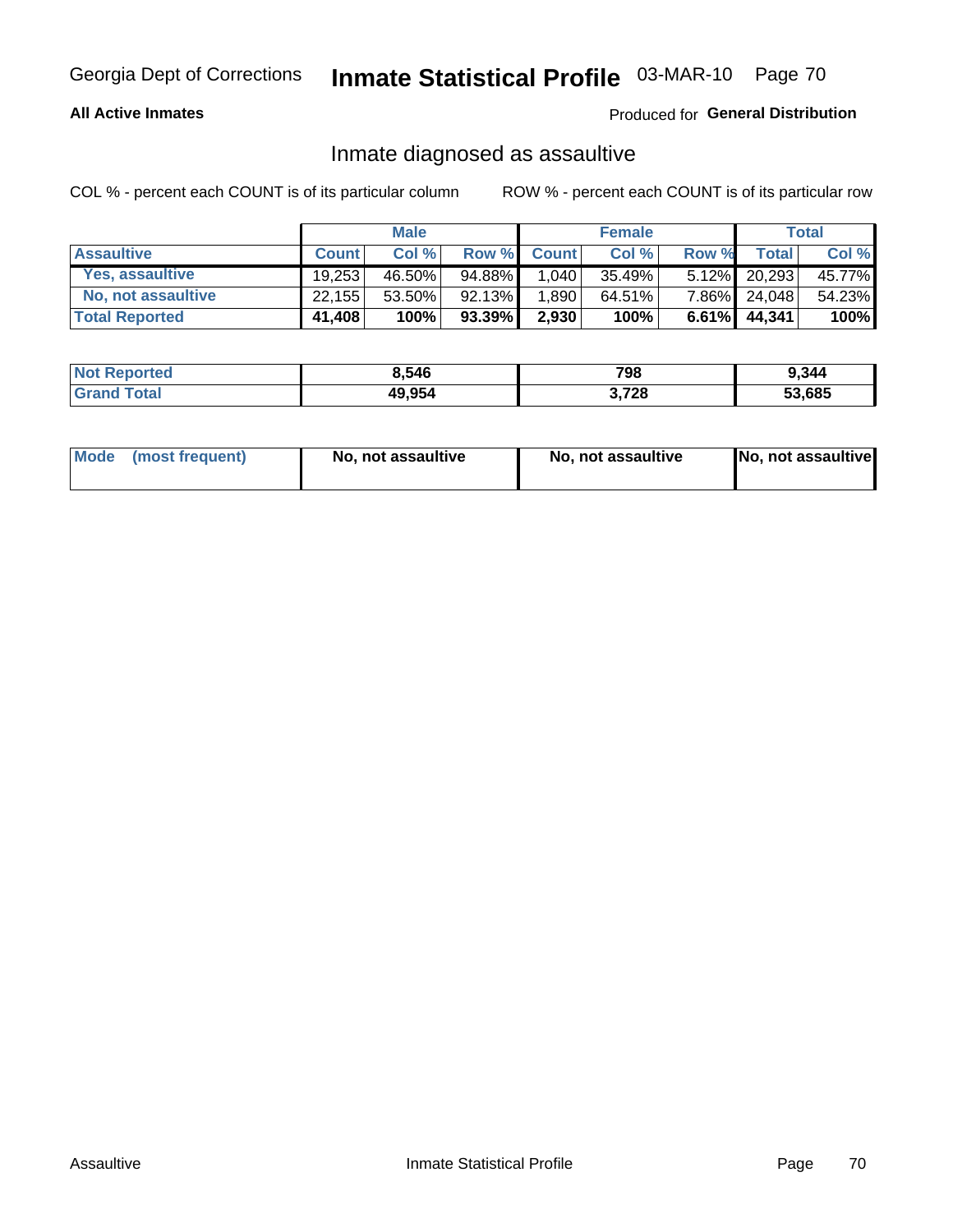Georgia Dept of Corrections **Inmate Statistical Profile** 03-MAR-10

**All Active Inmates**

Produced for **General Distribution**

## Inmate diagnosed as assaultive

COL % - percent each COUNT is of its particular column ROW % - percent each COUNT is of its particular row

| | Male | | | Female | | | Total | |
|---|---|---|---|---|---|---|---|---|
| **Assaultive** | **Count** | **Col %** | **Row %** | **Count** | **Col %** | **Row %** | **Total** | **Col %** |
| **Yes, assaultive** | 19,253 | 46.50% | 94.88% | 1,040 | 35.49% | 5.12% | 20,293 | 45.77% |
| **No, not assaultive** | 22,155 | 53.50% | 92.13% | 1,890 | 64.51% | 7.86% | 24,048 | 54.23% |
| **Total Reported** | **41,408** | **100%** | **93.39%** | **2,930** | **100%** | **6.61%** | **44,341** | **100%** |

| | Male | Female | Total |
|---|---|---|---|
| **Not Reported** | **8,546** | **798** | **9,344** |
| **Grand Total** | **49,954** | **3,728** | **53,685** |

| | Male | Female | Total |
|---|---|---|---|
| **Mode (most frequent)** | **No, not assaultive** | **No, not assaultive** | **No, not assaultive** |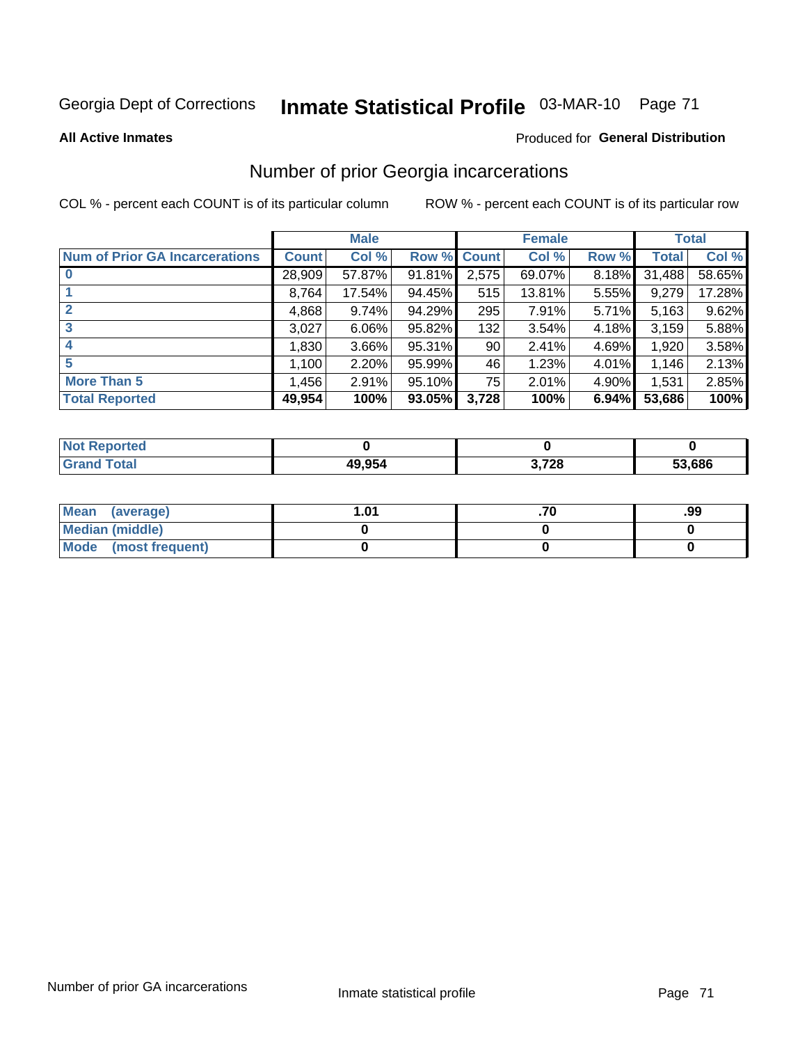Georgia Dept of Corrections **Inmate Statistical Profile** 03-MAR-10

**All Active Inmates**

Produced for **General Distribution**

## Number of prior Georgia incarcerations

COL % - percent each COUNT is of its particular column ROW % - percent each COUNT is of its particular row

| | Male | | | Female | | | Total | |
|---|---|---|---|---|---|---|---|---|
| **Num of Prior GA Incarcerations** | **Count** | **Col %** | **Row %** | **Count** | **Col %** | **Row %** | **Total** | **Col %** |
| **0** | 28,909 | 57.87% | 91.81% | 2,575 | 69.07% | 8.18% | 31,488 | 58.65% |
| **1** | 8,764 | 17.54% | 94.45% | 515 | 13.81% | 5.55% | 9,279 | 17.28% |
| **2** | 4,868 | 9.74% | 94.29% | 295 | 7.91% | 5.71% | 5,163 | 9.62% |
| **3** | 3,027 | 6.06% | 95.82% | 132 | 3.54% | 4.18% | 3,159 | 5.88% |
| **4** | 1,830 | 3.66% | 95.31% | 90 | 2.41% | 4.69% | 1,920 | 3.58% |
| **5** | 1,100 | 2.20% | 95.99% | 46 | 1.23% | 4.01% | 1,146 | 2.13% |
| **More Than 5** | 1,456 | 2.91% | 95.10% | 75 | 2.01% | 4.90% | 1,531 | 2.85% |
| **Total Reported** | **49,954** | **100%** | **93.05%** | **3,728** | **100%** | **6.94%** | **53,686** | **100%** |

| | Male | Female | Total |
|---|---|---|---|
| **Not Reported** | **0** | **0** | **0** |
| **Grand Total** | **49,954** | **3,728** | **53,686** |

| | Male | Female | Total |
|---|---|---|---|
| **Mean (average)** | **1.01** | **.70** | **.99** |
| **Median (middle)** | **0** | **0** | **0** |
| **Mode (most frequent)** | **0** | **0** | **0** |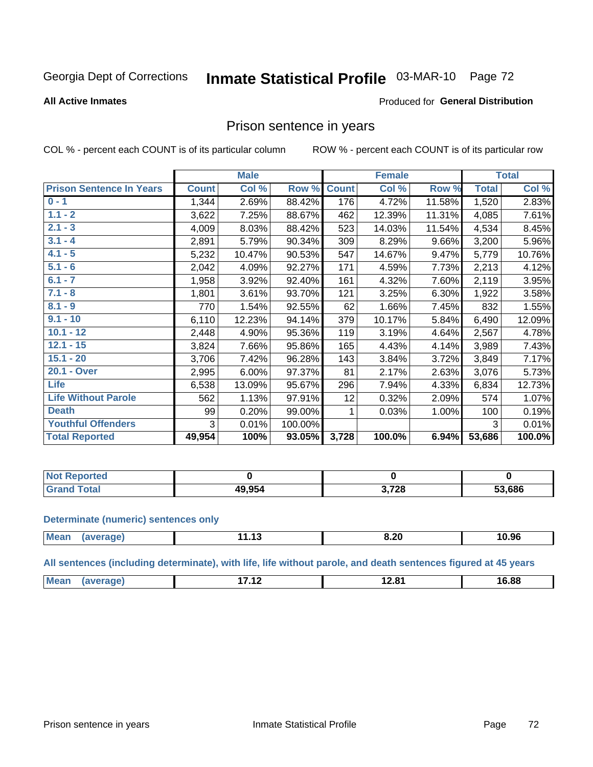Georgia Dept of Corrections **Inmate Statistical Profile** 03-MAR-10

**All Active Inmates**

Produced for **General Distribution**

## Prison sentence in years

COL % - percent each COUNT is of its particular column

ROW % - percent each COUNT is of its particular row

| Prison Sentence In Years | Male Count | Male Col % | Male Row % | Female Count | Female Col % | Female Row % | Total | Total Col % |
|---|---|---|---|---|---|---|---|---|
| 0 - 1 | 1,344 | 2.69% | 88.42% | 176 | 4.72% | 11.58% | 1,520 | 2.83% |
| 1.1 - 2 | 3,622 | 7.25% | 88.67% | 462 | 12.39% | 11.31% | 4,085 | 7.61% |
| 2.1 - 3 | 4,009 | 8.03% | 88.42% | 523 | 14.03% | 11.54% | 4,534 | 8.45% |
| 3.1 - 4 | 2,891 | 5.79% | 90.34% | 309 | 8.29% | 9.66% | 3,200 | 5.96% |
| 4.1 - 5 | 5,232 | 10.47% | 90.53% | 547 | 14.67% | 9.47% | 5,779 | 10.76% |
| 5.1 - 6 | 2,042 | 4.09% | 92.27% | 171 | 4.59% | 7.73% | 2,213 | 4.12% |
| 6.1 - 7 | 1,958 | 3.92% | 92.40% | 161 | 4.32% | 7.60% | 2,119 | 3.95% |
| 7.1 - 8 | 1,801 | 3.61% | 93.70% | 121 | 3.25% | 6.30% | 1,922 | 3.58% |
| 8.1 - 9 | 770 | 1.54% | 92.55% | 62 | 1.66% | 7.45% | 832 | 1.55% |
| 9.1 - 10 | 6,110 | 12.23% | 94.14% | 379 | 10.17% | 5.84% | 6,490 | 12.09% |
| 10.1 - 12 | 2,448 | 4.90% | 95.36% | 119 | 3.19% | 4.64% | 2,567 | 4.78% |
| 12.1 - 15 | 3,824 | 7.66% | 95.86% | 165 | 4.43% | 4.14% | 3,989 | 7.43% |
| 15.1 - 20 | 3,706 | 7.42% | 96.28% | 143 | 3.84% | 3.72% | 3,849 | 7.17% |
| 20.1 - Over | 2,995 | 6.00% | 97.37% | 81 | 2.17% | 2.63% | 3,076 | 5.73% |
| Life | 6,538 | 13.09% | 95.67% | 296 | 7.94% | 4.33% | 6,834 | 12.73% |
| Life Without Parole | 562 | 1.13% | 97.91% | 12 | 0.32% | 2.09% | 574 | 1.07% |
| Death | 99 | 0.20% | 99.00% | 1 | 0.03% | 1.00% | 100 | 0.19% |
| Youthful Offenders | 3 | 0.01% | 100.00% | | | | 3 | 0.01% |
| **Total Reported** | **49,954** | **100%** | **93.05%** | **3,728** | **100.0%** | **6.94%** | **53,686** | **100.0%** |

| | Male | Female | Total |
|---|---|---|---|
| Not Reported | 0 | 0 | 0 |
| Grand Total | 49,954 | 3,728 | 53,686 |

**Determinate (numeric) sentences only**

| | Male | Female | Total |
|---|---|---|---|
| Mean (average) | 11.13 | 8.20 | 10.96 |

**All sentences (including determinate), with life, life without parole, and death sentences figured at 45 years**

| | Male | Female | Total |
|---|---|---|---|
| Mean (average) | 17.12 | 12.81 | 16.88 |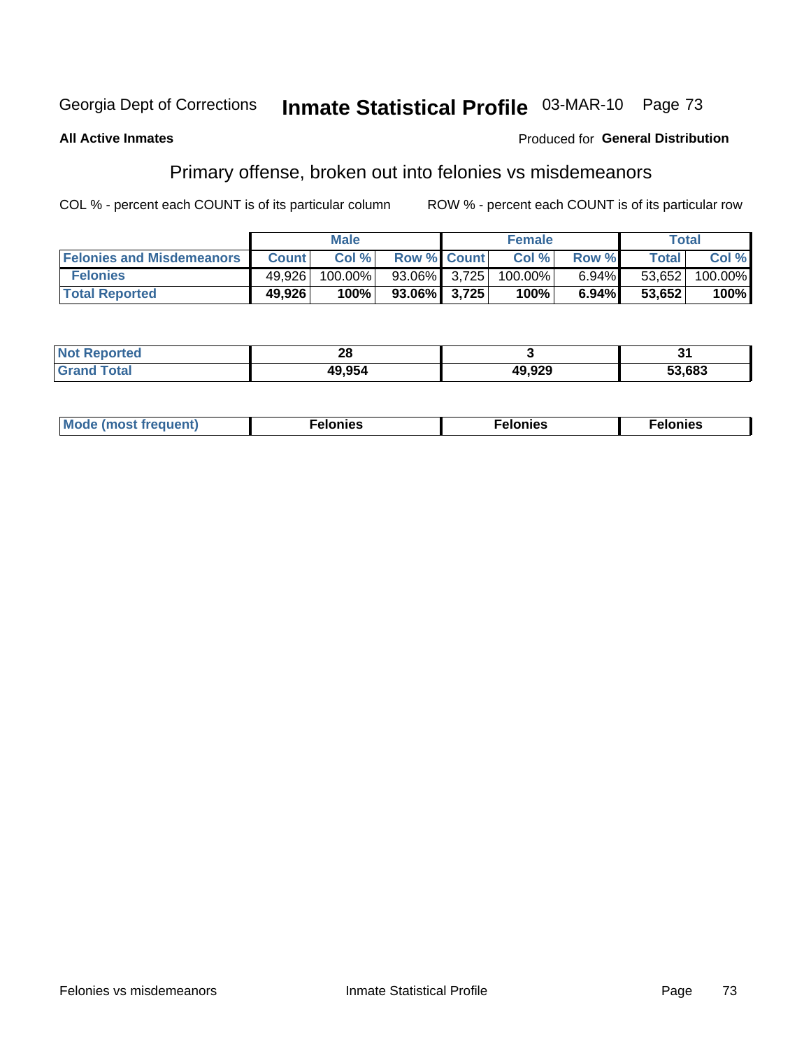Georgia Dept of Corrections **Inmate Statistical Profile** 03-MAR-10

**All Active Inmates**

Produced for **General Distribution**

## Primary offense, broken out into felonies vs misdemeanors

COL % - percent each COUNT is of its particular column

ROW % - percent each COUNT is of its particular row

| | Male | | | Female | | | Total | |
|---|---|---|---|---|---|---|---|---|
| **Felonies and Misdemeanors** | **Count** | **Col %** | **Row %** | **Count** | **Col %** | **Row %** | **Total** | **Col %** |
| **Felonies** | 49,926 | 100.00% | 93.06% | 3,725 | 100.00% | 6.94% | 53,652 | 100.00% |
| **Total Reported** | **49,926** | **100%** | **93.06%** | **3,725** | **100%** | **6.94%** | **53,652** | **100%** |

| | Male | Female | Total |
|---|---|---|---|
| **Not Reported** | **28** | **3** | **31** |
| **Grand Total** | **49,954** | **49,929** | **53,683** |

| | Male | Female | Total |
|---|---|---|---|
| **Mode (most frequent)** | **Felonies** | **Felonies** | **Felonies** |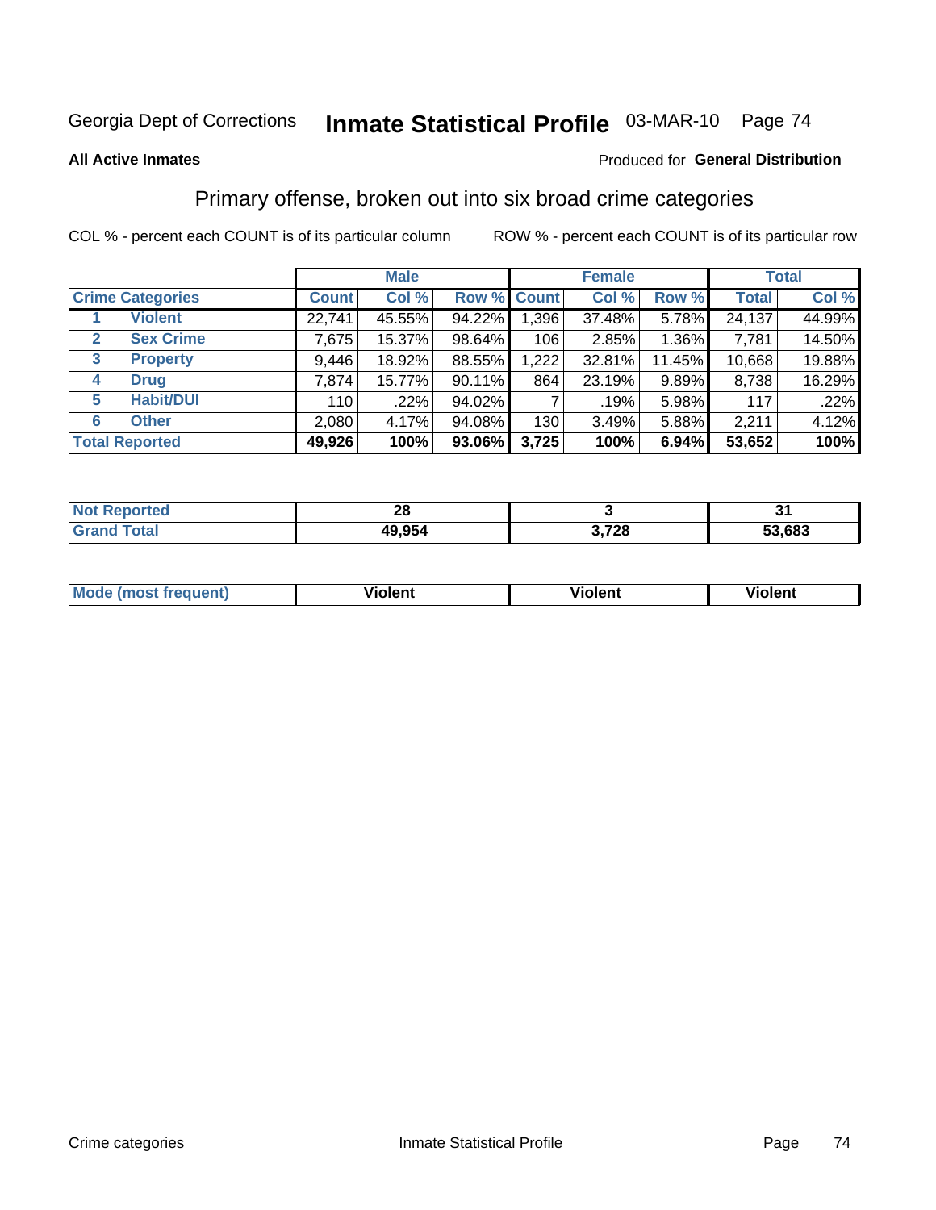Georgia Dept of Corrections **Inmate Statistical Profile** 03-MAR-10

**All Active Inmates**

Produced for **General Distribution**

## Primary offense, broken out into six broad crime categories

COL % - percent each COUNT is of its particular column    ROW % - percent each COUNT is of its particular row

| | | Male | | | Female | | | Total | |
|---|---|---|---|---|---|---|---|---|---|
| **Crime Categories** | | **Count** | **Col %** | **Row %** | **Count** | **Col %** | **Row %** | **Total** | **Col %** |
| 1 | **Violent** | 22,741 | 45.55% | 94.22% | 1,396 | 37.48% | 5.78% | 24,137 | 44.99% |
| 2 | **Sex Crime** | 7,675 | 15.37% | 98.64% | 106 | 2.85% | 1.36% | 7,781 | 14.50% |
| 3 | **Property** | 9,446 | 18.92% | 88.55% | 1,222 | 32.81% | 11.45% | 10,668 | 19.88% |
| 4 | **Drug** | 7,874 | 15.77% | 90.11% | 864 | 23.19% | 9.89% | 8,738 | 16.29% |
| 5 | **Habit/DUI** | 110 | .22% | 94.02% | 7 | .19% | 5.98% | 117 | .22% |
| 6 | **Other** | 2,080 | 4.17% | 94.08% | 130 | 3.49% | 5.88% | 2,211 | 4.12% |
| **Total Reported** | | **49,926** | **100%** | **93.06%** | **3,725** | **100%** | **6.94%** | **53,652** | **100%** |

| | Male | Female | Total |
|---|---|---|---|
| **Not Reported** | **28** | **3** | **31** |
| **Grand Total** | **49,954** | **3,728** | **53,683** |

| | Male | Female | Total |
|---|---|---|---|
| **Mode (most frequent)** | **Violent** | **Violent** | **Violent** |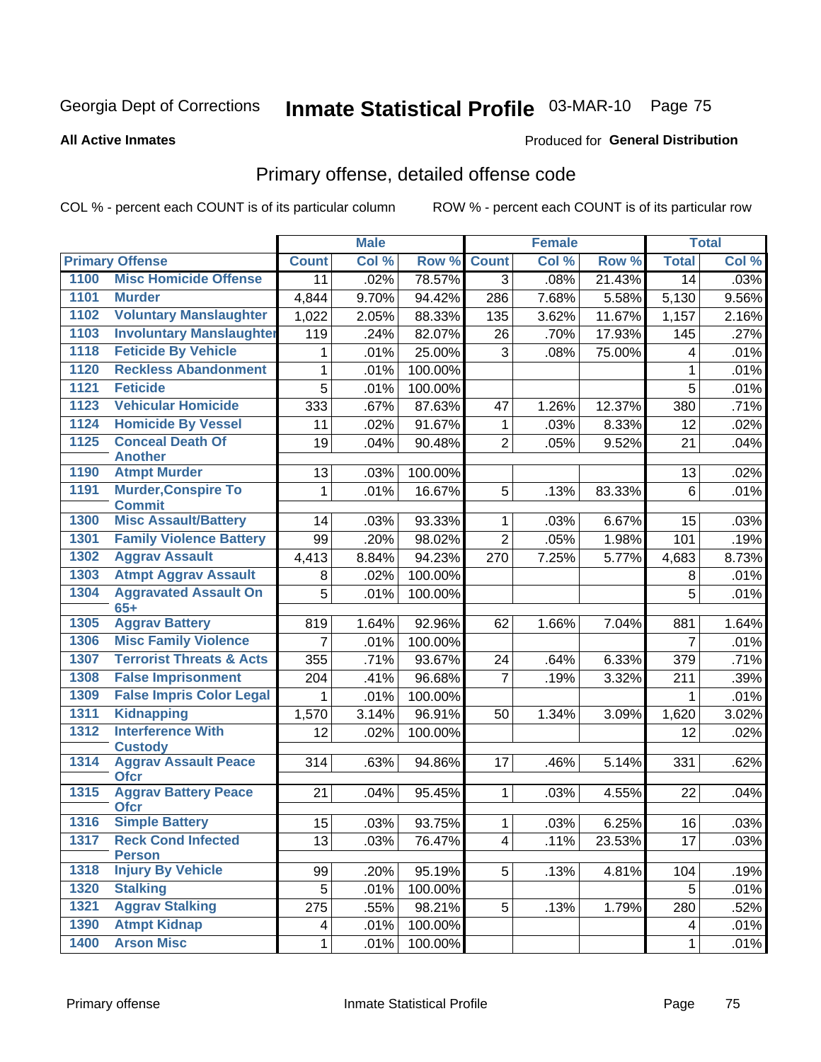# Inmate Statistical Profile

Georgia Dept of Corrections — 03-MAR-10

**All Active Inmates**

Produced for **General Distribution**

## Primary offense, detailed offense code

COL % - percent each COUNT is of its particular column ROW % - percent each COUNT is of its particular row

| Primary Offense | | Male | | | Female | | | Total | |
|---|---|---|---|---|---|---|---|---|---|
| | | Count | Col % | Row % | Count | Col % | Row % | Total | Col % |
| 1100 | Misc Homicide Offense | 11 | .02% | 78.57% | 3 | .08% | 21.43% | 14 | .03% |
| 1101 | Murder | 4,844 | 9.70% | 94.42% | 286 | 7.68% | 5.58% | 5,130 | 9.56% |
| 1102 | Voluntary Manslaughter | 1,022 | 2.05% | 88.33% | 135 | 3.62% | 11.67% | 1,157 | 2.16% |
| 1103 | Involuntary Manslaughter | 119 | .24% | 82.07% | 26 | .70% | 17.93% | 145 | .27% |
| 1118 | Feticide By Vehicle | 1 | .01% | 25.00% | 3 | .08% | 75.00% | 4 | .01% |
| 1120 | Reckless Abandonment | 1 | .01% | 100.00% | | | | 1 | .01% |
| 1121 | Feticide | 5 | .01% | 100.00% | | | | 5 | .01% |
| 1123 | Vehicular Homicide | 333 | .67% | 87.63% | 47 | 1.26% | 12.37% | 380 | .71% |
| 1124 | Homicide By Vessel | 11 | .02% | 91.67% | 1 | .03% | 8.33% | 12 | .02% |
| 1125 | Conceal Death Of Another | 19 | .04% | 90.48% | 2 | .05% | 9.52% | 21 | .04% |
| 1190 | Atmpt Murder | 13 | .03% | 100.00% | | | | 13 | .02% |
| 1191 | Murder,Conspire To Commit | 1 | .01% | 16.67% | 5 | .13% | 83.33% | 6 | .01% |
| 1300 | Misc Assault/Battery | 14 | .03% | 93.33% | 1 | .03% | 6.67% | 15 | .03% |
| 1301 | Family Violence Battery | 99 | .20% | 98.02% | 2 | .05% | 1.98% | 101 | .19% |
| 1302 | Aggrav Assault | 4,413 | 8.84% | 94.23% | 270 | 7.25% | 5.77% | 4,683 | 8.73% |
| 1303 | Atmpt Aggrav Assault | 8 | .02% | 100.00% | | | | 8 | .01% |
| 1304 | Aggravated Assault On 65+ | 5 | .01% | 100.00% | | | | 5 | .01% |
| 1305 | Aggrav Battery | 819 | 1.64% | 92.96% | 62 | 1.66% | 7.04% | 881 | 1.64% |
| 1306 | Misc Family Violence | 7 | .01% | 100.00% | | | | 7 | .01% |
| 1307 | Terrorist Threats & Acts | 355 | .71% | 93.67% | 24 | .64% | 6.33% | 379 | .71% |
| 1308 | False Imprisonment | 204 | .41% | 96.68% | 7 | .19% | 3.32% | 211 | .39% |
| 1309 | False Impris Color Legal | 1 | .01% | 100.00% | | | | 1 | .01% |
| 1311 | Kidnapping | 1,570 | 3.14% | 96.91% | 50 | 1.34% | 3.09% | 1,620 | 3.02% |
| 1312 | Interference With Custody | 12 | .02% | 100.00% | | | | 12 | .02% |
| 1314 | Aggrav Assault Peace Ofcr | 314 | .63% | 94.86% | 17 | .46% | 5.14% | 331 | .62% |
| 1315 | Aggrav Battery Peace Ofcr | 21 | .04% | 95.45% | 1 | .03% | 4.55% | 22 | .04% |
| 1316 | Simple Battery | 15 | .03% | 93.75% | 1 | .03% | 6.25% | 16 | .03% |
| 1317 | Reck Cond Infected Person | 13 | .03% | 76.47% | 4 | .11% | 23.53% | 17 | .03% |
| 1318 | Injury By Vehicle | 99 | .20% | 95.19% | 5 | .13% | 4.81% | 104 | .19% |
| 1320 | Stalking | 5 | .01% | 100.00% | | | | 5 | .01% |
| 1321 | Aggrav Stalking | 275 | .55% | 98.21% | 5 | .13% | 1.79% | 280 | .52% |
| 1390 | Atmpt Kidnap | 4 | .01% | 100.00% | | | | 4 | .01% |
| 1400 | Arson Misc | 1 | .01% | 100.00% | | | | 1 | .01% |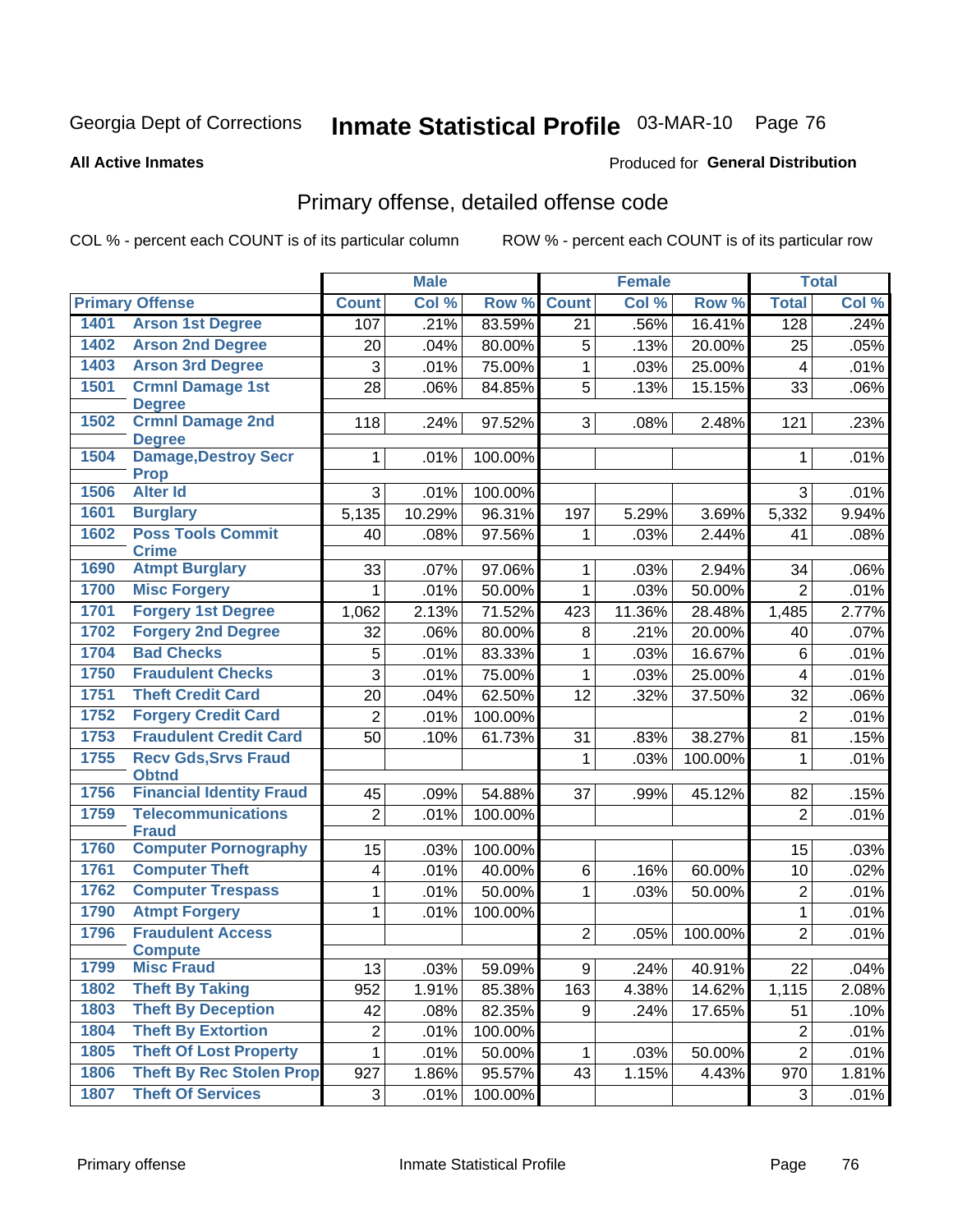Georgia Dept of Corrections **Inmate Statistical Profile** 03-MAR-10

**All Active Inmates**

Produced for **General Distribution**

## Primary offense, detailed offense code

COL % - percent each COUNT is of its particular column ROW % - percent each COUNT is of its particular row

| Primary Offense | | Male | | | Female | | | Total | |
|---|---|---|---|---|---|---|---|---|---|
| | | Count | Col % | Row % | Count | Col % | Row % | Total | Col % |
| 1401 | Arson 1st Degree | 107 | .21% | 83.59% | 21 | .56% | 16.41% | 128 | .24% |
| 1402 | Arson 2nd Degree | 20 | .04% | 80.00% | 5 | .13% | 20.00% | 25 | .05% |
| 1403 | Arson 3rd Degree | 3 | .01% | 75.00% | 1 | .03% | 25.00% | 4 | .01% |
| 1501 | Crmnl Damage 1st Degree | 28 | .06% | 84.85% | 5 | .13% | 15.15% | 33 | .06% |
| 1502 | Crmnl Damage 2nd Degree | 118 | .24% | 97.52% | 3 | .08% | 2.48% | 121 | .23% |
| 1504 | Damage,Destroy Secr Prop | 1 | .01% | 100.00% | | | | 1 | .01% |
| 1506 | Alter Id | 3 | .01% | 100.00% | | | | 3 | .01% |
| 1601 | Burglary | 5,135 | 10.29% | 96.31% | 197 | 5.29% | 3.69% | 5,332 | 9.94% |
| 1602 | Poss Tools Commit Crime | 40 | .08% | 97.56% | 1 | .03% | 2.44% | 41 | .08% |
| 1690 | Atmpt Burglary | 33 | .07% | 97.06% | 1 | .03% | 2.94% | 34 | .06% |
| 1700 | Misc Forgery | 1 | .01% | 50.00% | 1 | .03% | 50.00% | 2 | .01% |
| 1701 | Forgery 1st Degree | 1,062 | 2.13% | 71.52% | 423 | 11.36% | 28.48% | 1,485 | 2.77% |
| 1702 | Forgery 2nd Degree | 32 | .06% | 80.00% | 8 | .21% | 20.00% | 40 | .07% |
| 1704 | Bad Checks | 5 | .01% | 83.33% | 1 | .03% | 16.67% | 6 | .01% |
| 1750 | Fraudulent Checks | 3 | .01% | 75.00% | 1 | .03% | 25.00% | 4 | .01% |
| 1751 | Theft Credit Card | 20 | .04% | 62.50% | 12 | .32% | 37.50% | 32 | .06% |
| 1752 | Forgery Credit Card | 2 | .01% | 100.00% | | | | 2 | .01% |
| 1753 | Fraudulent Credit Card | 50 | .10% | 61.73% | 31 | .83% | 38.27% | 81 | .15% |
| 1755 | Recv Gds,Srvs Fraud Obtnd | | | | 1 | .03% | 100.00% | 1 | .01% |
| 1756 | Financial Identity Fraud | 45 | .09% | 54.88% | 37 | .99% | 45.12% | 82 | .15% |
| 1759 | Telecommunications Fraud | 2 | .01% | 100.00% | | | | 2 | .01% |
| 1760 | Computer Pornography | 15 | .03% | 100.00% | | | | 15 | .03% |
| 1761 | Computer Theft | 4 | .01% | 40.00% | 6 | .16% | 60.00% | 10 | .02% |
| 1762 | Computer Trespass | 1 | .01% | 50.00% | 1 | .03% | 50.00% | 2 | .01% |
| 1790 | Atmpt Forgery | 1 | .01% | 100.00% | | | | 1 | .01% |
| 1796 | Fraudulent Access Compute | | | | 2 | .05% | 100.00% | 2 | .01% |
| 1799 | Misc Fraud | 13 | .03% | 59.09% | 9 | .24% | 40.91% | 22 | .04% |
| 1802 | Theft By Taking | 952 | 1.91% | 85.38% | 163 | 4.38% | 14.62% | 1,115 | 2.08% |
| 1803 | Theft By Deception | 42 | .08% | 82.35% | 9 | .24% | 17.65% | 51 | .10% |
| 1804 | Theft By Extortion | 2 | .01% | 100.00% | | | | 2 | .01% |
| 1805 | Theft Of Lost Property | 1 | .01% | 50.00% | 1 | .03% | 50.00% | 2 | .01% |
| 1806 | Theft By Rec Stolen Prop | 927 | 1.86% | 95.57% | 43 | 1.15% | 4.43% | 970 | 1.81% |
| 1807 | Theft Of Services | 3 | .01% | 100.00% | | | | 3 | .01% |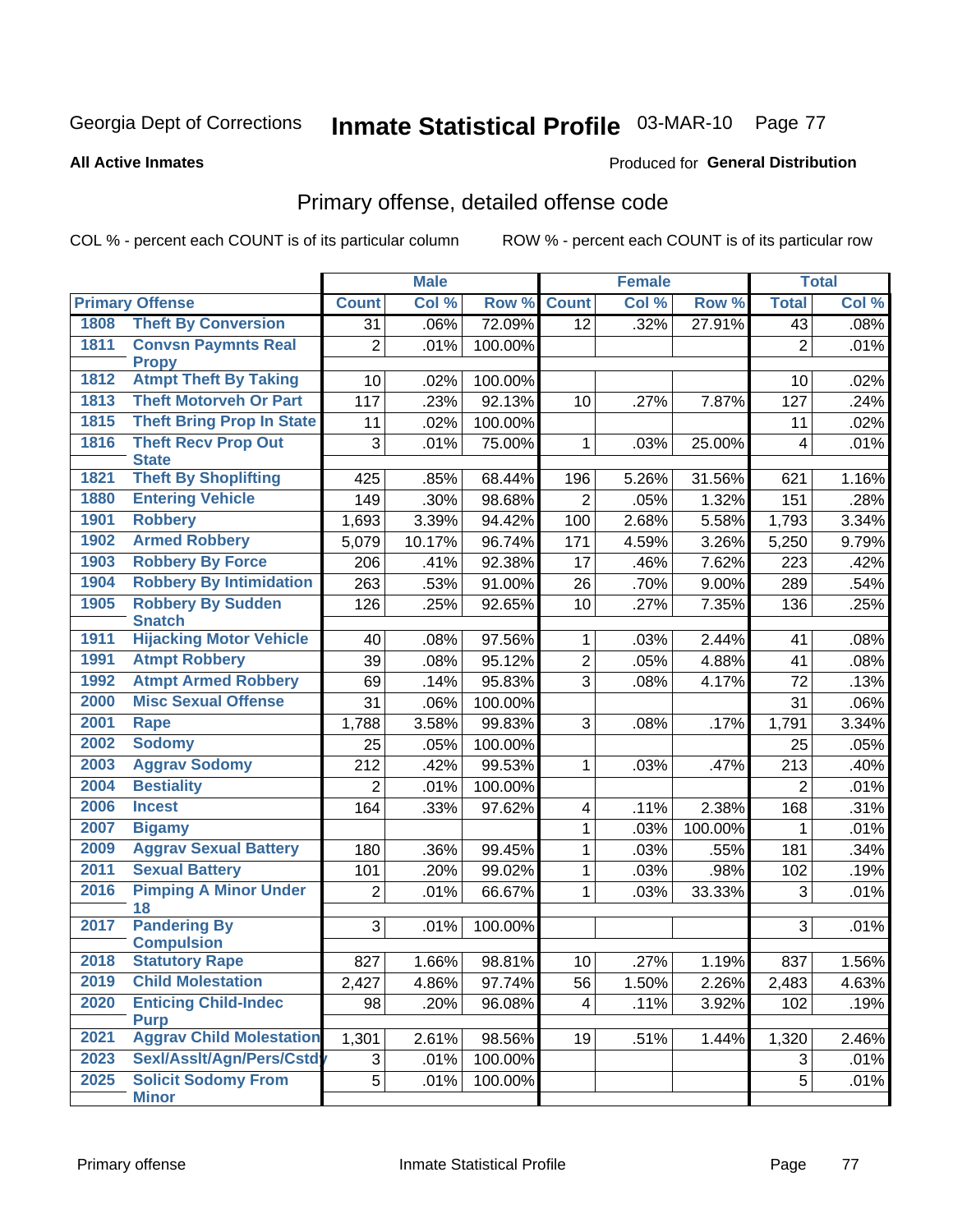Georgia Dept of Corrections **Inmate Statistical Profile** 03-MAR-10

**All Active Inmates**

Produced for **General Distribution**

## Primary offense, detailed offense code

COL % - percent each COUNT is of its particular column ROW % - percent each COUNT is of its particular row

| Primary Offense | | Male | | | Female | | | Total | |
|---|---|---|---|---|---|---|---|---|---|
| | | Count | Col % | Row % | Count | Col % | Row % | Total | Col % |
| 1808 | Theft By Conversion | 31 | .06% | 72.09% | 12 | .32% | 27.91% | 43 | .08% |
| 1811 | Convsn Paymnts Real Propy | 2 | .01% | 100.00% | | | | 2 | .01% |
| 1812 | Atmpt Theft By Taking | 10 | .02% | 100.00% | | | | 10 | .02% |
| 1813 | Theft Motorveh Or Part | 117 | .23% | 92.13% | 10 | .27% | 7.87% | 127 | .24% |
| 1815 | Theft Bring Prop In State | 11 | .02% | 100.00% | | | | 11 | .02% |
| 1816 | Theft Recv Prop Out State | 3 | .01% | 75.00% | 1 | .03% | 25.00% | 4 | .01% |
| 1821 | Theft By Shoplifting | 425 | .85% | 68.44% | 196 | 5.26% | 31.56% | 621 | 1.16% |
| 1880 | Entering Vehicle | 149 | .30% | 98.68% | 2 | .05% | 1.32% | 151 | .28% |
| 1901 | Robbery | 1,693 | 3.39% | 94.42% | 100 | 2.68% | 5.58% | 1,793 | 3.34% |
| 1902 | Armed Robbery | 5,079 | 10.17% | 96.74% | 171 | 4.59% | 3.26% | 5,250 | 9.79% |
| 1903 | Robbery By Force | 206 | .41% | 92.38% | 17 | .46% | 7.62% | 223 | .42% |
| 1904 | Robbery By Intimidation | 263 | .53% | 91.00% | 26 | .70% | 9.00% | 289 | .54% |
| 1905 | Robbery By Sudden Snatch | 126 | .25% | 92.65% | 10 | .27% | 7.35% | 136 | .25% |
| 1911 | Hijacking Motor Vehicle | 40 | .08% | 97.56% | 1 | .03% | 2.44% | 41 | .08% |
| 1991 | Atmpt Robbery | 39 | .08% | 95.12% | 2 | .05% | 4.88% | 41 | .08% |
| 1992 | Atmpt Armed Robbery | 69 | .14% | 95.83% | 3 | .08% | 4.17% | 72 | .13% |
| 2000 | Misc Sexual Offense | 31 | .06% | 100.00% | | | | 31 | .06% |
| 2001 | Rape | 1,788 | 3.58% | 99.83% | 3 | .08% | .17% | 1,791 | 3.34% |
| 2002 | Sodomy | 25 | .05% | 100.00% | | | | 25 | .05% |
| 2003 | Aggrav Sodomy | 212 | .42% | 99.53% | 1 | .03% | .47% | 213 | .40% |
| 2004 | Bestiality | 2 | .01% | 100.00% | | | | 2 | .01% |
| 2006 | Incest | 164 | .33% | 97.62% | 4 | .11% | 2.38% | 168 | .31% |
| 2007 | Bigamy | | | | 1 | .03% | 100.00% | 1 | .01% |
| 2009 | Aggrav Sexual Battery | 180 | .36% | 99.45% | 1 | .03% | .55% | 181 | .34% |
| 2011 | Sexual Battery | 101 | .20% | 99.02% | 1 | .03% | .98% | 102 | .19% |
| 2016 | Pimping A Minor Under 18 | 2 | .01% | 66.67% | 1 | .03% | 33.33% | 3 | .01% |
| 2017 | Pandering By Compulsion | 3 | .01% | 100.00% | | | | 3 | .01% |
| 2018 | Statutory Rape | 827 | 1.66% | 98.81% | 10 | .27% | 1.19% | 837 | 1.56% |
| 2019 | Child Molestation | 2,427 | 4.86% | 97.74% | 56 | 1.50% | 2.26% | 2,483 | 4.63% |
| 2020 | Enticing Child-Indec Purp | 98 | .20% | 96.08% | 4 | .11% | 3.92% | 102 | .19% |
| 2021 | Aggrav Child Molestation | 1,301 | 2.61% | 98.56% | 19 | .51% | 1.44% | 1,320 | 2.46% |
| 2023 | Sexl/Asslt/Agn/Pers/Cstdy | 3 | .01% | 100.00% | | | | 3 | .01% |
| 2025 | Solicit Sodomy From Minor | 5 | .01% | 100.00% | | | | 5 | .01% |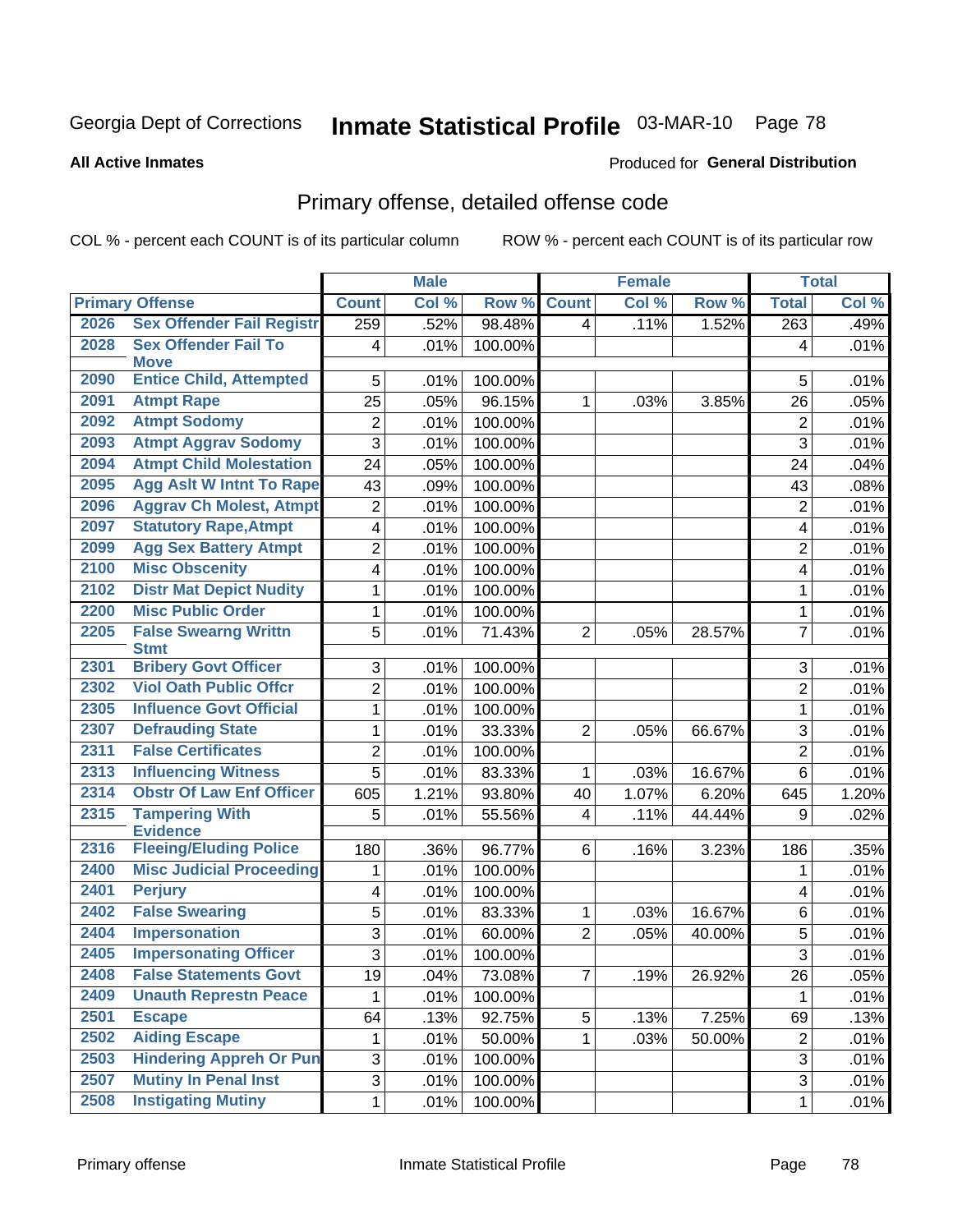Georgia Dept of Corrections **Inmate Statistical Profile** 03-MAR-10 Page 78

**All Active Inmates**

Produced for **General Distribution**

## Primary offense, detailed offense code

COL % - percent each COUNT is of its particular column ROW % - percent each COUNT is of its particular row

| Primary Offense | | Male | | | Female | | | Total | |
|---|---|---|---|---|---|---|---|---|---|
| | | Count | Col % | Row % | Count | Col % | Row % | Total | Col % |
| 2026 | Sex Offender Fail Registr | 259 | .52% | 98.48% | 4 | .11% | 1.52% | 263 | .49% |
| 2028 | Sex Offender Fail To Move | 4 | .01% | 100.00% | | | | 4 | .01% |
| 2090 | Entice Child, Attempted | 5 | .01% | 100.00% | | | | 5 | .01% |
| 2091 | Atmpt Rape | 25 | .05% | 96.15% | 1 | .03% | 3.85% | 26 | .05% |
| 2092 | Atmpt Sodomy | 2 | .01% | 100.00% | | | | 2 | .01% |
| 2093 | Atmpt Aggrav Sodomy | 3 | .01% | 100.00% | | | | 3 | .01% |
| 2094 | Atmpt Child Molestation | 24 | .05% | 100.00% | | | | 24 | .04% |
| 2095 | Agg Aslt W Intnt To Rape | 43 | .09% | 100.00% | | | | 43 | .08% |
| 2096 | Aggrav Ch Molest, Atmpt | 2 | .01% | 100.00% | | | | 2 | .01% |
| 2097 | Statutory Rape,Atmpt | 4 | .01% | 100.00% | | | | 4 | .01% |
| 2099 | Agg Sex Battery Atmpt | 2 | .01% | 100.00% | | | | 2 | .01% |
| 2100 | Misc Obscenity | 4 | .01% | 100.00% | | | | 4 | .01% |
| 2102 | Distr Mat Depict Nudity | 1 | .01% | 100.00% | | | | 1 | .01% |
| 2200 | Misc Public Order | 1 | .01% | 100.00% | | | | 1 | .01% |
| 2205 | False Swearng Writtn Stmt | 5 | .01% | 71.43% | 2 | .05% | 28.57% | 7 | .01% |
| 2301 | Bribery Govt Officer | 3 | .01% | 100.00% | | | | 3 | .01% |
| 2302 | Viol Oath Public Offcr | 2 | .01% | 100.00% | | | | 2 | .01% |
| 2305 | Influence Govt Official | 1 | .01% | 100.00% | | | | 1 | .01% |
| 2307 | Defrauding State | 1 | .01% | 33.33% | 2 | .05% | 66.67% | 3 | .01% |
| 2311 | False Certificates | 2 | .01% | 100.00% | | | | 2 | .01% |
| 2313 | Influencing Witness | 5 | .01% | 83.33% | 1 | .03% | 16.67% | 6 | .01% |
| 2314 | Obstr Of Law Enf Officer | 605 | 1.21% | 93.80% | 40 | 1.07% | 6.20% | 645 | 1.20% |
| 2315 | Tampering With Evidence | 5 | .01% | 55.56% | 4 | .11% | 44.44% | 9 | .02% |
| 2316 | Fleeing/Eluding Police | 180 | .36% | 96.77% | 6 | .16% | 3.23% | 186 | .35% |
| 2400 | Misc Judicial Proceeding | 1 | .01% | 100.00% | | | | 1 | .01% |
| 2401 | Perjury | 4 | .01% | 100.00% | | | | 4 | .01% |
| 2402 | False Swearing | 5 | .01% | 83.33% | 1 | .03% | 16.67% | 6 | .01% |
| 2404 | Impersonation | 3 | .01% | 60.00% | 2 | .05% | 40.00% | 5 | .01% |
| 2405 | Impersonating Officer | 3 | .01% | 100.00% | | | | 3 | .01% |
| 2408 | False Statements Govt | 19 | .04% | 73.08% | 7 | .19% | 26.92% | 26 | .05% |
| 2409 | Unauth Represtn Peace | 1 | .01% | 100.00% | | | | 1 | .01% |
| 2501 | Escape | 64 | .13% | 92.75% | 5 | .13% | 7.25% | 69 | .13% |
| 2502 | Aiding Escape | 1 | .01% | 50.00% | 1 | .03% | 50.00% | 2 | .01% |
| 2503 | Hindering Appreh Or Pun | 3 | .01% | 100.00% | | | | 3 | .01% |
| 2507 | Mutiny In Penal Inst | 3 | .01% | 100.00% | | | | 3 | .01% |
| 2508 | Instigating Mutiny | 1 | .01% | 100.00% | | | | 1 | .01% |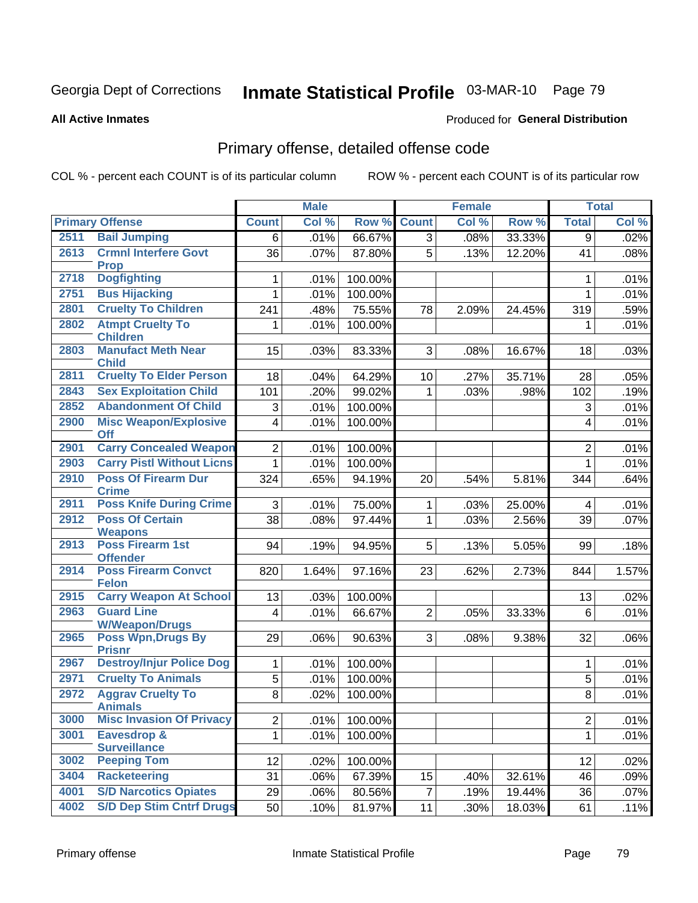Georgia Dept of Corrections **Inmate Statistical Profile** 03-MAR-10

**All Active Inmates**

Produced for **General Distribution**

## Primary offense, detailed offense code

COL % - percent each COUNT is of its particular column     ROW % - percent each COUNT is of its particular row

| Primary Offense | | Male | | | Female | | | Total | |
|---|---|---|---|---|---|---|---|---|---|
| | | Count | Col % | Row % | Count | Col % | Row % | Total | Col % |
| 2511 | Bail Jumping | 6 | .01% | 66.67% | 3 | .08% | 33.33% | 9 | .02% |
| 2613 | Crmnl Interfere Govt Prop | 36 | .07% | 87.80% | 5 | .13% | 12.20% | 41 | .08% |
| 2718 | Dogfighting | 1 | .01% | 100.00% | | | | 1 | .01% |
| 2751 | Bus Hijacking | 1 | .01% | 100.00% | | | | 1 | .01% |
| 2801 | Cruelty To Children | 241 | .48% | 75.55% | 78 | 2.09% | 24.45% | 319 | .59% |
| 2802 | Atmpt Cruelty To Children | 1 | .01% | 100.00% | | | | 1 | .01% |
| 2803 | Manufact Meth Near Child | 15 | .03% | 83.33% | 3 | .08% | 16.67% | 18 | .03% |
| 2811 | Cruelty To Elder Person | 18 | .04% | 64.29% | 10 | .27% | 35.71% | 28 | .05% |
| 2843 | Sex Exploitation Child | 101 | .20% | 99.02% | 1 | .03% | .98% | 102 | .19% |
| 2852 | Abandonment Of Child | 3 | .01% | 100.00% | | | | 3 | .01% |
| 2900 | Misc Weapon/Explosive Off | 4 | .01% | 100.00% | | | | 4 | .01% |
| 2901 | Carry Concealed Weapon | 2 | .01% | 100.00% | | | | 2 | .01% |
| 2903 | Carry Pistl Without Licns | 1 | .01% | 100.00% | | | | 1 | .01% |
| 2910 | Poss Of Firearm Dur Crime | 324 | .65% | 94.19% | 20 | .54% | 5.81% | 344 | .64% |
| 2911 | Poss Knife During Crime | 3 | .01% | 75.00% | 1 | .03% | 25.00% | 4 | .01% |
| 2912 | Poss Of Certain Weapons | 38 | .08% | 97.44% | 1 | .03% | 2.56% | 39 | .07% |
| 2913 | Poss Firearm 1st Offender | 94 | .19% | 94.95% | 5 | .13% | 5.05% | 99 | .18% |
| 2914 | Poss Firearm Convct Felon | 820 | 1.64% | 97.16% | 23 | .62% | 2.73% | 844 | 1.57% |
| 2915 | Carry Weapon At School | 13 | .03% | 100.00% | | | | 13 | .02% |
| 2963 | Guard Line W/Weapon/Drugs | 4 | .01% | 66.67% | 2 | .05% | 33.33% | 6 | .01% |
| 2965 | Poss Wpn,Drugs By Prisnr | 29 | .06% | 90.63% | 3 | .08% | 9.38% | 32 | .06% |
| 2967 | Destroy/Injur Police Dog | 1 | .01% | 100.00% | | | | 1 | .01% |
| 2971 | Cruelty To Animals | 5 | .01% | 100.00% | | | | 5 | .01% |
| 2972 | Aggrav Cruelty To Animals | 8 | .02% | 100.00% | | | | 8 | .01% |
| 3000 | Misc Invasion Of Privacy | 2 | .01% | 100.00% | | | | 2 | .01% |
| 3001 | Eavesdrop & Surveillance | 1 | .01% | 100.00% | | | | 1 | .01% |
| 3002 | Peeping Tom | 12 | .02% | 100.00% | | | | 12 | .02% |
| 3404 | Racketeering | 31 | .06% | 67.39% | 15 | .40% | 32.61% | 46 | .09% |
| 4001 | S/D Narcotics Opiates | 29 | .06% | 80.56% | 7 | .19% | 19.44% | 36 | .07% |
| 4002 | S/D Dep Stim Cntrf Drugs | 50 | .10% | 81.97% | 11 | .30% | 18.03% | 61 | .11% |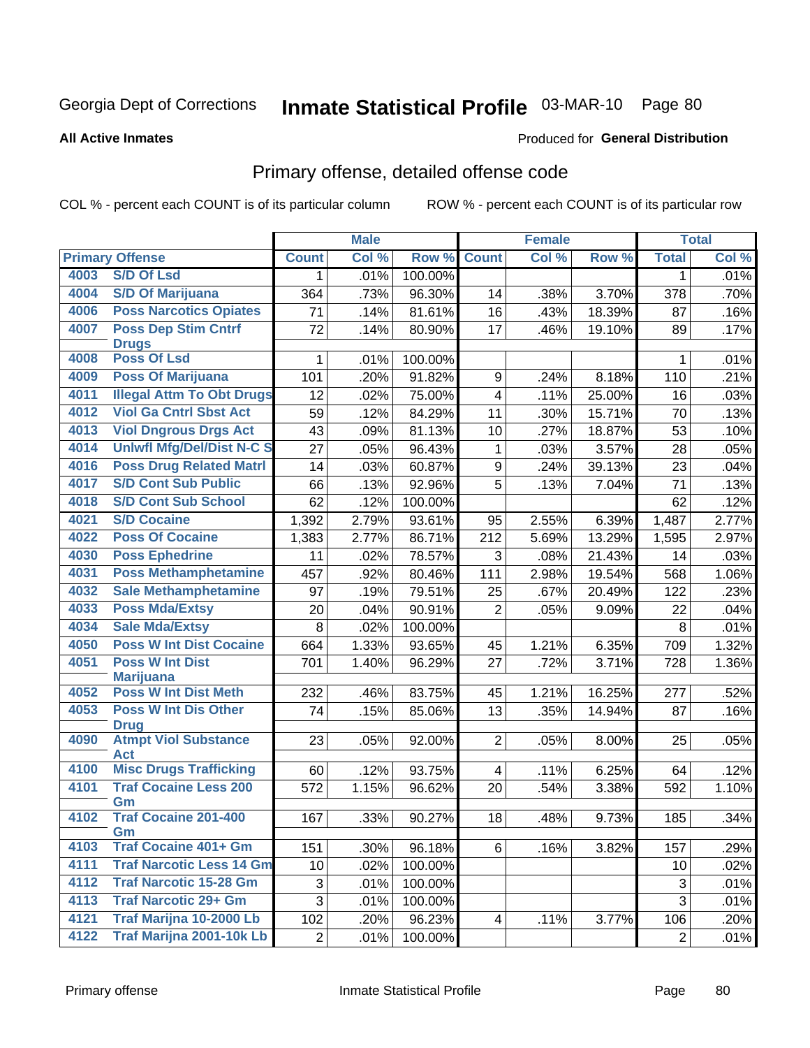Georgia Dept of Corrections **Inmate Statistical Profile** 03-MAR-10

**All Active Inmates**

Produced for **General Distribution**

## Primary offense, detailed offense code

COL % - percent each COUNT is of its particular column

ROW % - percent each COUNT is of its particular row

| Primary Offense | | Male | | | Female | | | Total | |
|---|---|---|---|---|---|---|---|---|---|
| | | Count | Col % | Row % | Count | Col % | Row % | Total | Col % |
| 4003 | S/D Of Lsd | 1 | .01% | 100.00% | | | | 1 | .01% |
| 4004 | S/D Of Marijuana | 364 | .73% | 96.30% | 14 | .38% | 3.70% | 378 | .70% |
| 4006 | Poss Narcotics Opiates | 71 | .14% | 81.61% | 16 | .43% | 18.39% | 87 | .16% |
| 4007 | Poss Dep Stim Cntrf Drugs | 72 | .14% | 80.90% | 17 | .46% | 19.10% | 89 | .17% |
| 4008 | Poss Of Lsd | 1 | .01% | 100.00% | | | | 1 | .01% |
| 4009 | Poss Of Marijuana | 101 | .20% | 91.82% | 9 | .24% | 8.18% | 110 | .21% |
| 4011 | Illegal Attm To Obt Drugs | 12 | .02% | 75.00% | 4 | .11% | 25.00% | 16 | .03% |
| 4012 | Viol Ga Cntrl Sbst Act | 59 | .12% | 84.29% | 11 | .30% | 15.71% | 70 | .13% |
| 4013 | Viol Dngrous Drgs Act | 43 | .09% | 81.13% | 10 | .27% | 18.87% | 53 | .10% |
| 4014 | Unlwfl Mfg/Del/Dist N-C S | 27 | .05% | 96.43% | 1 | .03% | 3.57% | 28 | .05% |
| 4016 | Poss Drug Related Matrl | 14 | .03% | 60.87% | 9 | .24% | 39.13% | 23 | .04% |
| 4017 | S/D Cont Sub Public | 66 | .13% | 92.96% | 5 | .13% | 7.04% | 71 | .13% |
| 4018 | S/D Cont Sub School | 62 | .12% | 100.00% | | | | 62 | .12% |
| 4021 | S/D Cocaine | 1,392 | 2.79% | 93.61% | 95 | 2.55% | 6.39% | 1,487 | 2.77% |
| 4022 | Poss Of Cocaine | 1,383 | 2.77% | 86.71% | 212 | 5.69% | 13.29% | 1,595 | 2.97% |
| 4030 | Poss Ephedrine | 11 | .02% | 78.57% | 3 | .08% | 21.43% | 14 | .03% |
| 4031 | Poss Methamphetamine | 457 | .92% | 80.46% | 111 | 2.98% | 19.54% | 568 | 1.06% |
| 4032 | Sale Methamphetamine | 97 | .19% | 79.51% | 25 | .67% | 20.49% | 122 | .23% |
| 4033 | Poss Mda/Extsy | 20 | .04% | 90.91% | 2 | .05% | 9.09% | 22 | .04% |
| 4034 | Sale Mda/Extsy | 8 | .02% | 100.00% | | | | 8 | .01% |
| 4050 | Poss W Int Dist Cocaine | 664 | 1.33% | 93.65% | 45 | 1.21% | 6.35% | 709 | 1.32% |
| 4051 | Poss W Int Dist Marijuana | 701 | 1.40% | 96.29% | 27 | .72% | 3.71% | 728 | 1.36% |
| 4052 | Poss W Int Dist Meth | 232 | .46% | 83.75% | 45 | 1.21% | 16.25% | 277 | .52% |
| 4053 | Poss W Int Dis Other Drug | 74 | .15% | 85.06% | 13 | .35% | 14.94% | 87 | .16% |
| 4090 | Atmpt Viol Substance Act | 23 | .05% | 92.00% | 2 | .05% | 8.00% | 25 | .05% |
| 4100 | Misc Drugs Trafficking | 60 | .12% | 93.75% | 4 | .11% | 6.25% | 64 | .12% |
| 4101 | Traf Cocaine Less 200 Gm | 572 | 1.15% | 96.62% | 20 | .54% | 3.38% | 592 | 1.10% |
| 4102 | Traf Cocaine 201-400 Gm | 167 | .33% | 90.27% | 18 | .48% | 9.73% | 185 | .34% |
| 4103 | Traf Cocaine 401+ Gm | 151 | .30% | 96.18% | 6 | .16% | 3.82% | 157 | .29% |
| 4111 | Traf Narcotic Less 14 Gm | 10 | .02% | 100.00% | | | | 10 | .02% |
| 4112 | Traf Narcotic 15-28 Gm | 3 | .01% | 100.00% | | | | 3 | .01% |
| 4113 | Traf Narcotic 29+ Gm | 3 | .01% | 100.00% | | | | 3 | .01% |
| 4121 | Traf Marijna 10-2000 Lb | 102 | .20% | 96.23% | 4 | .11% | 3.77% | 106 | .20% |
| 4122 | Traf Marijna 2001-10k Lb | 2 | .01% | 100.00% | | | | 2 | .01% |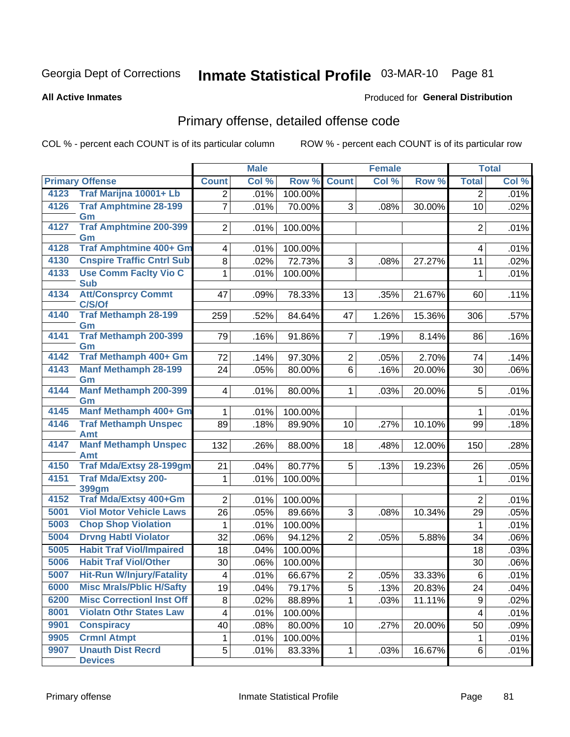Georgia Dept of Corrections **Inmate Statistical Profile** 03-MAR-10

**All Active Inmates**

Produced for **General Distribution**

## Primary offense, detailed offense code

COL % - percent each COUNT is of its particular column

ROW % - percent each COUNT is of its particular row

| Primary Offense | | Male | | | Female | | | Total | |
|---|---|---|---|---|---|---|---|---|---|
| | | Count | Col % | Row % | Count | Col % | Row % | Total | Col % |
| 4123 | Traf Marijna 10001+ Lb | 2 | .01% | 100.00% | | | | 2 | .01% |
| 4126 | Traf Amphtmine 28-199 Gm | 7 | .01% | 70.00% | 3 | .08% | 30.00% | 10 | .02% |
| 4127 | Traf Amphtmine 200-399 Gm | 2 | .01% | 100.00% | | | | 2 | .01% |
| 4128 | Traf Amphtmine 400+ Gm | 4 | .01% | 100.00% | | | | 4 | .01% |
| 4130 | Cnspire Traffic Cntrl Sub | 8 | .02% | 72.73% | 3 | .08% | 27.27% | 11 | .02% |
| 4133 | Use Comm Faclty Vio C Sub | 1 | .01% | 100.00% | | | | 1 | .01% |
| 4134 | Att/Consprcy Commt C/S/Of | 47 | .09% | 78.33% | 13 | .35% | 21.67% | 60 | .11% |
| 4140 | Traf Methamph 28-199 Gm | 259 | .52% | 84.64% | 47 | 1.26% | 15.36% | 306 | .57% |
| 4141 | Traf Methamph 200-399 Gm | 79 | .16% | 91.86% | 7 | .19% | 8.14% | 86 | .16% |
| 4142 | Traf Methamph 400+ Gm | 72 | .14% | 97.30% | 2 | .05% | 2.70% | 74 | .14% |
| 4143 | Manf Methamph 28-199 Gm | 24 | .05% | 80.00% | 6 | .16% | 20.00% | 30 | .06% |
| 4144 | Manf Methamph 200-399 Gm | 4 | .01% | 80.00% | 1 | .03% | 20.00% | 5 | .01% |
| 4145 | Manf Methamph 400+ Gm | 1 | .01% | 100.00% | | | | 1 | .01% |
| 4146 | Traf Methamph Unspec Amt | 89 | .18% | 89.90% | 10 | .27% | 10.10% | 99 | .18% |
| 4147 | Manf Methamph Unspec Amt | 132 | .26% | 88.00% | 18 | .48% | 12.00% | 150 | .28% |
| 4150 | Traf Mda/Extsy 28-199gm | 21 | .04% | 80.77% | 5 | .13% | 19.23% | 26 | .05% |
| 4151 | Traf Mda/Extsy 200-399gm | 1 | .01% | 100.00% | | | | 1 | .01% |
| 4152 | Traf Mda/Extsy 400+Gm | 2 | .01% | 100.00% | | | | 2 | .01% |
| 5001 | Viol Motor Vehicle Laws | 26 | .05% | 89.66% | 3 | .08% | 10.34% | 29 | .05% |
| 5003 | Chop Shop Violation | 1 | .01% | 100.00% | | | | 1 | .01% |
| 5004 | Drvng Habtl Violator | 32 | .06% | 94.12% | 2 | .05% | 5.88% | 34 | .06% |
| 5005 | Habit Traf Viol/Impaired | 18 | .04% | 100.00% | | | | 18 | .03% |
| 5006 | Habit Traf Viol/Other | 30 | .06% | 100.00% | | | | 30 | .06% |
| 5007 | Hit-Run W/Injury/Fatality | 4 | .01% | 66.67% | 2 | .05% | 33.33% | 6 | .01% |
| 6000 | Misc Mrals/Pblic H/Safty | 19 | .04% | 79.17% | 5 | .13% | 20.83% | 24 | .04% |
| 6200 | Misc Correctionl Inst Off | 8 | .02% | 88.89% | 1 | .03% | 11.11% | 9 | .02% |
| 8001 | Violatn Othr States Law | 4 | .01% | 100.00% | | | | 4 | .01% |
| 9901 | Conspiracy | 40 | .08% | 80.00% | 10 | .27% | 20.00% | 50 | .09% |
| 9905 | Crmnl Atmpt | 1 | .01% | 100.00% | | | | 1 | .01% |
| 9907 | Unauth Dist Recrd Devices | 5 | .01% | 83.33% | 1 | .03% | 16.67% | 6 | .01% |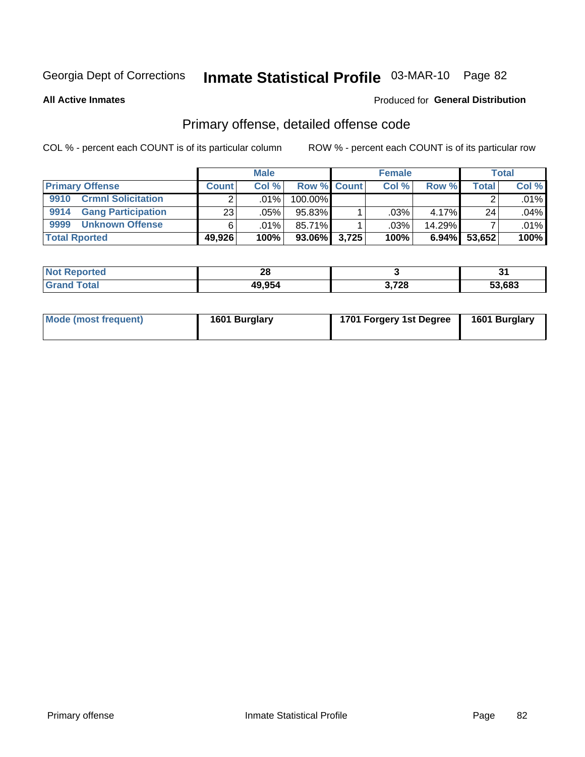Georgia Dept of Corrections **Inmate Statistical Profile** 03-MAR-10

**All Active Inmates**

Produced for **General Distribution**

## Primary offense, detailed offense code

COL % - percent each COUNT is of its particular column

ROW % - percent each COUNT is of its particular row

| | Male | | | Female | | | Total | |
|---|---|---|---|---|---|---|---|---|
| **Primary Offense** | **Count** | **Col %** | **Row %** | **Count** | **Col %** | **Row %** | **Total** | **Col %** |
| **9910 Crmnl Solicitation** | 2 | .01% | 100.00% | | | | 2 | .01% |
| **9914 Gang Participation** | 23 | .05% | 95.83% | 1 | .03% | 4.17% | 24 | .04% |
| **9999 Unknown Offense** | 6 | .01% | 85.71% | 1 | .03% | 14.29% | 7 | .01% |
| **Total Rported** | **49,926** | **100%** | **93.06%** | **3,725** | **100%** | **6.94%** | **53,652** | **100%** |

| | Male | Female | Total |
|---|---|---|---|
| **Not Reported** | **28** | **3** | **31** |
| **Grand Total** | **49,954** | **3,728** | **53,683** |

| | Male | Female | Total |
|---|---|---|---|
| **Mode (most frequent)** | **1601 Burglary** | **1701 Forgery 1st Degree** | **1601 Burglary** |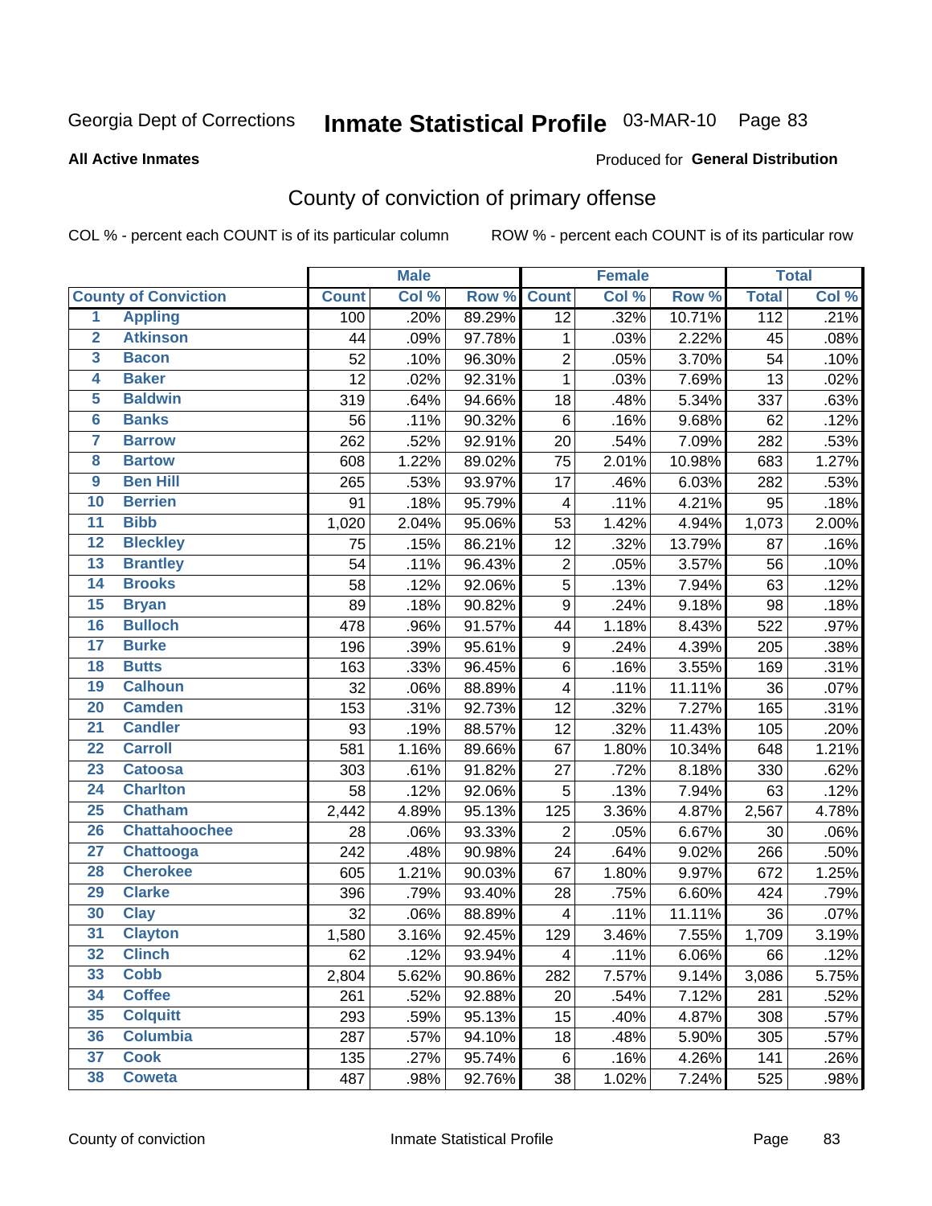Georgia Dept of Corrections **Inmate Statistical Profile** 03-MAR-10

**All Active Inmates**

Produced for **General Distribution**

## County of conviction of primary offense

COL % - percent each COUNT is of its particular column ROW % - percent each COUNT is of its particular row

| | | Male | | | Female | | | Total | |
|---|---|---|---|---|---|---|---|---|---|
| **County of Conviction** | | **Count** | **Col %** | **Row %** | **Count** | **Col %** | **Row %** | **Total** | **Col %** |
| 1 | Appling | 100 | .20% | 89.29% | 12 | .32% | 10.71% | 112 | .21% |
| 2 | Atkinson | 44 | .09% | 97.78% | 1 | .03% | 2.22% | 45 | .08% |
| 3 | Bacon | 52 | .10% | 96.30% | 2 | .05% | 3.70% | 54 | .10% |
| 4 | Baker | 12 | .02% | 92.31% | 1 | .03% | 7.69% | 13 | .02% |
| 5 | Baldwin | 319 | .64% | 94.66% | 18 | .48% | 5.34% | 337 | .63% |
| 6 | Banks | 56 | .11% | 90.32% | 6 | .16% | 9.68% | 62 | .12% |
| 7 | Barrow | 262 | .52% | 92.91% | 20 | .54% | 7.09% | 282 | .53% |
| 8 | Bartow | 608 | 1.22% | 89.02% | 75 | 2.01% | 10.98% | 683 | 1.27% |
| 9 | Ben Hill | 265 | .53% | 93.97% | 17 | .46% | 6.03% | 282 | .53% |
| 10 | Berrien | 91 | .18% | 95.79% | 4 | .11% | 4.21% | 95 | .18% |
| 11 | Bibb | 1,020 | 2.04% | 95.06% | 53 | 1.42% | 4.94% | 1,073 | 2.00% |
| 12 | Bleckley | 75 | .15% | 86.21% | 12 | .32% | 13.79% | 87 | .16% |
| 13 | Brantley | 54 | .11% | 96.43% | 2 | .05% | 3.57% | 56 | .10% |
| 14 | Brooks | 58 | .12% | 92.06% | 5 | .13% | 7.94% | 63 | .12% |
| 15 | Bryan | 89 | .18% | 90.82% | 9 | .24% | 9.18% | 98 | .18% |
| 16 | Bulloch | 478 | .96% | 91.57% | 44 | 1.18% | 8.43% | 522 | .97% |
| 17 | Burke | 196 | .39% | 95.61% | 9 | .24% | 4.39% | 205 | .38% |
| 18 | Butts | 163 | .33% | 96.45% | 6 | .16% | 3.55% | 169 | .31% |
| 19 | Calhoun | 32 | .06% | 88.89% | 4 | .11% | 11.11% | 36 | .07% |
| 20 | Camden | 153 | .31% | 92.73% | 12 | .32% | 7.27% | 165 | .31% |
| 21 | Candler | 93 | .19% | 88.57% | 12 | .32% | 11.43% | 105 | .20% |
| 22 | Carroll | 581 | 1.16% | 89.66% | 67 | 1.80% | 10.34% | 648 | 1.21% |
| 23 | Catoosa | 303 | .61% | 91.82% | 27 | .72% | 8.18% | 330 | .62% |
| 24 | Charlton | 58 | .12% | 92.06% | 5 | .13% | 7.94% | 63 | .12% |
| 25 | Chatham | 2,442 | 4.89% | 95.13% | 125 | 3.36% | 4.87% | 2,567 | 4.78% |
| 26 | Chattahoochee | 28 | .06% | 93.33% | 2 | .05% | 6.67% | 30 | .06% |
| 27 | Chattooga | 242 | .48% | 90.98% | 24 | .64% | 9.02% | 266 | .50% |
| 28 | Cherokee | 605 | 1.21% | 90.03% | 67 | 1.80% | 9.97% | 672 | 1.25% |
| 29 | Clarke | 396 | .79% | 93.40% | 28 | .75% | 6.60% | 424 | .79% |
| 30 | Clay | 32 | .06% | 88.89% | 4 | .11% | 11.11% | 36 | .07% |
| 31 | Clayton | 1,580 | 3.16% | 92.45% | 129 | 3.46% | 7.55% | 1,709 | 3.19% |
| 32 | Clinch | 62 | .12% | 93.94% | 4 | .11% | 6.06% | 66 | .12% |
| 33 | Cobb | 2,804 | 5.62% | 90.86% | 282 | 7.57% | 9.14% | 3,086 | 5.75% |
| 34 | Coffee | 261 | .52% | 92.88% | 20 | .54% | 7.12% | 281 | .52% |
| 35 | Colquitt | 293 | .59% | 95.13% | 15 | .40% | 4.87% | 308 | .57% |
| 36 | Columbia | 287 | .57% | 94.10% | 18 | .48% | 5.90% | 305 | .57% |
| 37 | Cook | 135 | .27% | 95.74% | 6 | .16% | 4.26% | 141 | .26% |
| 38 | Coweta | 487 | .98% | 92.76% | 38 | 1.02% | 7.24% | 525 | .98% |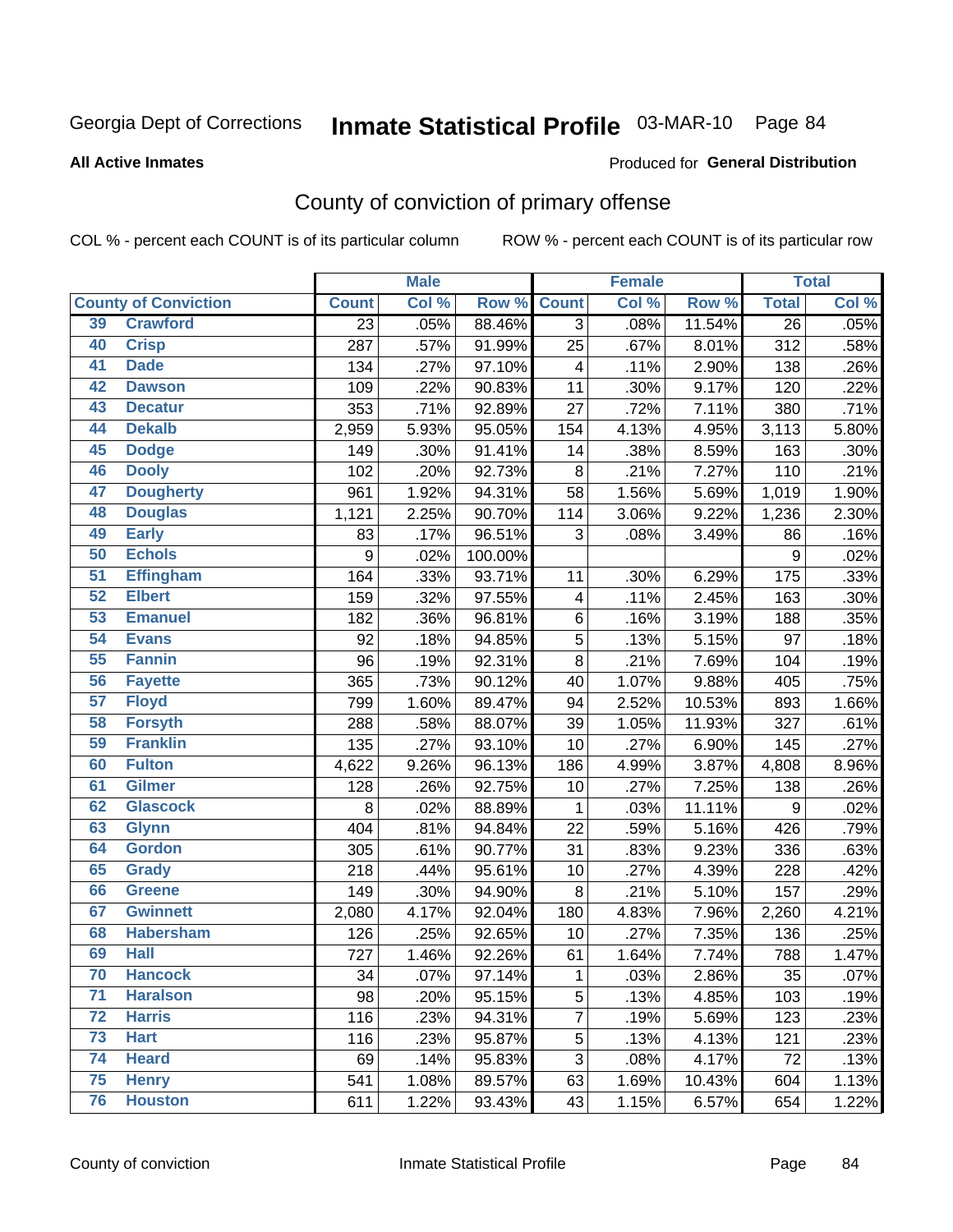Georgia Dept of Corrections **Inmate Statistical Profile** 03-MAR-10

**All Active Inmates**

Produced for **General Distribution**

## County of conviction of primary offense

COL % - percent each COUNT is of its particular column ROW % - percent each COUNT is of its particular row

| County of Conviction | | Male | | | Female | | | Total | |
|---|---|---|---|---|---|---|---|---|---|
| | | Count | Col % | Row % | Count | Col % | Row % | Total | Col % |
| 39 | Crawford | 23 | .05% | 88.46% | 3 | .08% | 11.54% | 26 | .05% |
| 40 | Crisp | 287 | .57% | 91.99% | 25 | .67% | 8.01% | 312 | .58% |
| 41 | Dade | 134 | .27% | 97.10% | 4 | .11% | 2.90% | 138 | .26% |
| 42 | Dawson | 109 | .22% | 90.83% | 11 | .30% | 9.17% | 120 | .22% |
| 43 | Decatur | 353 | .71% | 92.89% | 27 | .72% | 7.11% | 380 | .71% |
| 44 | Dekalb | 2,959 | 5.93% | 95.05% | 154 | 4.13% | 4.95% | 3,113 | 5.80% |
| 45 | Dodge | 149 | .30% | 91.41% | 14 | .38% | 8.59% | 163 | .30% |
| 46 | Dooly | 102 | .20% | 92.73% | 8 | .21% | 7.27% | 110 | .21% |
| 47 | Dougherty | 961 | 1.92% | 94.31% | 58 | 1.56% | 5.69% | 1,019 | 1.90% |
| 48 | Douglas | 1,121 | 2.25% | 90.70% | 114 | 3.06% | 9.22% | 1,236 | 2.30% |
| 49 | Early | 83 | .17% | 96.51% | 3 | .08% | 3.49% | 86 | .16% |
| 50 | Echols | 9 | .02% | 100.00% | | | | 9 | .02% |
| 51 | Effingham | 164 | .33% | 93.71% | 11 | .30% | 6.29% | 175 | .33% |
| 52 | Elbert | 159 | .32% | 97.55% | 4 | .11% | 2.45% | 163 | .30% |
| 53 | Emanuel | 182 | .36% | 96.81% | 6 | .16% | 3.19% | 188 | .35% |
| 54 | Evans | 92 | .18% | 94.85% | 5 | .13% | 5.15% | 97 | .18% |
| 55 | Fannin | 96 | .19% | 92.31% | 8 | .21% | 7.69% | 104 | .19% |
| 56 | Fayette | 365 | .73% | 90.12% | 40 | 1.07% | 9.88% | 405 | .75% |
| 57 | Floyd | 799 | 1.60% | 89.47% | 94 | 2.52% | 10.53% | 893 | 1.66% |
| 58 | Forsyth | 288 | .58% | 88.07% | 39 | 1.05% | 11.93% | 327 | .61% |
| 59 | Franklin | 135 | .27% | 93.10% | 10 | .27% | 6.90% | 145 | .27% |
| 60 | Fulton | 4,622 | 9.26% | 96.13% | 186 | 4.99% | 3.87% | 4,808 | 8.96% |
| 61 | Gilmer | 128 | .26% | 92.75% | 10 | .27% | 7.25% | 138 | .26% |
| 62 | Glascock | 8 | .02% | 88.89% | 1 | .03% | 11.11% | 9 | .02% |
| 63 | Glynn | 404 | .81% | 94.84% | 22 | .59% | 5.16% | 426 | .79% |
| 64 | Gordon | 305 | .61% | 90.77% | 31 | .83% | 9.23% | 336 | .63% |
| 65 | Grady | 218 | .44% | 95.61% | 10 | .27% | 4.39% | 228 | .42% |
| 66 | Greene | 149 | .30% | 94.90% | 8 | .21% | 5.10% | 157 | .29% |
| 67 | Gwinnett | 2,080 | 4.17% | 92.04% | 180 | 4.83% | 7.96% | 2,260 | 4.21% |
| 68 | Habersham | 126 | .25% | 92.65% | 10 | .27% | 7.35% | 136 | .25% |
| 69 | Hall | 727 | 1.46% | 92.26% | 61 | 1.64% | 7.74% | 788 | 1.47% |
| 70 | Hancock | 34 | .07% | 97.14% | 1 | .03% | 2.86% | 35 | .07% |
| 71 | Haralson | 98 | .20% | 95.15% | 5 | .13% | 4.85% | 103 | .19% |
| 72 | Harris | 116 | .23% | 94.31% | 7 | .19% | 5.69% | 123 | .23% |
| 73 | Hart | 116 | .23% | 95.87% | 5 | .13% | 4.13% | 121 | .23% |
| 74 | Heard | 69 | .14% | 95.83% | 3 | .08% | 4.17% | 72 | .13% |
| 75 | Henry | 541 | 1.08% | 89.57% | 63 | 1.69% | 10.43% | 604 | 1.13% |
| 76 | Houston | 611 | 1.22% | 93.43% | 43 | 1.15% | 6.57% | 654 | 1.22% |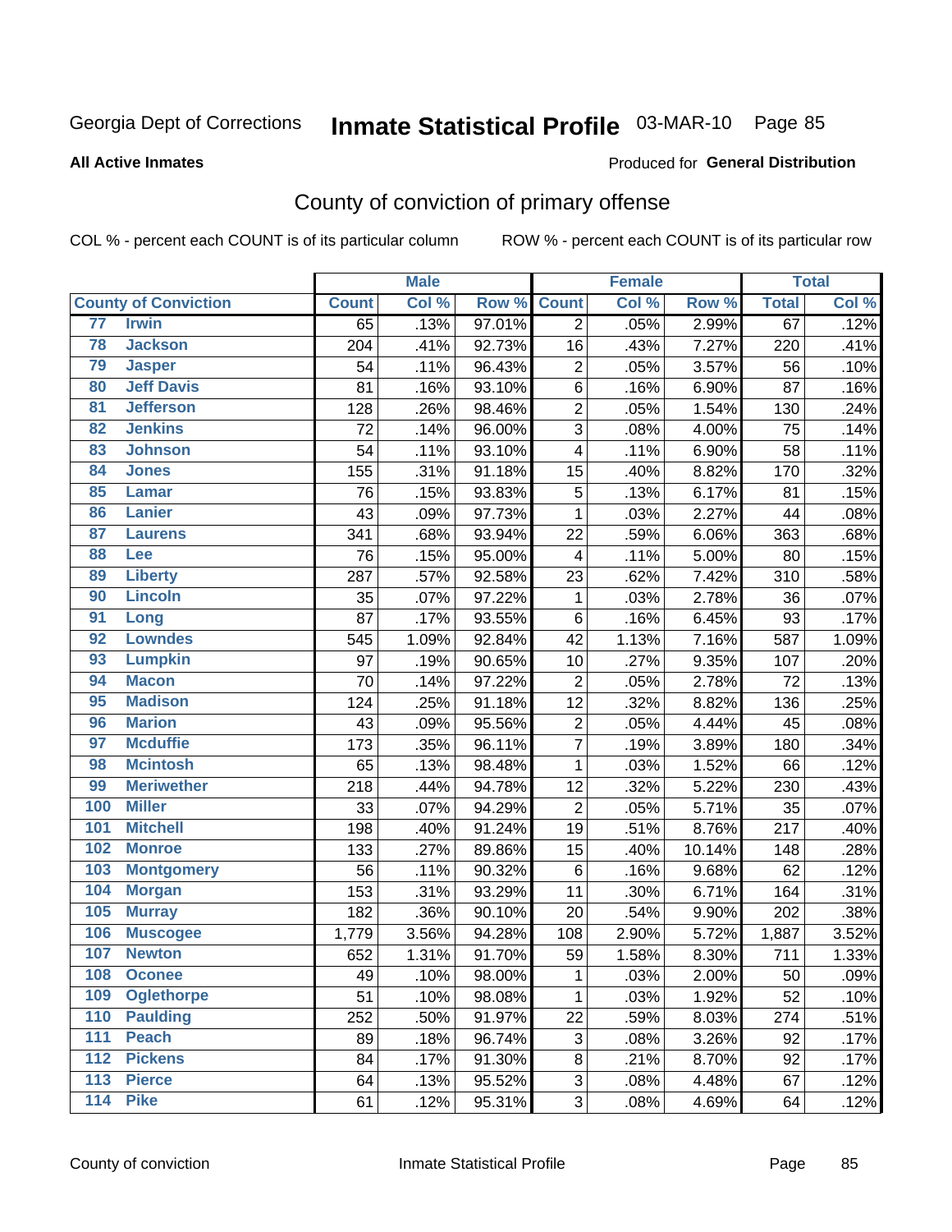Georgia Dept of Corrections **Inmate Statistical Profile** 03-MAR-10

**All Active Inmates**

Produced for **General Distribution**

## County of conviction of primary offense

COL % - percent each COUNT is of its particular column ROW % - percent each COUNT is of its particular row

| County of Conviction | | Male | | | Female | | | Total | |
|---|---|---|---|---|---|---|---|---|---|
| | | Count | Col % | Row % | Count | Col % | Row % | Total | Col % |
| 77 | Irwin | 65 | .13% | 97.01% | 2 | .05% | 2.99% | 67 | .12% |
| 78 | Jackson | 204 | .41% | 92.73% | 16 | .43% | 7.27% | 220 | .41% |
| 79 | Jasper | 54 | .11% | 96.43% | 2 | .05% | 3.57% | 56 | .10% |
| 80 | Jeff Davis | 81 | .16% | 93.10% | 6 | .16% | 6.90% | 87 | .16% |
| 81 | Jefferson | 128 | .26% | 98.46% | 2 | .05% | 1.54% | 130 | .24% |
| 82 | Jenkins | 72 | .14% | 96.00% | 3 | .08% | 4.00% | 75 | .14% |
| 83 | Johnson | 54 | .11% | 93.10% | 4 | .11% | 6.90% | 58 | .11% |
| 84 | Jones | 155 | .31% | 91.18% | 15 | .40% | 8.82% | 170 | .32% |
| 85 | Lamar | 76 | .15% | 93.83% | 5 | .13% | 6.17% | 81 | .15% |
| 86 | Lanier | 43 | .09% | 97.73% | 1 | .03% | 2.27% | 44 | .08% |
| 87 | Laurens | 341 | .68% | 93.94% | 22 | .59% | 6.06% | 363 | .68% |
| 88 | Lee | 76 | .15% | 95.00% | 4 | .11% | 5.00% | 80 | .15% |
| 89 | Liberty | 287 | .57% | 92.58% | 23 | .62% | 7.42% | 310 | .58% |
| 90 | Lincoln | 35 | .07% | 97.22% | 1 | .03% | 2.78% | 36 | .07% |
| 91 | Long | 87 | .17% | 93.55% | 6 | .16% | 6.45% | 93 | .17% |
| 92 | Lowndes | 545 | 1.09% | 92.84% | 42 | 1.13% | 7.16% | 587 | 1.09% |
| 93 | Lumpkin | 97 | .19% | 90.65% | 10 | .27% | 9.35% | 107 | .20% |
| 94 | Macon | 70 | .14% | 97.22% | 2 | .05% | 2.78% | 72 | .13% |
| 95 | Madison | 124 | .25% | 91.18% | 12 | .32% | 8.82% | 136 | .25% |
| 96 | Marion | 43 | .09% | 95.56% | 2 | .05% | 4.44% | 45 | .08% |
| 97 | Mcduffie | 173 | .35% | 96.11% | 7 | .19% | 3.89% | 180 | .34% |
| 98 | Mcintosh | 65 | .13% | 98.48% | 1 | .03% | 1.52% | 66 | .12% |
| 99 | Meriwether | 218 | .44% | 94.78% | 12 | .32% | 5.22% | 230 | .43% |
| 100 | Miller | 33 | .07% | 94.29% | 2 | .05% | 5.71% | 35 | .07% |
| 101 | Mitchell | 198 | .40% | 91.24% | 19 | .51% | 8.76% | 217 | .40% |
| 102 | Monroe | 133 | .27% | 89.86% | 15 | .40% | 10.14% | 148 | .28% |
| 103 | Montgomery | 56 | .11% | 90.32% | 6 | .16% | 9.68% | 62 | .12% |
| 104 | Morgan | 153 | .31% | 93.29% | 11 | .30% | 6.71% | 164 | .31% |
| 105 | Murray | 182 | .36% | 90.10% | 20 | .54% | 9.90% | 202 | .38% |
| 106 | Muscogee | 1,779 | 3.56% | 94.28% | 108 | 2.90% | 5.72% | 1,887 | 3.52% |
| 107 | Newton | 652 | 1.31% | 91.70% | 59 | 1.58% | 8.30% | 711 | 1.33% |
| 108 | Oconee | 49 | .10% | 98.00% | 1 | .03% | 2.00% | 50 | .09% |
| 109 | Oglethorpe | 51 | .10% | 98.08% | 1 | .03% | 1.92% | 52 | .10% |
| 110 | Paulding | 252 | .50% | 91.97% | 22 | .59% | 8.03% | 274 | .51% |
| 111 | Peach | 89 | .18% | 96.74% | 3 | .08% | 3.26% | 92 | .17% |
| 112 | Pickens | 84 | .17% | 91.30% | 8 | .21% | 8.70% | 92 | .17% |
| 113 | Pierce | 64 | .13% | 95.52% | 3 | .08% | 4.48% | 67 | .12% |
| 114 | Pike | 61 | .12% | 95.31% | 3 | .08% | 4.69% | 64 | .12% |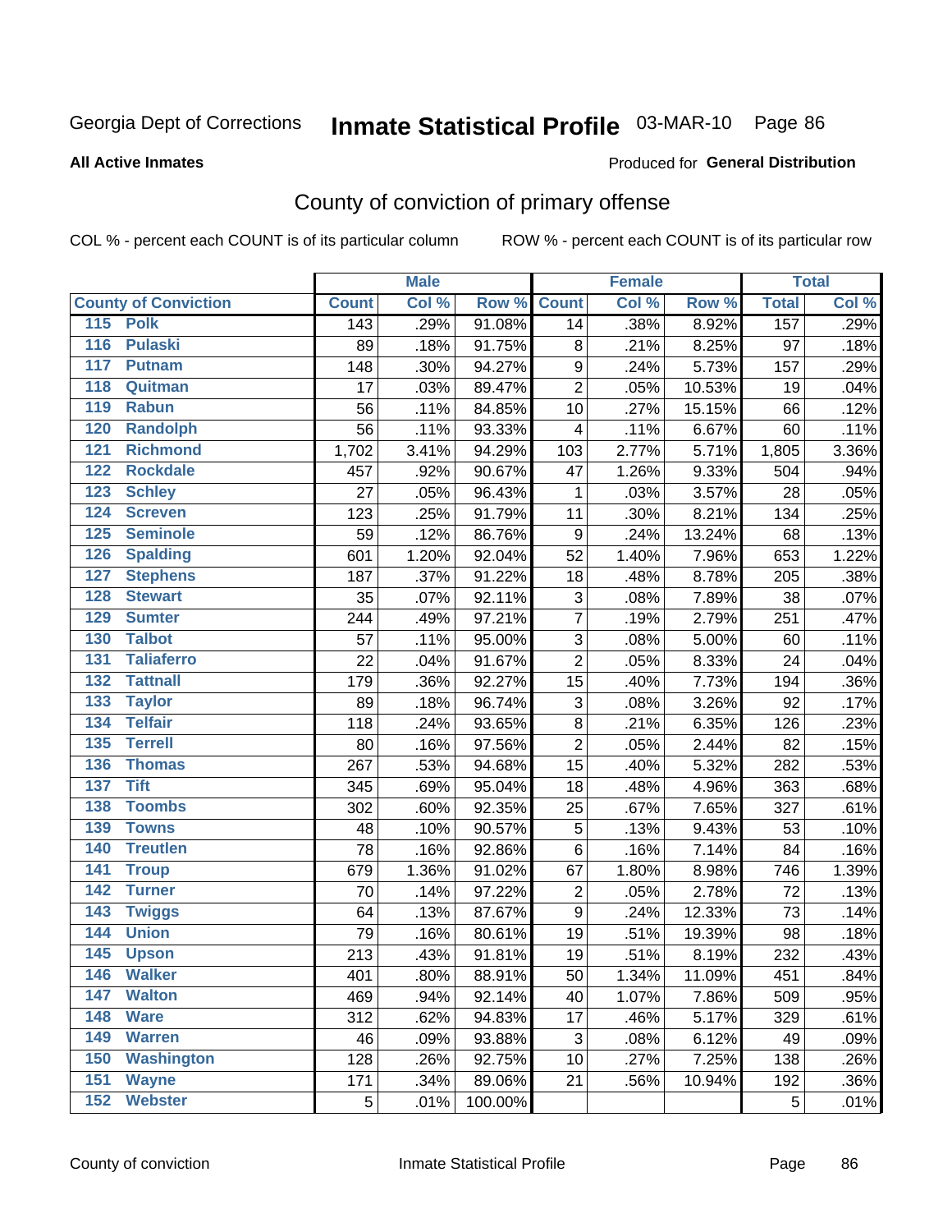Georgia Dept of Corrections **Inmate Statistical Profile** 03-MAR-10 Page 86

**All Active Inmates**

Produced for **General Distribution**

## County of conviction of primary offense

COL % - percent each COUNT is of its particular column ROW % - percent each COUNT is of its particular row

| County of Conviction | Male | | | Female | | | Total | |
|---|---|---|---|---|---|---|---|---|
| | Count | Col % | Row % | Count | Col % | Row % | Total | Col % |
| 115 Polk | 143 | .29% | 91.08% | 14 | .38% | 8.92% | 157 | .29% |
| 116 Pulaski | 89 | .18% | 91.75% | 8 | .21% | 8.25% | 97 | .18% |
| 117 Putnam | 148 | .30% | 94.27% | 9 | .24% | 5.73% | 157 | .29% |
| 118 Quitman | 17 | .03% | 89.47% | 2 | .05% | 10.53% | 19 | .04% |
| 119 Rabun | 56 | .11% | 84.85% | 10 | .27% | 15.15% | 66 | .12% |
| 120 Randolph | 56 | .11% | 93.33% | 4 | .11% | 6.67% | 60 | .11% |
| 121 Richmond | 1,702 | 3.41% | 94.29% | 103 | 2.77% | 5.71% | 1,805 | 3.36% |
| 122 Rockdale | 457 | .92% | 90.67% | 47 | 1.26% | 9.33% | 504 | .94% |
| 123 Schley | 27 | .05% | 96.43% | 1 | .03% | 3.57% | 28 | .05% |
| 124 Screven | 123 | .25% | 91.79% | 11 | .30% | 8.21% | 134 | .25% |
| 125 Seminole | 59 | .12% | 86.76% | 9 | .24% | 13.24% | 68 | .13% |
| 126 Spalding | 601 | 1.20% | 92.04% | 52 | 1.40% | 7.96% | 653 | 1.22% |
| 127 Stephens | 187 | .37% | 91.22% | 18 | .48% | 8.78% | 205 | .38% |
| 128 Stewart | 35 | .07% | 92.11% | 3 | .08% | 7.89% | 38 | .07% |
| 129 Sumter | 244 | .49% | 97.21% | 7 | .19% | 2.79% | 251 | .47% |
| 130 Talbot | 57 | .11% | 95.00% | 3 | .08% | 5.00% | 60 | .11% |
| 131 Taliaferro | 22 | .04% | 91.67% | 2 | .05% | 8.33% | 24 | .04% |
| 132 Tattnall | 179 | .36% | 92.27% | 15 | .40% | 7.73% | 194 | .36% |
| 133 Taylor | 89 | .18% | 96.74% | 3 | .08% | 3.26% | 92 | .17% |
| 134 Telfair | 118 | .24% | 93.65% | 8 | .21% | 6.35% | 126 | .23% |
| 135 Terrell | 80 | .16% | 97.56% | 2 | .05% | 2.44% | 82 | .15% |
| 136 Thomas | 267 | .53% | 94.68% | 15 | .40% | 5.32% | 282 | .53% |
| 137 Tift | 345 | .69% | 95.04% | 18 | .48% | 4.96% | 363 | .68% |
| 138 Toombs | 302 | .60% | 92.35% | 25 | .67% | 7.65% | 327 | .61% |
| 139 Towns | 48 | .10% | 90.57% | 5 | .13% | 9.43% | 53 | .10% |
| 140 Treutlen | 78 | .16% | 92.86% | 6 | .16% | 7.14% | 84 | .16% |
| 141 Troup | 679 | 1.36% | 91.02% | 67 | 1.80% | 8.98% | 746 | 1.39% |
| 142 Turner | 70 | .14% | 97.22% | 2 | .05% | 2.78% | 72 | .13% |
| 143 Twiggs | 64 | .13% | 87.67% | 9 | .24% | 12.33% | 73 | .14% |
| 144 Union | 79 | .16% | 80.61% | 19 | .51% | 19.39% | 98 | .18% |
| 145 Upson | 213 | .43% | 91.81% | 19 | .51% | 8.19% | 232 | .43% |
| 146 Walker | 401 | .80% | 88.91% | 50 | 1.34% | 11.09% | 451 | .84% |
| 147 Walton | 469 | .94% | 92.14% | 40 | 1.07% | 7.86% | 509 | .95% |
| 148 Ware | 312 | .62% | 94.83% | 17 | .46% | 5.17% | 329 | .61% |
| 149 Warren | 46 | .09% | 93.88% | 3 | .08% | 6.12% | 49 | .09% |
| 150 Washington | 128 | .26% | 92.75% | 10 | .27% | 7.25% | 138 | .26% |
| 151 Wayne | 171 | .34% | 89.06% | 21 | .56% | 10.94% | 192 | .36% |
| 152 Webster | 5 | .01% | 100.00% | | | | 5 | .01% |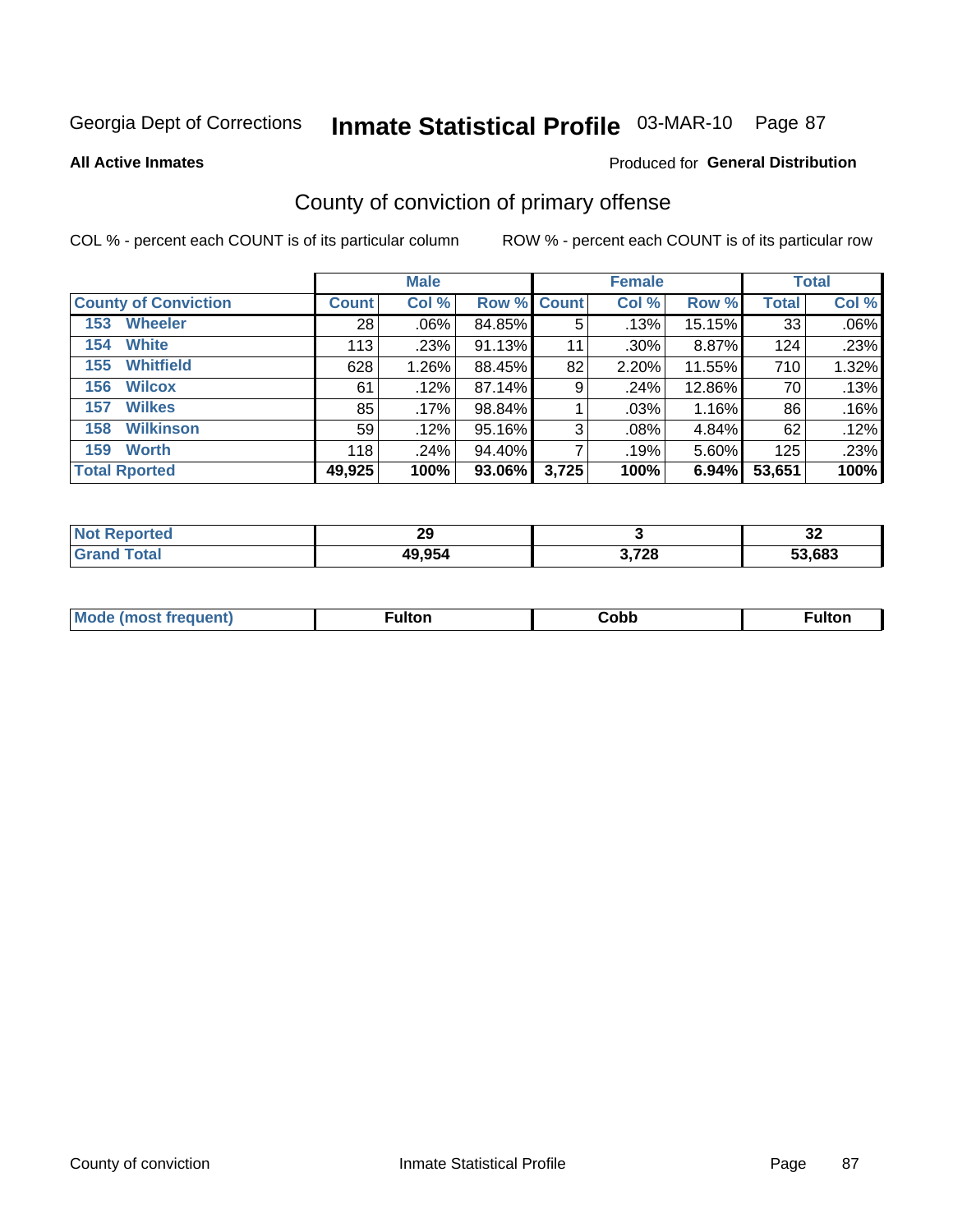Georgia Dept of Corrections **Inmate Statistical Profile** 03-MAR-10 Page 87

**All Active Inmates** Produced for **General Distribution**

## County of conviction of primary offense

COL % - percent each COUNT is of its particular column ROW % - percent each COUNT is of its particular row

| | Male | | | Female | | | Total | |
|---|---|---|---|---|---|---|---|---|
| **County of Conviction** | **Count** | **Col %** | **Row %** | **Count** | **Col %** | **Row %** | **Total** | **Col %** |
| 153 Wheeler | 28 | .06% | 84.85% | 5 | .13% | 15.15% | 33 | .06% |
| 154 White | 113 | .23% | 91.13% | 11 | .30% | 8.87% | 124 | .23% |
| 155 Whitfield | 628 | 1.26% | 88.45% | 82 | 2.20% | 11.55% | 710 | 1.32% |
| 156 Wilcox | 61 | .12% | 87.14% | 9 | .24% | 12.86% | 70 | .13% |
| 157 Wilkes | 85 | .17% | 98.84% | 1 | .03% | 1.16% | 86 | .16% |
| 158 Wilkinson | 59 | .12% | 95.16% | 3 | .08% | 4.84% | 62 | .12% |
| 159 Worth | 118 | .24% | 94.40% | 7 | .19% | 5.60% | 125 | .23% |
| **Total Rported** | **49,925** | **100%** | **93.06%** | **3,725** | **100%** | **6.94%** | **53,651** | **100%** |

| | Male | Female | Total |
|---|---|---|---|
| **Not Reported** | **29** | **3** | **32** |
| **Grand Total** | **49,954** | **3,728** | **53,683** |

| | Male | Female | Total |
|---|---|---|---|
| **Mode (most frequent)** | **Fulton** | **Cobb** | **Fulton** |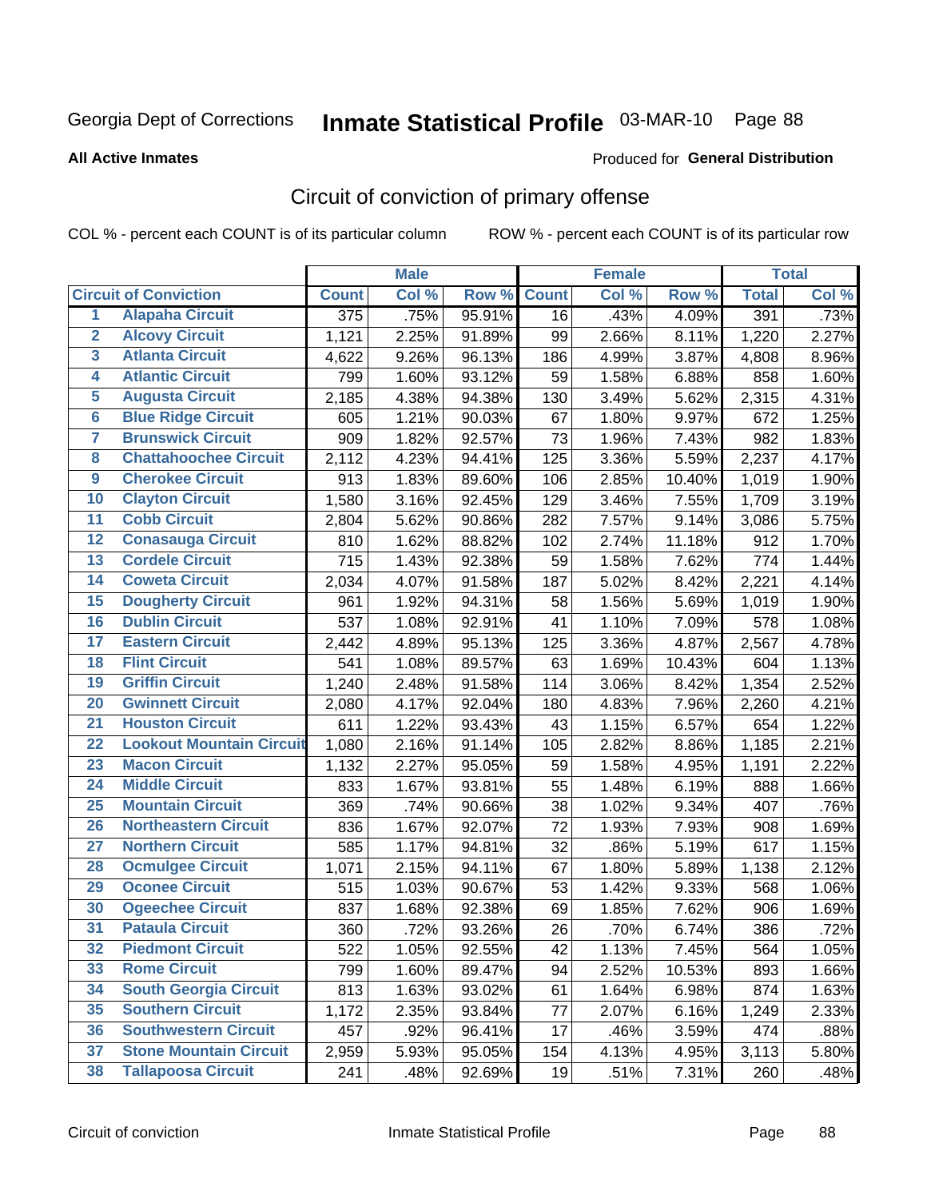Georgia Dept of Corrections **Inmate Statistical Profile** 03-MAR-10

**All Active Inmates**

Produced for **General Distribution**

## Circuit of conviction of primary offense

COL % - percent each COUNT is of its particular column ROW % - percent each COUNT is of its particular row

| | | Male | | | Female | | | Total | |
|---|---|---|---|---|---|---|---|---|---|
| **Circuit of Conviction** | | **Count** | **Col %** | **Row %** | **Count** | **Col %** | **Row %** | **Total** | **Col %** |
| 1 | Alapaha Circuit | 375 | .75% | 95.91% | 16 | .43% | 4.09% | 391 | .73% |
| 2 | Alcovy Circuit | 1,121 | 2.25% | 91.89% | 99 | 2.66% | 8.11% | 1,220 | 2.27% |
| 3 | Atlanta Circuit | 4,622 | 9.26% | 96.13% | 186 | 4.99% | 3.87% | 4,808 | 8.96% |
| 4 | Atlantic Circuit | 799 | 1.60% | 93.12% | 59 | 1.58% | 6.88% | 858 | 1.60% |
| 5 | Augusta Circuit | 2,185 | 4.38% | 94.38% | 130 | 3.49% | 5.62% | 2,315 | 4.31% |
| 6 | Blue Ridge Circuit | 605 | 1.21% | 90.03% | 67 | 1.80% | 9.97% | 672 | 1.25% |
| 7 | Brunswick Circuit | 909 | 1.82% | 92.57% | 73 | 1.96% | 7.43% | 982 | 1.83% |
| 8 | Chattahoochee Circuit | 2,112 | 4.23% | 94.41% | 125 | 3.36% | 5.59% | 2,237 | 4.17% |
| 9 | Cherokee Circuit | 913 | 1.83% | 89.60% | 106 | 2.85% | 10.40% | 1,019 | 1.90% |
| 10 | Clayton Circuit | 1,580 | 3.16% | 92.45% | 129 | 3.46% | 7.55% | 1,709 | 3.19% |
| 11 | Cobb Circuit | 2,804 | 5.62% | 90.86% | 282 | 7.57% | 9.14% | 3,086 | 5.75% |
| 12 | Conasauga Circuit | 810 | 1.62% | 88.82% | 102 | 2.74% | 11.18% | 912 | 1.70% |
| 13 | Cordele Circuit | 715 | 1.43% | 92.38% | 59 | 1.58% | 7.62% | 774 | 1.44% |
| 14 | Coweta Circuit | 2,034 | 4.07% | 91.58% | 187 | 5.02% | 8.42% | 2,221 | 4.14% |
| 15 | Dougherty Circuit | 961 | 1.92% | 94.31% | 58 | 1.56% | 5.69% | 1,019 | 1.90% |
| 16 | Dublin Circuit | 537 | 1.08% | 92.91% | 41 | 1.10% | 7.09% | 578 | 1.08% |
| 17 | Eastern Circuit | 2,442 | 4.89% | 95.13% | 125 | 3.36% | 4.87% | 2,567 | 4.78% |
| 18 | Flint Circuit | 541 | 1.08% | 89.57% | 63 | 1.69% | 10.43% | 604 | 1.13% |
| 19 | Griffin Circuit | 1,240 | 2.48% | 91.58% | 114 | 3.06% | 8.42% | 1,354 | 2.52% |
| 20 | Gwinnett Circuit | 2,080 | 4.17% | 92.04% | 180 | 4.83% | 7.96% | 2,260 | 4.21% |
| 21 | Houston Circuit | 611 | 1.22% | 93.43% | 43 | 1.15% | 6.57% | 654 | 1.22% |
| 22 | Lookout Mountain Circuit | 1,080 | 2.16% | 91.14% | 105 | 2.82% | 8.86% | 1,185 | 2.21% |
| 23 | Macon Circuit | 1,132 | 2.27% | 95.05% | 59 | 1.58% | 4.95% | 1,191 | 2.22% |
| 24 | Middle Circuit | 833 | 1.67% | 93.81% | 55 | 1.48% | 6.19% | 888 | 1.66% |
| 25 | Mountain Circuit | 369 | .74% | 90.66% | 38 | 1.02% | 9.34% | 407 | .76% |
| 26 | Northeastern Circuit | 836 | 1.67% | 92.07% | 72 | 1.93% | 7.93% | 908 | 1.69% |
| 27 | Northern Circuit | 585 | 1.17% | 94.81% | 32 | .86% | 5.19% | 617 | 1.15% |
| 28 | Ocmulgee Circuit | 1,071 | 2.15% | 94.11% | 67 | 1.80% | 5.89% | 1,138 | 2.12% |
| 29 | Oconee Circuit | 515 | 1.03% | 90.67% | 53 | 1.42% | 9.33% | 568 | 1.06% |
| 30 | Ogeechee Circuit | 837 | 1.68% | 92.38% | 69 | 1.85% | 7.62% | 906 | 1.69% |
| 31 | Pataula Circuit | 360 | .72% | 93.26% | 26 | .70% | 6.74% | 386 | .72% |
| 32 | Piedmont Circuit | 522 | 1.05% | 92.55% | 42 | 1.13% | 7.45% | 564 | 1.05% |
| 33 | Rome Circuit | 799 | 1.60% | 89.47% | 94 | 2.52% | 10.53% | 893 | 1.66% |
| 34 | South Georgia Circuit | 813 | 1.63% | 93.02% | 61 | 1.64% | 6.98% | 874 | 1.63% |
| 35 | Southern Circuit | 1,172 | 2.35% | 93.84% | 77 | 2.07% | 6.16% | 1,249 | 2.33% |
| 36 | Southwestern Circuit | 457 | .92% | 96.41% | 17 | .46% | 3.59% | 474 | .88% |
| 37 | Stone Mountain Circuit | 2,959 | 5.93% | 95.05% | 154 | 4.13% | 4.95% | 3,113 | 5.80% |
| 38 | Tallapoosa Circuit | 241 | .48% | 92.69% | 19 | .51% | 7.31% | 260 | .48% |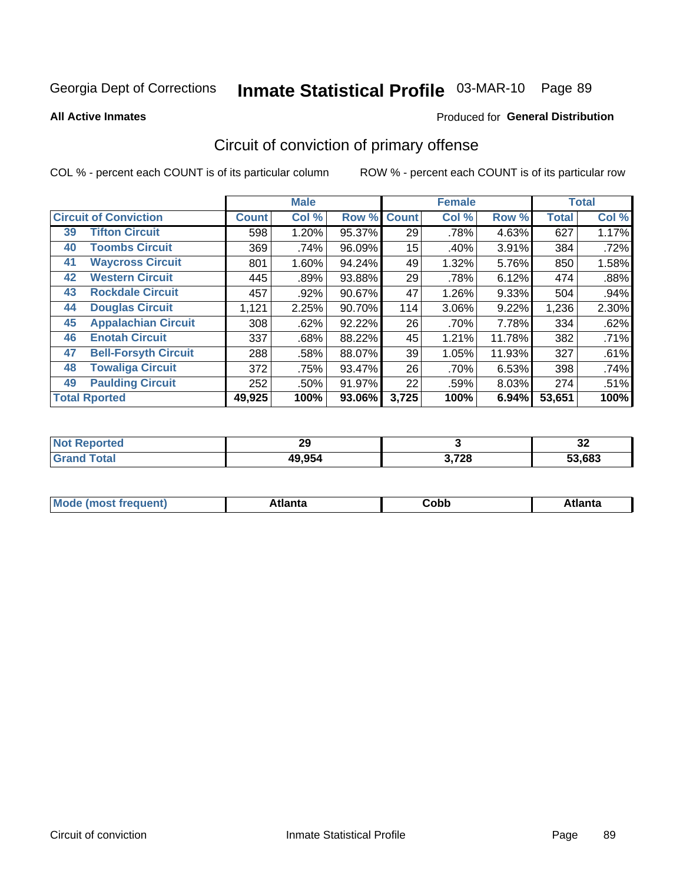Georgia Dept of Corrections **Inmate Statistical Profile** 03-MAR-10 Page 89

**All Active Inmates**

Produced for **General Distribution**

## Circuit of conviction of primary offense

COL % - percent each COUNT is of its particular column

ROW % - percent each COUNT is of its particular row

| Circuit of Conviction | | Male | | | Female | | | Total | |
|---|---|---|---|---|---|---|---|---|---|
| | | Count | Col % | Row % | Count | Col % | Row % | Total | Col % |
| 39 | Tifton Circuit | 598 | 1.20% | 95.37% | 29 | .78% | 4.63% | 627 | 1.17% |
| 40 | Toombs Circuit | 369 | .74% | 96.09% | 15 | .40% | 3.91% | 384 | .72% |
| 41 | Waycross Circuit | 801 | 1.60% | 94.24% | 49 | 1.32% | 5.76% | 850 | 1.58% |
| 42 | Western Circuit | 445 | .89% | 93.88% | 29 | .78% | 6.12% | 474 | .88% |
| 43 | Rockdale Circuit | 457 | .92% | 90.67% | 47 | 1.26% | 9.33% | 504 | .94% |
| 44 | Douglas Circuit | 1,121 | 2.25% | 90.70% | 114 | 3.06% | 9.22% | 1,236 | 2.30% |
| 45 | Appalachian Circuit | 308 | .62% | 92.22% | 26 | .70% | 7.78% | 334 | .62% |
| 46 | Enotah Circuit | 337 | .68% | 88.22% | 45 | 1.21% | 11.78% | 382 | .71% |
| 47 | Bell-Forsyth Circuit | 288 | .58% | 88.07% | 39 | 1.05% | 11.93% | 327 | .61% |
| 48 | Towaliga Circuit | 372 | .75% | 93.47% | 26 | .70% | 6.53% | 398 | .74% |
| 49 | Paulding Circuit | 252 | .50% | 91.97% | 22 | .59% | 8.03% | 274 | .51% |
| **Total Rported** | | **49,925** | **100%** | **93.06%** | **3,725** | **100%** | **6.94%** | **53,651** | **100%** |

| | Male | Female | Total |
|---|---|---|---|
| Not Reported | 29 | 3 | 32 |
| Grand Total | 49,954 | 3,728 | 53,683 |

| | Male | Female | Total |
|---|---|---|---|
| Mode (most frequent) | Atlanta | Cobb | Atlanta |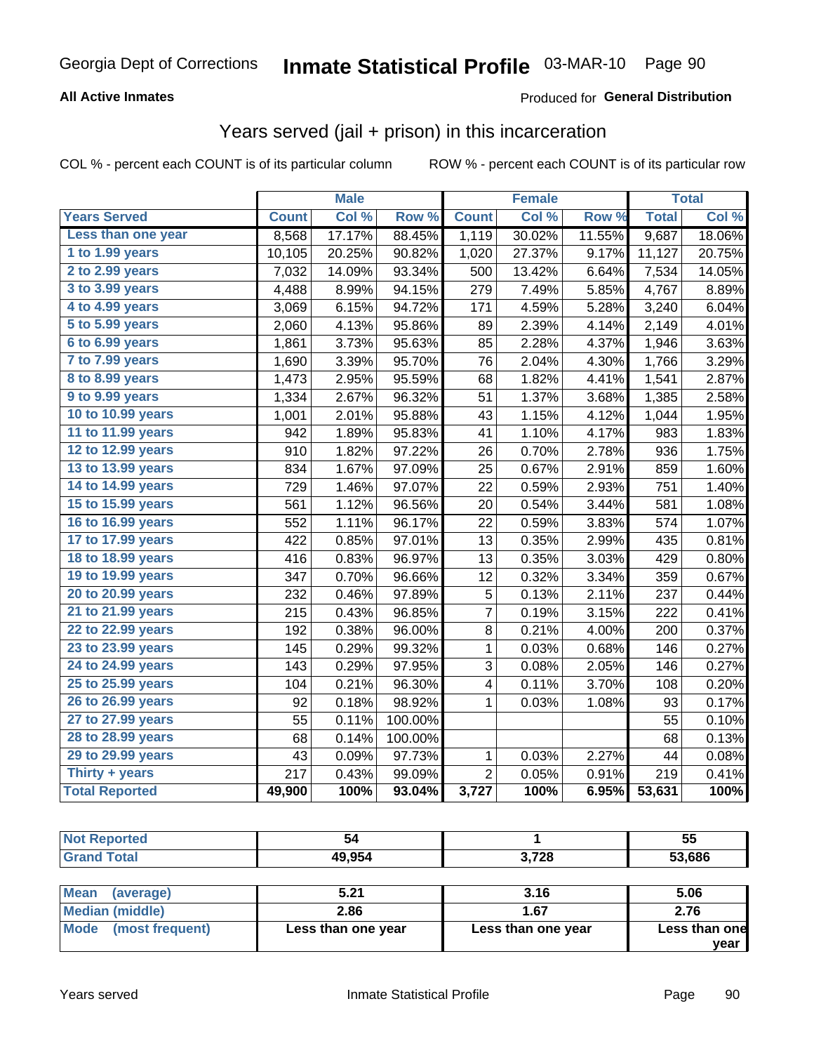Georgia Dept of Corrections **Inmate Statistical Profile** 03-MAR-10

**All Active Inmates**

Produced for **General Distribution**

## Years served (jail + prison) in this incarceration

COL % - percent each COUNT is of its particular column

ROW % - percent each COUNT is of its particular row

| | Male | | | Female | | | Total | |
|---|---|---|---|---|---|---|---|---|
| **Years Served** | **Count** | **Col %** | **Row %** | **Count** | **Col %** | **Row %** | **Total** | **Col %** |
| Less than one year | 8,568 | 17.17% | 88.45% | 1,119 | 30.02% | 11.55% | 9,687 | 18.06% |
| 1 to 1.99 years | 10,105 | 20.25% | 90.82% | 1,020 | 27.37% | 9.17% | 11,127 | 20.75% |
| 2 to 2.99 years | 7,032 | 14.09% | 93.34% | 500 | 13.42% | 6.64% | 7,534 | 14.05% |
| 3 to 3.99 years | 4,488 | 8.99% | 94.15% | 279 | 7.49% | 5.85% | 4,767 | 8.89% |
| 4 to 4.99 years | 3,069 | 6.15% | 94.72% | 171 | 4.59% | 5.28% | 3,240 | 6.04% |
| 5 to 5.99 years | 2,060 | 4.13% | 95.86% | 89 | 2.39% | 4.14% | 2,149 | 4.01% |
| 6 to 6.99 years | 1,861 | 3.73% | 95.63% | 85 | 2.28% | 4.37% | 1,946 | 3.63% |
| 7 to 7.99 years | 1,690 | 3.39% | 95.70% | 76 | 2.04% | 4.30% | 1,766 | 3.29% |
| 8 to 8.99 years | 1,473 | 2.95% | 95.59% | 68 | 1.82% | 4.41% | 1,541 | 2.87% |
| 9 to 9.99 years | 1,334 | 2.67% | 96.32% | 51 | 1.37% | 3.68% | 1,385 | 2.58% |
| 10 to 10.99 years | 1,001 | 2.01% | 95.88% | 43 | 1.15% | 4.12% | 1,044 | 1.95% |
| 11 to 11.99 years | 942 | 1.89% | 95.83% | 41 | 1.10% | 4.17% | 983 | 1.83% |
| 12 to 12.99 years | 910 | 1.82% | 97.22% | 26 | 0.70% | 2.78% | 936 | 1.75% |
| 13 to 13.99 years | 834 | 1.67% | 97.09% | 25 | 0.67% | 2.91% | 859 | 1.60% |
| 14 to 14.99 years | 729 | 1.46% | 97.07% | 22 | 0.59% | 2.93% | 751 | 1.40% |
| 15 to 15.99 years | 561 | 1.12% | 96.56% | 20 | 0.54% | 3.44% | 581 | 1.08% |
| 16 to 16.99 years | 552 | 1.11% | 96.17% | 22 | 0.59% | 3.83% | 574 | 1.07% |
| 17 to 17.99 years | 422 | 0.85% | 97.01% | 13 | 0.35% | 2.99% | 435 | 0.81% |
| 18 to 18.99 years | 416 | 0.83% | 96.97% | 13 | 0.35% | 3.03% | 429 | 0.80% |
| 19 to 19.99 years | 347 | 0.70% | 96.66% | 12 | 0.32% | 3.34% | 359 | 0.67% |
| 20 to 20.99 years | 232 | 0.46% | 97.89% | 5 | 0.13% | 2.11% | 237 | 0.44% |
| 21 to 21.99 years | 215 | 0.43% | 96.85% | 7 | 0.19% | 3.15% | 222 | 0.41% |
| 22 to 22.99 years | 192 | 0.38% | 96.00% | 8 | 0.21% | 4.00% | 200 | 0.37% |
| 23 to 23.99 years | 145 | 0.29% | 99.32% | 1 | 0.03% | 0.68% | 146 | 0.27% |
| 24 to 24.99 years | 143 | 0.29% | 97.95% | 3 | 0.08% | 2.05% | 146 | 0.27% |
| 25 to 25.99 years | 104 | 0.21% | 96.30% | 4 | 0.11% | 3.70% | 108 | 0.20% |
| 26 to 26.99 years | 92 | 0.18% | 98.92% | 1 | 0.03% | 1.08% | 93 | 0.17% |
| 27 to 27.99 years | 55 | 0.11% | 100.00% | | | | 55 | 0.10% |
| 28 to 28.99 years | 68 | 0.14% | 100.00% | | | | 68 | 0.13% |
| 29 to 29.99 years | 43 | 0.09% | 97.73% | 1 | 0.03% | 2.27% | 44 | 0.08% |
| Thirty + years | 217 | 0.43% | 99.09% | 2 | 0.05% | 0.91% | 219 | 0.41% |
| **Total Reported** | **49,900** | **100%** | **93.04%** | **3,727** | **100%** | **6.95%** | **53,631** | **100%** |

| | Male | Female | Total |
|---|---|---|---|
| Not Reported | **54** | **1** | **55** |
| Grand Total | **49,954** | **3,728** | **53,686** |

| | Male | Female | Total |
|---|---|---|---|
| Mean (average) | **5.21** | **3.16** | **5.06** |
| Median (middle) | **2.86** | **1.67** | **2.76** |
| Mode (most frequent) | **Less than one year** | **Less than one year** | **Less than one year** |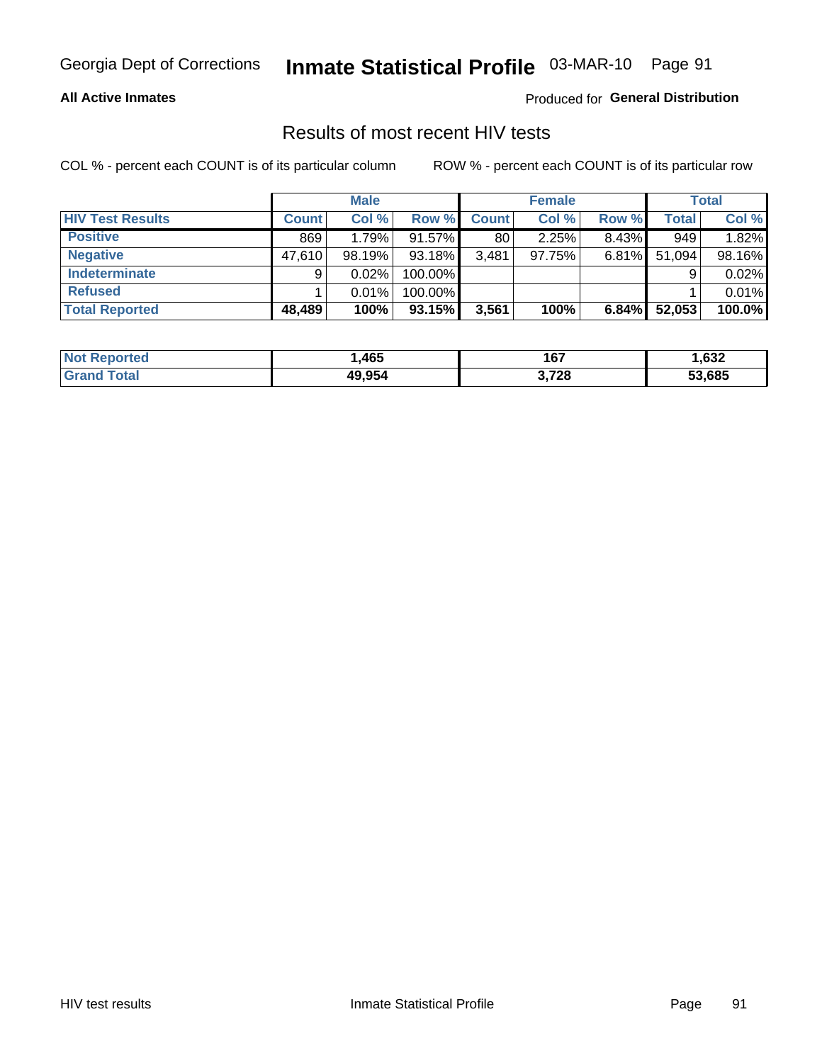Georgia Dept of Corrections **Inmate Statistical Profile** 03-MAR-10

**All Active Inmates**

Produced for **General Distribution**

## Results of most recent HIV tests

COL % - percent each COUNT is of its particular column    ROW % - percent each COUNT is of its particular row

| | Male | | | Female | | | Total | |
|---|---|---|---|---|---|---|---|---|
| **HIV Test Results** | **Count** | **Col %** | **Row %** | **Count** | **Col %** | **Row %** | **Total** | **Col %** |
| **Positive** | 869 | 1.79% | 91.57% | 80 | 2.25% | 8.43% | 949 | 1.82% |
| **Negative** | 47,610 | 98.19% | 93.18% | 3,481 | 97.75% | 6.81% | 51,094 | 98.16% |
| **Indeterminate** | 9 | 0.02% | 100.00% | | | | 9 | 0.02% |
| **Refused** | 1 | 0.01% | 100.00% | | | | 1 | 0.01% |
| **Total Reported** | **48,489** | **100%** | **93.15%** | **3,561** | **100%** | **6.84%** | **52,053** | **100.0%** |

| | Male | Female | Total |
|---|---|---|---|
| **Not Reported** | **1,465** | **167** | **1,632** |
| **Grand Total** | **49,954** | **3,728** | **53,685** |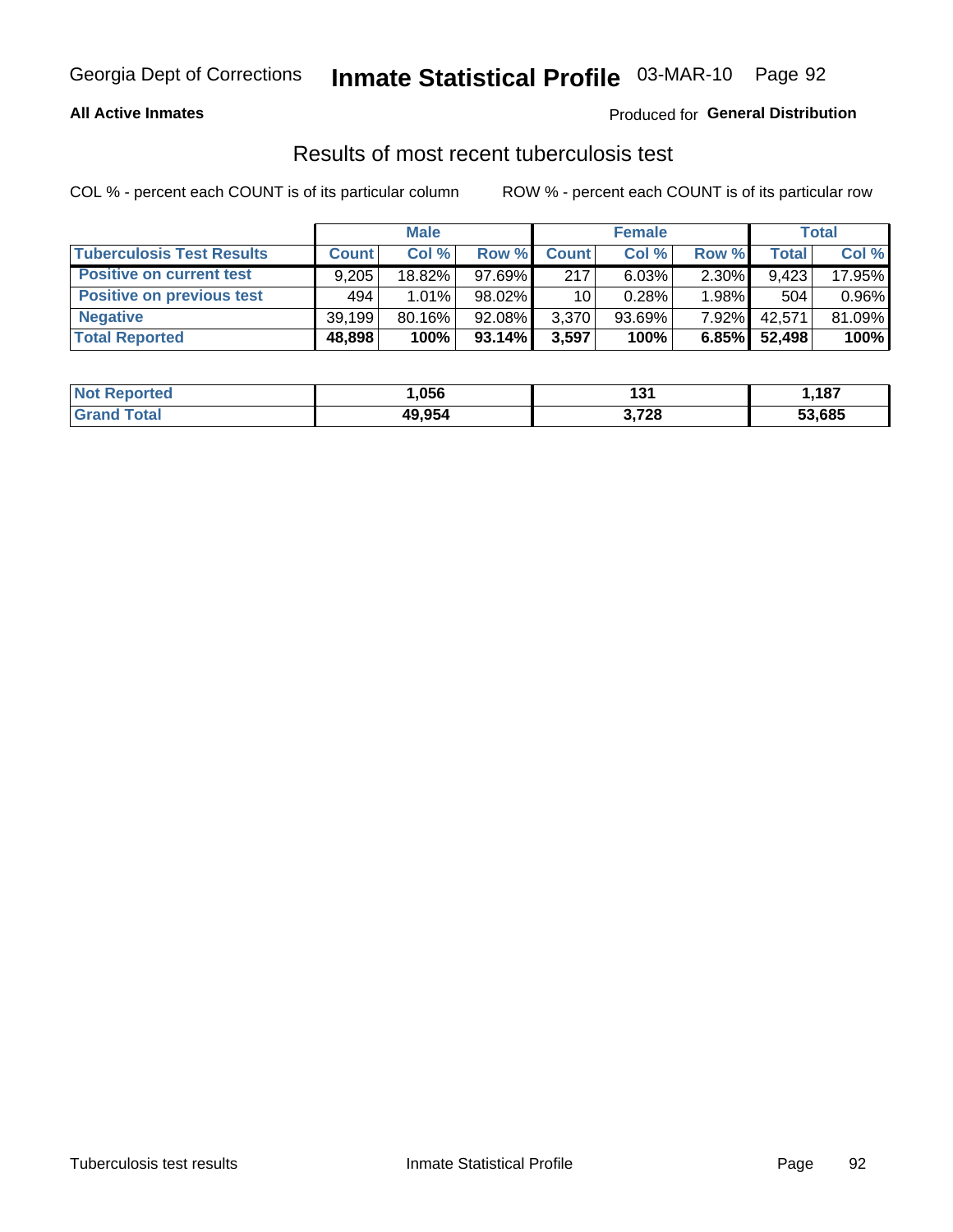**All Active Inmates**

Produced for **General Distribution**

## Results of most recent tuberculosis test

COL % - percent each COUNT is of its particular column

ROW % - percent each COUNT is of its particular row

| | Male | | | Female | | | Total | |
|---|---|---|---|---|---|---|---|---|
| **Tuberculosis Test Results** | **Count** | **Col %** | **Row %** | **Count** | **Col %** | **Row %** | **Total** | **Col %** |
| **Positive on current test** | 9,205 | 18.82% | 97.69% | 217 | 6.03% | 2.30% | 9,423 | 17.95% |
| **Positive on previous test** | 494 | 1.01% | 98.02% | 10 | 0.28% | 1.98% | 504 | 0.96% |
| **Negative** | 39,199 | 80.16% | 92.08% | 3,370 | 93.69% | 7.92% | 42,571 | 81.09% |
| **Total Reported** | **48,898** | **100%** | **93.14%** | **3,597** | **100%** | **6.85%** | **52,498** | **100%** |

| | Male | Female | Total |
|---|---|---|---|
| **Not Reported** | **1,056** | **131** | **1,187** |
| **Grand Total** | **49,954** | **3,728** | **53,685** |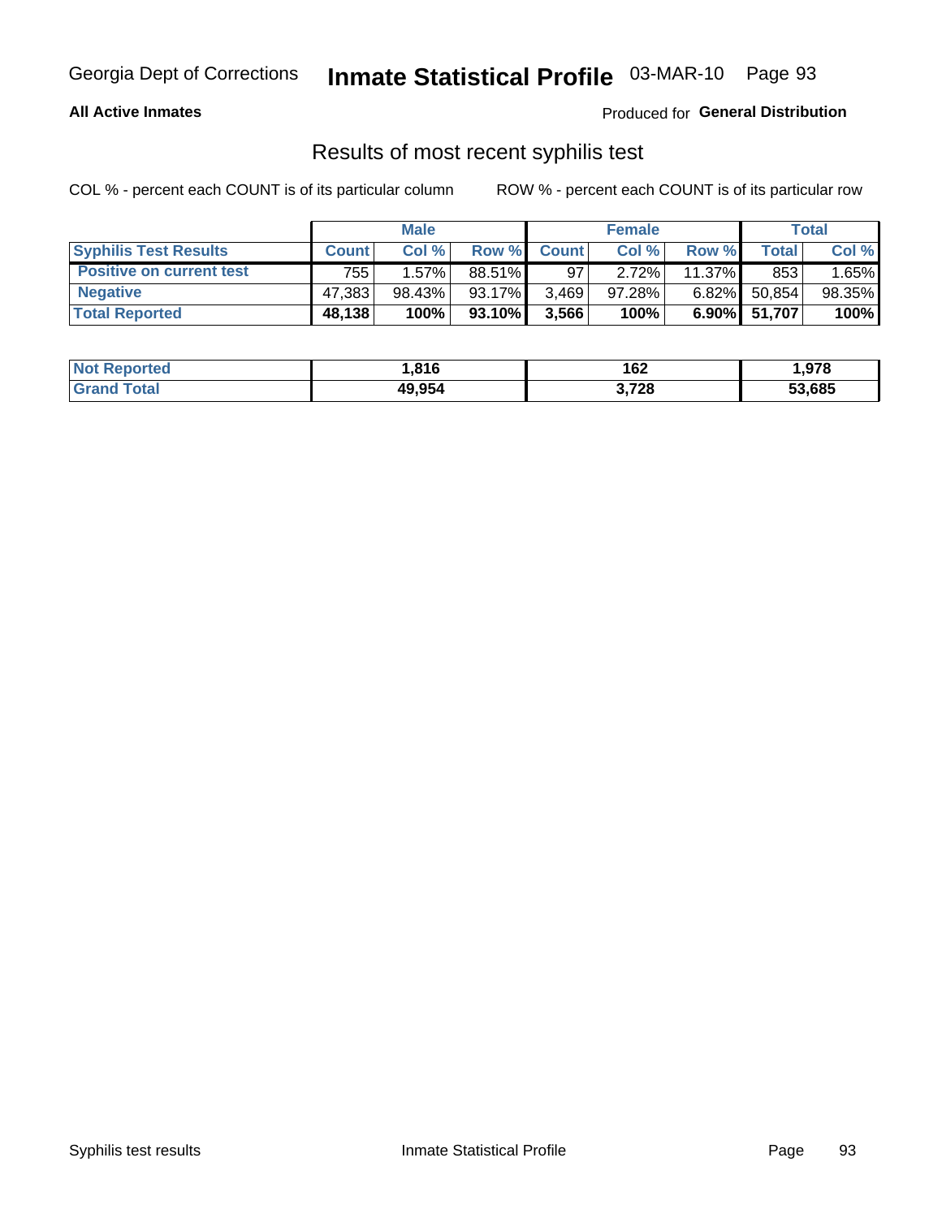**All Active Inmates**

Produced for **General Distribution**

## Results of most recent syphilis test

COL % - percent each COUNT is of its particular column        ROW % - percent each COUNT is of its particular row

| | Male | | | Female | | | Total | |
|---|---|---|---|---|---|---|---|---|
| **Syphilis Test Results** | **Count** | **Col %** | **Row %** | **Count** | **Col %** | **Row %** | **Total** | **Col %** |
| **Positive on current test** | 755 | 1.57% | 88.51% | 97 | 2.72% | 11.37% | 853 | 1.65% |
| **Negative** | 47,383 | 98.43% | 93.17% | 3,469 | 97.28% | 6.82% | 50,854 | 98.35% |
| **Total Reported** | **48,138** | **100%** | **93.10%** | **3,566** | **100%** | **6.90%** | **51,707** | **100%** |

| | Male | Female | Total |
|---|---|---|---|
| **Not Reported** | **1,816** | **162** | **1,978** |
| **Grand Total** | **49,954** | **3,728** | **53,685** |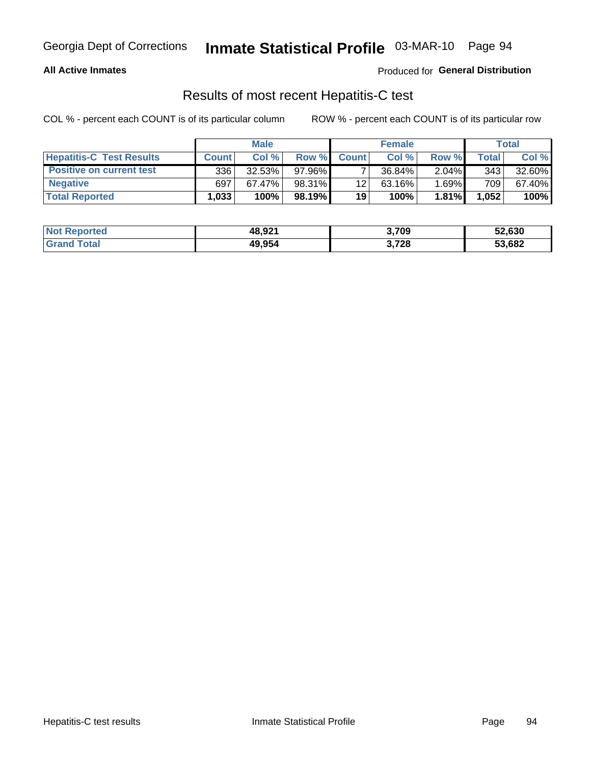**All Active Inmates**

Produced for **General Distribution**

## Results of most recent Hepatitis-C test

COL % - percent each COUNT is of its particular column

ROW % - percent each COUNT is of its particular row

| | Male | | | Female | | | Total | |
|---|---|---|---|---|---|---|---|---|
| **Hepatitis-C Test Results** | **Count** | **Col %** | **Row %** | **Count** | **Col %** | **Row %** | **Total** | **Col %** |
| **Positive on current test** | 336 | 32.53% | 97.96% | 7 | 36.84% | 2.04% | 343 | 32.60% |
| **Negative** | 697 | 67.47% | 98.31% | 12 | 63.16% | 1.69% | 709 | 67.40% |
| **Total Reported** | **1,033** | **100%** | **98.19%** | **19** | **100%** | **1.81%** | **1,052** | **100%** |

| | Male | Female | Total |
|---|---|---|---|
| **Not Reported** | **48,921** | **3,709** | **52,630** |
| **Grand Total** | **49,954** | **3,728** | **53,682** |

Hepatitis-C test results